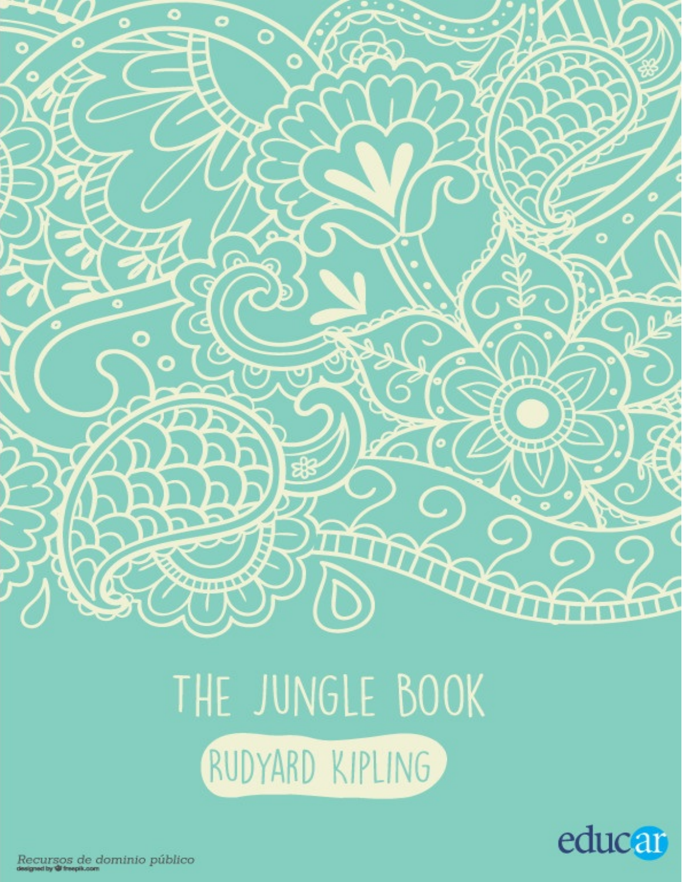# THE JUNGLE BOOK

## RUDYARD KIPLING

educar

Recursos de dominio público
designed by freepik.com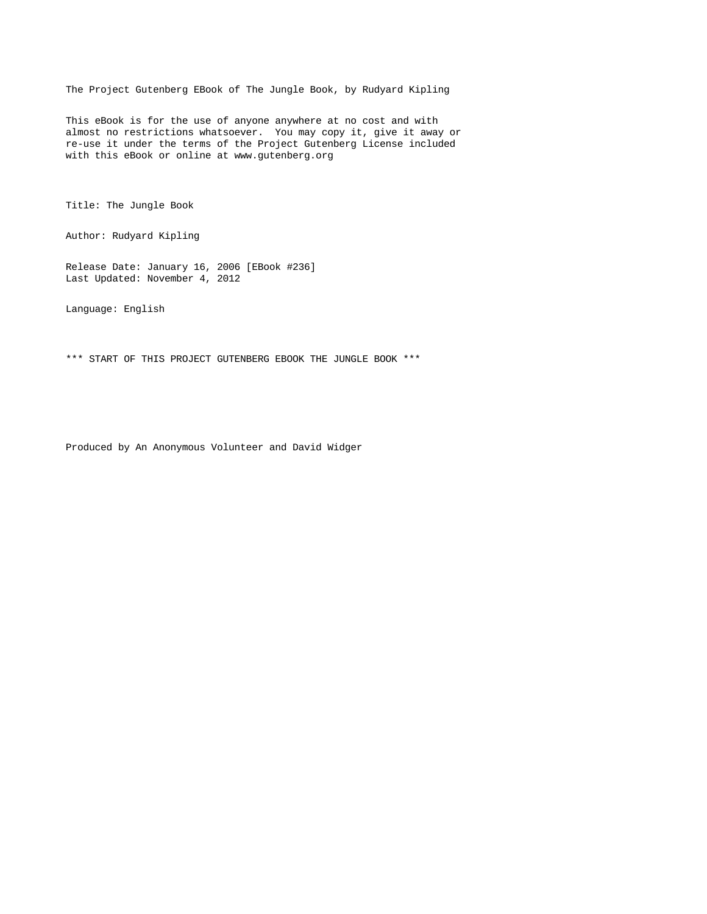The Project Gutenberg EBook of The Jungle Book, by Rudyard Kipling

This eBook is for the use of anyone anywhere at no cost and with almost no restrictions whatsoever. You may copy it, give it away or re-use it under the terms of the Project Gutenberg License included with this eBook or online at www.gutenberg.org

Title: The Jungle Book

Author: Rudyard Kipling

Release Date: January 16, 2006 [EBook #236]
Last Updated: November 4, 2012

Language: English

*** START OF THIS PROJECT GUTENBERG EBOOK THE JUNGLE BOOK ***

Produced by An Anonymous Volunteer and David Widger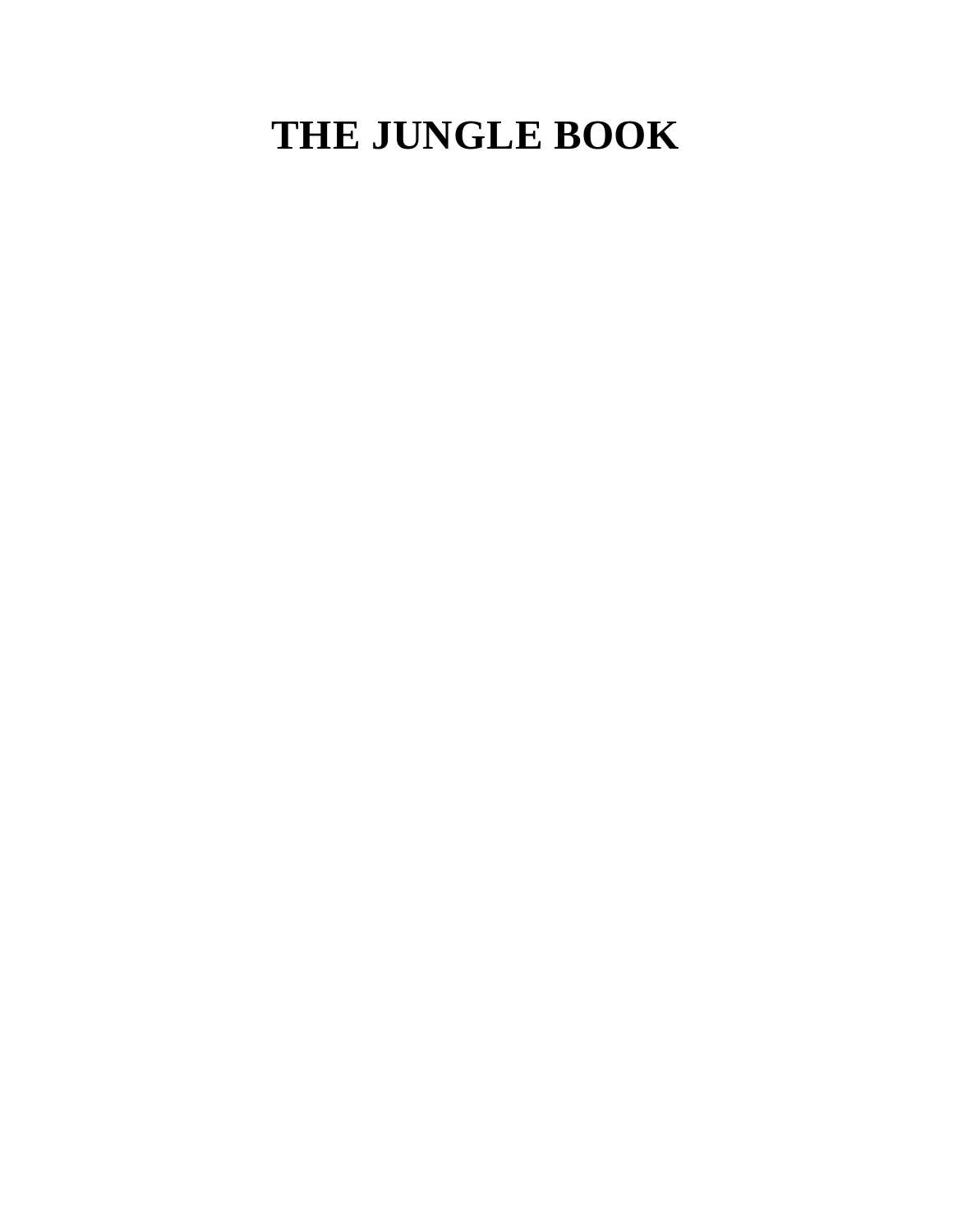# THE JUNGLE BOOK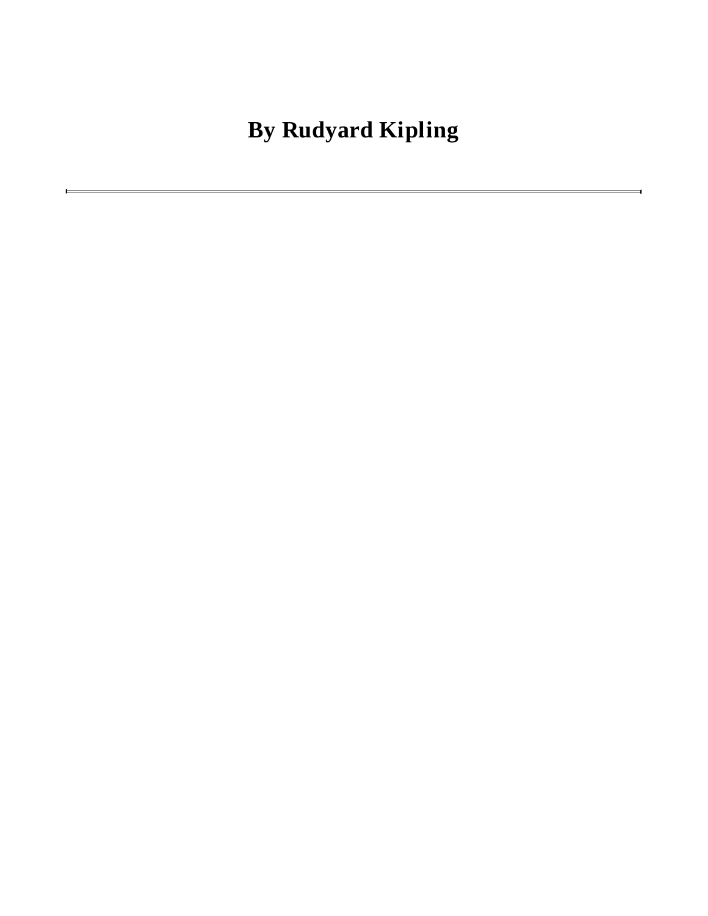## By Rudyard Kipling

---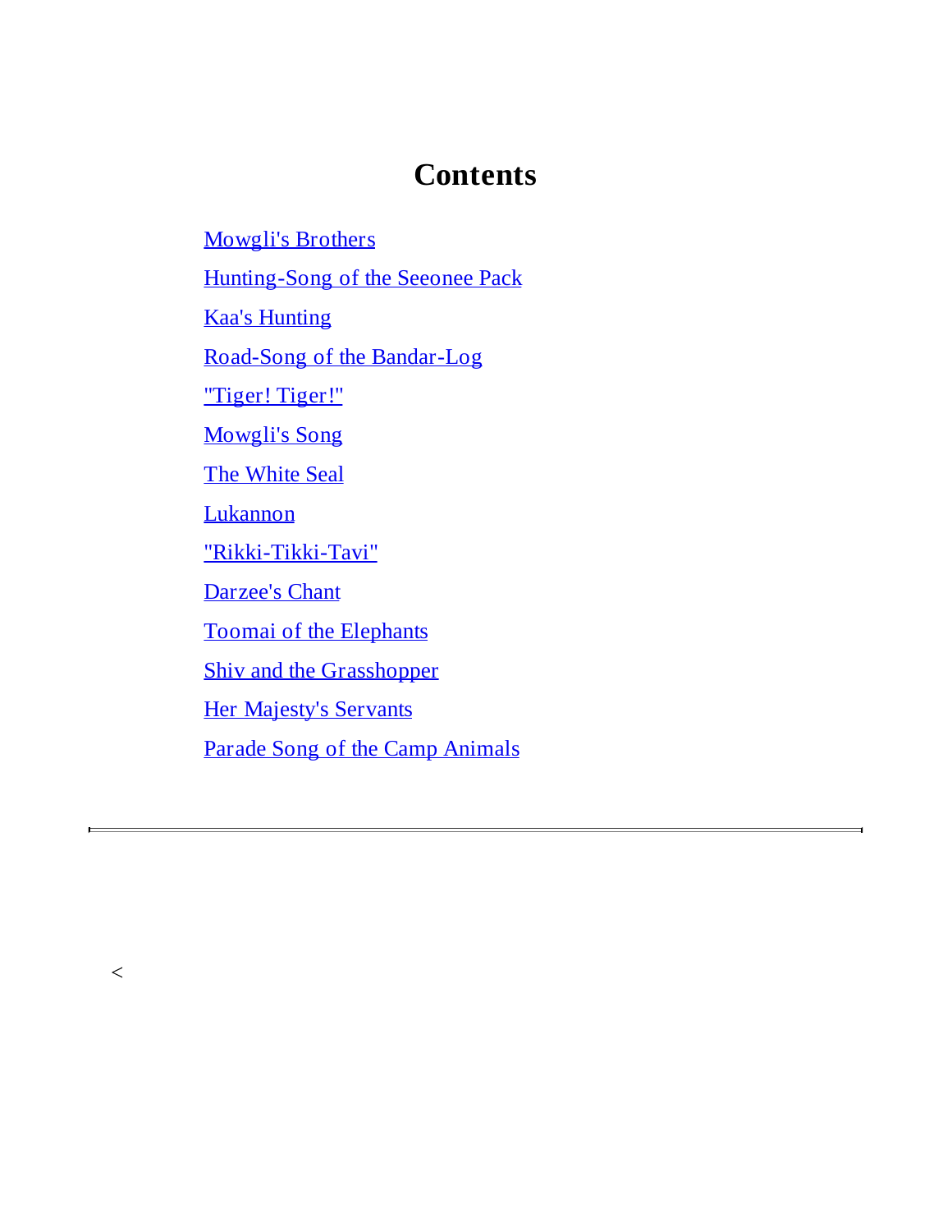# Contents

Mowgli's Brothers

Hunting-Song of the Seeonee Pack

Kaa's Hunting

Road-Song of the Bandar-Log

"Tiger! Tiger!"

Mowgli's Song

The White Seal

Lukannon

"Rikki-Tikki-Tavi"

Darzee's Chant

Toomai of the Elephants

Shiv and the Grasshopper

Her Majesty's Servants

Parade Song of the Camp Animals

---

<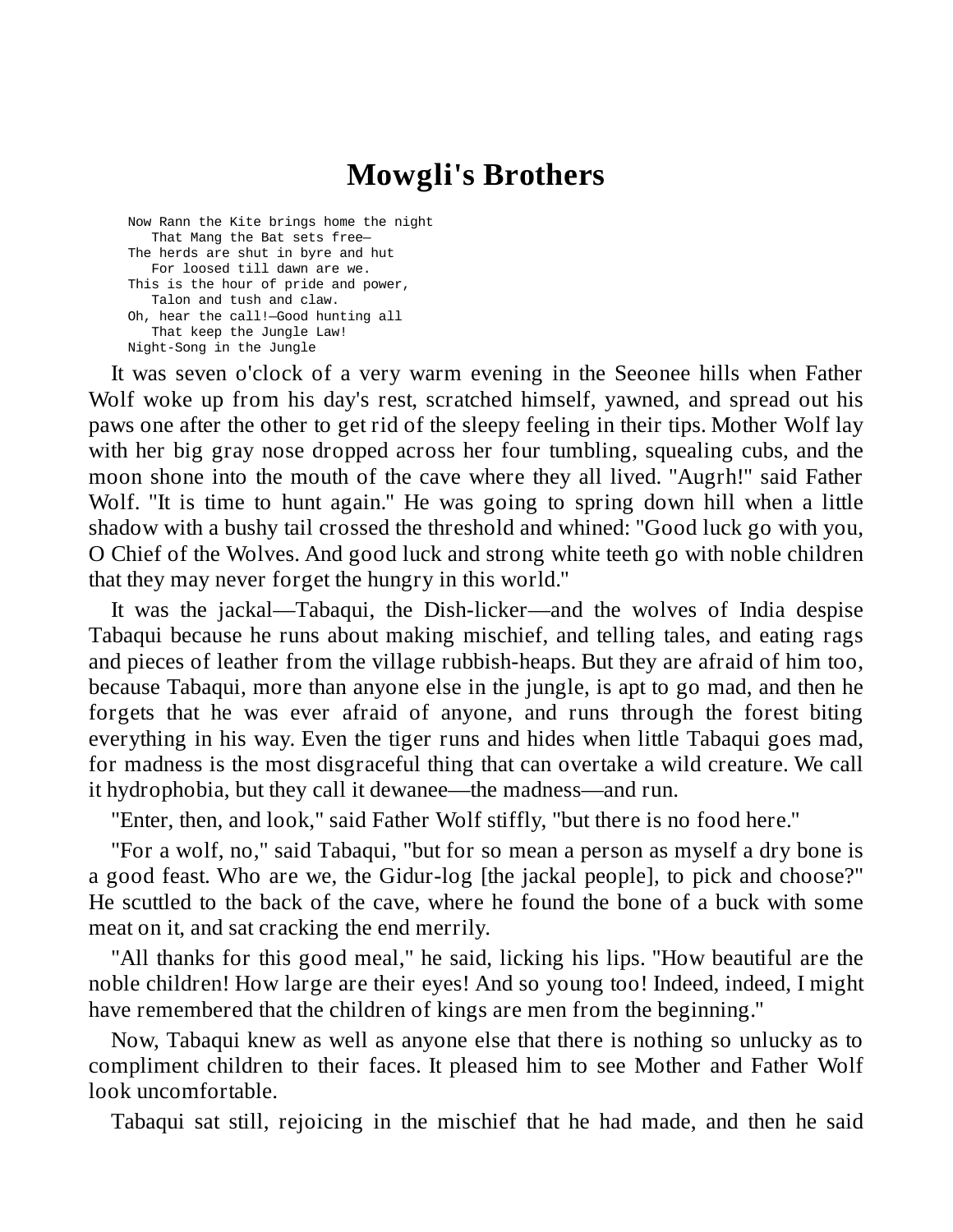# Mowgli's Brothers

```
Now Rann the Kite brings home the night
   That Mang the Bat sets free—
The herds are shut in byre and hut
   For loosed till dawn are we.
This is the hour of pride and power,
   Talon and tush and claw.
Oh, hear the call!—Good hunting all
   That keep the Jungle Law!
Night-Song in the Jungle
```

It was seven o'clock of a very warm evening in the Seeonee hills when Father Wolf woke up from his day's rest, scratched himself, yawned, and spread out his paws one after the other to get rid of the sleepy feeling in their tips. Mother Wolf lay with her big gray nose dropped across her four tumbling, squealing cubs, and the moon shone into the mouth of the cave where they all lived. "Augrh!" said Father Wolf. "It is time to hunt again." He was going to spring down hill when a little shadow with a bushy tail crossed the threshold and whined: "Good luck go with you, O Chief of the Wolves. And good luck and strong white teeth go with noble children that they may never forget the hungry in this world."

It was the jackal—Tabaqui, the Dish-licker—and the wolves of India despise Tabaqui because he runs about making mischief, and telling tales, and eating rags and pieces of leather from the village rubbish-heaps. But they are afraid of him too, because Tabaqui, more than anyone else in the jungle, is apt to go mad, and then he forgets that he was ever afraid of anyone, and runs through the forest biting everything in his way. Even the tiger runs and hides when little Tabaqui goes mad, for madness is the most disgraceful thing that can overtake a wild creature. We call it hydrophobia, but they call it dewanee—the madness—and run.

"Enter, then, and look," said Father Wolf stiffly, "but there is no food here."

"For a wolf, no," said Tabaqui, "but for so mean a person as myself a dry bone is a good feast. Who are we, the Gidur-log [the jackal people], to pick and choose?" He scuttled to the back of the cave, where he found the bone of a buck with some meat on it, and sat cracking the end merrily.

"All thanks for this good meal," he said, licking his lips. "How beautiful are the noble children! How large are their eyes! And so young too! Indeed, indeed, I might have remembered that the children of kings are men from the beginning."

Now, Tabaqui knew as well as anyone else that there is nothing so unlucky as to compliment children to their faces. It pleased him to see Mother and Father Wolf look uncomfortable.

Tabaqui sat still, rejoicing in the mischief that he had made, and then he said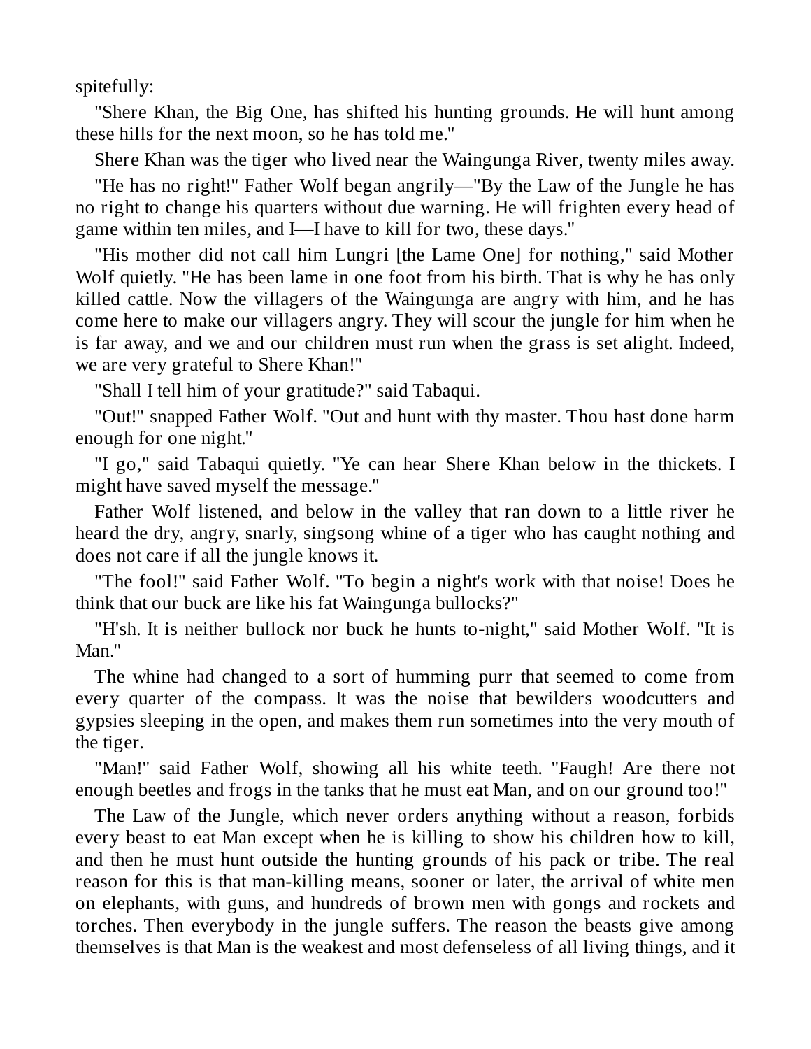spitefully:

"Shere Khan, the Big One, has shifted his hunting grounds. He will hunt among these hills for the next moon, so he has told me."

Shere Khan was the tiger who lived near the Waingunga River, twenty miles away.

"He has no right!" Father Wolf began angrily—"By the Law of the Jungle he has no right to change his quarters without due warning. He will frighten every head of game within ten miles, and I—I have to kill for two, these days."

"His mother did not call him Lungri [the Lame One] for nothing," said Mother Wolf quietly. "He has been lame in one foot from his birth. That is why he has only killed cattle. Now the villagers of the Waingunga are angry with him, and he has come here to make our villagers angry. They will scour the jungle for him when he is far away, and we and our children must run when the grass is set alight. Indeed, we are very grateful to Shere Khan!"

"Shall I tell him of your gratitude?" said Tabaqui.

"Out!" snapped Father Wolf. "Out and hunt with thy master. Thou hast done harm enough for one night."

"I go," said Tabaqui quietly. "Ye can hear Shere Khan below in the thickets. I might have saved myself the message."

Father Wolf listened, and below in the valley that ran down to a little river he heard the dry, angry, snarly, singsong whine of a tiger who has caught nothing and does not care if all the jungle knows it.

"The fool!" said Father Wolf. "To begin a night's work with that noise! Does he think that our buck are like his fat Waingunga bullocks?"

"H'sh. It is neither bullock nor buck he hunts to-night," said Mother Wolf. "It is Man."

The whine had changed to a sort of humming purr that seemed to come from every quarter of the compass. It was the noise that bewilders woodcutters and gypsies sleeping in the open, and makes them run sometimes into the very mouth of the tiger.

"Man!" said Father Wolf, showing all his white teeth. "Faugh! Are there not enough beetles and frogs in the tanks that he must eat Man, and on our ground too!"

The Law of the Jungle, which never orders anything without a reason, forbids every beast to eat Man except when he is killing to show his children how to kill, and then he must hunt outside the hunting grounds of his pack or tribe. The real reason for this is that man-killing means, sooner or later, the arrival of white men on elephants, with guns, and hundreds of brown men with gongs and rockets and torches. Then everybody in the jungle suffers. The reason the beasts give among themselves is that Man is the weakest and most defenseless of all living things, and it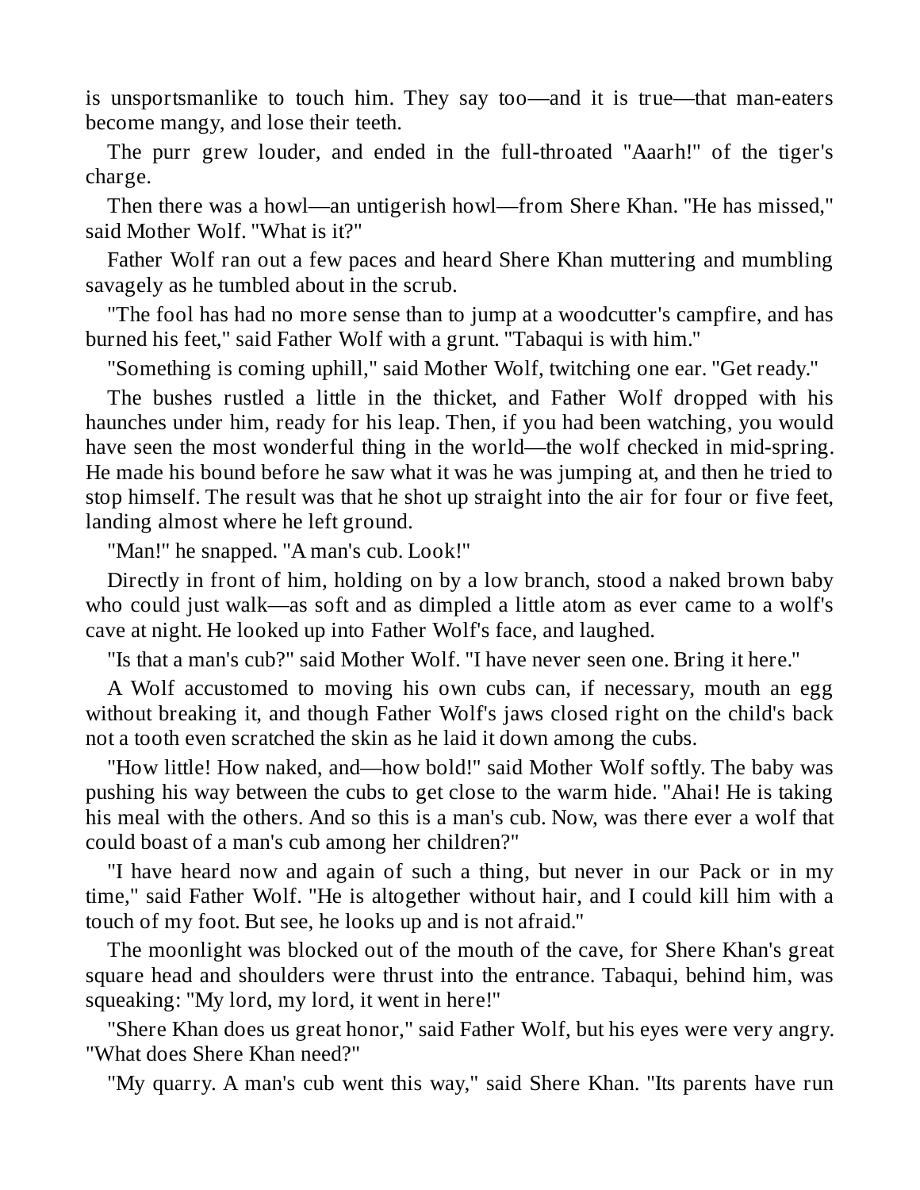is unsportsmanlike to touch him. They say too—and it is true—that man-eaters become mangy, and lose their teeth.

The purr grew louder, and ended in the full-throated "Aaarh!" of the tiger's charge.

Then there was a howl—an untigerish howl—from Shere Khan. "He has missed," said Mother Wolf. "What is it?"

Father Wolf ran out a few paces and heard Shere Khan muttering and mumbling savagely as he tumbled about in the scrub.

"The fool has had no more sense than to jump at a woodcutter's campfire, and has burned his feet," said Father Wolf with a grunt. "Tabaqui is with him."

"Something is coming uphill," said Mother Wolf, twitching one ear. "Get ready."

The bushes rustled a little in the thicket, and Father Wolf dropped with his haunches under him, ready for his leap. Then, if you had been watching, you would have seen the most wonderful thing in the world—the wolf checked in mid-spring. He made his bound before he saw what it was he was jumping at, and then he tried to stop himself. The result was that he shot up straight into the air for four or five feet, landing almost where he left ground.

"Man!" he snapped. "A man's cub. Look!"

Directly in front of him, holding on by a low branch, stood a naked brown baby who could just walk—as soft and as dimpled a little atom as ever came to a wolf's cave at night. He looked up into Father Wolf's face, and laughed.

"Is that a man's cub?" said Mother Wolf. "I have never seen one. Bring it here."

A Wolf accustomed to moving his own cubs can, if necessary, mouth an egg without breaking it, and though Father Wolf's jaws closed right on the child's back not a tooth even scratched the skin as he laid it down among the cubs.

"How little! How naked, and—how bold!" said Mother Wolf softly. The baby was pushing his way between the cubs to get close to the warm hide. "Ahai! He is taking his meal with the others. And so this is a man's cub. Now, was there ever a wolf that could boast of a man's cub among her children?"

"I have heard now and again of such a thing, but never in our Pack or in my time," said Father Wolf. "He is altogether without hair, and I could kill him with a touch of my foot. But see, he looks up and is not afraid."

The moonlight was blocked out of the mouth of the cave, for Shere Khan's great square head and shoulders were thrust into the entrance. Tabaqui, behind him, was squeaking: "My lord, my lord, it went in here!"

"Shere Khan does us great honor," said Father Wolf, but his eyes were very angry. "What does Shere Khan need?"

"My quarry. A man's cub went this way," said Shere Khan. "Its parents have run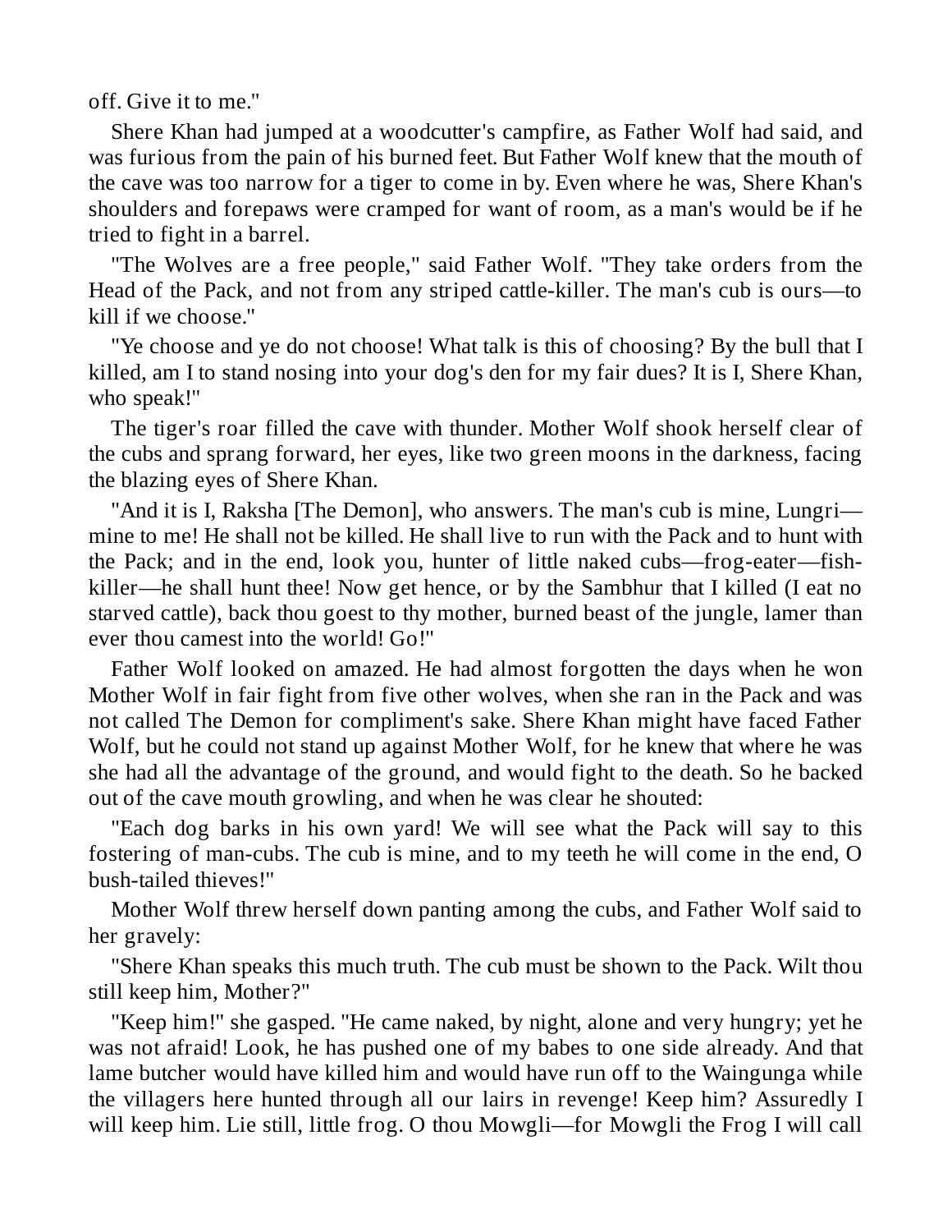off. Give it to me."

Shere Khan had jumped at a woodcutter's campfire, as Father Wolf had said, and was furious from the pain of his burned feet. But Father Wolf knew that the mouth of the cave was too narrow for a tiger to come in by. Even where he was, Shere Khan's shoulders and forepaws were cramped for want of room, as a man's would be if he tried to fight in a barrel.

"The Wolves are a free people," said Father Wolf. "They take orders from the Head of the Pack, and not from any striped cattle-killer. The man's cub is ours—to kill if we choose."

"Ye choose and ye do not choose! What talk is this of choosing? By the bull that I killed, am I to stand nosing into your dog's den for my fair dues? It is I, Shere Khan, who speak!"

The tiger's roar filled the cave with thunder. Mother Wolf shook herself clear of the cubs and sprang forward, her eyes, like two green moons in the darkness, facing the blazing eyes of Shere Khan.

"And it is I, Raksha [The Demon], who answers. The man's cub is mine, Lungri—mine to me! He shall not be killed. He shall live to run with the Pack and to hunt with the Pack; and in the end, look you, hunter of little naked cubs—frog-eater—fish-killer—he shall hunt thee! Now get hence, or by the Sambhur that I killed (I eat no starved cattle), back thou goest to thy mother, burned beast of the jungle, lamer than ever thou camest into the world! Go!"

Father Wolf looked on amazed. He had almost forgotten the days when he won Mother Wolf in fair fight from five other wolves, when she ran in the Pack and was not called The Demon for compliment's sake. Shere Khan might have faced Father Wolf, but he could not stand up against Mother Wolf, for he knew that where he was she had all the advantage of the ground, and would fight to the death. So he backed out of the cave mouth growling, and when he was clear he shouted:

"Each dog barks in his own yard! We will see what the Pack will say to this fostering of man-cubs. The cub is mine, and to my teeth he will come in the end, O bush-tailed thieves!"

Mother Wolf threw herself down panting among the cubs, and Father Wolf said to her gravely:

"Shere Khan speaks this much truth. The cub must be shown to the Pack. Wilt thou still keep him, Mother?"

"Keep him!" she gasped. "He came naked, by night, alone and very hungry; yet he was not afraid! Look, he has pushed one of my babes to one side already. And that lame butcher would have killed him and would have run off to the Waingunga while the villagers here hunted through all our lairs in revenge! Keep him? Assuredly I will keep him. Lie still, little frog. O thou Mowgli—for Mowgli the Frog I will call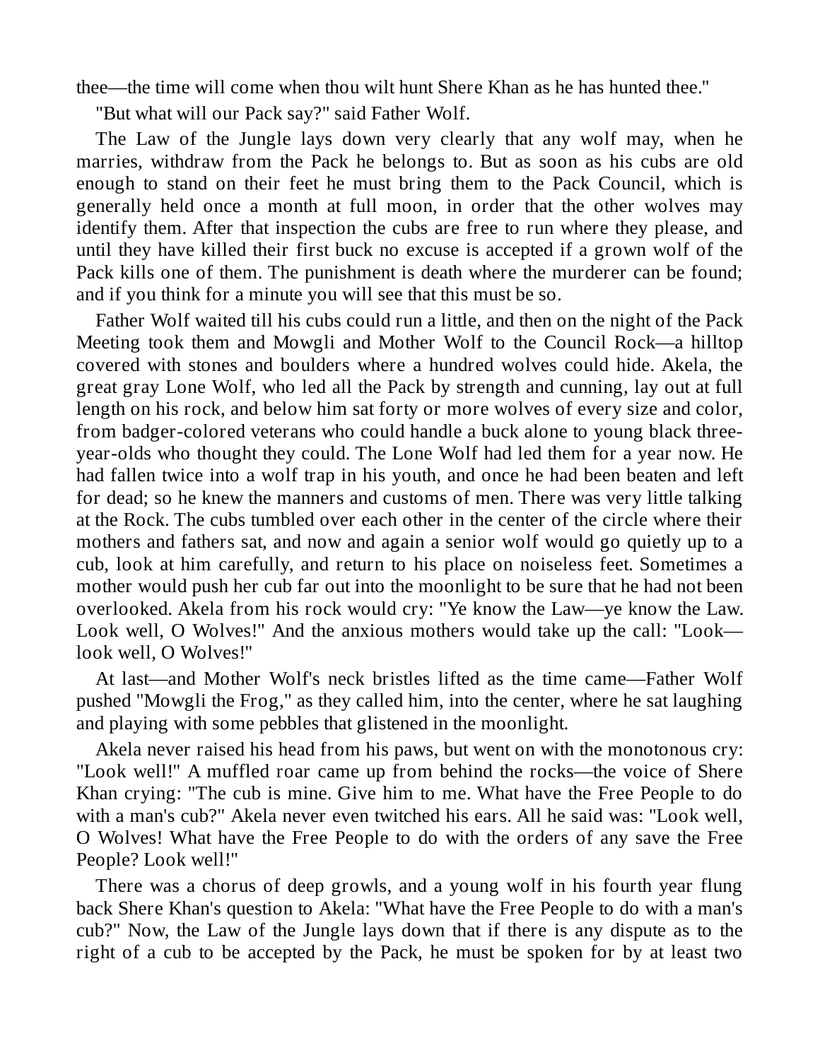thee—the time will come when thou wilt hunt Shere Khan as he has hunted thee."

"But what will our Pack say?" said Father Wolf.

The Law of the Jungle lays down very clearly that any wolf may, when he marries, withdraw from the Pack he belongs to. But as soon as his cubs are old enough to stand on their feet he must bring them to the Pack Council, which is generally held once a month at full moon, in order that the other wolves may identify them. After that inspection the cubs are free to run where they please, and until they have killed their first buck no excuse is accepted if a grown wolf of the Pack kills one of them. The punishment is death where the murderer can be found; and if you think for a minute you will see that this must be so.

Father Wolf waited till his cubs could run a little, and then on the night of the Pack Meeting took them and Mowgli and Mother Wolf to the Council Rock—a hilltop covered with stones and boulders where a hundred wolves could hide. Akela, the great gray Lone Wolf, who led all the Pack by strength and cunning, lay out at full length on his rock, and below him sat forty or more wolves of every size and color, from badger-colored veterans who could handle a buck alone to young black three-year-olds who thought they could. The Lone Wolf had led them for a year now. He had fallen twice into a wolf trap in his youth, and once he had been beaten and left for dead; so he knew the manners and customs of men. There was very little talking at the Rock. The cubs tumbled over each other in the center of the circle where their mothers and fathers sat, and now and again a senior wolf would go quietly up to a cub, look at him carefully, and return to his place on noiseless feet. Sometimes a mother would push her cub far out into the moonlight to be sure that he had not been overlooked. Akela from his rock would cry: "Ye know the Law—ye know the Law. Look well, O Wolves!" And the anxious mothers would take up the call: "Look—look well, O Wolves!"

At last—and Mother Wolf's neck bristles lifted as the time came—Father Wolf pushed "Mowgli the Frog," as they called him, into the center, where he sat laughing and playing with some pebbles that glistened in the moonlight.

Akela never raised his head from his paws, but went on with the monotonous cry: "Look well!" A muffled roar came up from behind the rocks—the voice of Shere Khan crying: "The cub is mine. Give him to me. What have the Free People to do with a man's cub?" Akela never even twitched his ears. All he said was: "Look well, O Wolves! What have the Free People to do with the orders of any save the Free People? Look well!"

There was a chorus of deep growls, and a young wolf in his fourth year flung back Shere Khan's question to Akela: "What have the Free People to do with a man's cub?" Now, the Law of the Jungle lays down that if there is any dispute as to the right of a cub to be accepted by the Pack, he must be spoken for by at least two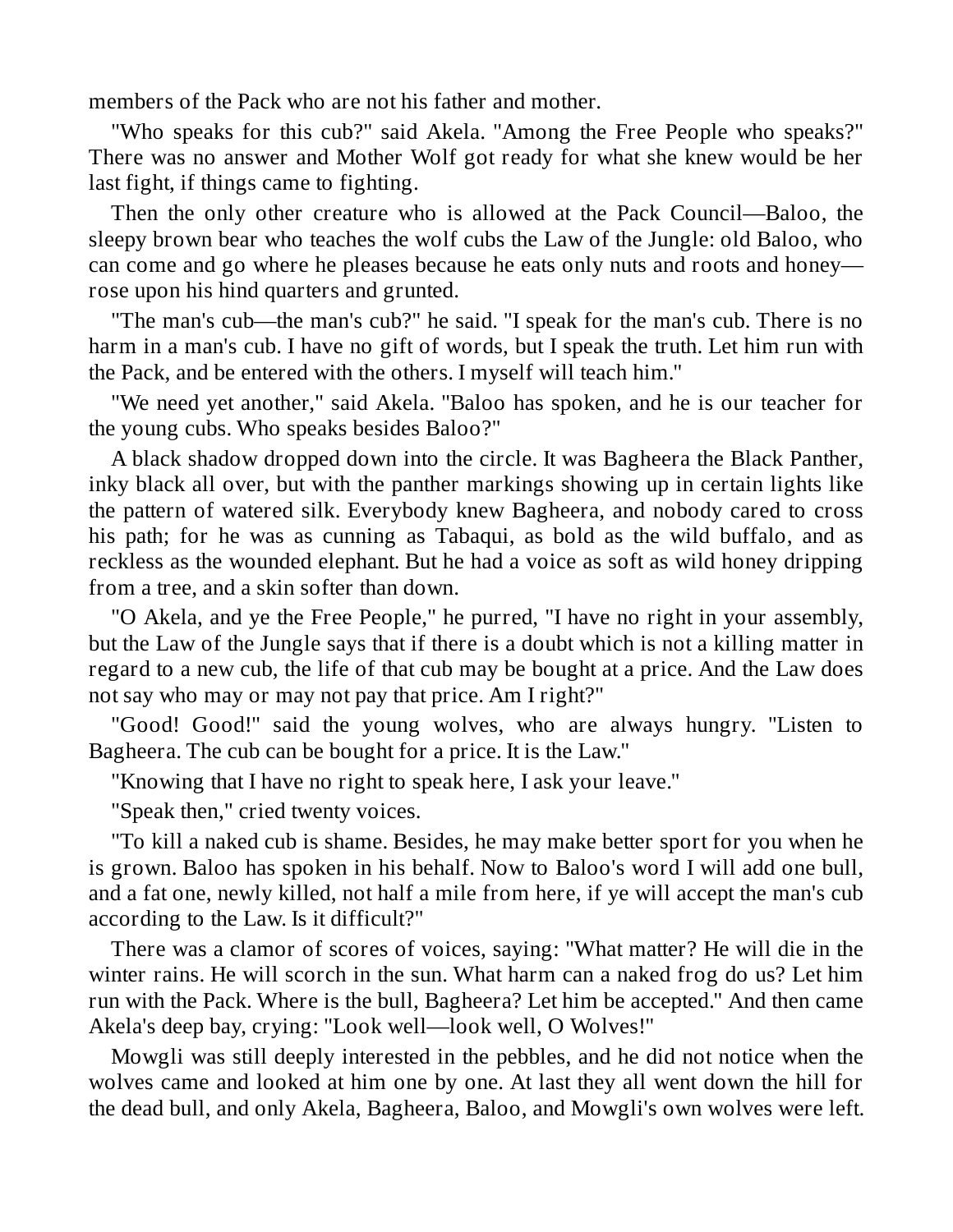members of the Pack who are not his father and mother.

"Who speaks for this cub?" said Akela. "Among the Free People who speaks?" There was no answer and Mother Wolf got ready for what she knew would be her last fight, if things came to fighting.

Then the only other creature who is allowed at the Pack Council—Baloo, the sleepy brown bear who teaches the wolf cubs the Law of the Jungle: old Baloo, who can come and go where he pleases because he eats only nuts and roots and honey—rose upon his hind quarters and grunted.

"The man's cub—the man's cub?" he said. "I speak for the man's cub. There is no harm in a man's cub. I have no gift of words, but I speak the truth. Let him run with the Pack, and be entered with the others. I myself will teach him."

"We need yet another," said Akela. "Baloo has spoken, and he is our teacher for the young cubs. Who speaks besides Baloo?"

A black shadow dropped down into the circle. It was Bagheera the Black Panther, inky black all over, but with the panther markings showing up in certain lights like the pattern of watered silk. Everybody knew Bagheera, and nobody cared to cross his path; for he was as cunning as Tabaqui, as bold as the wild buffalo, and as reckless as the wounded elephant. But he had a voice as soft as wild honey dripping from a tree, and a skin softer than down.

"O Akela, and ye the Free People," he purred, "I have no right in your assembly, but the Law of the Jungle says that if there is a doubt which is not a killing matter in regard to a new cub, the life of that cub may be bought at a price. And the Law does not say who may or may not pay that price. Am I right?"

"Good! Good!" said the young wolves, who are always hungry. "Listen to Bagheera. The cub can be bought for a price. It is the Law."

"Knowing that I have no right to speak here, I ask your leave."

"Speak then," cried twenty voices.

"To kill a naked cub is shame. Besides, he may make better sport for you when he is grown. Baloo has spoken in his behalf. Now to Baloo's word I will add one bull, and a fat one, newly killed, not half a mile from here, if ye will accept the man's cub according to the Law. Is it difficult?"

There was a clamor of scores of voices, saying: "What matter? He will die in the winter rains. He will scorch in the sun. What harm can a naked frog do us? Let him run with the Pack. Where is the bull, Bagheera? Let him be accepted." And then came Akela's deep bay, crying: "Look well—look well, O Wolves!"

Mowgli was still deeply interested in the pebbles, and he did not notice when the wolves came and looked at him one by one. At last they all went down the hill for the dead bull, and only Akela, Bagheera, Baloo, and Mowgli's own wolves were left.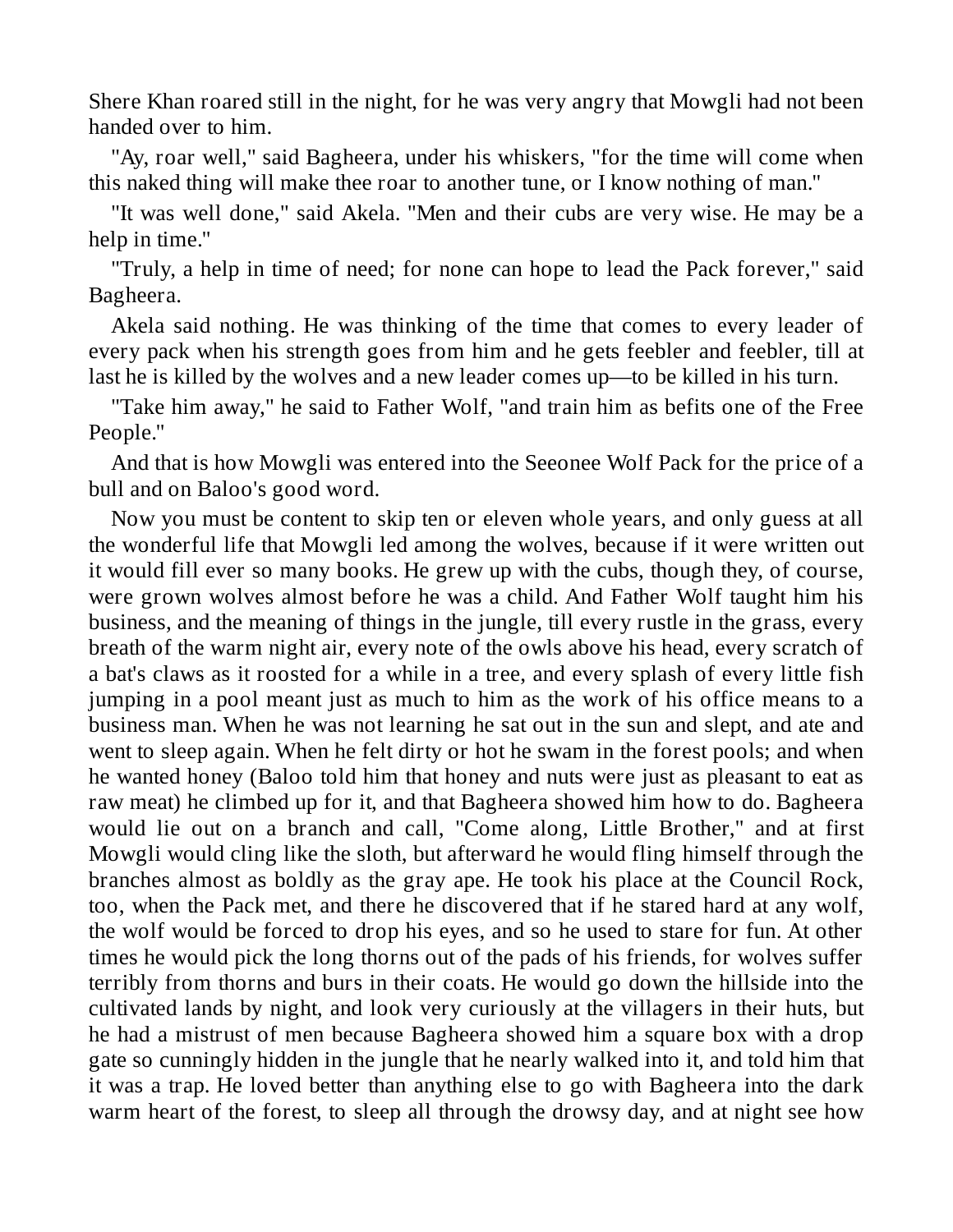Shere Khan roared still in the night, for he was very angry that Mowgli had not been handed over to him.

"Ay, roar well," said Bagheera, under his whiskers, "for the time will come when this naked thing will make thee roar to another tune, or I know nothing of man."

"It was well done," said Akela. "Men and their cubs are very wise. He may be a help in time."

"Truly, a help in time of need; for none can hope to lead the Pack forever," said Bagheera.

Akela said nothing. He was thinking of the time that comes to every leader of every pack when his strength goes from him and he gets feebler and feebler, till at last he is killed by the wolves and a new leader comes up—to be killed in his turn.

"Take him away," he said to Father Wolf, "and train him as befits one of the Free People."

And that is how Mowgli was entered into the Seeonee Wolf Pack for the price of a bull and on Baloo's good word.

Now you must be content to skip ten or eleven whole years, and only guess at all the wonderful life that Mowgli led among the wolves, because if it were written out it would fill ever so many books. He grew up with the cubs, though they, of course, were grown wolves almost before he was a child. And Father Wolf taught him his business, and the meaning of things in the jungle, till every rustle in the grass, every breath of the warm night air, every note of the owls above his head, every scratch of a bat's claws as it roosted for a while in a tree, and every splash of every little fish jumping in a pool meant just as much to him as the work of his office means to a business man. When he was not learning he sat out in the sun and slept, and ate and went to sleep again. When he felt dirty or hot he swam in the forest pools; and when he wanted honey (Baloo told him that honey and nuts were just as pleasant to eat as raw meat) he climbed up for it, and that Bagheera showed him how to do. Bagheera would lie out on a branch and call, "Come along, Little Brother," and at first Mowgli would cling like the sloth, but afterward he would fling himself through the branches almost as boldly as the gray ape. He took his place at the Council Rock, too, when the Pack met, and there he discovered that if he stared hard at any wolf, the wolf would be forced to drop his eyes, and so he used to stare for fun. At other times he would pick the long thorns out of the pads of his friends, for wolves suffer terribly from thorns and burs in their coats. He would go down the hillside into the cultivated lands by night, and look very curiously at the villagers in their huts, but he had a mistrust of men because Bagheera showed him a square box with a drop gate so cunningly hidden in the jungle that he nearly walked into it, and told him that it was a trap. He loved better than anything else to go with Bagheera into the dark warm heart of the forest, to sleep all through the drowsy day, and at night see how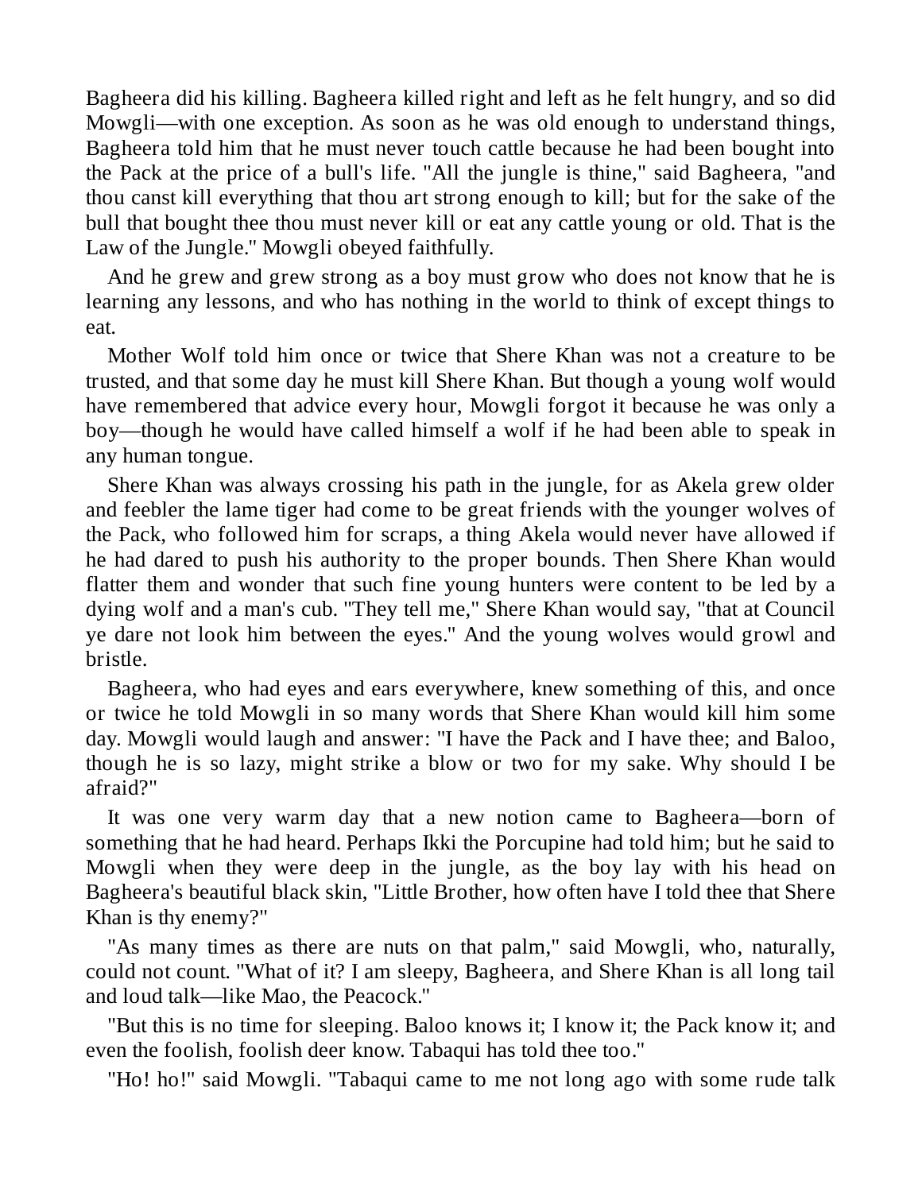Bagheera did his killing. Bagheera killed right and left as he felt hungry, and so did Mowgli—with one exception. As soon as he was old enough to understand things, Bagheera told him that he must never touch cattle because he had been bought into the Pack at the price of a bull's life. "All the jungle is thine," said Bagheera, "and thou canst kill everything that thou art strong enough to kill; but for the sake of the bull that bought thee thou must never kill or eat any cattle young or old. That is the Law of the Jungle." Mowgli obeyed faithfully.

And he grew and grew strong as a boy must grow who does not know that he is learning any lessons, and who has nothing in the world to think of except things to eat.

Mother Wolf told him once or twice that Shere Khan was not a creature to be trusted, and that some day he must kill Shere Khan. But though a young wolf would have remembered that advice every hour, Mowgli forgot it because he was only a boy—though he would have called himself a wolf if he had been able to speak in any human tongue.

Shere Khan was always crossing his path in the jungle, for as Akela grew older and feebler the lame tiger had come to be great friends with the younger wolves of the Pack, who followed him for scraps, a thing Akela would never have allowed if he had dared to push his authority to the proper bounds. Then Shere Khan would flatter them and wonder that such fine young hunters were content to be led by a dying wolf and a man's cub. "They tell me," Shere Khan would say, "that at Council ye dare not look him between the eyes." And the young wolves would growl and bristle.

Bagheera, who had eyes and ears everywhere, knew something of this, and once or twice he told Mowgli in so many words that Shere Khan would kill him some day. Mowgli would laugh and answer: "I have the Pack and I have thee; and Baloo, though he is so lazy, might strike a blow or two for my sake. Why should I be afraid?"

It was one very warm day that a new notion came to Bagheera—born of something that he had heard. Perhaps Ikki the Porcupine had told him; but he said to Mowgli when they were deep in the jungle, as the boy lay with his head on Bagheera's beautiful black skin, "Little Brother, how often have I told thee that Shere Khan is thy enemy?"

"As many times as there are nuts on that palm," said Mowgli, who, naturally, could not count. "What of it? I am sleepy, Bagheera, and Shere Khan is all long tail and loud talk—like Mao, the Peacock."

"But this is no time for sleeping. Baloo knows it; I know it; the Pack know it; and even the foolish, foolish deer know. Tabaqui has told thee too."

"Ho! ho!" said Mowgli. "Tabaqui came to me not long ago with some rude talk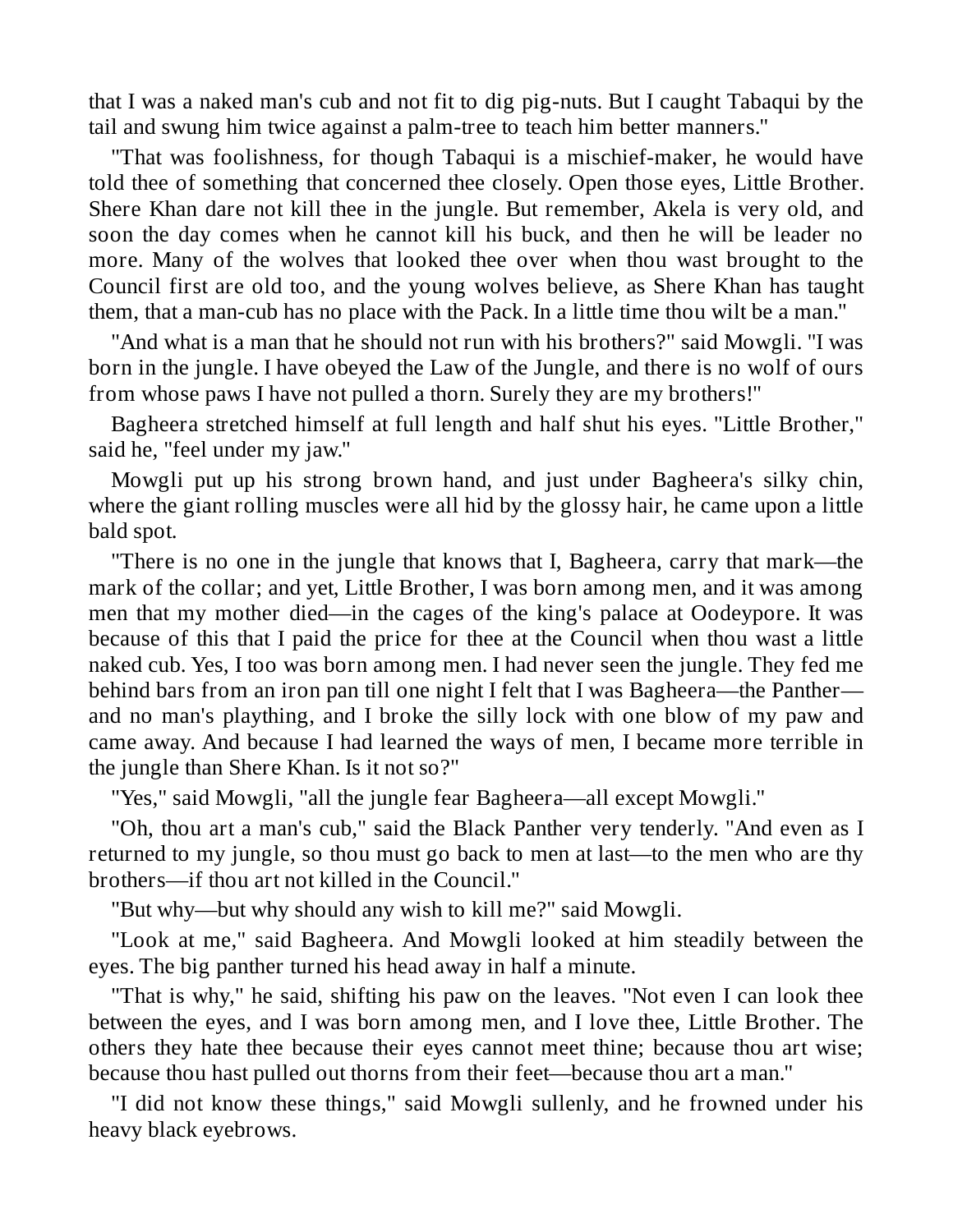that I was a naked man's cub and not fit to dig pig-nuts. But I caught Tabaqui by the tail and swung him twice against a palm-tree to teach him better manners."

"That was foolishness, for though Tabaqui is a mischief-maker, he would have told thee of something that concerned thee closely. Open those eyes, Little Brother. Shere Khan dare not kill thee in the jungle. But remember, Akela is very old, and soon the day comes when he cannot kill his buck, and then he will be leader no more. Many of the wolves that looked thee over when thou wast brought to the Council first are old too, and the young wolves believe, as Shere Khan has taught them, that a man-cub has no place with the Pack. In a little time thou wilt be a man."

"And what is a man that he should not run with his brothers?" said Mowgli. "I was born in the jungle. I have obeyed the Law of the Jungle, and there is no wolf of ours from whose paws I have not pulled a thorn. Surely they are my brothers!"

Bagheera stretched himself at full length and half shut his eyes. "Little Brother," said he, "feel under my jaw."

Mowgli put up his strong brown hand, and just under Bagheera's silky chin, where the giant rolling muscles were all hid by the glossy hair, he came upon a little bald spot.

"There is no one in the jungle that knows that I, Bagheera, carry that mark—the mark of the collar; and yet, Little Brother, I was born among men, and it was among men that my mother died—in the cages of the king's palace at Oodeypore. It was because of this that I paid the price for thee at the Council when thou wast a little naked cub. Yes, I too was born among men. I had never seen the jungle. They fed me behind bars from an iron pan till one night I felt that I was Bagheera—the Panther—and no man's plaything, and I broke the silly lock with one blow of my paw and came away. And because I had learned the ways of men, I became more terrible in the jungle than Shere Khan. Is it not so?"

"Yes," said Mowgli, "all the jungle fear Bagheera—all except Mowgli."

"Oh, thou art a man's cub," said the Black Panther very tenderly. "And even as I returned to my jungle, so thou must go back to men at last—to the men who are thy brothers—if thou art not killed in the Council."

"But why—but why should any wish to kill me?" said Mowgli.

"Look at me," said Bagheera. And Mowgli looked at him steadily between the eyes. The big panther turned his head away in half a minute.

"That is why," he said, shifting his paw on the leaves. "Not even I can look thee between the eyes, and I was born among men, and I love thee, Little Brother. The others they hate thee because their eyes cannot meet thine; because thou art wise; because thou hast pulled out thorns from their feet—because thou art a man."

"I did not know these things," said Mowgli sullenly, and he frowned under his heavy black eyebrows.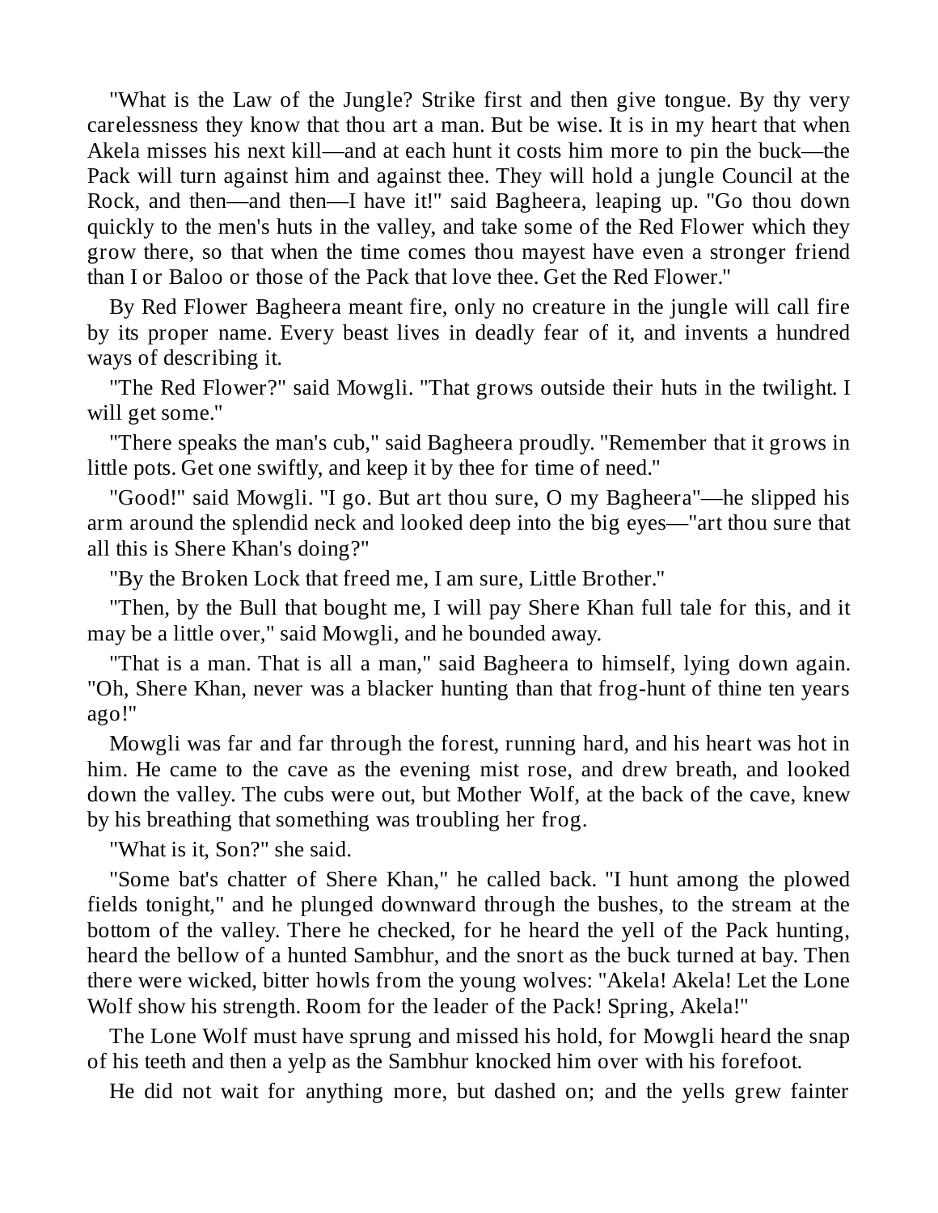"What is the Law of the Jungle? Strike first and then give tongue. By thy very carelessness they know that thou art a man. But be wise. It is in my heart that when Akela misses his next kill—and at each hunt it costs him more to pin the buck—the Pack will turn against him and against thee. They will hold a jungle Council at the Rock, and then—and then—I have it!" said Bagheera, leaping up. "Go thou down quickly to the men's huts in the valley, and take some of the Red Flower which they grow there, so that when the time comes thou mayest have even a stronger friend than I or Baloo or those of the Pack that love thee. Get the Red Flower."

By Red Flower Bagheera meant fire, only no creature in the jungle will call fire by its proper name. Every beast lives in deadly fear of it, and invents a hundred ways of describing it.

"The Red Flower?" said Mowgli. "That grows outside their huts in the twilight. I will get some."

"There speaks the man's cub," said Bagheera proudly. "Remember that it grows in little pots. Get one swiftly, and keep it by thee for time of need."

"Good!" said Mowgli. "I go. But art thou sure, O my Bagheera"—he slipped his arm around the splendid neck and looked deep into the big eyes—"art thou sure that all this is Shere Khan's doing?"

"By the Broken Lock that freed me, I am sure, Little Brother."

"Then, by the Bull that bought me, I will pay Shere Khan full tale for this, and it may be a little over," said Mowgli, and he bounded away.

"That is a man. That is all a man," said Bagheera to himself, lying down again. "Oh, Shere Khan, never was a blacker hunting than that frog-hunt of thine ten years ago!"

Mowgli was far and far through the forest, running hard, and his heart was hot in him. He came to the cave as the evening mist rose, and drew breath, and looked down the valley. The cubs were out, but Mother Wolf, at the back of the cave, knew by his breathing that something was troubling her frog.

"What is it, Son?" she said.

"Some bat's chatter of Shere Khan," he called back. "I hunt among the plowed fields tonight," and he plunged downward through the bushes, to the stream at the bottom of the valley. There he checked, for he heard the yell of the Pack hunting, heard the bellow of a hunted Sambhur, and the snort as the buck turned at bay. Then there were wicked, bitter howls from the young wolves: "Akela! Akela! Let the Lone Wolf show his strength. Room for the leader of the Pack! Spring, Akela!"

The Lone Wolf must have sprung and missed his hold, for Mowgli heard the snap of his teeth and then a yelp as the Sambhur knocked him over with his forefoot.

He did not wait for anything more, but dashed on; and the yells grew fainter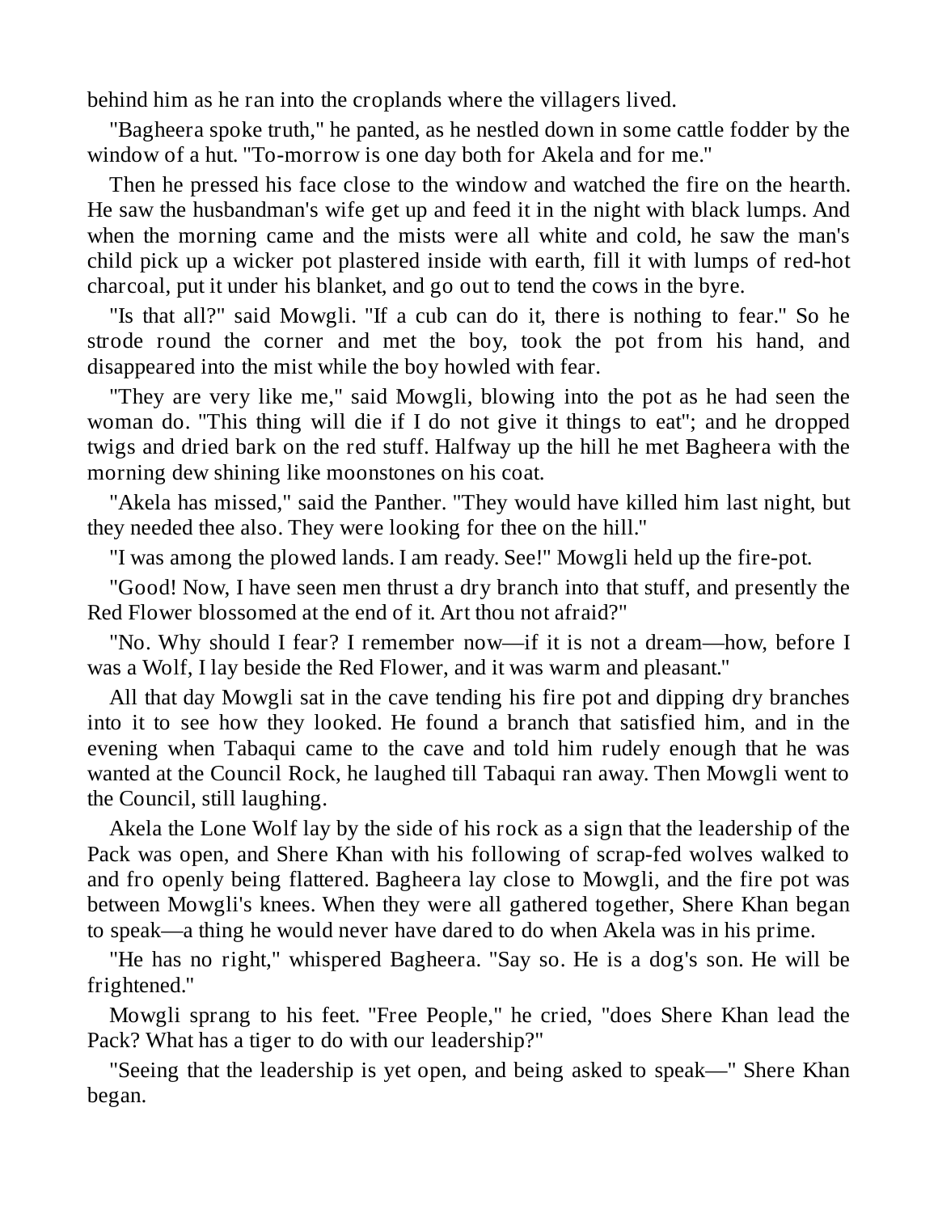behind him as he ran into the croplands where the villagers lived.

"Bagheera spoke truth," he panted, as he nestled down in some cattle fodder by the window of a hut. "To-morrow is one day both for Akela and for me."

Then he pressed his face close to the window and watched the fire on the hearth. He saw the husbandman's wife get up and feed it in the night with black lumps. And when the morning came and the mists were all white and cold, he saw the man's child pick up a wicker pot plastered inside with earth, fill it with lumps of red-hot charcoal, put it under his blanket, and go out to tend the cows in the byre.

"Is that all?" said Mowgli. "If a cub can do it, there is nothing to fear." So he strode round the corner and met the boy, took the pot from his hand, and disappeared into the mist while the boy howled with fear.

"They are very like me," said Mowgli, blowing into the pot as he had seen the woman do. "This thing will die if I do not give it things to eat"; and he dropped twigs and dried bark on the red stuff. Halfway up the hill he met Bagheera with the morning dew shining like moonstones on his coat.

"Akela has missed," said the Panther. "They would have killed him last night, but they needed thee also. They were looking for thee on the hill."

"I was among the plowed lands. I am ready. See!" Mowgli held up the fire-pot.

"Good! Now, I have seen men thrust a dry branch into that stuff, and presently the Red Flower blossomed at the end of it. Art thou not afraid?"

"No. Why should I fear? I remember now—if it is not a dream—how, before I was a Wolf, I lay beside the Red Flower, and it was warm and pleasant."

All that day Mowgli sat in the cave tending his fire pot and dipping dry branches into it to see how they looked. He found a branch that satisfied him, and in the evening when Tabaqui came to the cave and told him rudely enough that he was wanted at the Council Rock, he laughed till Tabaqui ran away. Then Mowgli went to the Council, still laughing.

Akela the Lone Wolf lay by the side of his rock as a sign that the leadership of the Pack was open, and Shere Khan with his following of scrap-fed wolves walked to and fro openly being flattered. Bagheera lay close to Mowgli, and the fire pot was between Mowgli's knees. When they were all gathered together, Shere Khan began to speak—a thing he would never have dared to do when Akela was in his prime.

"He has no right," whispered Bagheera. "Say so. He is a dog's son. He will be frightened."

Mowgli sprang to his feet. "Free People," he cried, "does Shere Khan lead the Pack? What has a tiger to do with our leadership?"

"Seeing that the leadership is yet open, and being asked to speak—" Shere Khan began.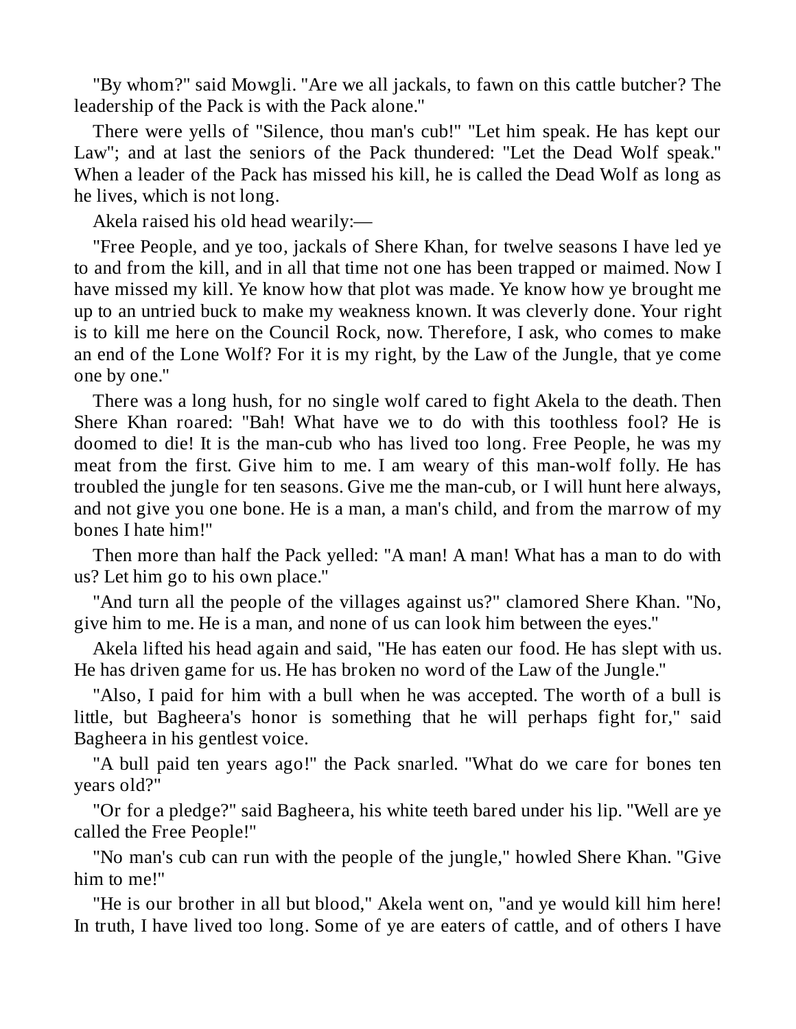"By whom?" said Mowgli. "Are we all jackals, to fawn on this cattle butcher? The leadership of the Pack is with the Pack alone."

There were yells of "Silence, thou man's cub!" "Let him speak. He has kept our Law"; and at last the seniors of the Pack thundered: "Let the Dead Wolf speak." When a leader of the Pack has missed his kill, he is called the Dead Wolf as long as he lives, which is not long.

Akela raised his old head wearily:—

"Free People, and ye too, jackals of Shere Khan, for twelve seasons I have led ye to and from the kill, and in all that time not one has been trapped or maimed. Now I have missed my kill. Ye know how that plot was made. Ye know how ye brought me up to an untried buck to make my weakness known. It was cleverly done. Your right is to kill me here on the Council Rock, now. Therefore, I ask, who comes to make an end of the Lone Wolf? For it is my right, by the Law of the Jungle, that ye come one by one."

There was a long hush, for no single wolf cared to fight Akela to the death. Then Shere Khan roared: "Bah! What have we to do with this toothless fool? He is doomed to die! It is the man-cub who has lived too long. Free People, he was my meat from the first. Give him to me. I am weary of this man-wolf folly. He has troubled the jungle for ten seasons. Give me the man-cub, or I will hunt here always, and not give you one bone. He is a man, a man's child, and from the marrow of my bones I hate him!"

Then more than half the Pack yelled: "A man! A man! What has a man to do with us? Let him go to his own place."

"And turn all the people of the villages against us?" clamored Shere Khan. "No, give him to me. He is a man, and none of us can look him between the eyes."

Akela lifted his head again and said, "He has eaten our food. He has slept with us. He has driven game for us. He has broken no word of the Law of the Jungle."

"Also, I paid for him with a bull when he was accepted. The worth of a bull is little, but Bagheera's honor is something that he will perhaps fight for," said Bagheera in his gentlest voice.

"A bull paid ten years ago!" the Pack snarled. "What do we care for bones ten years old?"

"Or for a pledge?" said Bagheera, his white teeth bared under his lip. "Well are ye called the Free People!"

"No man's cub can run with the people of the jungle," howled Shere Khan. "Give him to me!"

"He is our brother in all but blood," Akela went on, "and ye would kill him here! In truth, I have lived too long. Some of ye are eaters of cattle, and of others I have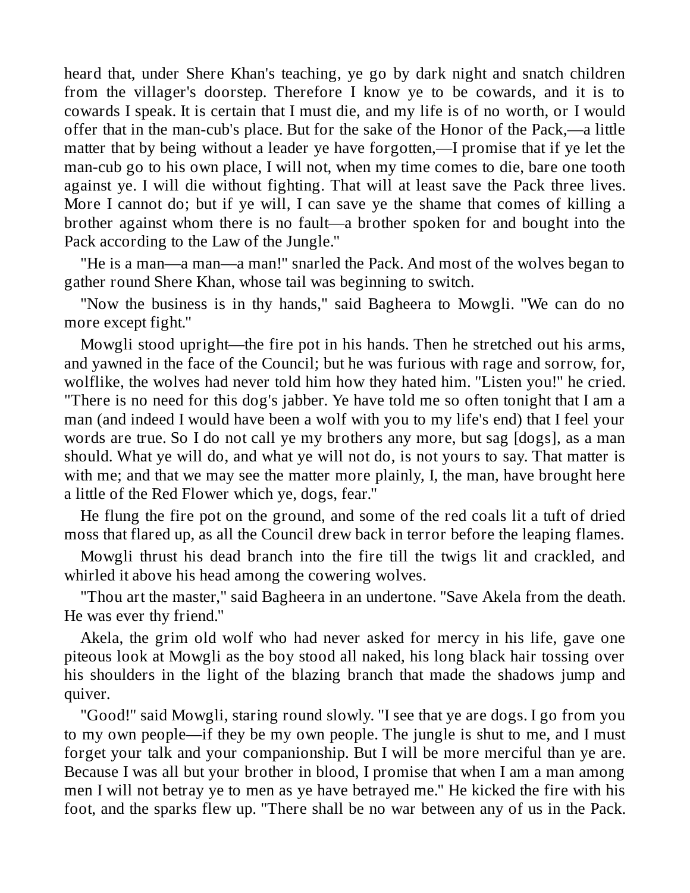heard that, under Shere Khan's teaching, ye go by dark night and snatch children from the villager's doorstep. Therefore I know ye to be cowards, and it is to cowards I speak. It is certain that I must die, and my life is of no worth, or I would offer that in the man-cub's place. But for the sake of the Honor of the Pack,—a little matter that by being without a leader ye have forgotten,—I promise that if ye let the man-cub go to his own place, I will not, when my time comes to die, bare one tooth against ye. I will die without fighting. That will at least save the Pack three lives. More I cannot do; but if ye will, I can save ye the shame that comes of killing a brother against whom there is no fault—a brother spoken for and bought into the Pack according to the Law of the Jungle."

"He is a man—a man—a man!" snarled the Pack. And most of the wolves began to gather round Shere Khan, whose tail was beginning to switch.

"Now the business is in thy hands," said Bagheera to Mowgli. "We can do no more except fight."

Mowgli stood upright—the fire pot in his hands. Then he stretched out his arms, and yawned in the face of the Council; but he was furious with rage and sorrow, for, wolflike, the wolves had never told him how they hated him. "Listen you!" he cried. "There is no need for this dog's jabber. Ye have told me so often tonight that I am a man (and indeed I would have been a wolf with you to my life's end) that I feel your words are true. So I do not call ye my brothers any more, but sag [dogs], as a man should. What ye will do, and what ye will not do, is not yours to say. That matter is with me; and that we may see the matter more plainly, I, the man, have brought here a little of the Red Flower which ye, dogs, fear."

He flung the fire pot on the ground, and some of the red coals lit a tuft of dried moss that flared up, as all the Council drew back in terror before the leaping flames.

Mowgli thrust his dead branch into the fire till the twigs lit and crackled, and whirled it above his head among the cowering wolves.

"Thou art the master," said Bagheera in an undertone. "Save Akela from the death. He was ever thy friend."

Akela, the grim old wolf who had never asked for mercy in his life, gave one piteous look at Mowgli as the boy stood all naked, his long black hair tossing over his shoulders in the light of the blazing branch that made the shadows jump and quiver.

"Good!" said Mowgli, staring round slowly. "I see that ye are dogs. I go from you to my own people—if they be my own people. The jungle is shut to me, and I must forget your talk and your companionship. But I will be more merciful than ye are. Because I was all but your brother in blood, I promise that when I am a man among men I will not betray ye to men as ye have betrayed me." He kicked the fire with his foot, and the sparks flew up. "There shall be no war between any of us in the Pack.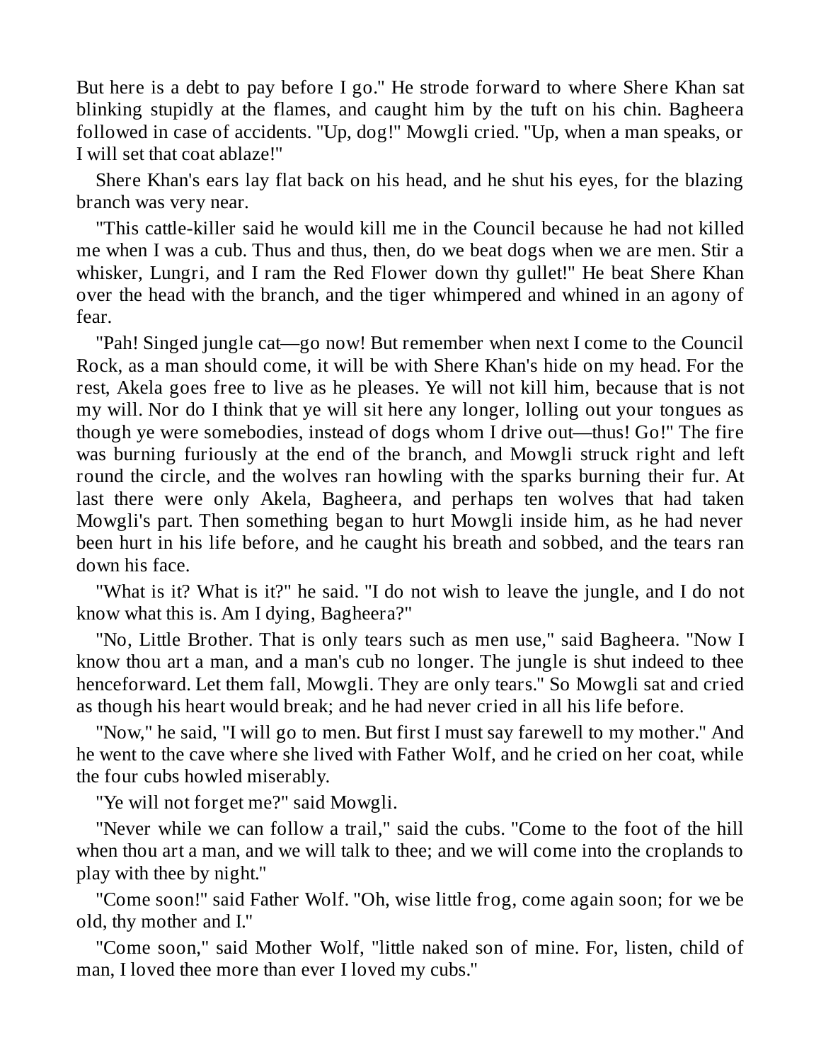But here is a debt to pay before I go." He strode forward to where Shere Khan sat blinking stupidly at the flames, and caught him by the tuft on his chin. Bagheera followed in case of accidents. "Up, dog!" Mowgli cried. "Up, when a man speaks, or I will set that coat ablaze!"

Shere Khan's ears lay flat back on his head, and he shut his eyes, for the blazing branch was very near.

"This cattle-killer said he would kill me in the Council because he had not killed me when I was a cub. Thus and thus, then, do we beat dogs when we are men. Stir a whisker, Lungri, and I ram the Red Flower down thy gullet!" He beat Shere Khan over the head with the branch, and the tiger whimpered and whined in an agony of fear.

"Pah! Singed jungle cat—go now! But remember when next I come to the Council Rock, as a man should come, it will be with Shere Khan's hide on my head. For the rest, Akela goes free to live as he pleases. Ye will not kill him, because that is not my will. Nor do I think that ye will sit here any longer, lolling out your tongues as though ye were somebodies, instead of dogs whom I drive out—thus! Go!" The fire was burning furiously at the end of the branch, and Mowgli struck right and left round the circle, and the wolves ran howling with the sparks burning their fur. At last there were only Akela, Bagheera, and perhaps ten wolves that had taken Mowgli's part. Then something began to hurt Mowgli inside him, as he had never been hurt in his life before, and he caught his breath and sobbed, and the tears ran down his face.

"What is it? What is it?" he said. "I do not wish to leave the jungle, and I do not know what this is. Am I dying, Bagheera?"

"No, Little Brother. That is only tears such as men use," said Bagheera. "Now I know thou art a man, and a man's cub no longer. The jungle is shut indeed to thee henceforward. Let them fall, Mowgli. They are only tears." So Mowgli sat and cried as though his heart would break; and he had never cried in all his life before.

"Now," he said, "I will go to men. But first I must say farewell to my mother." And he went to the cave where she lived with Father Wolf, and he cried on her coat, while the four cubs howled miserably.

"Ye will not forget me?" said Mowgli.

"Never while we can follow a trail," said the cubs. "Come to the foot of the hill when thou art a man, and we will talk to thee; and we will come into the croplands to play with thee by night."

"Come soon!" said Father Wolf. "Oh, wise little frog, come again soon; for we be old, thy mother and I."

"Come soon," said Mother Wolf, "little naked son of mine. For, listen, child of man, I loved thee more than ever I loved my cubs."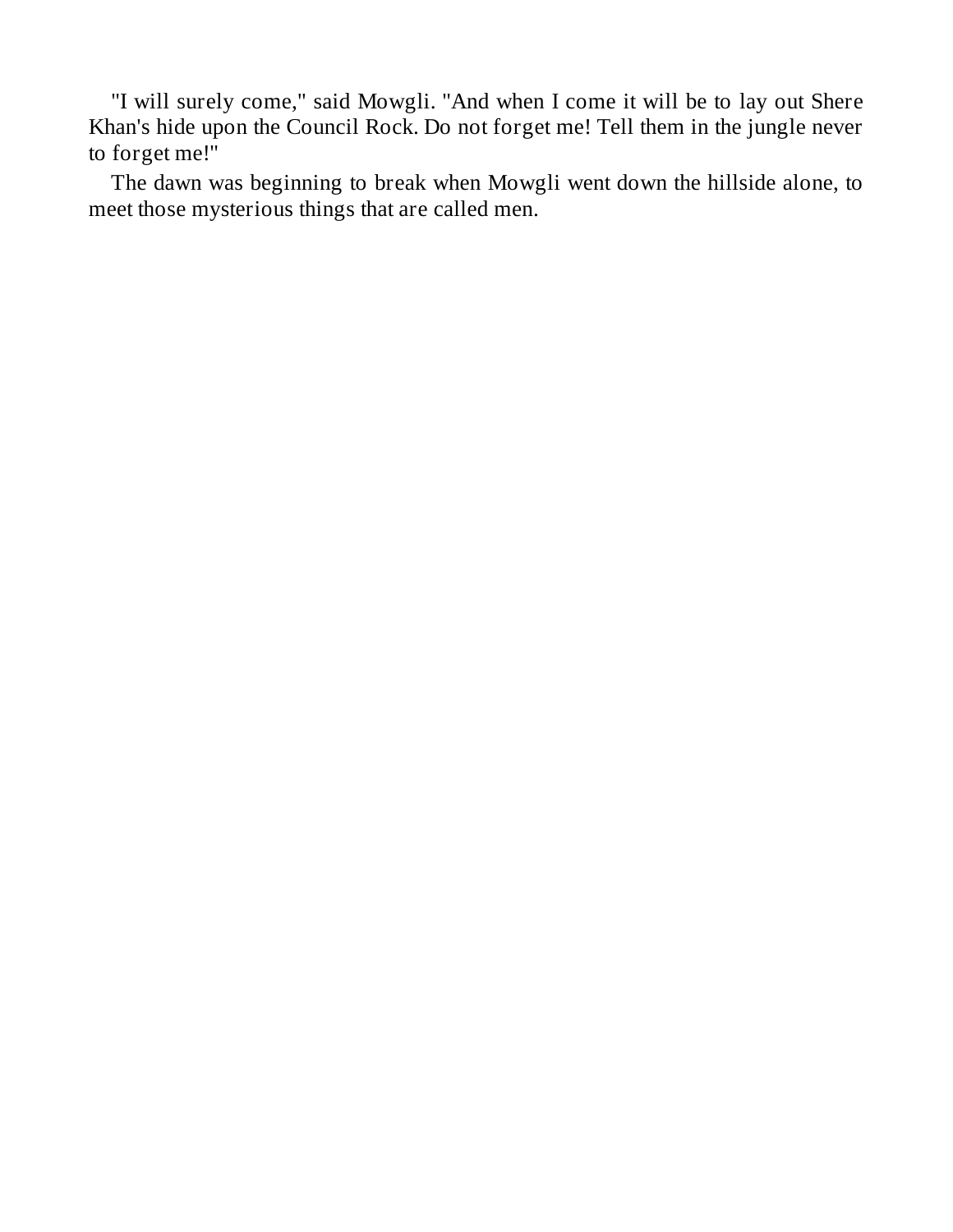"I will surely come," said Mowgli. "And when I come it will be to lay out Shere Khan's hide upon the Council Rock. Do not forget me! Tell them in the jungle never to forget me!"

The dawn was beginning to break when Mowgli went down the hillside alone, to meet those mysterious things that are called men.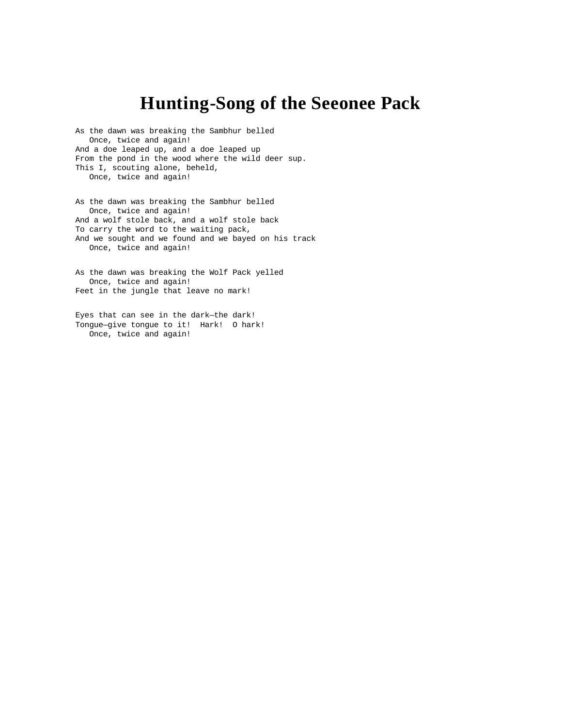# Hunting-Song of the Seeonee Pack

As the dawn was breaking the Sambhur belled  
   Once, twice and again!  
And a doe leaped up, and a doe leaped up  
From the pond in the wood where the wild deer sup.  
This I, scouting alone, beheld,  
   Once, twice and again!

As the dawn was breaking the Sambhur belled  
   Once, twice and again!  
And a wolf stole back, and a wolf stole back  
To carry the word to the waiting pack,  
And we sought and we found and we bayed on his track  
   Once, twice and again!

As the dawn was breaking the Wolf Pack yelled  
   Once, twice and again!  
Feet in the jungle that leave no mark!

Eyes that can see in the dark—the dark!  
Tongue—give tongue to it!  Hark!  O hark!  
   Once, twice and again!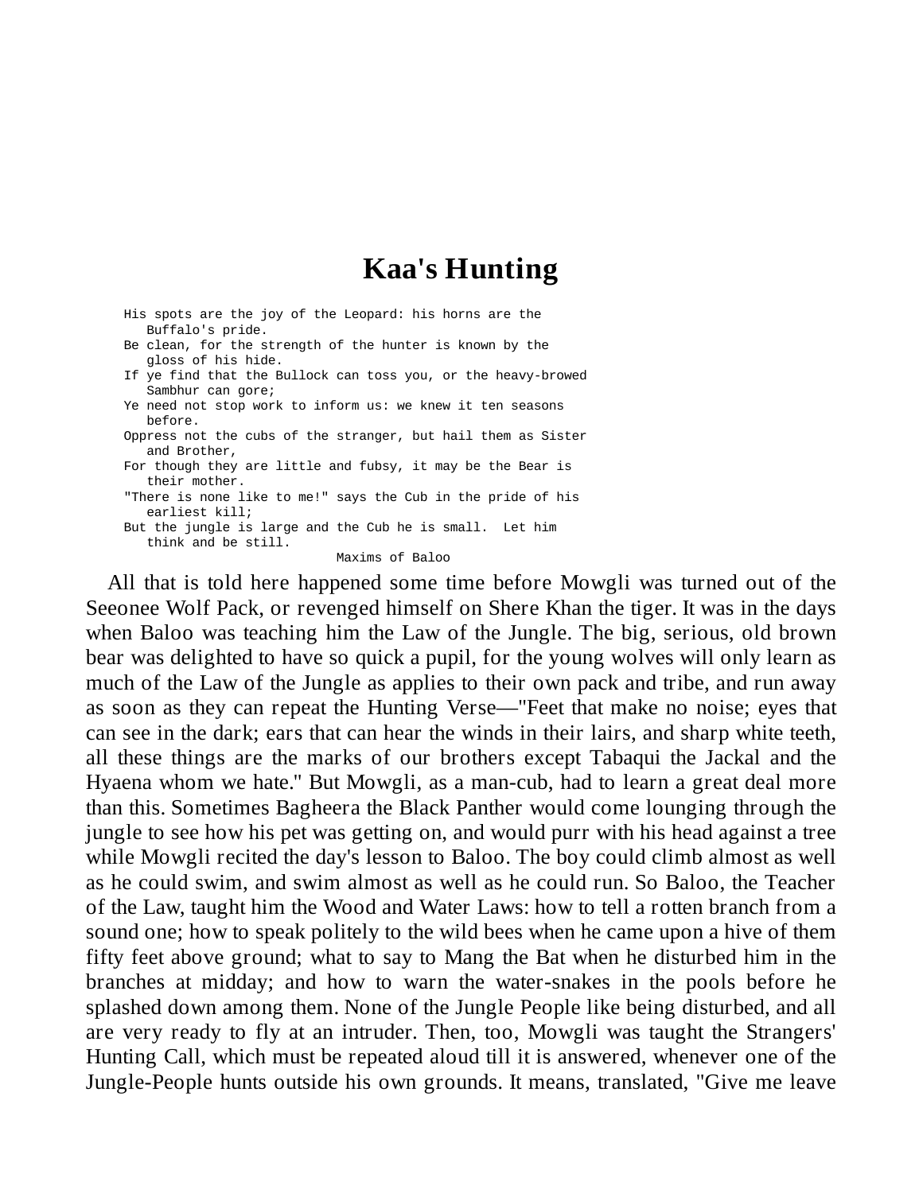# Kaa's Hunting

```
His spots are the joy of the Leopard: his horns are the
   Buffalo's pride.
Be clean, for the strength of the hunter is known by the
   gloss of his hide.
If ye find that the Bullock can toss you, or the heavy-browed
   Sambhur can gore;
Ye need not stop work to inform us: we knew it ten seasons
   before.
Oppress not the cubs of the stranger, but hail them as Sister
   and Brother,
For though they are little and fubsy, it may be the Bear is
   their mother.
"There is none like to me!" says the Cub in the pride of his
   earliest kill;
But the jungle is large and the Cub he is small.  Let him
   think and be still.
                              Maxims of Baloo
```

All that is told here happened some time before Mowgli was turned out of the Seeonee Wolf Pack, or revenged himself on Shere Khan the tiger. It was in the days when Baloo was teaching him the Law of the Jungle. The big, serious, old brown bear was delighted to have so quick a pupil, for the young wolves will only learn as much of the Law of the Jungle as applies to their own pack and tribe, and run away as soon as they can repeat the Hunting Verse—"Feet that make no noise; eyes that can see in the dark; ears that can hear the winds in their lairs, and sharp white teeth, all these things are the marks of our brothers except Tabaqui the Jackal and the Hyaena whom we hate." But Mowgli, as a man-cub, had to learn a great deal more than this. Sometimes Bagheera the Black Panther would come lounging through the jungle to see how his pet was getting on, and would purr with his head against a tree while Mowgli recited the day's lesson to Baloo. The boy could climb almost as well as he could swim, and swim almost as well as he could run. So Baloo, the Teacher of the Law, taught him the Wood and Water Laws: how to tell a rotten branch from a sound one; how to speak politely to the wild bees when he came upon a hive of them fifty feet above ground; what to say to Mang the Bat when he disturbed him in the branches at midday; and how to warn the water-snakes in the pools before he splashed down among them. None of the Jungle People like being disturbed, and all are very ready to fly at an intruder. Then, too, Mowgli was taught the Strangers' Hunting Call, which must be repeated aloud till it is answered, whenever one of the Jungle-People hunts outside his own grounds. It means, translated, "Give me leave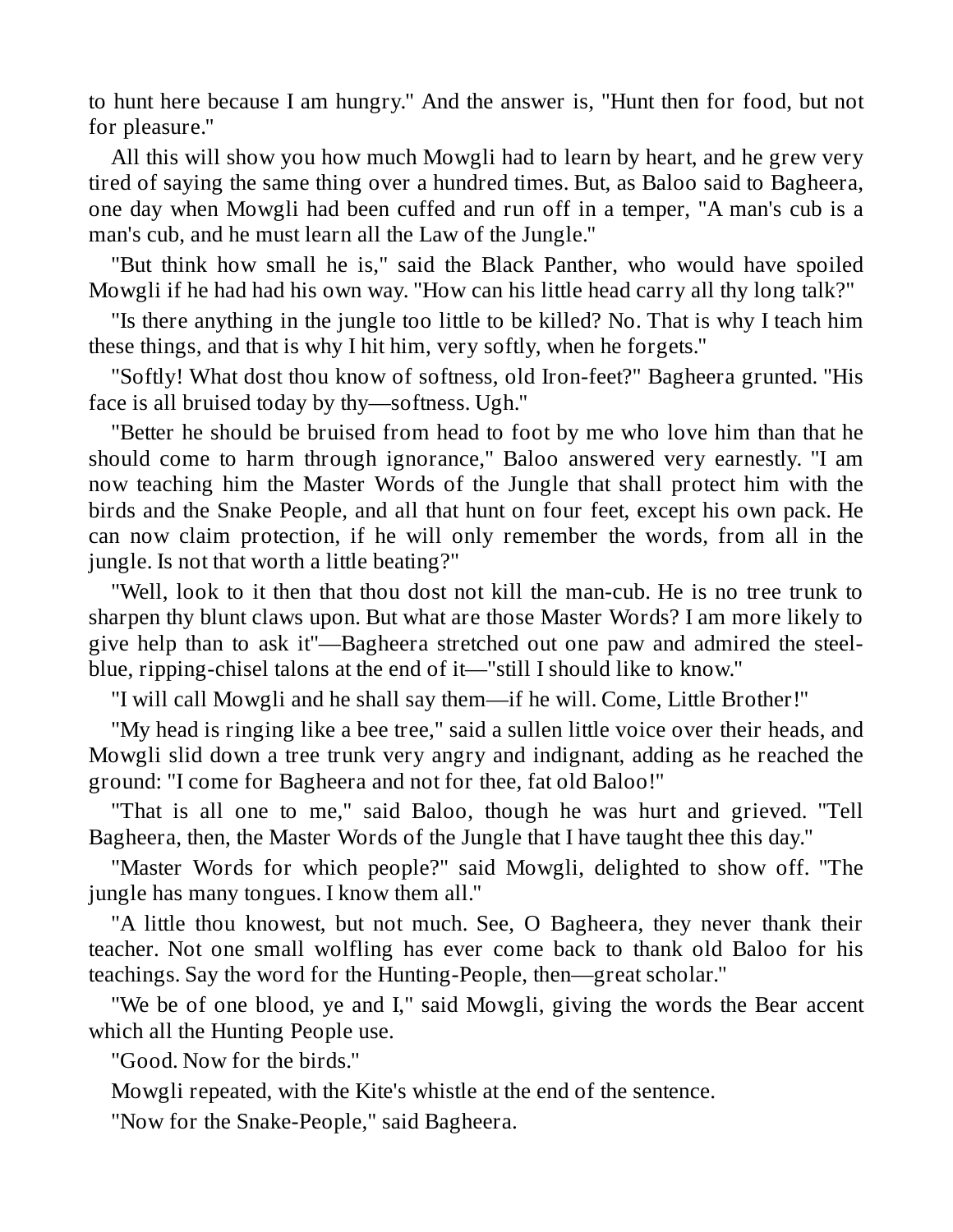to hunt here because I am hungry." And the answer is, "Hunt then for food, but not for pleasure."

All this will show you how much Mowgli had to learn by heart, and he grew very tired of saying the same thing over a hundred times. But, as Baloo said to Bagheera, one day when Mowgli had been cuffed and run off in a temper, "A man's cub is a man's cub, and he must learn all the Law of the Jungle."

"But think how small he is," said the Black Panther, who would have spoiled Mowgli if he had had his own way. "How can his little head carry all thy long talk?"

"Is there anything in the jungle too little to be killed? No. That is why I teach him these things, and that is why I hit him, very softly, when he forgets."

"Softly! What dost thou know of softness, old Iron-feet?" Bagheera grunted. "His face is all bruised today by thy—softness. Ugh."

"Better he should be bruised from head to foot by me who love him than that he should come to harm through ignorance," Baloo answered very earnestly. "I am now teaching him the Master Words of the Jungle that shall protect him with the birds and the Snake People, and all that hunt on four feet, except his own pack. He can now claim protection, if he will only remember the words, from all in the jungle. Is not that worth a little beating?"

"Well, look to it then that thou dost not kill the man-cub. He is no tree trunk to sharpen thy blunt claws upon. But what are those Master Words? I am more likely to give help than to ask it"—Bagheera stretched out one paw and admired the steel-blue, ripping-chisel talons at the end of it—"still I should like to know."

"I will call Mowgli and he shall say them—if he will. Come, Little Brother!"

"My head is ringing like a bee tree," said a sullen little voice over their heads, and Mowgli slid down a tree trunk very angry and indignant, adding as he reached the ground: "I come for Bagheera and not for thee, fat old Baloo!"

"That is all one to me," said Baloo, though he was hurt and grieved. "Tell Bagheera, then, the Master Words of the Jungle that I have taught thee this day."

"Master Words for which people?" said Mowgli, delighted to show off. "The jungle has many tongues. I know them all."

"A little thou knowest, but not much. See, O Bagheera, they never thank their teacher. Not one small wolfling has ever come back to thank old Baloo for his teachings. Say the word for the Hunting-People, then—great scholar."

"We be of one blood, ye and I," said Mowgli, giving the words the Bear accent which all the Hunting People use.

"Good. Now for the birds."

Mowgli repeated, with the Kite's whistle at the end of the sentence.

"Now for the Snake-People," said Bagheera.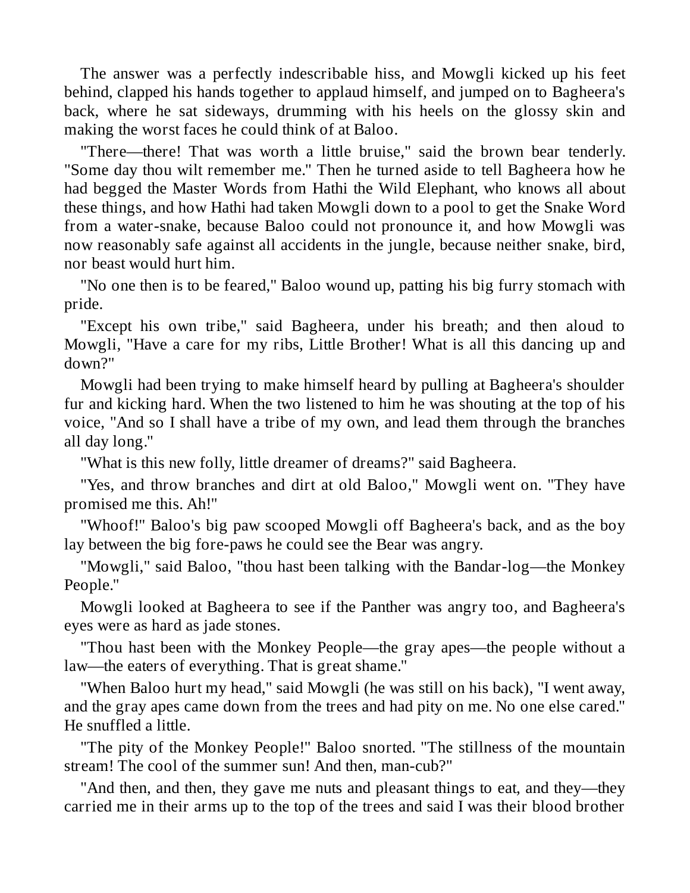The answer was a perfectly indescribable hiss, and Mowgli kicked up his feet behind, clapped his hands together to applaud himself, and jumped on to Bagheera's back, where he sat sideways, drumming with his heels on the glossy skin and making the worst faces he could think of at Baloo.

"There—there! That was worth a little bruise," said the brown bear tenderly. "Some day thou wilt remember me." Then he turned aside to tell Bagheera how he had begged the Master Words from Hathi the Wild Elephant, who knows all about these things, and how Hathi had taken Mowgli down to a pool to get the Snake Word from a water-snake, because Baloo could not pronounce it, and how Mowgli was now reasonably safe against all accidents in the jungle, because neither snake, bird, nor beast would hurt him.

"No one then is to be feared," Baloo wound up, patting his big furry stomach with pride.

"Except his own tribe," said Bagheera, under his breath; and then aloud to Mowgli, "Have a care for my ribs, Little Brother! What is all this dancing up and down?"

Mowgli had been trying to make himself heard by pulling at Bagheera's shoulder fur and kicking hard. When the two listened to him he was shouting at the top of his voice, "And so I shall have a tribe of my own, and lead them through the branches all day long."

"What is this new folly, little dreamer of dreams?" said Bagheera.

"Yes, and throw branches and dirt at old Baloo," Mowgli went on. "They have promised me this. Ah!"

"Whoof!" Baloo's big paw scooped Mowgli off Bagheera's back, and as the boy lay between the big fore-paws he could see the Bear was angry.

"Mowgli," said Baloo, "thou hast been talking with the Bandar-log—the Monkey People."

Mowgli looked at Bagheera to see if the Panther was angry too, and Bagheera's eyes were as hard as jade stones.

"Thou hast been with the Monkey People—the gray apes—the people without a law—the eaters of everything. That is great shame."

"When Baloo hurt my head," said Mowgli (he was still on his back), "I went away, and the gray apes came down from the trees and had pity on me. No one else cared." He snuffled a little.

"The pity of the Monkey People!" Baloo snorted. "The stillness of the mountain stream! The cool of the summer sun! And then, man-cub?"

"And then, and then, they gave me nuts and pleasant things to eat, and they—they carried me in their arms up to the top of the trees and said I was their blood brother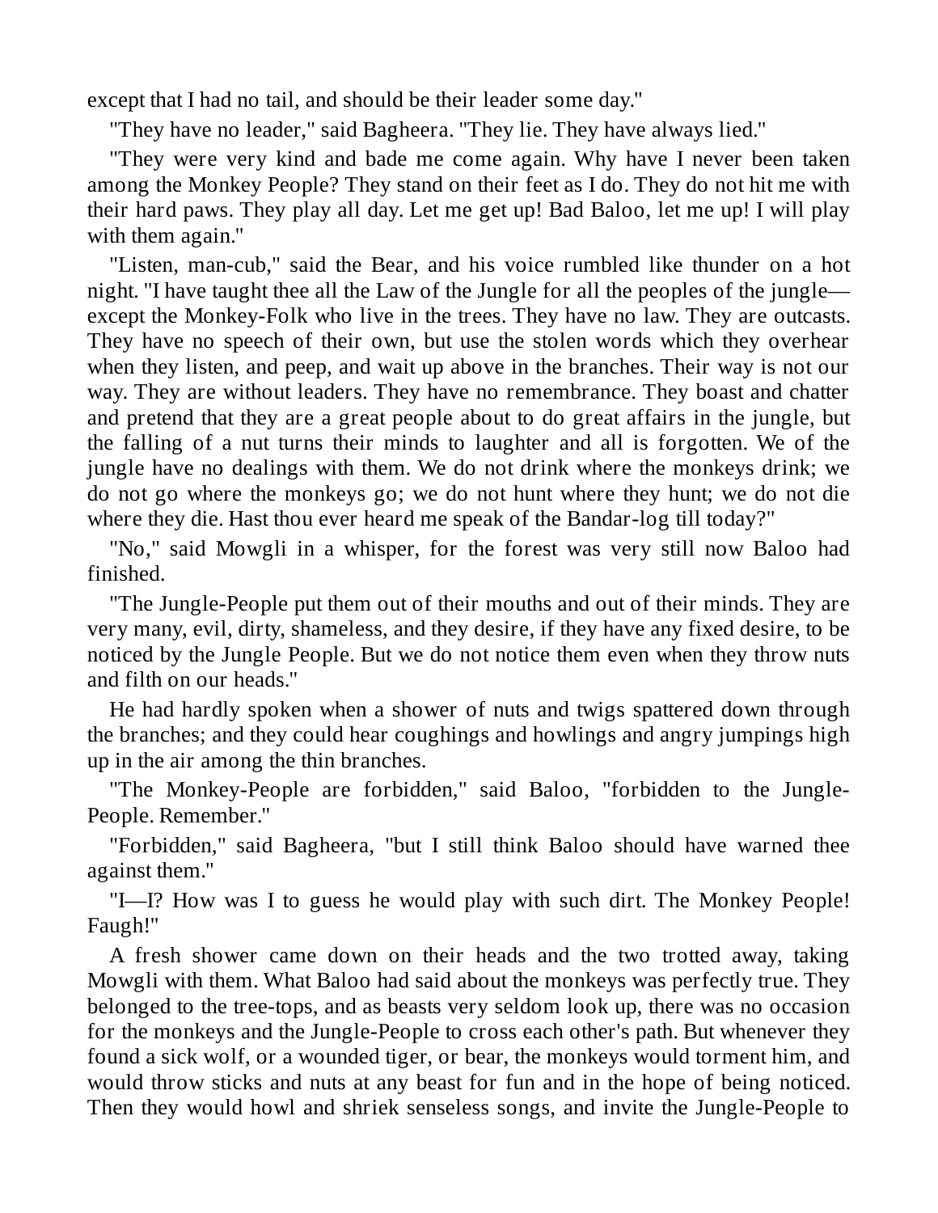except that I had no tail, and should be their leader some day."

"They have no leader," said Bagheera. "They lie. They have always lied."

"They were very kind and bade me come again. Why have I never been taken among the Monkey People? They stand on their feet as I do. They do not hit me with their hard paws. They play all day. Let me get up! Bad Baloo, let me up! I will play with them again."

"Listen, man-cub," said the Bear, and his voice rumbled like thunder on a hot night. "I have taught thee all the Law of the Jungle for all the peoples of the jungle—except the Monkey-Folk who live in the trees. They have no law. They are outcasts. They have no speech of their own, but use the stolen words which they overhear when they listen, and peep, and wait up above in the branches. Their way is not our way. They are without leaders. They have no remembrance. They boast and chatter and pretend that they are a great people about to do great affairs in the jungle, but the falling of a nut turns their minds to laughter and all is forgotten. We of the jungle have no dealings with them. We do not drink where the monkeys drink; we do not go where the monkeys go; we do not hunt where they hunt; we do not die where they die. Hast thou ever heard me speak of the Bandar-log till today?"

"No," said Mowgli in a whisper, for the forest was very still now Baloo had finished.

"The Jungle-People put them out of their mouths and out of their minds. They are very many, evil, dirty, shameless, and they desire, if they have any fixed desire, to be noticed by the Jungle People. But we do not notice them even when they throw nuts and filth on our heads."

He had hardly spoken when a shower of nuts and twigs spattered down through the branches; and they could hear coughings and howlings and angry jumpings high up in the air among the thin branches.

"The Monkey-People are forbidden," said Baloo, "forbidden to the Jungle-People. Remember."

"Forbidden," said Bagheera, "but I still think Baloo should have warned thee against them."

"I—I? How was I to guess he would play with such dirt. The Monkey People! Faugh!"

A fresh shower came down on their heads and the two trotted away, taking Mowgli with them. What Baloo had said about the monkeys was perfectly true. They belonged to the tree-tops, and as beasts very seldom look up, there was no occasion for the monkeys and the Jungle-People to cross each other's path. But whenever they found a sick wolf, or a wounded tiger, or bear, the monkeys would torment him, and would throw sticks and nuts at any beast for fun and in the hope of being noticed. Then they would howl and shriek senseless songs, and invite the Jungle-People to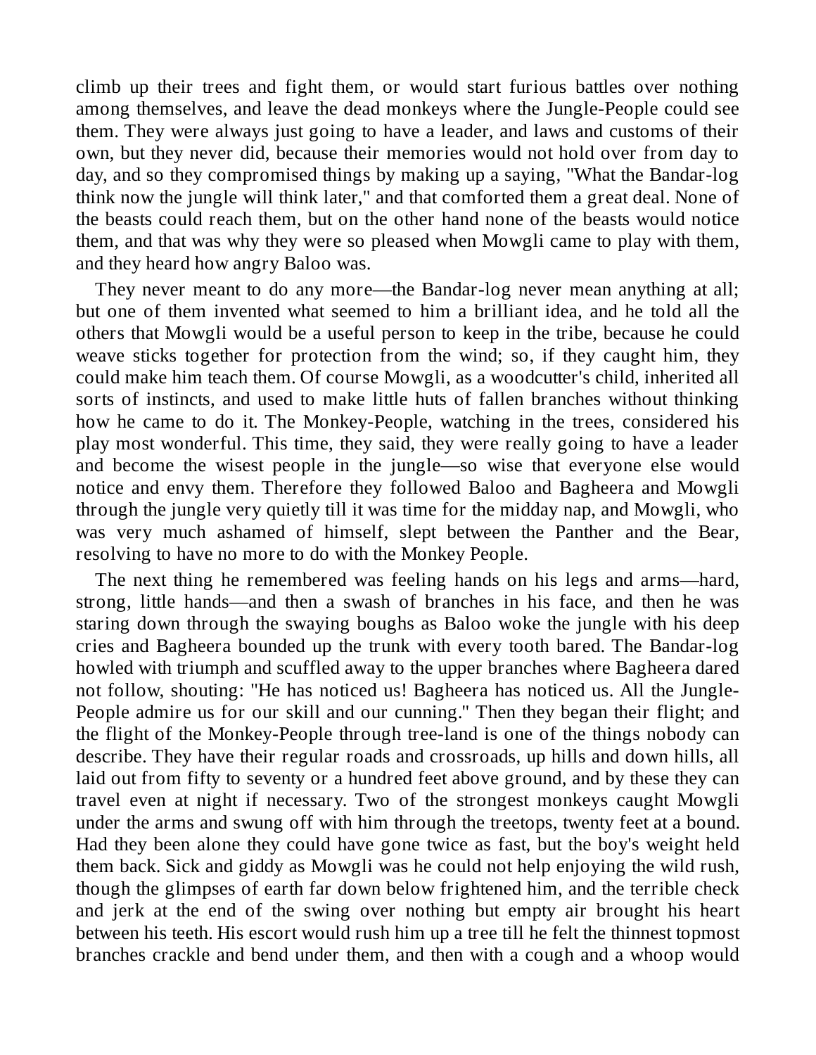climb up their trees and fight them, or would start furious battles over nothing among themselves, and leave the dead monkeys where the Jungle-People could see them. They were always just going to have a leader, and laws and customs of their own, but they never did, because their memories would not hold over from day to day, and so they compromised things by making up a saying, "What the Bandar-log think now the jungle will think later," and that comforted them a great deal. None of the beasts could reach them, but on the other hand none of the beasts would notice them, and that was why they were so pleased when Mowgli came to play with them, and they heard how angry Baloo was.

They never meant to do any more—the Bandar-log never mean anything at all; but one of them invented what seemed to him a brilliant idea, and he told all the others that Mowgli would be a useful person to keep in the tribe, because he could weave sticks together for protection from the wind; so, if they caught him, they could make him teach them. Of course Mowgli, as a woodcutter's child, inherited all sorts of instincts, and used to make little huts of fallen branches without thinking how he came to do it. The Monkey-People, watching in the trees, considered his play most wonderful. This time, they said, they were really going to have a leader and become the wisest people in the jungle—so wise that everyone else would notice and envy them. Therefore they followed Baloo and Bagheera and Mowgli through the jungle very quietly till it was time for the midday nap, and Mowgli, who was very much ashamed of himself, slept between the Panther and the Bear, resolving to have no more to do with the Monkey People.

The next thing he remembered was feeling hands on his legs and arms—hard, strong, little hands—and then a swash of branches in his face, and then he was staring down through the swaying boughs as Baloo woke the jungle with his deep cries and Bagheera bounded up the trunk with every tooth bared. The Bandar-log howled with triumph and scuffled away to the upper branches where Bagheera dared not follow, shouting: "He has noticed us! Bagheera has noticed us. All the Jungle-People admire us for our skill and our cunning." Then they began their flight; and the flight of the Monkey-People through tree-land is one of the things nobody can describe. They have their regular roads and crossroads, up hills and down hills, all laid out from fifty to seventy or a hundred feet above ground, and by these they can travel even at night if necessary. Two of the strongest monkeys caught Mowgli under the arms and swung off with him through the treetops, twenty feet at a bound. Had they been alone they could have gone twice as fast, but the boy's weight held them back. Sick and giddy as Mowgli was he could not help enjoying the wild rush, though the glimpses of earth far down below frightened him, and the terrible check and jerk at the end of the swing over nothing but empty air brought his heart between his teeth. His escort would rush him up a tree till he felt the thinnest topmost branches crackle and bend under them, and then with a cough and a whoop would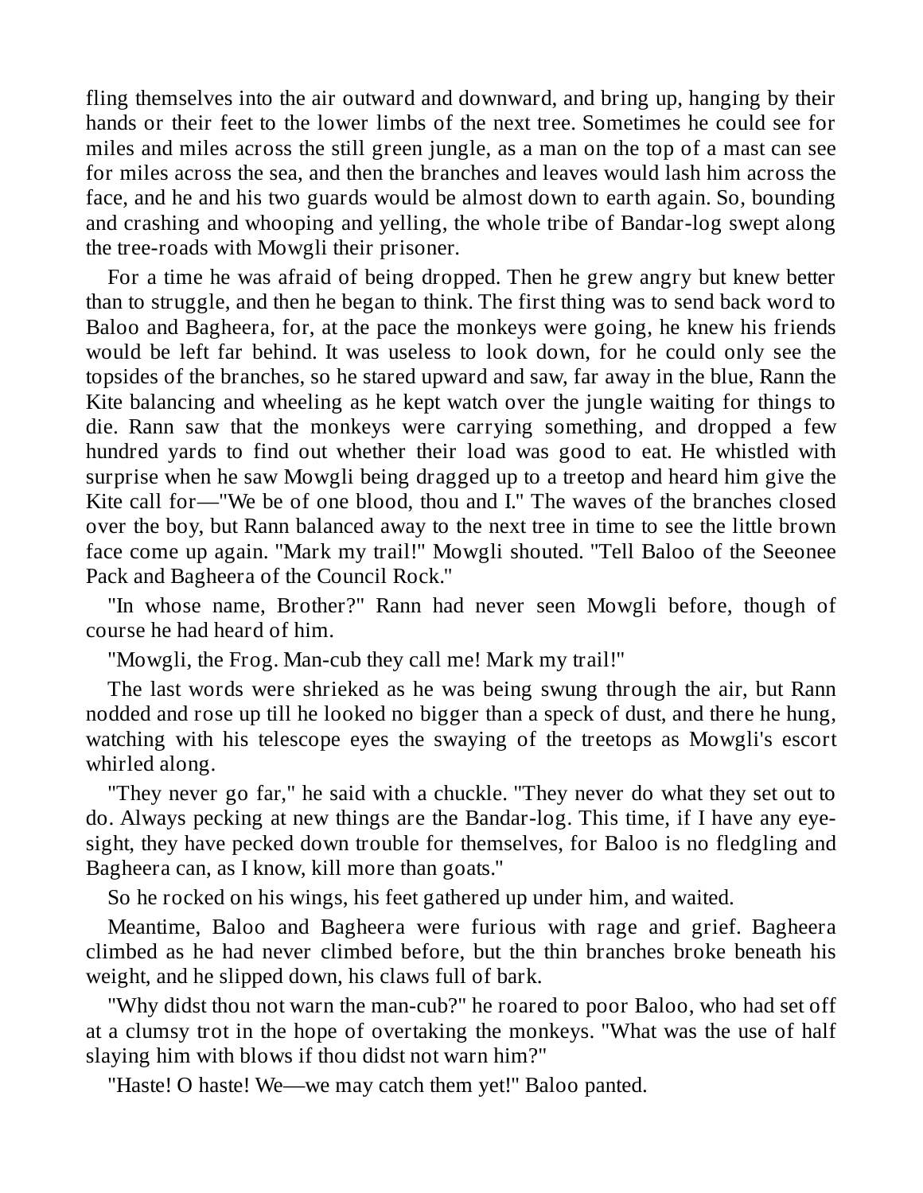fling themselves into the air outward and downward, and bring up, hanging by their hands or their feet to the lower limbs of the next tree. Sometimes he could see for miles and miles across the still green jungle, as a man on the top of a mast can see for miles across the sea, and then the branches and leaves would lash him across the face, and he and his two guards would be almost down to earth again. So, bounding and crashing and whooping and yelling, the whole tribe of Bandar-log swept along the tree-roads with Mowgli their prisoner.

For a time he was afraid of being dropped. Then he grew angry but knew better than to struggle, and then he began to think. The first thing was to send back word to Baloo and Bagheera, for, at the pace the monkeys were going, he knew his friends would be left far behind. It was useless to look down, for he could only see the topsides of the branches, so he stared upward and saw, far away in the blue, Rann the Kite balancing and wheeling as he kept watch over the jungle waiting for things to die. Rann saw that the monkeys were carrying something, and dropped a few hundred yards to find out whether their load was good to eat. He whistled with surprise when he saw Mowgli being dragged up to a treetop and heard him give the Kite call for—"We be of one blood, thou and I." The waves of the branches closed over the boy, but Rann balanced away to the next tree in time to see the little brown face come up again. "Mark my trail!" Mowgli shouted. "Tell Baloo of the Seeonee Pack and Bagheera of the Council Rock."

"In whose name, Brother?" Rann had never seen Mowgli before, though of course he had heard of him.

"Mowgli, the Frog. Man-cub they call me! Mark my trail!"

The last words were shrieked as he was being swung through the air, but Rann nodded and rose up till he looked no bigger than a speck of dust, and there he hung, watching with his telescope eyes the swaying of the treetops as Mowgli's escort whirled along.

"They never go far," he said with a chuckle. "They never do what they set out to do. Always pecking at new things are the Bandar-log. This time, if I have any eye-sight, they have pecked down trouble for themselves, for Baloo is no fledgling and Bagheera can, as I know, kill more than goats."

So he rocked on his wings, his feet gathered up under him, and waited.

Meantime, Baloo and Bagheera were furious with rage and grief. Bagheera climbed as he had never climbed before, but the thin branches broke beneath his weight, and he slipped down, his claws full of bark.

"Why didst thou not warn the man-cub?" he roared to poor Baloo, who had set off at a clumsy trot in the hope of overtaking the monkeys. "What was the use of half slaying him with blows if thou didst not warn him?"

"Haste! O haste! We—we may catch them yet!" Baloo panted.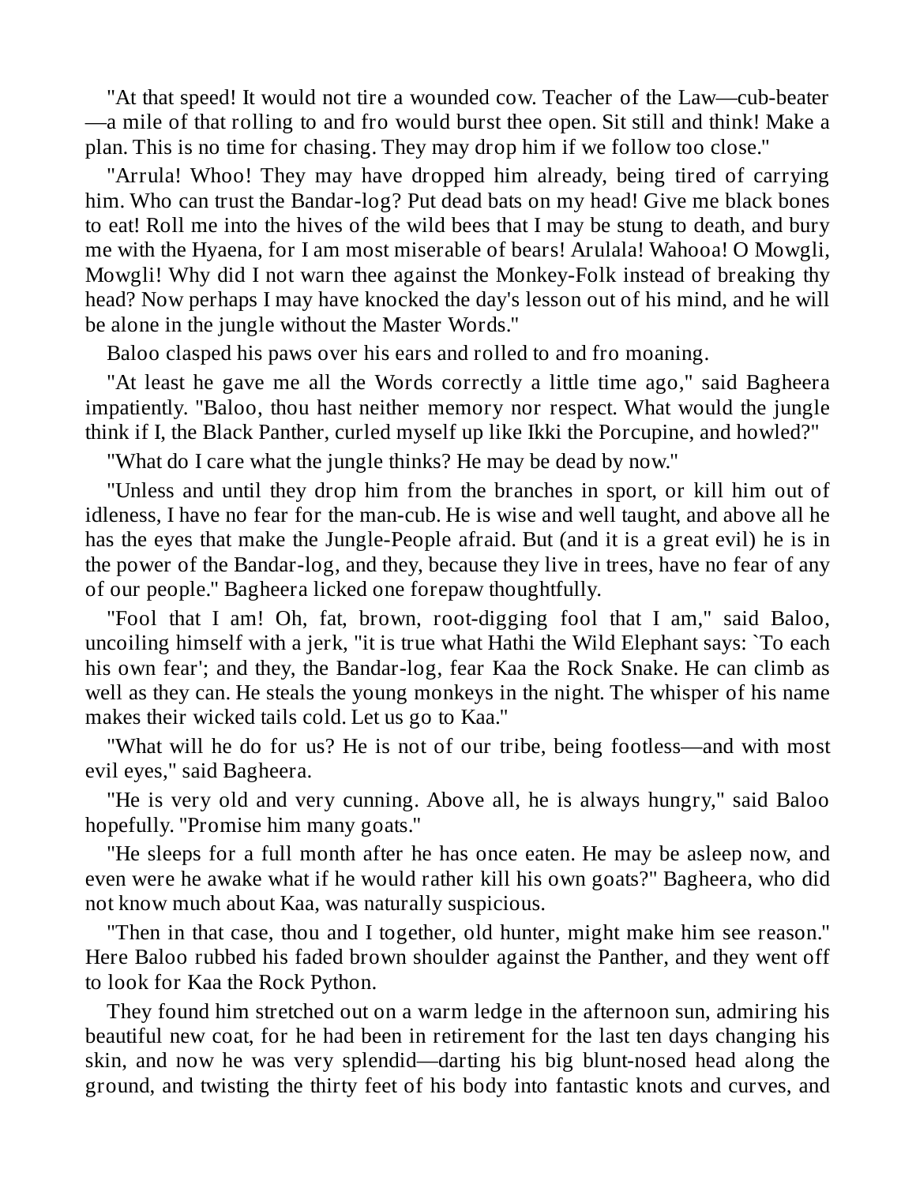"At that speed! It would not tire a wounded cow. Teacher of the Law—cub-beater—a mile of that rolling to and fro would burst thee open. Sit still and think! Make a plan. This is no time for chasing. They may drop him if we follow too close."

"Arrula! Whoo! They may have dropped him already, being tired of carrying him. Who can trust the Bandar-log? Put dead bats on my head! Give me black bones to eat! Roll me into the hives of the wild bees that I may be stung to death, and bury me with the Hyaena, for I am most miserable of bears! Arulala! Wahooa! O Mowgli, Mowgli! Why did I not warn thee against the Monkey-Folk instead of breaking thy head? Now perhaps I may have knocked the day's lesson out of his mind, and he will be alone in the jungle without the Master Words."

Baloo clasped his paws over his ears and rolled to and fro moaning.

"At least he gave me all the Words correctly a little time ago," said Bagheera impatiently. "Baloo, thou hast neither memory nor respect. What would the jungle think if I, the Black Panther, curled myself up like Ikki the Porcupine, and howled?"

"What do I care what the jungle thinks? He may be dead by now."

"Unless and until they drop him from the branches in sport, or kill him out of idleness, I have no fear for the man-cub. He is wise and well taught, and above all he has the eyes that make the Jungle-People afraid. But (and it is a great evil) he is in the power of the Bandar-log, and they, because they live in trees, have no fear of any of our people." Bagheera licked one forepaw thoughtfully.

"Fool that I am! Oh, fat, brown, root-digging fool that I am," said Baloo, uncoiling himself with a jerk, "it is true what Hathi the Wild Elephant says: `To each his own fear'; and they, the Bandar-log, fear Kaa the Rock Snake. He can climb as well as they can. He steals the young monkeys in the night. The whisper of his name makes their wicked tails cold. Let us go to Kaa."

"What will he do for us? He is not of our tribe, being footless—and with most evil eyes," said Bagheera.

"He is very old and very cunning. Above all, he is always hungry," said Baloo hopefully. "Promise him many goats."

"He sleeps for a full month after he has once eaten. He may be asleep now, and even were he awake what if he would rather kill his own goats?" Bagheera, who did not know much about Kaa, was naturally suspicious.

"Then in that case, thou and I together, old hunter, might make him see reason." Here Baloo rubbed his faded brown shoulder against the Panther, and they went off to look for Kaa the Rock Python.

They found him stretched out on a warm ledge in the afternoon sun, admiring his beautiful new coat, for he had been in retirement for the last ten days changing his skin, and now he was very splendid—darting his big blunt-nosed head along the ground, and twisting the thirty feet of his body into fantastic knots and curves, and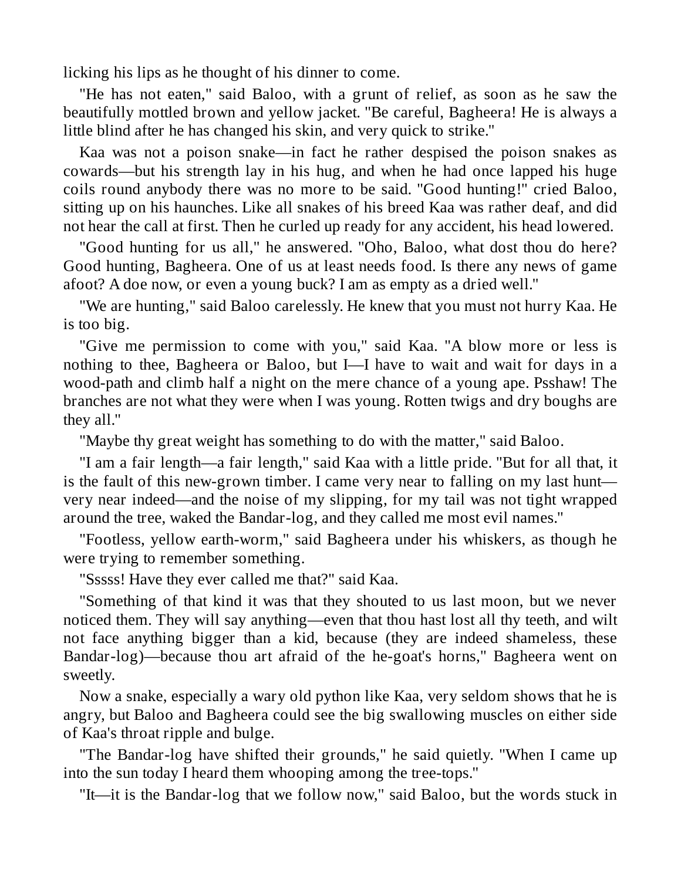licking his lips as he thought of his dinner to come.

"He has not eaten," said Baloo, with a grunt of relief, as soon as he saw the beautifully mottled brown and yellow jacket. "Be careful, Bagheera! He is always a little blind after he has changed his skin, and very quick to strike."

Kaa was not a poison snake—in fact he rather despised the poison snakes as cowards—but his strength lay in his hug, and when he had once lapped his huge coils round anybody there was no more to be said. "Good hunting!" cried Baloo, sitting up on his haunches. Like all snakes of his breed Kaa was rather deaf, and did not hear the call at first. Then he curled up ready for any accident, his head lowered.

"Good hunting for us all," he answered. "Oho, Baloo, what dost thou do here? Good hunting, Bagheera. One of us at least needs food. Is there any news of game afoot? A doe now, or even a young buck? I am as empty as a dried well."

"We are hunting," said Baloo carelessly. He knew that you must not hurry Kaa. He is too big.

"Give me permission to come with you," said Kaa. "A blow more or less is nothing to thee, Bagheera or Baloo, but I—I have to wait and wait for days in a wood-path and climb half a night on the mere chance of a young ape. Psshaw! The branches are not what they were when I was young. Rotten twigs and dry boughs are they all."

"Maybe thy great weight has something to do with the matter," said Baloo.

"I am a fair length—a fair length," said Kaa with a little pride. "But for all that, it is the fault of this new-grown timber. I came very near to falling on my last hunt—very near indeed—and the noise of my slipping, for my tail was not tight wrapped around the tree, waked the Bandar-log, and they called me most evil names."

"Footless, yellow earth-worm," said Bagheera under his whiskers, as though he were trying to remember something.

"Sssss! Have they ever called me that?" said Kaa.

"Something of that kind it was that they shouted to us last moon, but we never noticed them. They will say anything—even that thou hast lost all thy teeth, and wilt not face anything bigger than a kid, because (they are indeed shameless, these Bandar-log)—because thou art afraid of the he-goat's horns," Bagheera went on sweetly.

Now a snake, especially a wary old python like Kaa, very seldom shows that he is angry, but Baloo and Bagheera could see the big swallowing muscles on either side of Kaa's throat ripple and bulge.

"The Bandar-log have shifted their grounds," he said quietly. "When I came up into the sun today I heard them whooping among the tree-tops."

"It—it is the Bandar-log that we follow now," said Baloo, but the words stuck in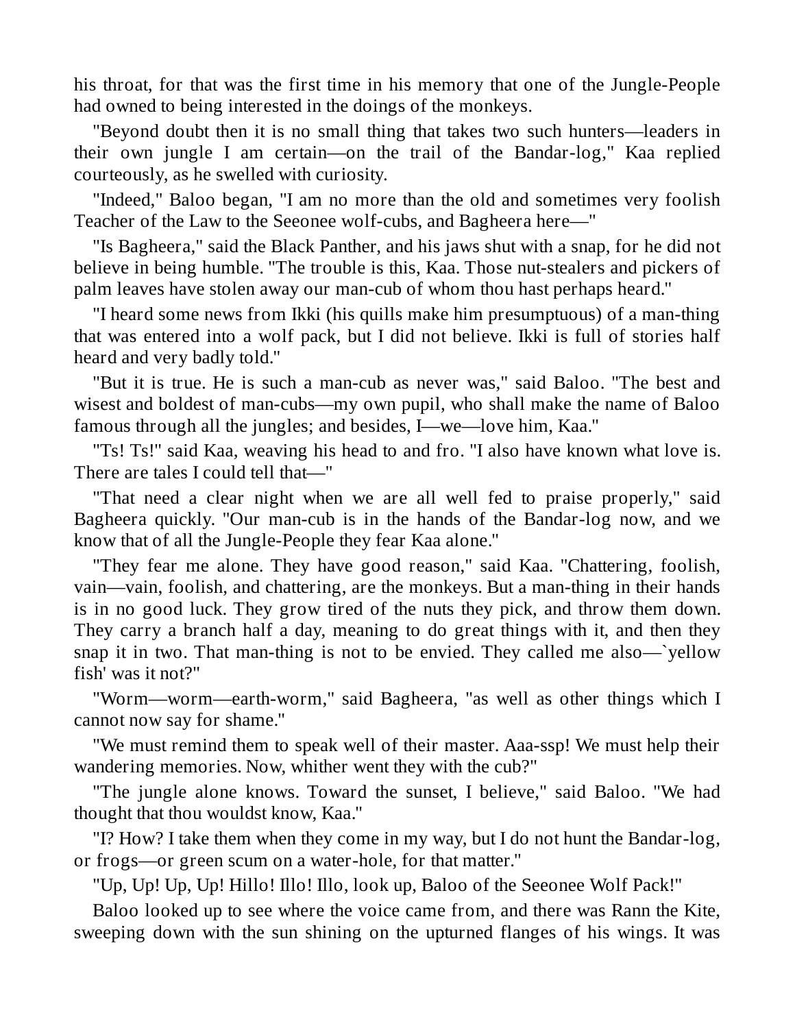his throat, for that was the first time in his memory that one of the Jungle-People had owned to being interested in the doings of the monkeys.

"Beyond doubt then it is no small thing that takes two such hunters—leaders in their own jungle I am certain—on the trail of the Bandar-log," Kaa replied courteously, as he swelled with curiosity.

"Indeed," Baloo began, "I am no more than the old and sometimes very foolish Teacher of the Law to the Seeonee wolf-cubs, and Bagheera here—"

"Is Bagheera," said the Black Panther, and his jaws shut with a snap, for he did not believe in being humble. "The trouble is this, Kaa. Those nut-stealers and pickers of palm leaves have stolen away our man-cub of whom thou hast perhaps heard."

"I heard some news from Ikki (his quills make him presumptuous) of a man-thing that was entered into a wolf pack, but I did not believe. Ikki is full of stories half heard and very badly told."

"But it is true. He is such a man-cub as never was," said Baloo. "The best and wisest and boldest of man-cubs—my own pupil, who shall make the name of Baloo famous through all the jungles; and besides, I—we—love him, Kaa."

"Ts! Ts!" said Kaa, weaving his head to and fro. "I also have known what love is. There are tales I could tell that—"

"That need a clear night when we are all well fed to praise properly," said Bagheera quickly. "Our man-cub is in the hands of the Bandar-log now, and we know that of all the Jungle-People they fear Kaa alone."

"They fear me alone. They have good reason," said Kaa. "Chattering, foolish, vain—vain, foolish, and chattering, are the monkeys. But a man-thing in their hands is in no good luck. They grow tired of the nuts they pick, and throw them down. They carry a branch half a day, meaning to do great things with it, and then they snap it in two. That man-thing is not to be envied. They called me also—`yellow fish' was it not?"

"Worm—worm—earth-worm," said Bagheera, "as well as other things which I cannot now say for shame."

"We must remind them to speak well of their master. Aaa-ssp! We must help their wandering memories. Now, whither went they with the cub?"

"The jungle alone knows. Toward the sunset, I believe," said Baloo. "We had thought that thou wouldst know, Kaa."

"I? How? I take them when they come in my way, but I do not hunt the Bandar-log, or frogs—or green scum on a water-hole, for that matter."

"Up, Up! Up, Up! Hillo! Illo! Illo, look up, Baloo of the Seeonee Wolf Pack!"

Baloo looked up to see where the voice came from, and there was Rann the Kite, sweeping down with the sun shining on the upturned flanges of his wings. It was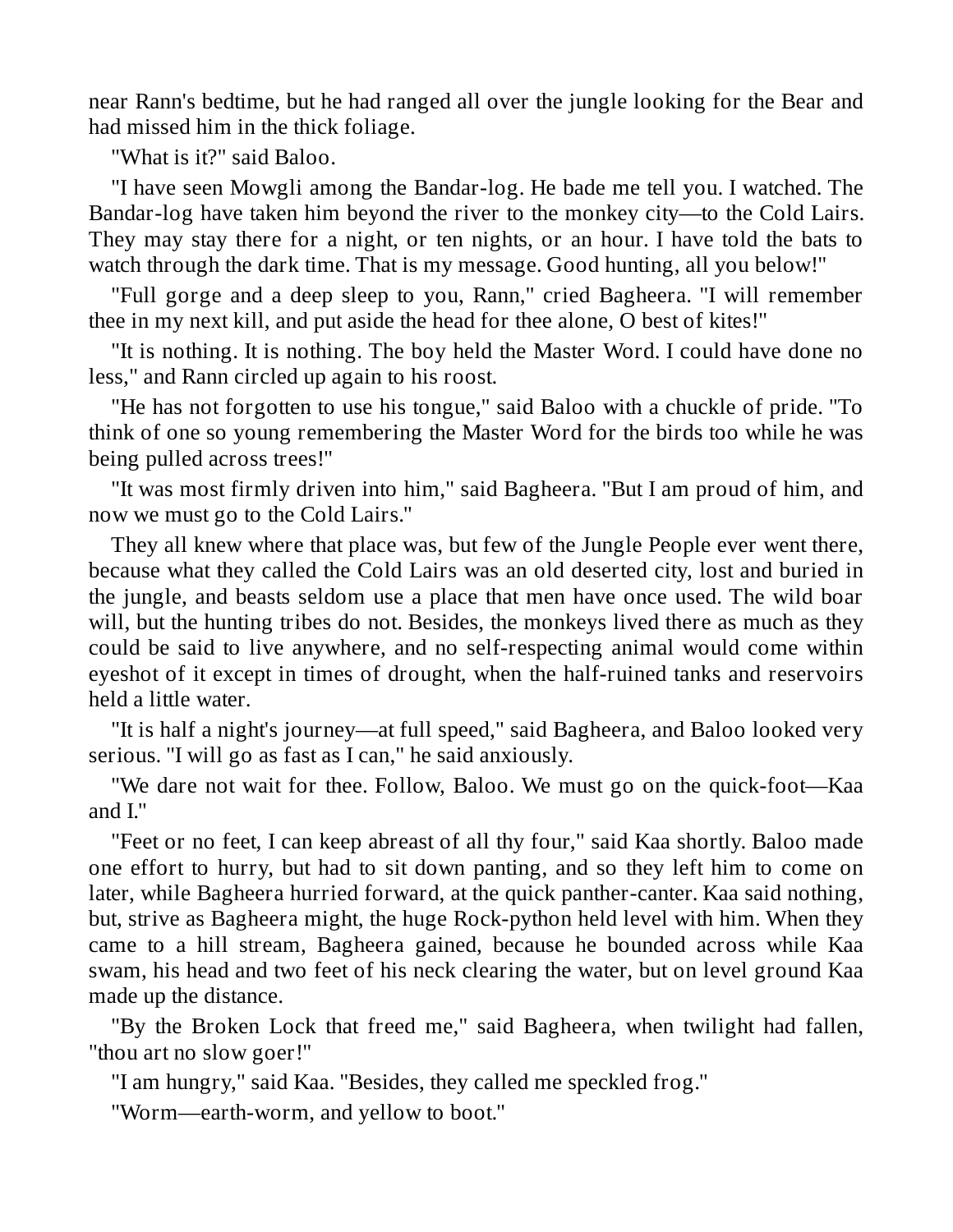near Rann's bedtime, but he had ranged all over the jungle looking for the Bear and had missed him in the thick foliage.

"What is it?" said Baloo.

"I have seen Mowgli among the Bandar-log. He bade me tell you. I watched. The Bandar-log have taken him beyond the river to the monkey city—to the Cold Lairs. They may stay there for a night, or ten nights, or an hour. I have told the bats to watch through the dark time. That is my message. Good hunting, all you below!"

"Full gorge and a deep sleep to you, Rann," cried Bagheera. "I will remember thee in my next kill, and put aside the head for thee alone, O best of kites!"

"It is nothing. It is nothing. The boy held the Master Word. I could have done no less," and Rann circled up again to his roost.

"He has not forgotten to use his tongue," said Baloo with a chuckle of pride. "To think of one so young remembering the Master Word for the birds too while he was being pulled across trees!"

"It was most firmly driven into him," said Bagheera. "But I am proud of him, and now we must go to the Cold Lairs."

They all knew where that place was, but few of the Jungle People ever went there, because what they called the Cold Lairs was an old deserted city, lost and buried in the jungle, and beasts seldom use a place that men have once used. The wild boar will, but the hunting tribes do not. Besides, the monkeys lived there as much as they could be said to live anywhere, and no self-respecting animal would come within eyeshot of it except in times of drought, when the half-ruined tanks and reservoirs held a little water.

"It is half a night's journey—at full speed," said Bagheera, and Baloo looked very serious. "I will go as fast as I can," he said anxiously.

"We dare not wait for thee. Follow, Baloo. We must go on the quick-foot—Kaa and I."

"Feet or no feet, I can keep abreast of all thy four," said Kaa shortly. Baloo made one effort to hurry, but had to sit down panting, and so they left him to come on later, while Bagheera hurried forward, at the quick panther-canter. Kaa said nothing, but, strive as Bagheera might, the huge Rock-python held level with him. When they came to a hill stream, Bagheera gained, because he bounded across while Kaa swam, his head and two feet of his neck clearing the water, but on level ground Kaa made up the distance.

"By the Broken Lock that freed me," said Bagheera, when twilight had fallen, "thou art no slow goer!"

"I am hungry," said Kaa. "Besides, they called me speckled frog."

"Worm—earth-worm, and yellow to boot."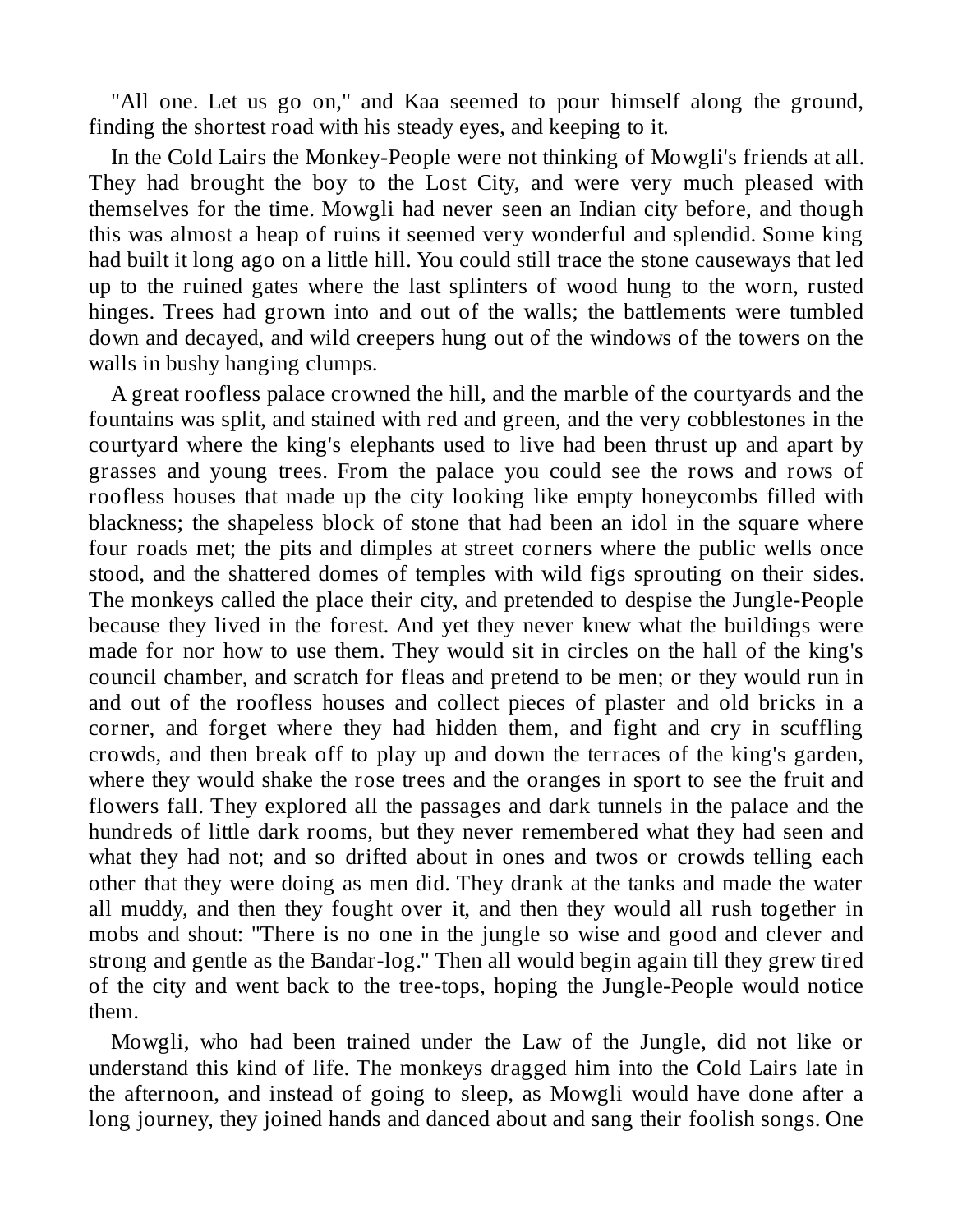"All one. Let us go on," and Kaa seemed to pour himself along the ground, finding the shortest road with his steady eyes, and keeping to it.

In the Cold Lairs the Monkey-People were not thinking of Mowgli's friends at all. They had brought the boy to the Lost City, and were very much pleased with themselves for the time. Mowgli had never seen an Indian city before, and though this was almost a heap of ruins it seemed very wonderful and splendid. Some king had built it long ago on a little hill. You could still trace the stone causeways that led up to the ruined gates where the last splinters of wood hung to the worn, rusted hinges. Trees had grown into and out of the walls; the battlements were tumbled down and decayed, and wild creepers hung out of the windows of the towers on the walls in bushy hanging clumps.

A great roofless palace crowned the hill, and the marble of the courtyards and the fountains was split, and stained with red and green, and the very cobblestones in the courtyard where the king's elephants used to live had been thrust up and apart by grasses and young trees. From the palace you could see the rows and rows of roofless houses that made up the city looking like empty honeycombs filled with blackness; the shapeless block of stone that had been an idol in the square where four roads met; the pits and dimples at street corners where the public wells once stood, and the shattered domes of temples with wild figs sprouting on their sides. The monkeys called the place their city, and pretended to despise the Jungle-People because they lived in the forest. And yet they never knew what the buildings were made for nor how to use them. They would sit in circles on the hall of the king's council chamber, and scratch for fleas and pretend to be men; or they would run in and out of the roofless houses and collect pieces of plaster and old bricks in a corner, and forget where they had hidden them, and fight and cry in scuffling crowds, and then break off to play up and down the terraces of the king's garden, where they would shake the rose trees and the oranges in sport to see the fruit and flowers fall. They explored all the passages and dark tunnels in the palace and the hundreds of little dark rooms, but they never remembered what they had seen and what they had not; and so drifted about in ones and twos or crowds telling each other that they were doing as men did. They drank at the tanks and made the water all muddy, and then they fought over it, and then they would all rush together in mobs and shout: "There is no one in the jungle so wise and good and clever and strong and gentle as the Bandar-log." Then all would begin again till they grew tired of the city and went back to the tree-tops, hoping the Jungle-People would notice them.

Mowgli, who had been trained under the Law of the Jungle, did not like or understand this kind of life. The monkeys dragged him into the Cold Lairs late in the afternoon, and instead of going to sleep, as Mowgli would have done after a long journey, they joined hands and danced about and sang their foolish songs. One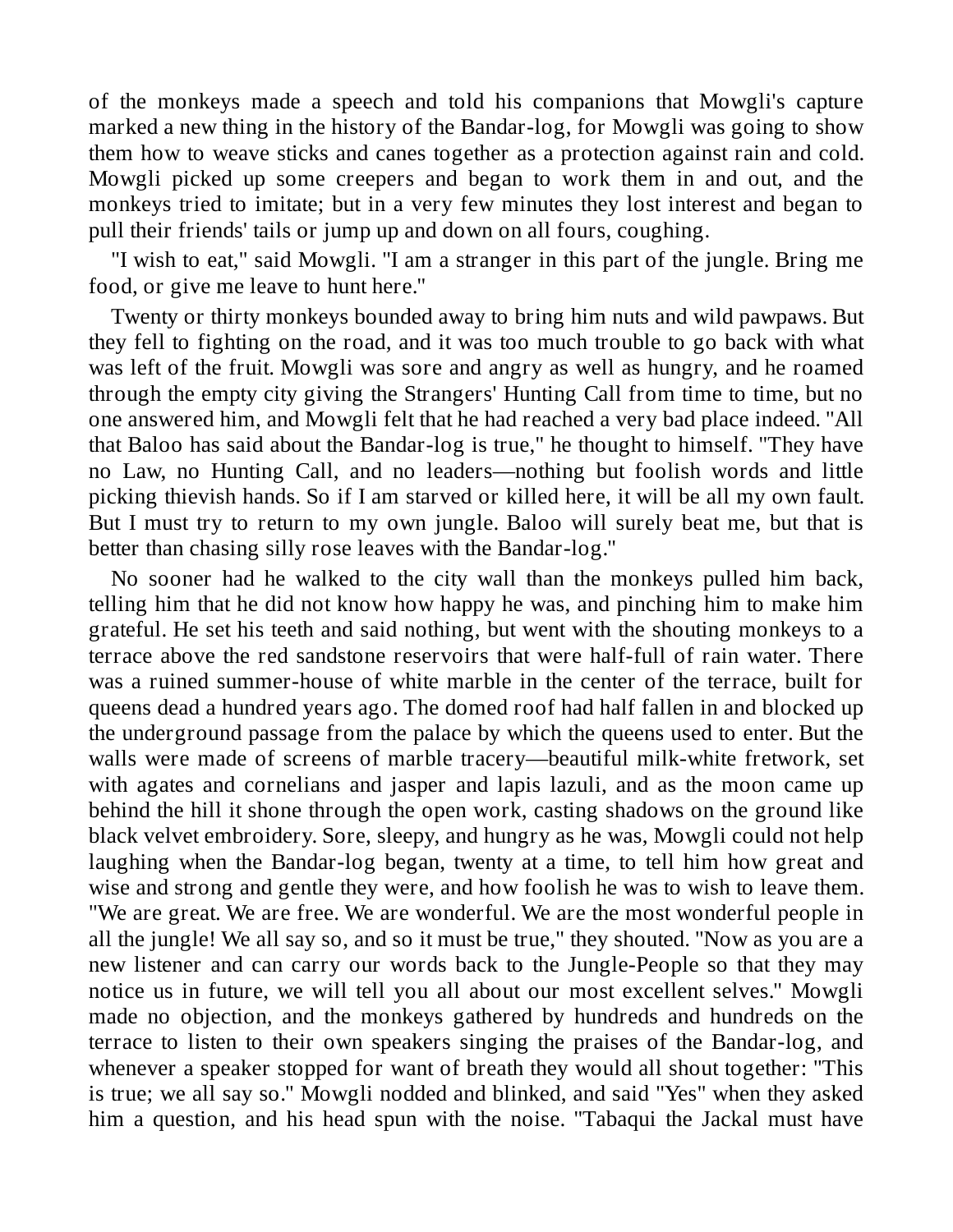of the monkeys made a speech and told his companions that Mowgli's capture marked a new thing in the history of the Bandar-log, for Mowgli was going to show them how to weave sticks and canes together as a protection against rain and cold. Mowgli picked up some creepers and began to work them in and out, and the monkeys tried to imitate; but in a very few minutes they lost interest and began to pull their friends' tails or jump up and down on all fours, coughing.

"I wish to eat," said Mowgli. "I am a stranger in this part of the jungle. Bring me food, or give me leave to hunt here."

Twenty or thirty monkeys bounded away to bring him nuts and wild pawpaws. But they fell to fighting on the road, and it was too much trouble to go back with what was left of the fruit. Mowgli was sore and angry as well as hungry, and he roamed through the empty city giving the Strangers' Hunting Call from time to time, but no one answered him, and Mowgli felt that he had reached a very bad place indeed. "All that Baloo has said about the Bandar-log is true," he thought to himself. "They have no Law, no Hunting Call, and no leaders—nothing but foolish words and little picking thievish hands. So if I am starved or killed here, it will be all my own fault. But I must try to return to my own jungle. Baloo will surely beat me, but that is better than chasing silly rose leaves with the Bandar-log."

No sooner had he walked to the city wall than the monkeys pulled him back, telling him that he did not know how happy he was, and pinching him to make him grateful. He set his teeth and said nothing, but went with the shouting monkeys to a terrace above the red sandstone reservoirs that were half-full of rain water. There was a ruined summer-house of white marble in the center of the terrace, built for queens dead a hundred years ago. The domed roof had half fallen in and blocked up the underground passage from the palace by which the queens used to enter. But the walls were made of screens of marble tracery—beautiful milk-white fretwork, set with agates and cornelians and jasper and lapis lazuli, and as the moon came up behind the hill it shone through the open work, casting shadows on the ground like black velvet embroidery. Sore, sleepy, and hungry as he was, Mowgli could not help laughing when the Bandar-log began, twenty at a time, to tell him how great and wise and strong and gentle they were, and how foolish he was to wish to leave them. "We are great. We are free. We are wonderful. We are the most wonderful people in all the jungle! We all say so, and so it must be true," they shouted. "Now as you are a new listener and can carry our words back to the Jungle-People so that they may notice us in future, we will tell you all about our most excellent selves." Mowgli made no objection, and the monkeys gathered by hundreds and hundreds on the terrace to listen to their own speakers singing the praises of the Bandar-log, and whenever a speaker stopped for want of breath they would all shout together: "This is true; we all say so." Mowgli nodded and blinked, and said "Yes" when they asked him a question, and his head spun with the noise. "Tabaqui the Jackal must have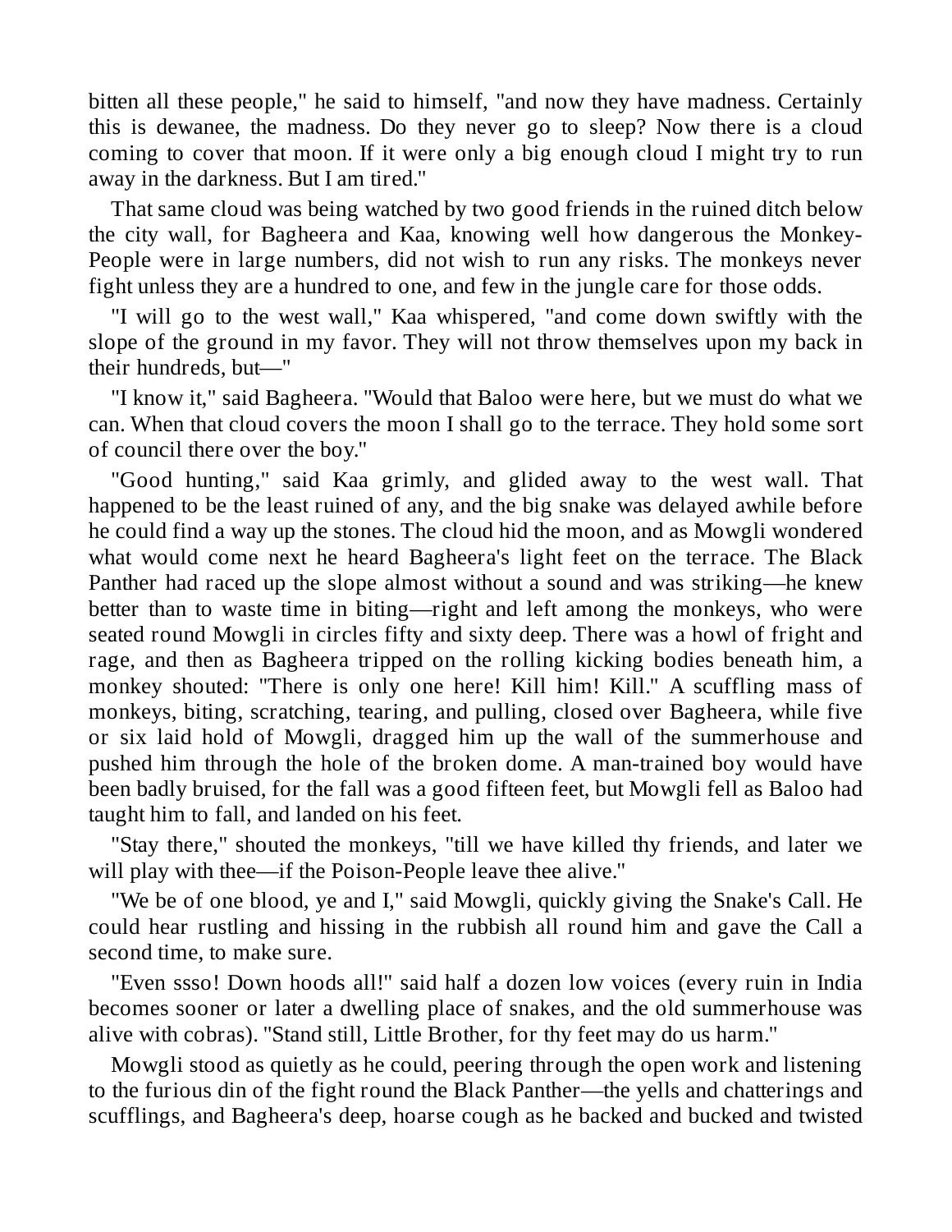bitten all these people," he said to himself, "and now they have madness. Certainly this is dewanee, the madness. Do they never go to sleep? Now there is a cloud coming to cover that moon. If it were only a big enough cloud I might try to run away in the darkness. But I am tired."

That same cloud was being watched by two good friends in the ruined ditch below the city wall, for Bagheera and Kaa, knowing well how dangerous the Monkey-People were in large numbers, did not wish to run any risks. The monkeys never fight unless they are a hundred to one, and few in the jungle care for those odds.

"I will go to the west wall," Kaa whispered, "and come down swiftly with the slope of the ground in my favor. They will not throw themselves upon my back in their hundreds, but—"

"I know it," said Bagheera. "Would that Baloo were here, but we must do what we can. When that cloud covers the moon I shall go to the terrace. They hold some sort of council there over the boy."

"Good hunting," said Kaa grimly, and glided away to the west wall. That happened to be the least ruined of any, and the big snake was delayed awhile before he could find a way up the stones. The cloud hid the moon, and as Mowgli wondered what would come next he heard Bagheera's light feet on the terrace. The Black Panther had raced up the slope almost without a sound and was striking—he knew better than to waste time in biting—right and left among the monkeys, who were seated round Mowgli in circles fifty and sixty deep. There was a howl of fright and rage, and then as Bagheera tripped on the rolling kicking bodies beneath him, a monkey shouted: "There is only one here! Kill him! Kill." A scuffling mass of monkeys, biting, scratching, tearing, and pulling, closed over Bagheera, while five or six laid hold of Mowgli, dragged him up the wall of the summerhouse and pushed him through the hole of the broken dome. A man-trained boy would have been badly bruised, for the fall was a good fifteen feet, but Mowgli fell as Baloo had taught him to fall, and landed on his feet.

"Stay there," shouted the monkeys, "till we have killed thy friends, and later we will play with thee—if the Poison-People leave thee alive."

"We be of one blood, ye and I," said Mowgli, quickly giving the Snake's Call. He could hear rustling and hissing in the rubbish all round him and gave the Call a second time, to make sure.

"Even ssso! Down hoods all!" said half a dozen low voices (every ruin in India becomes sooner or later a dwelling place of snakes, and the old summerhouse was alive with cobras). "Stand still, Little Brother, for thy feet may do us harm."

Mowgli stood as quietly as he could, peering through the open work and listening to the furious din of the fight round the Black Panther—the yells and chatterings and scufflings, and Bagheera's deep, hoarse cough as he backed and bucked and twisted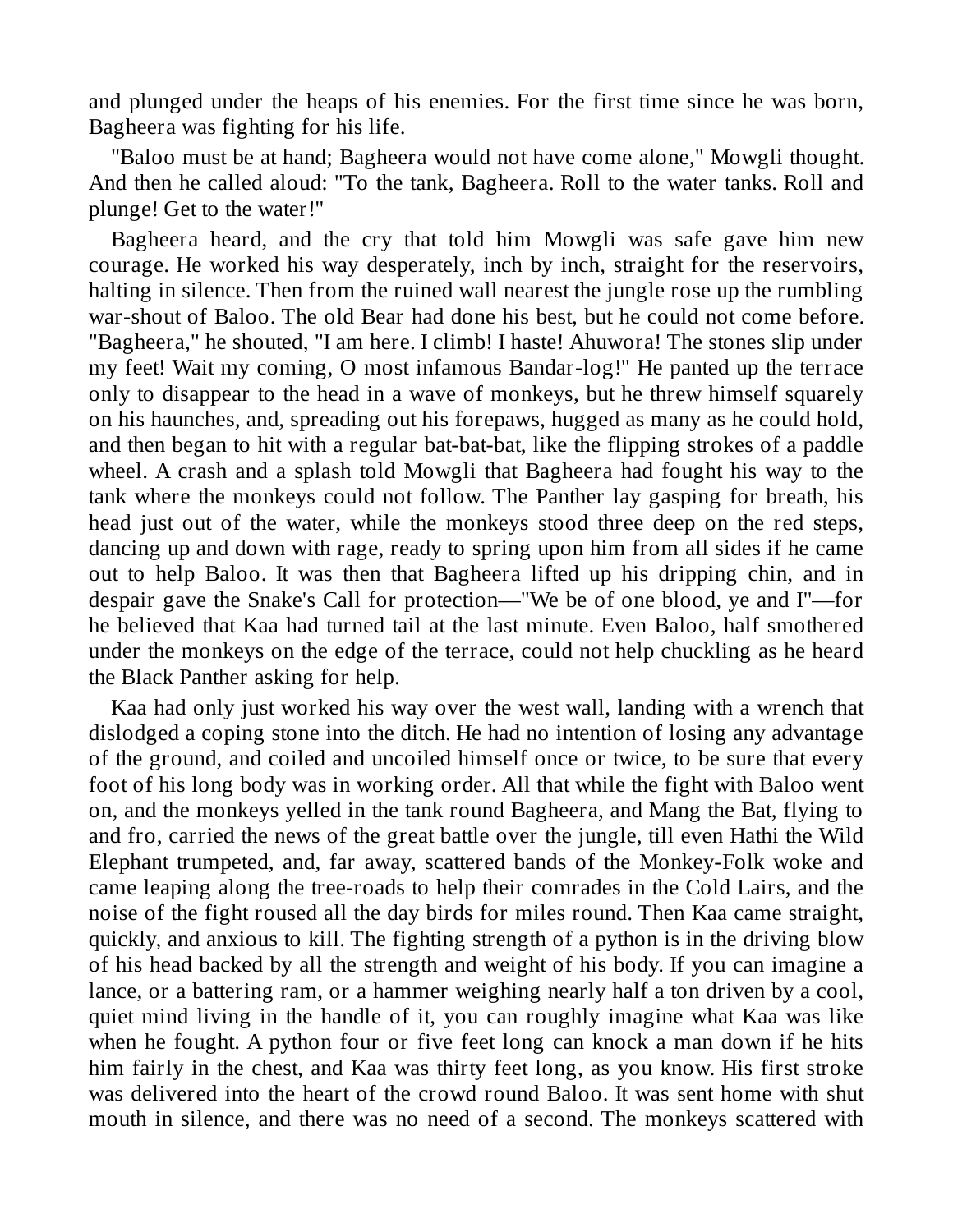and plunged under the heaps of his enemies. For the first time since he was born, Bagheera was fighting for his life.

"Baloo must be at hand; Bagheera would not have come alone," Mowgli thought. And then he called aloud: "To the tank, Bagheera. Roll to the water tanks. Roll and plunge! Get to the water!"

Bagheera heard, and the cry that told him Mowgli was safe gave him new courage. He worked his way desperately, inch by inch, straight for the reservoirs, halting in silence. Then from the ruined wall nearest the jungle rose up the rumbling war-shout of Baloo. The old Bear had done his best, but he could not come before. "Bagheera," he shouted, "I am here. I climb! I haste! Ahuwora! The stones slip under my feet! Wait my coming, O most infamous Bandar-log!" He panted up the terrace only to disappear to the head in a wave of monkeys, but he threw himself squarely on his haunches, and, spreading out his forepaws, hugged as many as he could hold, and then began to hit with a regular bat-bat-bat, like the flipping strokes of a paddle wheel. A crash and a splash told Mowgli that Bagheera had fought his way to the tank where the monkeys could not follow. The Panther lay gasping for breath, his head just out of the water, while the monkeys stood three deep on the red steps, dancing up and down with rage, ready to spring upon him from all sides if he came out to help Baloo. It was then that Bagheera lifted up his dripping chin, and in despair gave the Snake's Call for protection—"We be of one blood, ye and I"—for he believed that Kaa had turned tail at the last minute. Even Baloo, half smothered under the monkeys on the edge of the terrace, could not help chuckling as he heard the Black Panther asking for help.

Kaa had only just worked his way over the west wall, landing with a wrench that dislodged a coping stone into the ditch. He had no intention of losing any advantage of the ground, and coiled and uncoiled himself once or twice, to be sure that every foot of his long body was in working order. All that while the fight with Baloo went on, and the monkeys yelled in the tank round Bagheera, and Mang the Bat, flying to and fro, carried the news of the great battle over the jungle, till even Hathi the Wild Elephant trumpeted, and, far away, scattered bands of the Monkey-Folk woke and came leaping along the tree-roads to help their comrades in the Cold Lairs, and the noise of the fight roused all the day birds for miles round. Then Kaa came straight, quickly, and anxious to kill. The fighting strength of a python is in the driving blow of his head backed by all the strength and weight of his body. If you can imagine a lance, or a battering ram, or a hammer weighing nearly half a ton driven by a cool, quiet mind living in the handle of it, you can roughly imagine what Kaa was like when he fought. A python four or five feet long can knock a man down if he hits him fairly in the chest, and Kaa was thirty feet long, as you know. His first stroke was delivered into the heart of the crowd round Baloo. It was sent home with shut mouth in silence, and there was no need of a second. The monkeys scattered with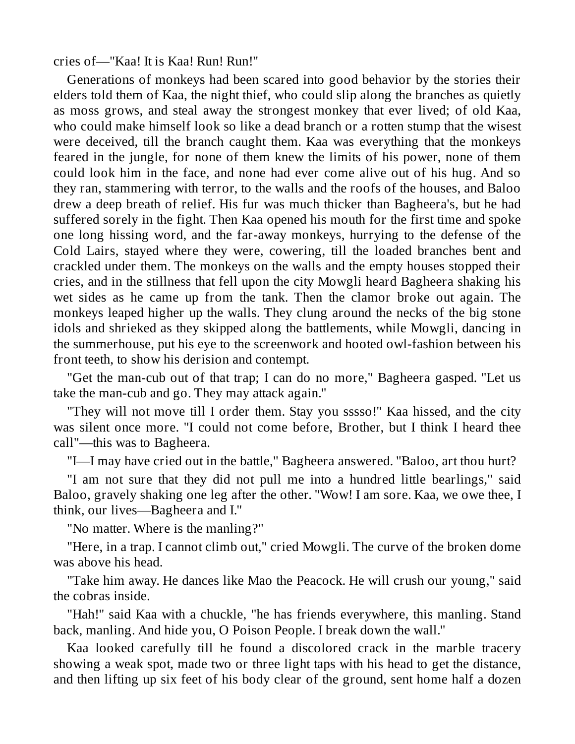cries of—"Kaa! It is Kaa! Run! Run!"

Generations of monkeys had been scared into good behavior by the stories their elders told them of Kaa, the night thief, who could slip along the branches as quietly as moss grows, and steal away the strongest monkey that ever lived; of old Kaa, who could make himself look so like a dead branch or a rotten stump that the wisest were deceived, till the branch caught them. Kaa was everything that the monkeys feared in the jungle, for none of them knew the limits of his power, none of them could look him in the face, and none had ever come alive out of his hug. And so they ran, stammering with terror, to the walls and the roofs of the houses, and Baloo drew a deep breath of relief. His fur was much thicker than Bagheera's, but he had suffered sorely in the fight. Then Kaa opened his mouth for the first time and spoke one long hissing word, and the far-away monkeys, hurrying to the defense of the Cold Lairs, stayed where they were, cowering, till the loaded branches bent and crackled under them. The monkeys on the walls and the empty houses stopped their cries, and in the stillness that fell upon the city Mowgli heard Bagheera shaking his wet sides as he came up from the tank. Then the clamor broke out again. The monkeys leaped higher up the walls. They clung around the necks of the big stone idols and shrieked as they skipped along the battlements, while Mowgli, dancing in the summerhouse, put his eye to the screenwork and hooted owl-fashion between his front teeth, to show his derision and contempt.

"Get the man-cub out of that trap; I can do no more," Bagheera gasped. "Let us take the man-cub and go. They may attack again."

"They will not move till I order them. Stay you sssso!" Kaa hissed, and the city was silent once more. "I could not come before, Brother, but I think I heard thee call"—this was to Bagheera.

"I—I may have cried out in the battle," Bagheera answered. "Baloo, art thou hurt?

"I am not sure that they did not pull me into a hundred little bearlings," said Baloo, gravely shaking one leg after the other. "Wow! I am sore. Kaa, we owe thee, I think, our lives—Bagheera and I."

"No matter. Where is the manling?"

"Here, in a trap. I cannot climb out," cried Mowgli. The curve of the broken dome was above his head.

"Take him away. He dances like Mao the Peacock. He will crush our young," said the cobras inside.

"Hah!" said Kaa with a chuckle, "he has friends everywhere, this manling. Stand back, manling. And hide you, O Poison People. I break down the wall."

Kaa looked carefully till he found a discolored crack in the marble tracery showing a weak spot, made two or three light taps with his head to get the distance, and then lifting up six feet of his body clear of the ground, sent home half a dozen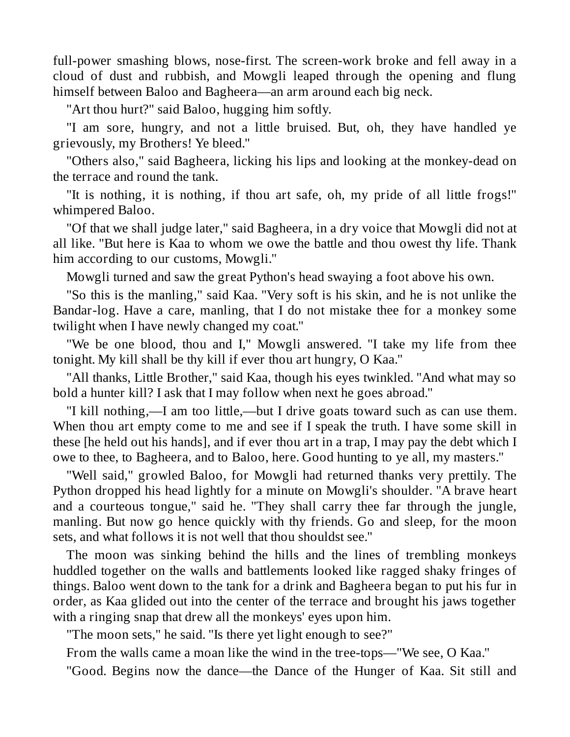full-power smashing blows, nose-first. The screen-work broke and fell away in a cloud of dust and rubbish, and Mowgli leaped through the opening and flung himself between Baloo and Bagheera—an arm around each big neck.

"Art thou hurt?" said Baloo, hugging him softly.

"I am sore, hungry, and not a little bruised. But, oh, they have handled ye grievously, my Brothers! Ye bleed."

"Others also," said Bagheera, licking his lips and looking at the monkey-dead on the terrace and round the tank.

"It is nothing, it is nothing, if thou art safe, oh, my pride of all little frogs!" whimpered Baloo.

"Of that we shall judge later," said Bagheera, in a dry voice that Mowgli did not at all like. "But here is Kaa to whom we owe the battle and thou owest thy life. Thank him according to our customs, Mowgli."

Mowgli turned and saw the great Python's head swaying a foot above his own.

"So this is the manling," said Kaa. "Very soft is his skin, and he is not unlike the Bandar-log. Have a care, manling, that I do not mistake thee for a monkey some twilight when I have newly changed my coat."

"We be one blood, thou and I," Mowgli answered. "I take my life from thee tonight. My kill shall be thy kill if ever thou art hungry, O Kaa."

"All thanks, Little Brother," said Kaa, though his eyes twinkled. "And what may so bold a hunter kill? I ask that I may follow when next he goes abroad."

"I kill nothing,—I am too little,—but I drive goats toward such as can use them. When thou art empty come to me and see if I speak the truth. I have some skill in these [he held out his hands], and if ever thou art in a trap, I may pay the debt which I owe to thee, to Bagheera, and to Baloo, here. Good hunting to ye all, my masters."

"Well said," growled Baloo, for Mowgli had returned thanks very prettily. The Python dropped his head lightly for a minute on Mowgli's shoulder. "A brave heart and a courteous tongue," said he. "They shall carry thee far through the jungle, manling. But now go hence quickly with thy friends. Go and sleep, for the moon sets, and what follows it is not well that thou shouldst see."

The moon was sinking behind the hills and the lines of trembling monkeys huddled together on the walls and battlements looked like ragged shaky fringes of things. Baloo went down to the tank for a drink and Bagheera began to put his fur in order, as Kaa glided out into the center of the terrace and brought his jaws together with a ringing snap that drew all the monkeys' eyes upon him.

"The moon sets," he said. "Is there yet light enough to see?"

From the walls came a moan like the wind in the tree-tops—"We see, O Kaa."

"Good. Begins now the dance—the Dance of the Hunger of Kaa. Sit still and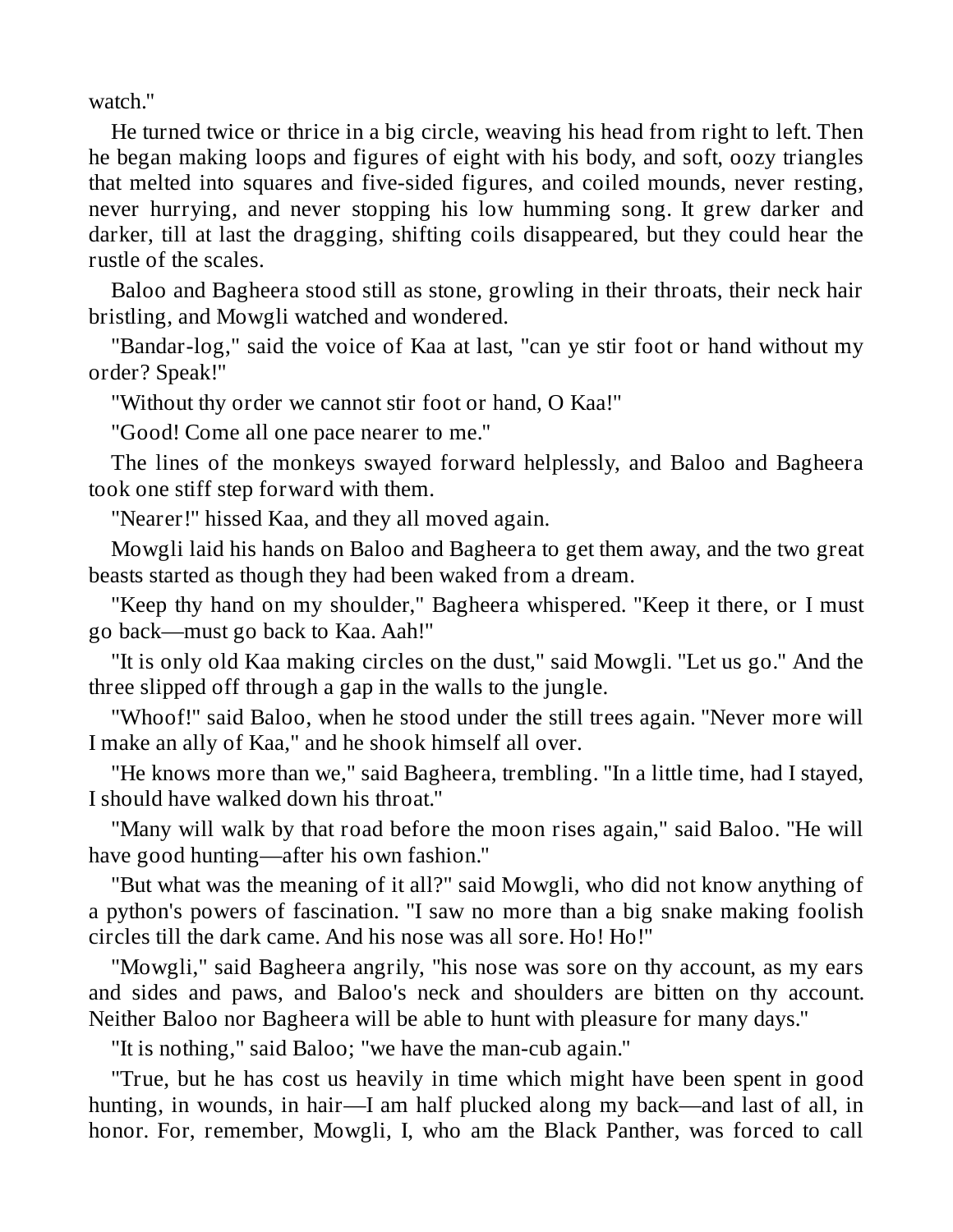watch."

He turned twice or thrice in a big circle, weaving his head from right to left. Then he began making loops and figures of eight with his body, and soft, oozy triangles that melted into squares and five-sided figures, and coiled mounds, never resting, never hurrying, and never stopping his low humming song. It grew darker and darker, till at last the dragging, shifting coils disappeared, but they could hear the rustle of the scales.

Baloo and Bagheera stood still as stone, growling in their throats, their neck hair bristling, and Mowgli watched and wondered.

"Bandar-log," said the voice of Kaa at last, "can ye stir foot or hand without my order? Speak!"

"Without thy order we cannot stir foot or hand, O Kaa!"

"Good! Come all one pace nearer to me."

The lines of the monkeys swayed forward helplessly, and Baloo and Bagheera took one stiff step forward with them.

"Nearer!" hissed Kaa, and they all moved again.

Mowgli laid his hands on Baloo and Bagheera to get them away, and the two great beasts started as though they had been waked from a dream.

"Keep thy hand on my shoulder," Bagheera whispered. "Keep it there, or I must go back—must go back to Kaa. Aah!"

"It is only old Kaa making circles on the dust," said Mowgli. "Let us go." And the three slipped off through a gap in the walls to the jungle.

"Whoof!" said Baloo, when he stood under the still trees again. "Never more will I make an ally of Kaa," and he shook himself all over.

"He knows more than we," said Bagheera, trembling. "In a little time, had I stayed, I should have walked down his throat."

"Many will walk by that road before the moon rises again," said Baloo. "He will have good hunting—after his own fashion."

"But what was the meaning of it all?" said Mowgli, who did not know anything of a python's powers of fascination. "I saw no more than a big snake making foolish circles till the dark came. And his nose was all sore. Ho! Ho!"

"Mowgli," said Bagheera angrily, "his nose was sore on thy account, as my ears and sides and paws, and Baloo's neck and shoulders are bitten on thy account. Neither Baloo nor Bagheera will be able to hunt with pleasure for many days."

"It is nothing," said Baloo; "we have the man-cub again."

"True, but he has cost us heavily in time which might have been spent in good hunting, in wounds, in hair—I am half plucked along my back—and last of all, in honor. For, remember, Mowgli, I, who am the Black Panther, was forced to call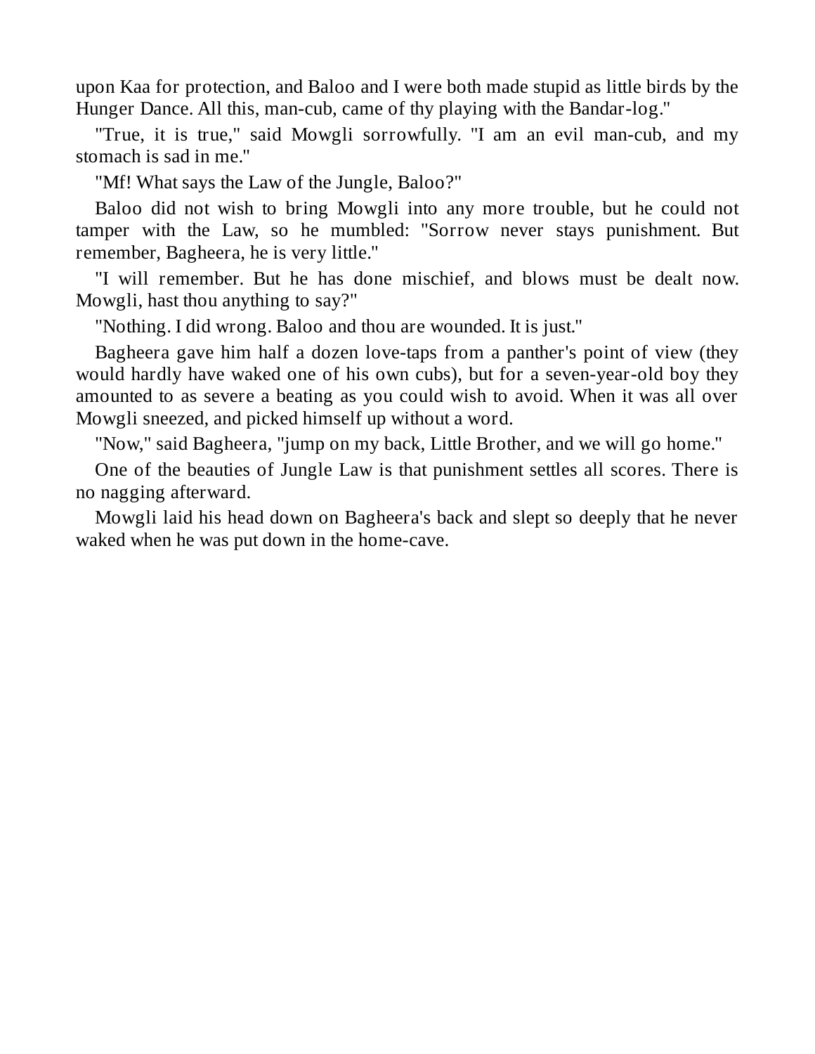upon Kaa for protection, and Baloo and I were both made stupid as little birds by the Hunger Dance. All this, man-cub, came of thy playing with the Bandar-log."

"True, it is true," said Mowgli sorrowfully. "I am an evil man-cub, and my stomach is sad in me."

"Mf! What says the Law of the Jungle, Baloo?"

Baloo did not wish to bring Mowgli into any more trouble, but he could not tamper with the Law, so he mumbled: "Sorrow never stays punishment. But remember, Bagheera, he is very little."

"I will remember. But he has done mischief, and blows must be dealt now. Mowgli, hast thou anything to say?"

"Nothing. I did wrong. Baloo and thou are wounded. It is just."

Bagheera gave him half a dozen love-taps from a panther's point of view (they would hardly have waked one of his own cubs), but for a seven-year-old boy they amounted to as severe a beating as you could wish to avoid. When it was all over Mowgli sneezed, and picked himself up without a word.

"Now," said Bagheera, "jump on my back, Little Brother, and we will go home."

One of the beauties of Jungle Law is that punishment settles all scores. There is no nagging afterward.

Mowgli laid his head down on Bagheera's back and slept so deeply that he never waked when he was put down in the home-cave.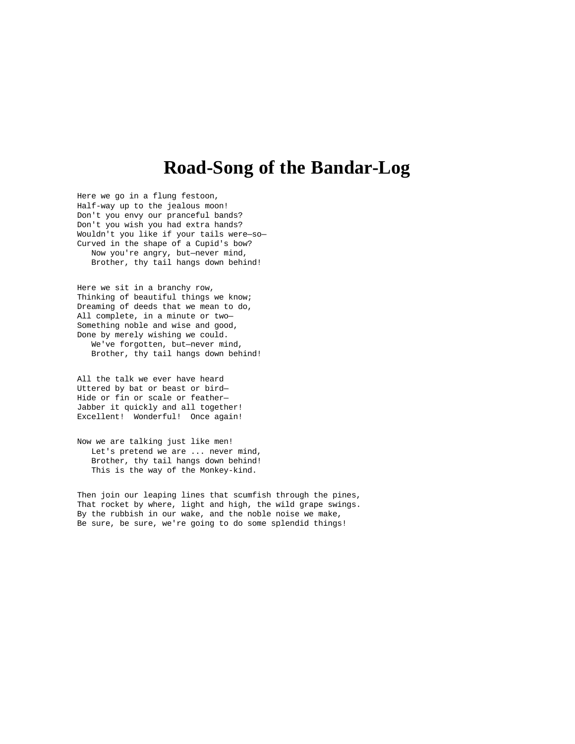# Road-Song of the Bandar-Log

Here we go in a flung festoon,  
Half-way up to the jealous moon!  
Don't you envy our pranceful bands?  
Don't you wish you had extra hands?  
Wouldn't you like if your tails were—so—  
Curved in the shape of a Cupid's bow?  
   Now you're angry, but—never mind,  
   Brother, thy tail hangs down behind!

Here we sit in a branchy row,  
Thinking of beautiful things we know;  
Dreaming of deeds that we mean to do,  
All complete, in a minute or two—  
Something noble and wise and good,  
Done by merely wishing we could.  
   We've forgotten, but—never mind,  
   Brother, thy tail hangs down behind!

All the talk we ever have heard  
Uttered by bat or beast or bird—  
Hide or fin or scale or feather—  
Jabber it quickly and all together!  
Excellent!  Wonderful!  Once again!

Now we are talking just like men!  
   Let's pretend we are ... never mind,  
   Brother, thy tail hangs down behind!  
   This is the way of the Monkey-kind.

Then join our leaping lines that scumfish through the pines,  
That rocket by where, light and high, the wild grape swings.  
By the rubbish in our wake, and the noble noise we make,  
Be sure, be sure, we're going to do some splendid things!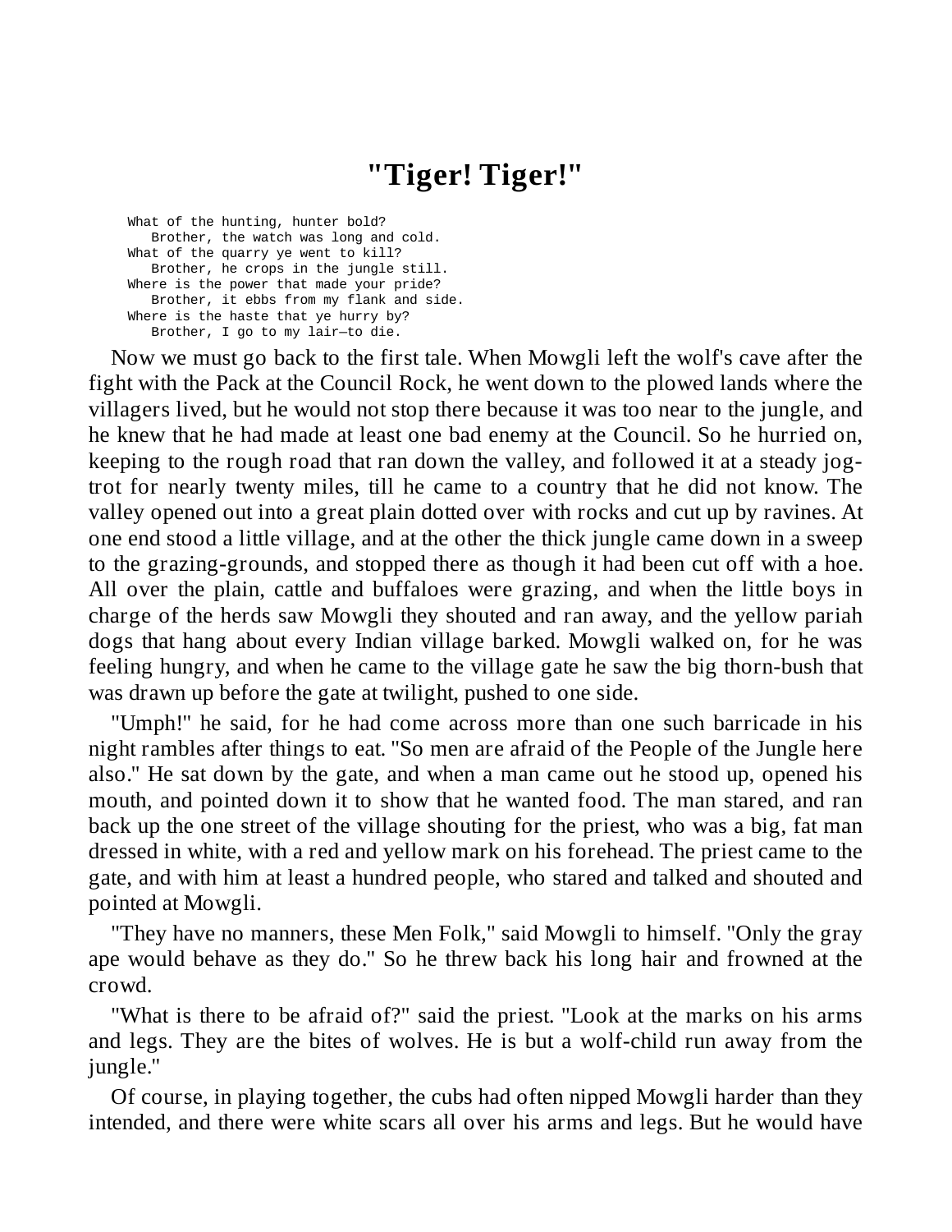# "Tiger! Tiger!"

```
What of the hunting, hunter bold?
   Brother, the watch was long and cold.
What of the quarry ye went to kill?
   Brother, he crops in the jungle still.
Where is the power that made your pride?
   Brother, it ebbs from my flank and side.
Where is the haste that ye hurry by?
   Brother, I go to my lair—to die.
```

Now we must go back to the first tale. When Mowgli left the wolf's cave after the fight with the Pack at the Council Rock, he went down to the plowed lands where the villagers lived, but he would not stop there because it was too near to the jungle, and he knew that he had made at least one bad enemy at the Council. So he hurried on, keeping to the rough road that ran down the valley, and followed it at a steady jog-trot for nearly twenty miles, till he came to a country that he did not know. The valley opened out into a great plain dotted over with rocks and cut up by ravines. At one end stood a little village, and at the other the thick jungle came down in a sweep to the grazing-grounds, and stopped there as though it had been cut off with a hoe. All over the plain, cattle and buffaloes were grazing, and when the little boys in charge of the herds saw Mowgli they shouted and ran away, and the yellow pariah dogs that hang about every Indian village barked. Mowgli walked on, for he was feeling hungry, and when he came to the village gate he saw the big thorn-bush that was drawn up before the gate at twilight, pushed to one side.

"Umph!" he said, for he had come across more than one such barricade in his night rambles after things to eat. "So men are afraid of the People of the Jungle here also." He sat down by the gate, and when a man came out he stood up, opened his mouth, and pointed down it to show that he wanted food. The man stared, and ran back up the one street of the village shouting for the priest, who was a big, fat man dressed in white, with a red and yellow mark on his forehead. The priest came to the gate, and with him at least a hundred people, who stared and talked and shouted and pointed at Mowgli.

"They have no manners, these Men Folk," said Mowgli to himself. "Only the gray ape would behave as they do." So he threw back his long hair and frowned at the crowd.

"What is there to be afraid of?" said the priest. "Look at the marks on his arms and legs. They are the bites of wolves. He is but a wolf-child run away from the jungle."

Of course, in playing together, the cubs had often nipped Mowgli harder than they intended, and there were white scars all over his arms and legs. But he would have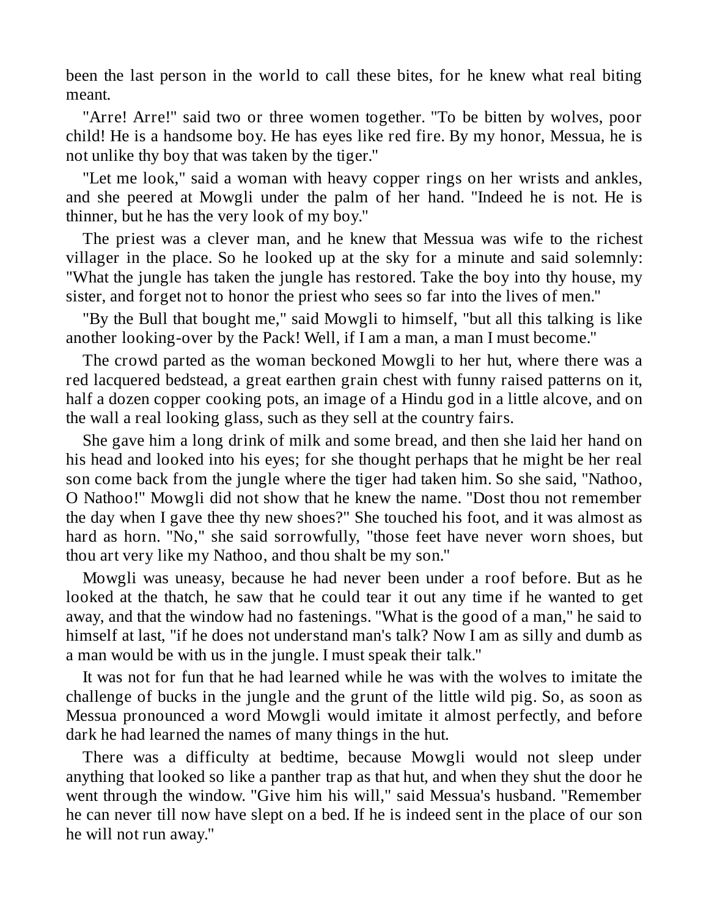been the last person in the world to call these bites, for he knew what real biting meant.

"Arre! Arre!" said two or three women together. "To be bitten by wolves, poor child! He is a handsome boy. He has eyes like red fire. By my honor, Messua, he is not unlike thy boy that was taken by the tiger."

"Let me look," said a woman with heavy copper rings on her wrists and ankles, and she peered at Mowgli under the palm of her hand. "Indeed he is not. He is thinner, but he has the very look of my boy."

The priest was a clever man, and he knew that Messua was wife to the richest villager in the place. So he looked up at the sky for a minute and said solemnly: "What the jungle has taken the jungle has restored. Take the boy into thy house, my sister, and forget not to honor the priest who sees so far into the lives of men."

"By the Bull that bought me," said Mowgli to himself, "but all this talking is like another looking-over by the Pack! Well, if I am a man, a man I must become."

The crowd parted as the woman beckoned Mowgli to her hut, where there was a red lacquered bedstead, a great earthen grain chest with funny raised patterns on it, half a dozen copper cooking pots, an image of a Hindu god in a little alcove, and on the wall a real looking glass, such as they sell at the country fairs.

She gave him a long drink of milk and some bread, and then she laid her hand on his head and looked into his eyes; for she thought perhaps that he might be her real son come back from the jungle where the tiger had taken him. So she said, "Nathoo, O Nathoo!" Mowgli did not show that he knew the name. "Dost thou not remember the day when I gave thee thy new shoes?" She touched his foot, and it was almost as hard as horn. "No," she said sorrowfully, "those feet have never worn shoes, but thou art very like my Nathoo, and thou shalt be my son."

Mowgli was uneasy, because he had never been under a roof before. But as he looked at the thatch, he saw that he could tear it out any time if he wanted to get away, and that the window had no fastenings. "What is the good of a man," he said to himself at last, "if he does not understand man's talk? Now I am as silly and dumb as a man would be with us in the jungle. I must speak their talk."

It was not for fun that he had learned while he was with the wolves to imitate the challenge of bucks in the jungle and the grunt of the little wild pig. So, as soon as Messua pronounced a word Mowgli would imitate it almost perfectly, and before dark he had learned the names of many things in the hut.

There was a difficulty at bedtime, because Mowgli would not sleep under anything that looked so like a panther trap as that hut, and when they shut the door he went through the window. "Give him his will," said Messua's husband. "Remember he can never till now have slept on a bed. If he is indeed sent in the place of our son he will not run away."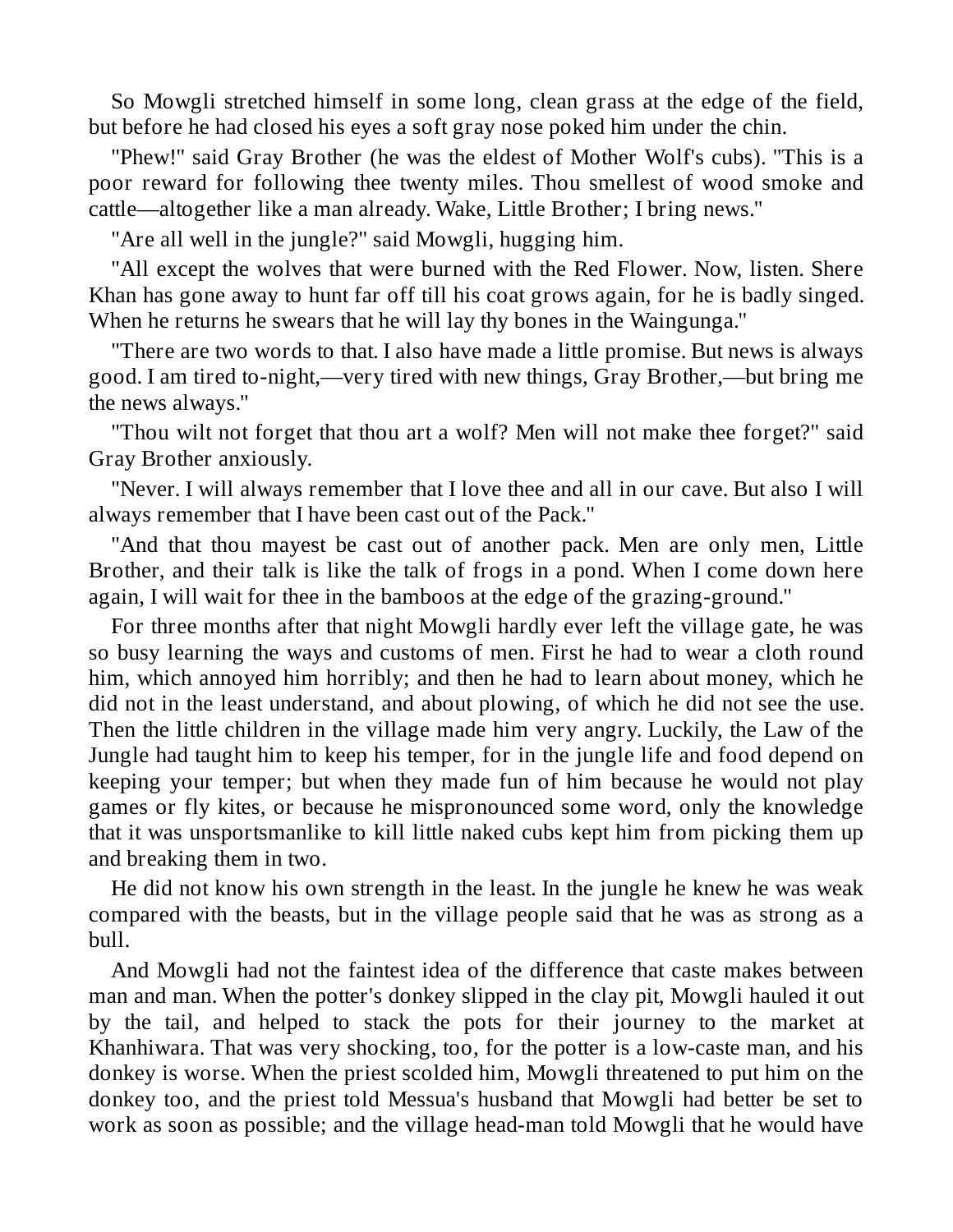So Mowgli stretched himself in some long, clean grass at the edge of the field, but before he had closed his eyes a soft gray nose poked him under the chin.

"Phew!" said Gray Brother (he was the eldest of Mother Wolf's cubs). "This is a poor reward for following thee twenty miles. Thou smellest of wood smoke and cattle—altogether like a man already. Wake, Little Brother; I bring news."

"Are all well in the jungle?" said Mowgli, hugging him.

"All except the wolves that were burned with the Red Flower. Now, listen. Shere Khan has gone away to hunt far off till his coat grows again, for he is badly singed. When he returns he swears that he will lay thy bones in the Waingunga."

"There are two words to that. I also have made a little promise. But news is always good. I am tired to-night,—very tired with new things, Gray Brother,—but bring me the news always."

"Thou wilt not forget that thou art a wolf? Men will not make thee forget?" said Gray Brother anxiously.

"Never. I will always remember that I love thee and all in our cave. But also I will always remember that I have been cast out of the Pack."

"And that thou mayest be cast out of another pack. Men are only men, Little Brother, and their talk is like the talk of frogs in a pond. When I come down here again, I will wait for thee in the bamboos at the edge of the grazing-ground."

For three months after that night Mowgli hardly ever left the village gate, he was so busy learning the ways and customs of men. First he had to wear a cloth round him, which annoyed him horribly; and then he had to learn about money, which he did not in the least understand, and about plowing, of which he did not see the use. Then the little children in the village made him very angry. Luckily, the Law of the Jungle had taught him to keep his temper, for in the jungle life and food depend on keeping your temper; but when they made fun of him because he would not play games or fly kites, or because he mispronounced some word, only the knowledge that it was unsportsmanlike to kill little naked cubs kept him from picking them up and breaking them in two.

He did not know his own strength in the least. In the jungle he knew he was weak compared with the beasts, but in the village people said that he was as strong as a bull.

And Mowgli had not the faintest idea of the difference that caste makes between man and man. When the potter's donkey slipped in the clay pit, Mowgli hauled it out by the tail, and helped to stack the pots for their journey to the market at Khanhiwara. That was very shocking, too, for the potter is a low-caste man, and his donkey is worse. When the priest scolded him, Mowgli threatened to put him on the donkey too, and the priest told Messua's husband that Mowgli had better be set to work as soon as possible; and the village head-man told Mowgli that he would have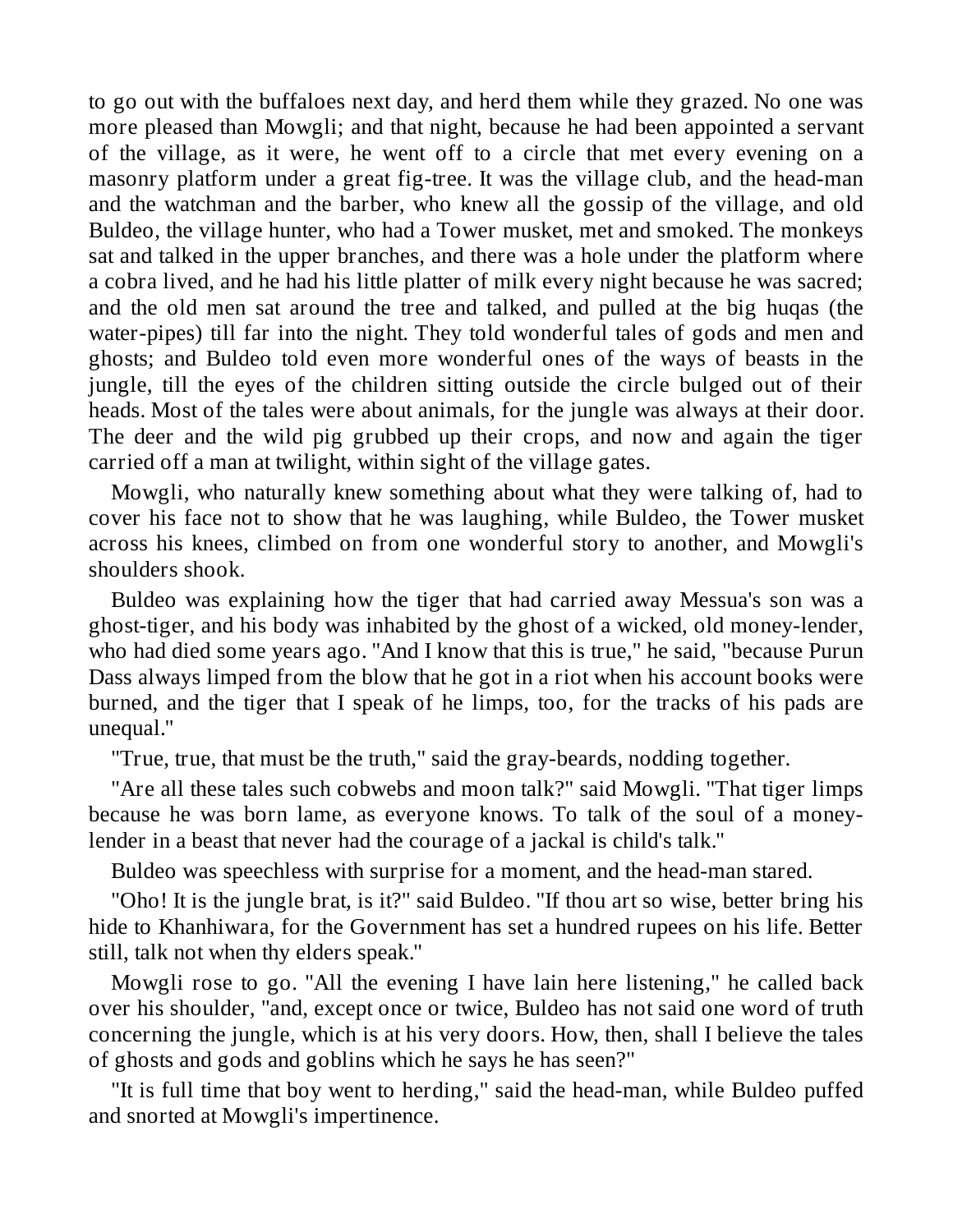to go out with the buffaloes next day, and herd them while they grazed. No one was more pleased than Mowgli; and that night, because he had been appointed a servant of the village, as it were, he went off to a circle that met every evening on a masonry platform under a great fig-tree. It was the village club, and the head-man and the watchman and the barber, who knew all the gossip of the village, and old Buldeo, the village hunter, who had a Tower musket, met and smoked. The monkeys sat and talked in the upper branches, and there was a hole under the platform where a cobra lived, and he had his little platter of milk every night because he was sacred; and the old men sat around the tree and talked, and pulled at the big huqas (the water-pipes) till far into the night. They told wonderful tales of gods and men and ghosts; and Buldeo told even more wonderful ones of the ways of beasts in the jungle, till the eyes of the children sitting outside the circle bulged out of their heads. Most of the tales were about animals, for the jungle was always at their door. The deer and the wild pig grubbed up their crops, and now and again the tiger carried off a man at twilight, within sight of the village gates.

Mowgli, who naturally knew something about what they were talking of, had to cover his face not to show that he was laughing, while Buldeo, the Tower musket across his knees, climbed on from one wonderful story to another, and Mowgli's shoulders shook.

Buldeo was explaining how the tiger that had carried away Messua's son was a ghost-tiger, and his body was inhabited by the ghost of a wicked, old money-lender, who had died some years ago. "And I know that this is true," he said, "because Purun Dass always limped from the blow that he got in a riot when his account books were burned, and the tiger that I speak of he limps, too, for the tracks of his pads are unequal."

"True, true, that must be the truth," said the gray-beards, nodding together.

"Are all these tales such cobwebs and moon talk?" said Mowgli. "That tiger limps because he was born lame, as everyone knows. To talk of the soul of a money-lender in a beast that never had the courage of a jackal is child's talk."

Buldeo was speechless with surprise for a moment, and the head-man stared.

"Oho! It is the jungle brat, is it?" said Buldeo. "If thou art so wise, better bring his hide to Khanhiwara, for the Government has set a hundred rupees on his life. Better still, talk not when thy elders speak."

Mowgli rose to go. "All the evening I have lain here listening," he called back over his shoulder, "and, except once or twice, Buldeo has not said one word of truth concerning the jungle, which is at his very doors. How, then, shall I believe the tales of ghosts and gods and goblins which he says he has seen?"

"It is full time that boy went to herding," said the head-man, while Buldeo puffed and snorted at Mowgli's impertinence.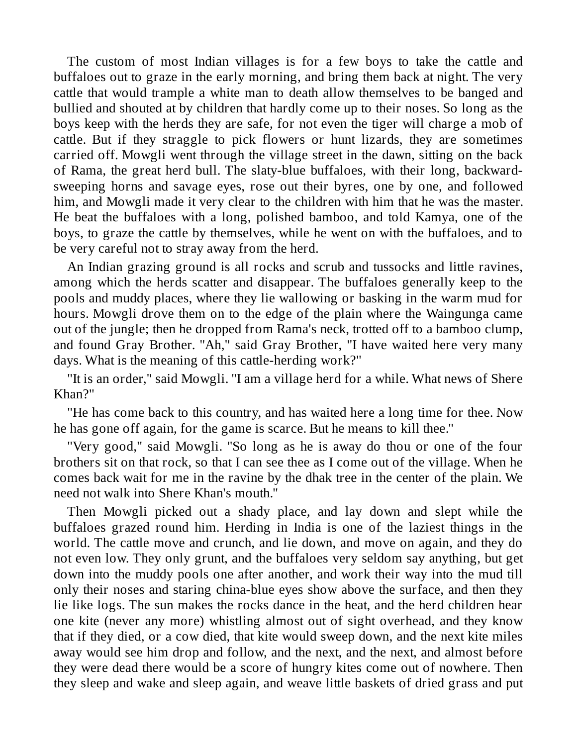The custom of most Indian villages is for a few boys to take the cattle and buffaloes out to graze in the early morning, and bring them back at night. The very cattle that would trample a white man to death allow themselves to be banged and bullied and shouted at by children that hardly come up to their noses. So long as the boys keep with the herds they are safe, for not even the tiger will charge a mob of cattle. But if they straggle to pick flowers or hunt lizards, they are sometimes carried off. Mowgli went through the village street in the dawn, sitting on the back of Rama, the great herd bull. The slaty-blue buffaloes, with their long, backward-sweeping horns and savage eyes, rose out their byres, one by one, and followed him, and Mowgli made it very clear to the children with him that he was the master. He beat the buffaloes with a long, polished bamboo, and told Kamya, one of the boys, to graze the cattle by themselves, while he went on with the buffaloes, and to be very careful not to stray away from the herd.

An Indian grazing ground is all rocks and scrub and tussocks and little ravines, among which the herds scatter and disappear. The buffaloes generally keep to the pools and muddy places, where they lie wallowing or basking in the warm mud for hours. Mowgli drove them on to the edge of the plain where the Waingunga came out of the jungle; then he dropped from Rama's neck, trotted off to a bamboo clump, and found Gray Brother. "Ah," said Gray Brother, "I have waited here very many days. What is the meaning of this cattle-herding work?"

"It is an order," said Mowgli. "I am a village herd for a while. What news of Shere Khan?"

"He has come back to this country, and has waited here a long time for thee. Now he has gone off again, for the game is scarce. But he means to kill thee."

"Very good," said Mowgli. "So long as he is away do thou or one of the four brothers sit on that rock, so that I can see thee as I come out of the village. When he comes back wait for me in the ravine by the dhak tree in the center of the plain. We need not walk into Shere Khan's mouth."

Then Mowgli picked out a shady place, and lay down and slept while the buffaloes grazed round him. Herding in India is one of the laziest things in the world. The cattle move and crunch, and lie down, and move on again, and they do not even low. They only grunt, and the buffaloes very seldom say anything, but get down into the muddy pools one after another, and work their way into the mud till only their noses and staring china-blue eyes show above the surface, and then they lie like logs. The sun makes the rocks dance in the heat, and the herd children hear one kite (never any more) whistling almost out of sight overhead, and they know that if they died, or a cow died, that kite would sweep down, and the next kite miles away would see him drop and follow, and the next, and the next, and almost before they were dead there would be a score of hungry kites come out of nowhere. Then they sleep and wake and sleep again, and weave little baskets of dried grass and put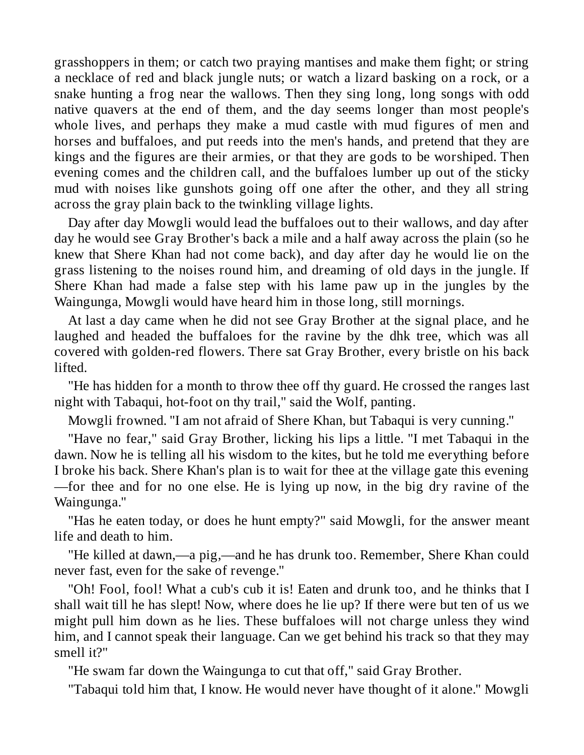grasshoppers in them; or catch two praying mantises and make them fight; or string a necklace of red and black jungle nuts; or watch a lizard basking on a rock, or a snake hunting a frog near the wallows. Then they sing long, long songs with odd native quavers at the end of them, and the day seems longer than most people's whole lives, and perhaps they make a mud castle with mud figures of men and horses and buffaloes, and put reeds into the men's hands, and pretend that they are kings and the figures are their armies, or that they are gods to be worshiped. Then evening comes and the children call, and the buffaloes lumber up out of the sticky mud with noises like gunshots going off one after the other, and they all string across the gray plain back to the twinkling village lights.

Day after day Mowgli would lead the buffaloes out to their wallows, and day after day he would see Gray Brother's back a mile and a half away across the plain (so he knew that Shere Khan had not come back), and day after day he would lie on the grass listening to the noises round him, and dreaming of old days in the jungle. If Shere Khan had made a false step with his lame paw up in the jungles by the Waingunga, Mowgli would have heard him in those long, still mornings.

At last a day came when he did not see Gray Brother at the signal place, and he laughed and headed the buffaloes for the ravine by the dhk tree, which was all covered with golden-red flowers. There sat Gray Brother, every bristle on his back lifted.

"He has hidden for a month to throw thee off thy guard. He crossed the ranges last night with Tabaqui, hot-foot on thy trail," said the Wolf, panting.

Mowgli frowned. "I am not afraid of Shere Khan, but Tabaqui is very cunning."

"Have no fear," said Gray Brother, licking his lips a little. "I met Tabaqui in the dawn. Now he is telling all his wisdom to the kites, but he told me everything before I broke his back. Shere Khan's plan is to wait for thee at the village gate this evening—for thee and for no one else. He is lying up now, in the big dry ravine of the Waingunga."

"Has he eaten today, or does he hunt empty?" said Mowgli, for the answer meant life and death to him.

"He killed at dawn,—a pig,—and he has drunk too. Remember, Shere Khan could never fast, even for the sake of revenge."

"Oh! Fool, fool! What a cub's cub it is! Eaten and drunk too, and he thinks that I shall wait till he has slept! Now, where does he lie up? If there were but ten of us we might pull him down as he lies. These buffaloes will not charge unless they wind him, and I cannot speak their language. Can we get behind his track so that they may smell it?"

"He swam far down the Waingunga to cut that off," said Gray Brother.

"Tabaqui told him that, I know. He would never have thought of it alone." Mowgli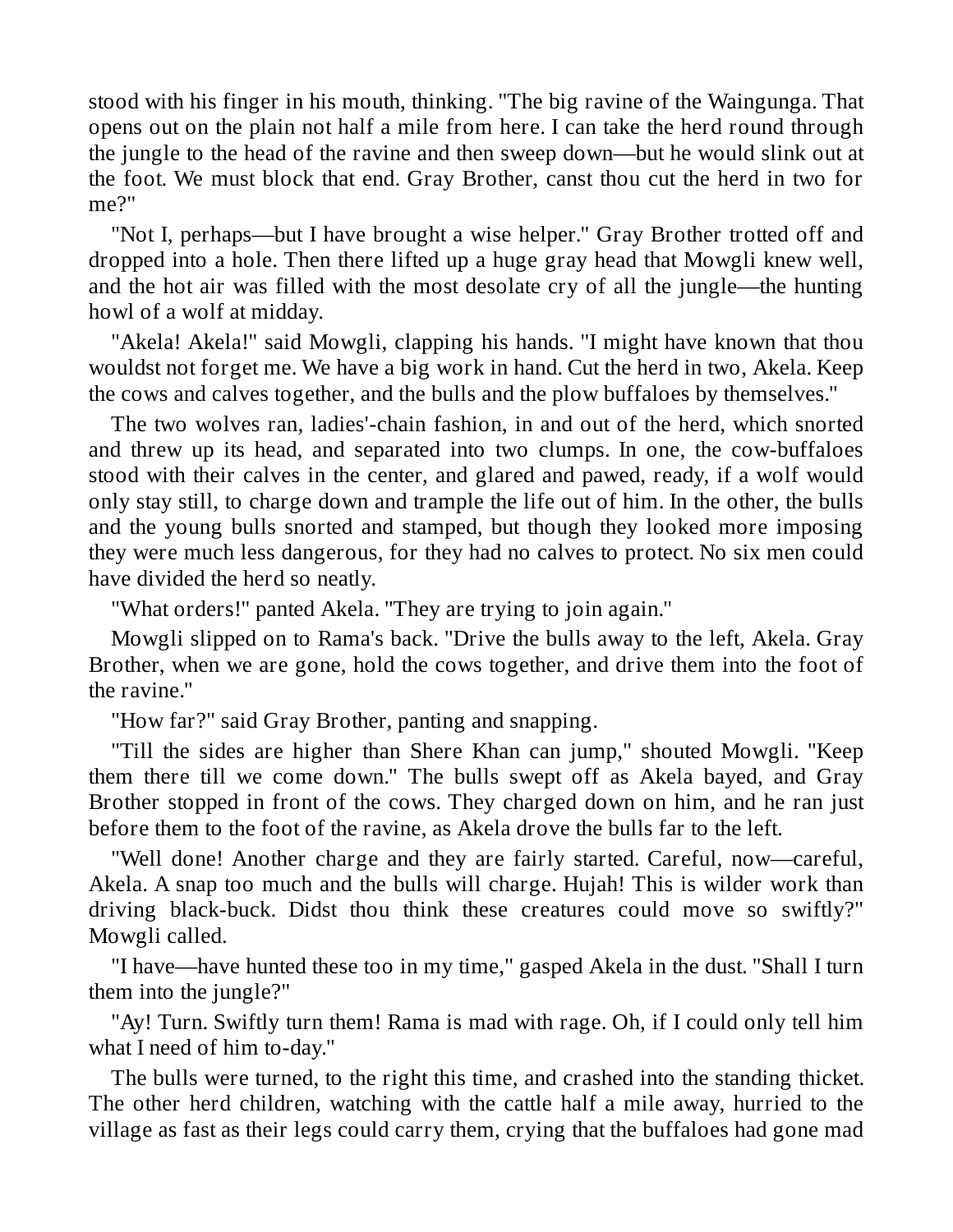stood with his finger in his mouth, thinking. "The big ravine of the Waingunga. That opens out on the plain not half a mile from here. I can take the herd round through the jungle to the head of the ravine and then sweep down—but he would slink out at the foot. We must block that end. Gray Brother, canst thou cut the herd in two for me?"

"Not I, perhaps—but I have brought a wise helper." Gray Brother trotted off and dropped into a hole. Then there lifted up a huge gray head that Mowgli knew well, and the hot air was filled with the most desolate cry of all the jungle—the hunting howl of a wolf at midday.

"Akela! Akela!" said Mowgli, clapping his hands. "I might have known that thou wouldst not forget me. We have a big work in hand. Cut the herd in two, Akela. Keep the cows and calves together, and the bulls and the plow buffaloes by themselves."

The two wolves ran, ladies'-chain fashion, in and out of the herd, which snorted and threw up its head, and separated into two clumps. In one, the cow-buffaloes stood with their calves in the center, and glared and pawed, ready, if a wolf would only stay still, to charge down and trample the life out of him. In the other, the bulls and the young bulls snorted and stamped, but though they looked more imposing they were much less dangerous, for they had no calves to protect. No six men could have divided the herd so neatly.

"What orders!" panted Akela. "They are trying to join again."

Mowgli slipped on to Rama's back. "Drive the bulls away to the left, Akela. Gray Brother, when we are gone, hold the cows together, and drive them into the foot of the ravine."

"How far?" said Gray Brother, panting and snapping.

"Till the sides are higher than Shere Khan can jump," shouted Mowgli. "Keep them there till we come down." The bulls swept off as Akela bayed, and Gray Brother stopped in front of the cows. They charged down on him, and he ran just before them to the foot of the ravine, as Akela drove the bulls far to the left.

"Well done! Another charge and they are fairly started. Careful, now—careful, Akela. A snap too much and the bulls will charge. Hujah! This is wilder work than driving black-buck. Didst thou think these creatures could move so swiftly?" Mowgli called.

"I have—have hunted these too in my time," gasped Akela in the dust. "Shall I turn them into the jungle?"

"Ay! Turn. Swiftly turn them! Rama is mad with rage. Oh, if I could only tell him what I need of him to-day."

The bulls were turned, to the right this time, and crashed into the standing thicket. The other herd children, watching with the cattle half a mile away, hurried to the village as fast as their legs could carry them, crying that the buffaloes had gone mad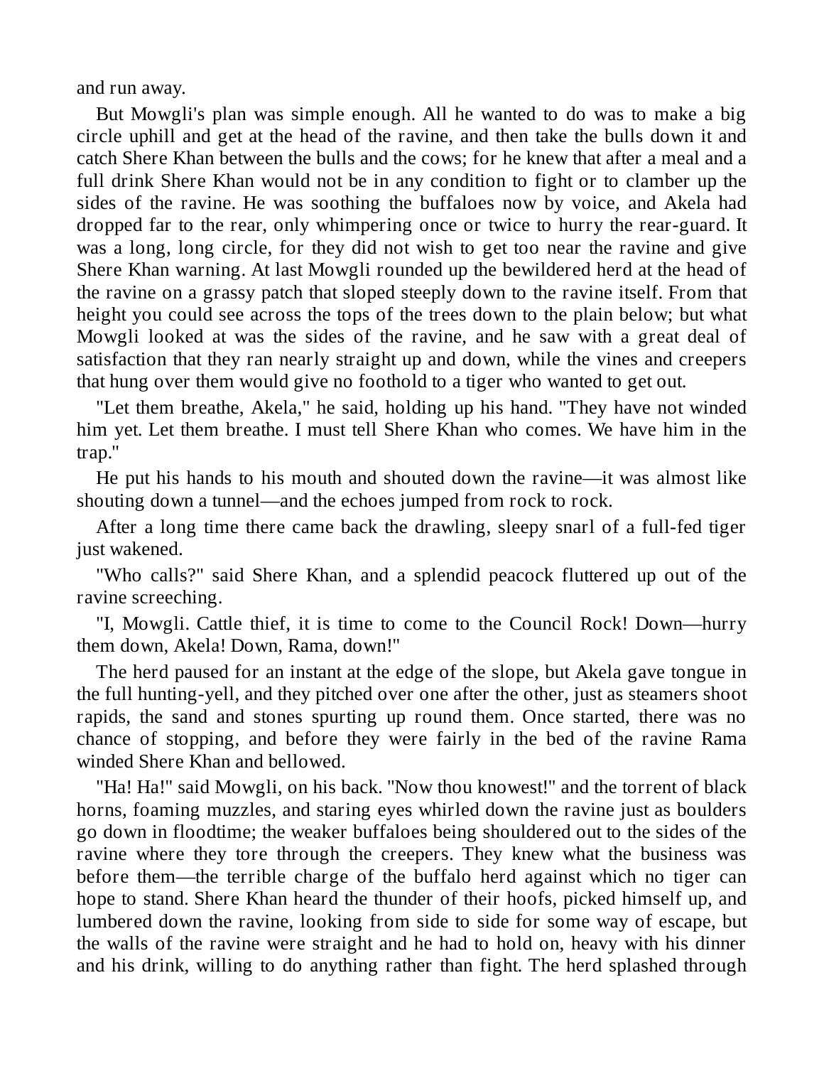and run away.

But Mowgli's plan was simple enough. All he wanted to do was to make a big circle uphill and get at the head of the ravine, and then take the bulls down it and catch Shere Khan between the bulls and the cows; for he knew that after a meal and a full drink Shere Khan would not be in any condition to fight or to clamber up the sides of the ravine. He was soothing the buffaloes now by voice, and Akela had dropped far to the rear, only whimpering once or twice to hurry the rear-guard. It was a long, long circle, for they did not wish to get too near the ravine and give Shere Khan warning. At last Mowgli rounded up the bewildered herd at the head of the ravine on a grassy patch that sloped steeply down to the ravine itself. From that height you could see across the tops of the trees down to the plain below; but what Mowgli looked at was the sides of the ravine, and he saw with a great deal of satisfaction that they ran nearly straight up and down, while the vines and creepers that hung over them would give no foothold to a tiger who wanted to get out.

"Let them breathe, Akela," he said, holding up his hand. "They have not winded him yet. Let them breathe. I must tell Shere Khan who comes. We have him in the trap."

He put his hands to his mouth and shouted down the ravine—it was almost like shouting down a tunnel—and the echoes jumped from rock to rock.

After a long time there came back the drawling, sleepy snarl of a full-fed tiger just wakened.

"Who calls?" said Shere Khan, and a splendid peacock fluttered up out of the ravine screeching.

"I, Mowgli. Cattle thief, it is time to come to the Council Rock! Down—hurry them down, Akela! Down, Rama, down!"

The herd paused for an instant at the edge of the slope, but Akela gave tongue in the full hunting-yell, and they pitched over one after the other, just as steamers shoot rapids, the sand and stones spurting up round them. Once started, there was no chance of stopping, and before they were fairly in the bed of the ravine Rama winded Shere Khan and bellowed.

"Ha! Ha!" said Mowgli, on his back. "Now thou knowest!" and the torrent of black horns, foaming muzzles, and staring eyes whirled down the ravine just as boulders go down in floodtime; the weaker buffaloes being shouldered out to the sides of the ravine where they tore through the creepers. They knew what the business was before them—the terrible charge of the buffalo herd against which no tiger can hope to stand. Shere Khan heard the thunder of their hoofs, picked himself up, and lumbered down the ravine, looking from side to side for some way of escape, but the walls of the ravine were straight and he had to hold on, heavy with his dinner and his drink, willing to do anything rather than fight. The herd splashed through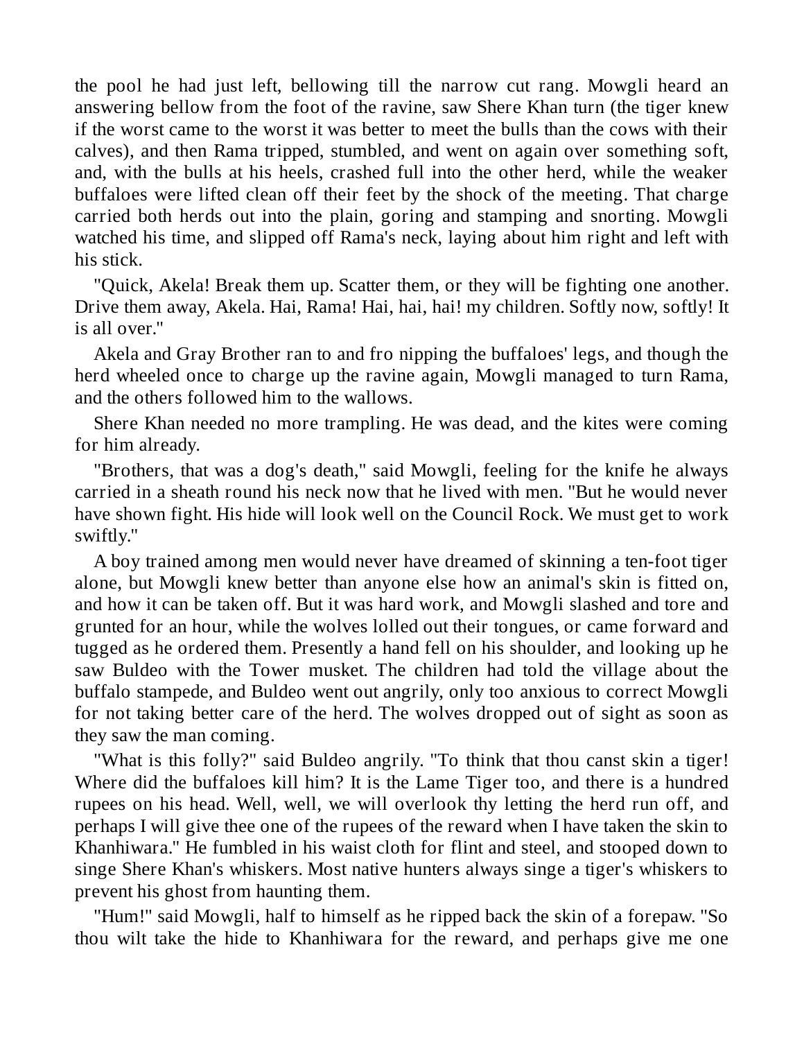the pool he had just left, bellowing till the narrow cut rang. Mowgli heard an answering bellow from the foot of the ravine, saw Shere Khan turn (the tiger knew if the worst came to the worst it was better to meet the bulls than the cows with their calves), and then Rama tripped, stumbled, and went on again over something soft, and, with the bulls at his heels, crashed full into the other herd, while the weaker buffaloes were lifted clean off their feet by the shock of the meeting. That charge carried both herds out into the plain, goring and stamping and snorting. Mowgli watched his time, and slipped off Rama's neck, laying about him right and left with his stick.

"Quick, Akela! Break them up. Scatter them, or they will be fighting one another. Drive them away, Akela. Hai, Rama! Hai, hai, hai! my children. Softly now, softly! It is all over."

Akela and Gray Brother ran to and fro nipping the buffaloes' legs, and though the herd wheeled once to charge up the ravine again, Mowgli managed to turn Rama, and the others followed him to the wallows.

Shere Khan needed no more trampling. He was dead, and the kites were coming for him already.

"Brothers, that was a dog's death," said Mowgli, feeling for the knife he always carried in a sheath round his neck now that he lived with men. "But he would never have shown fight. His hide will look well on the Council Rock. We must get to work swiftly."

A boy trained among men would never have dreamed of skinning a ten-foot tiger alone, but Mowgli knew better than anyone else how an animal's skin is fitted on, and how it can be taken off. But it was hard work, and Mowgli slashed and tore and grunted for an hour, while the wolves lolled out their tongues, or came forward and tugged as he ordered them. Presently a hand fell on his shoulder, and looking up he saw Buldeo with the Tower musket. The children had told the village about the buffalo stampede, and Buldeo went out angrily, only too anxious to correct Mowgli for not taking better care of the herd. The wolves dropped out of sight as soon as they saw the man coming.

"What is this folly?" said Buldeo angrily. "To think that thou canst skin a tiger! Where did the buffaloes kill him? It is the Lame Tiger too, and there is a hundred rupees on his head. Well, well, we will overlook thy letting the herd run off, and perhaps I will give thee one of the rupees of the reward when I have taken the skin to Khanhiwara." He fumbled in his waist cloth for flint and steel, and stooped down to singe Shere Khan's whiskers. Most native hunters always singe a tiger's whiskers to prevent his ghost from haunting them.

"Hum!" said Mowgli, half to himself as he ripped back the skin of a forepaw. "So thou wilt take the hide to Khanhiwara for the reward, and perhaps give me one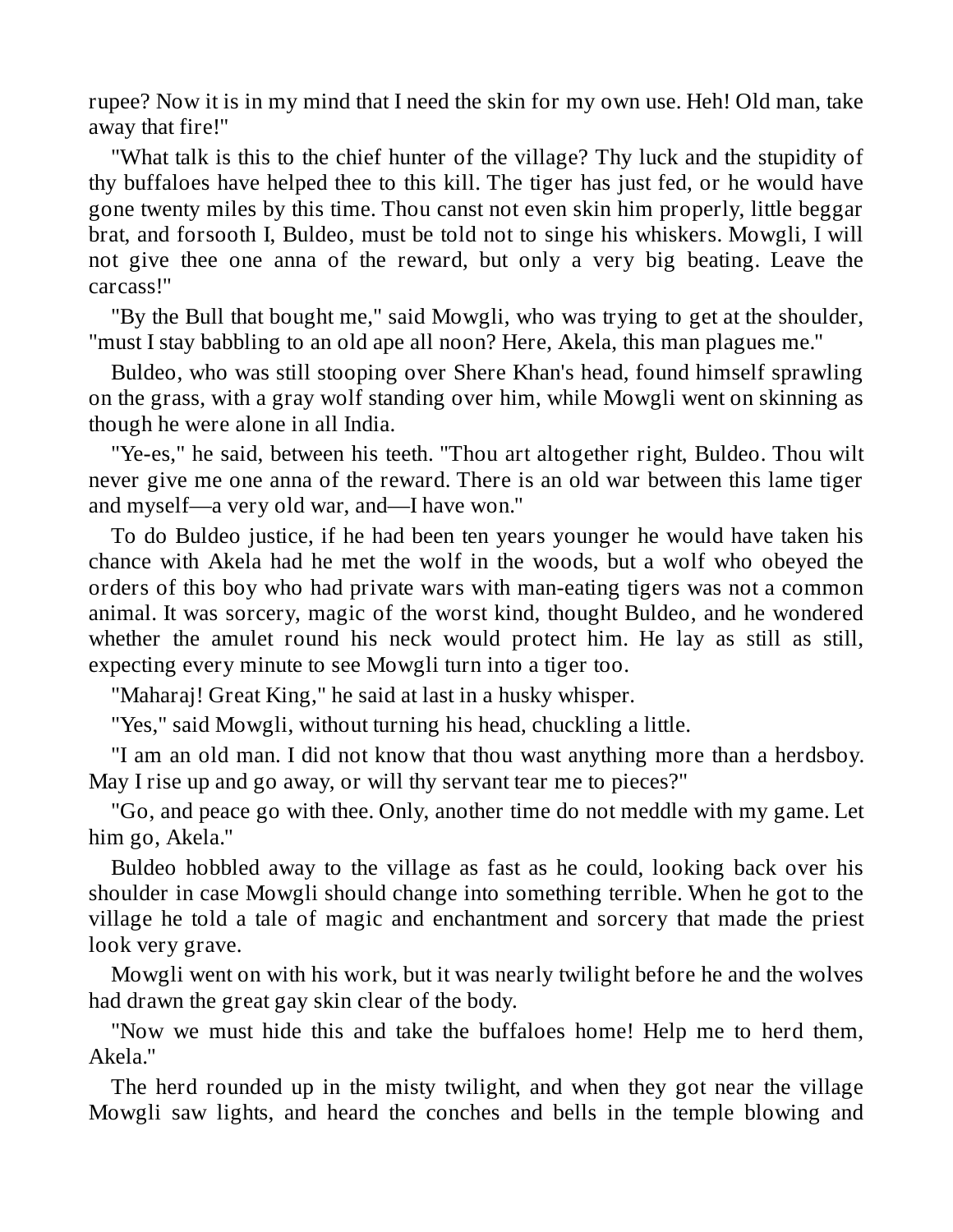rupee? Now it is in my mind that I need the skin for my own use. Heh! Old man, take away that fire!"

"What talk is this to the chief hunter of the village? Thy luck and the stupidity of thy buffaloes have helped thee to this kill. The tiger has just fed, or he would have gone twenty miles by this time. Thou canst not even skin him properly, little beggar brat, and forsooth I, Buldeo, must be told not to singe his whiskers. Mowgli, I will not give thee one anna of the reward, but only a very big beating. Leave the carcass!"

"By the Bull that bought me," said Mowgli, who was trying to get at the shoulder, "must I stay babbling to an old ape all noon? Here, Akela, this man plagues me."

Buldeo, who was still stooping over Shere Khan's head, found himself sprawling on the grass, with a gray wolf standing over him, while Mowgli went on skinning as though he were alone in all India.

"Ye-es," he said, between his teeth. "Thou art altogether right, Buldeo. Thou wilt never give me one anna of the reward. There is an old war between this lame tiger and myself—a very old war, and—I have won."

To do Buldeo justice, if he had been ten years younger he would have taken his chance with Akela had he met the wolf in the woods, but a wolf who obeyed the orders of this boy who had private wars with man-eating tigers was not a common animal. It was sorcery, magic of the worst kind, thought Buldeo, and he wondered whether the amulet round his neck would protect him. He lay as still as still, expecting every minute to see Mowgli turn into a tiger too.

"Maharaj! Great King," he said at last in a husky whisper.

"Yes," said Mowgli, without turning his head, chuckling a little.

"I am an old man. I did not know that thou wast anything more than a herdsboy. May I rise up and go away, or will thy servant tear me to pieces?"

"Go, and peace go with thee. Only, another time do not meddle with my game. Let him go, Akela."

Buldeo hobbled away to the village as fast as he could, looking back over his shoulder in case Mowgli should change into something terrible. When he got to the village he told a tale of magic and enchantment and sorcery that made the priest look very grave.

Mowgli went on with his work, but it was nearly twilight before he and the wolves had drawn the great gay skin clear of the body.

"Now we must hide this and take the buffaloes home! Help me to herd them, Akela."

The herd rounded up in the misty twilight, and when they got near the village Mowgli saw lights, and heard the conches and bells in the temple blowing and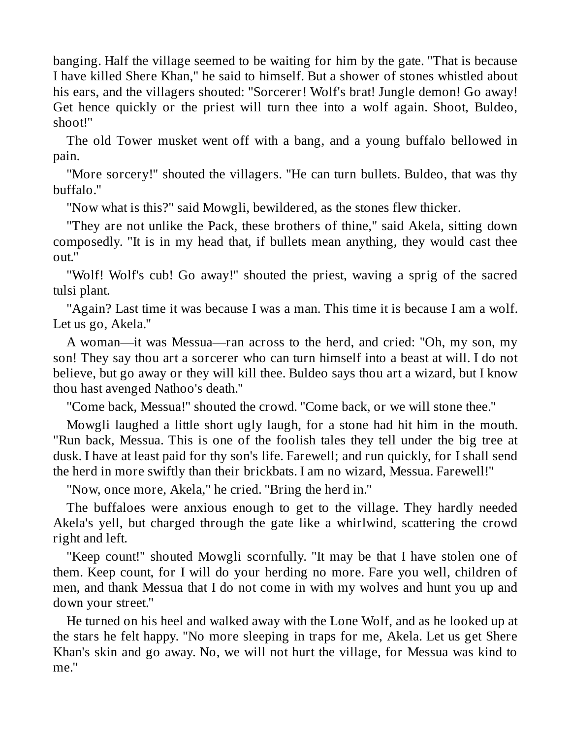banging. Half the village seemed to be waiting for him by the gate. "That is because I have killed Shere Khan," he said to himself. But a shower of stones whistled about his ears, and the villagers shouted: "Sorcerer! Wolf's brat! Jungle demon! Go away! Get hence quickly or the priest will turn thee into a wolf again. Shoot, Buldeo, shoot!"

The old Tower musket went off with a bang, and a young buffalo bellowed in pain.

"More sorcery!" shouted the villagers. "He can turn bullets. Buldeo, that was thy buffalo."

"Now what is this?" said Mowgli, bewildered, as the stones flew thicker.

"They are not unlike the Pack, these brothers of thine," said Akela, sitting down composedly. "It is in my head that, if bullets mean anything, they would cast thee out."

"Wolf! Wolf's cub! Go away!" shouted the priest, waving a sprig of the sacred tulsi plant.

"Again? Last time it was because I was a man. This time it is because I am a wolf. Let us go, Akela."

A woman—it was Messua—ran across to the herd, and cried: "Oh, my son, my son! They say thou art a sorcerer who can turn himself into a beast at will. I do not believe, but go away or they will kill thee. Buldeo says thou art a wizard, but I know thou hast avenged Nathoo's death."

"Come back, Messua!" shouted the crowd. "Come back, or we will stone thee."

Mowgli laughed a little short ugly laugh, for a stone had hit him in the mouth. "Run back, Messua. This is one of the foolish tales they tell under the big tree at dusk. I have at least paid for thy son's life. Farewell; and run quickly, for I shall send the herd in more swiftly than their brickbats. I am no wizard, Messua. Farewell!"

"Now, once more, Akela," he cried. "Bring the herd in."

The buffaloes were anxious enough to get to the village. They hardly needed Akela's yell, but charged through the gate like a whirlwind, scattering the crowd right and left.

"Keep count!" shouted Mowgli scornfully. "It may be that I have stolen one of them. Keep count, for I will do your herding no more. Fare you well, children of men, and thank Messua that I do not come in with my wolves and hunt you up and down your street."

He turned on his heel and walked away with the Lone Wolf, and as he looked up at the stars he felt happy. "No more sleeping in traps for me, Akela. Let us get Shere Khan's skin and go away. No, we will not hurt the village, for Messua was kind to me."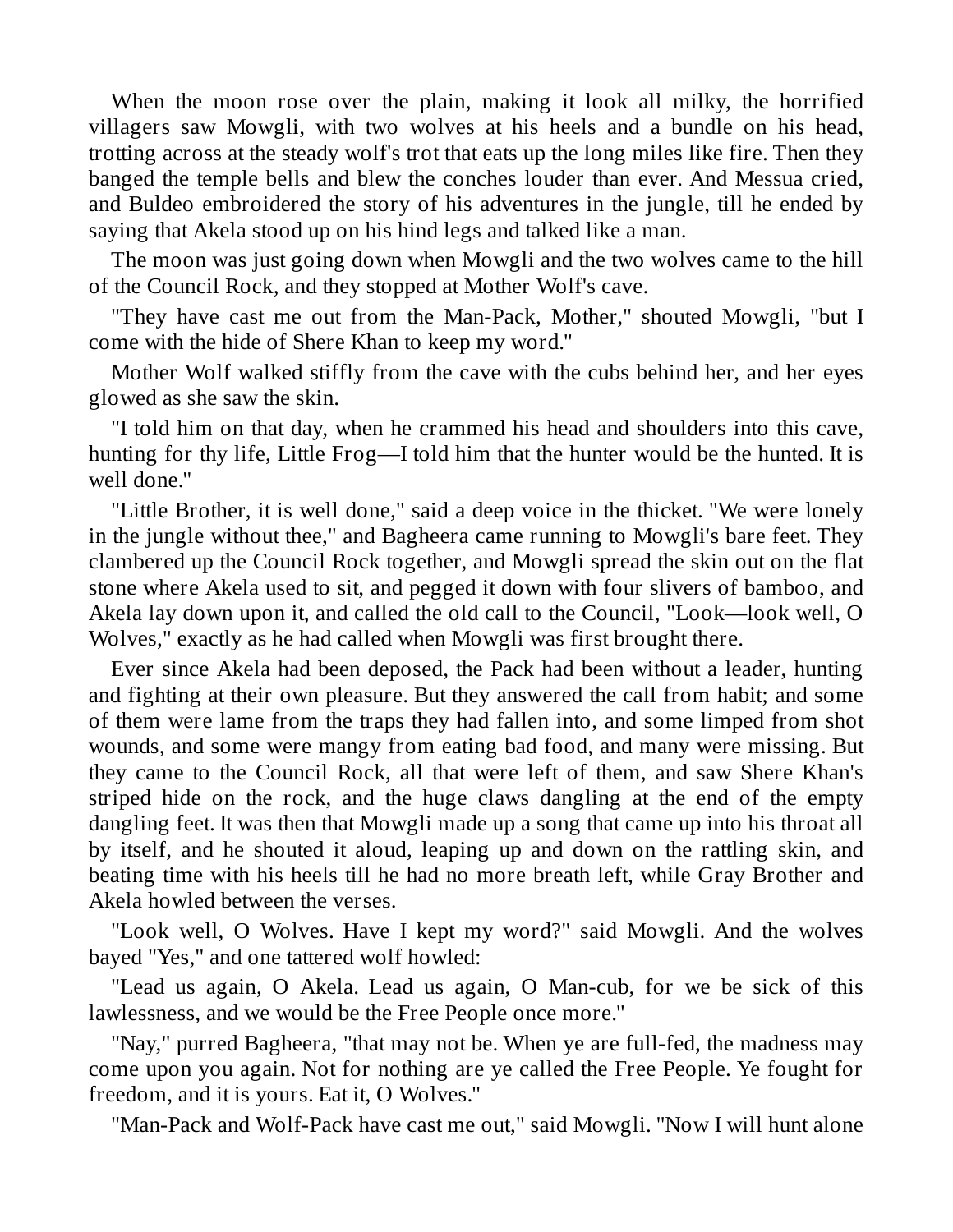When the moon rose over the plain, making it look all milky, the horrified villagers saw Mowgli, with two wolves at his heels and a bundle on his head, trotting across at the steady wolf's trot that eats up the long miles like fire. Then they banged the temple bells and blew the conches louder than ever. And Messua cried, and Buldeo embroidered the story of his adventures in the jungle, till he ended by saying that Akela stood up on his hind legs and talked like a man.

The moon was just going down when Mowgli and the two wolves came to the hill of the Council Rock, and they stopped at Mother Wolf's cave.

"They have cast me out from the Man-Pack, Mother," shouted Mowgli, "but I come with the hide of Shere Khan to keep my word."

Mother Wolf walked stiffly from the cave with the cubs behind her, and her eyes glowed as she saw the skin.

"I told him on that day, when he crammed his head and shoulders into this cave, hunting for thy life, Little Frog—I told him that the hunter would be the hunted. It is well done."

"Little Brother, it is well done," said a deep voice in the thicket. "We were lonely in the jungle without thee," and Bagheera came running to Mowgli's bare feet. They clambered up the Council Rock together, and Mowgli spread the skin out on the flat stone where Akela used to sit, and pegged it down with four slivers of bamboo, and Akela lay down upon it, and called the old call to the Council, "Look—look well, O Wolves," exactly as he had called when Mowgli was first brought there.

Ever since Akela had been deposed, the Pack had been without a leader, hunting and fighting at their own pleasure. But they answered the call from habit; and some of them were lame from the traps they had fallen into, and some limped from shot wounds, and some were mangy from eating bad food, and many were missing. But they came to the Council Rock, all that were left of them, and saw Shere Khan's striped hide on the rock, and the huge claws dangling at the end of the empty dangling feet. It was then that Mowgli made up a song that came up into his throat all by itself, and he shouted it aloud, leaping up and down on the rattling skin, and beating time with his heels till he had no more breath left, while Gray Brother and Akela howled between the verses.

"Look well, O Wolves. Have I kept my word?" said Mowgli. And the wolves bayed "Yes," and one tattered wolf howled:

"Lead us again, O Akela. Lead us again, O Man-cub, for we be sick of this lawlessness, and we would be the Free People once more."

"Nay," purred Bagheera, "that may not be. When ye are full-fed, the madness may come upon you again. Not for nothing are ye called the Free People. Ye fought for freedom, and it is yours. Eat it, O Wolves."

"Man-Pack and Wolf-Pack have cast me out," said Mowgli. "Now I will hunt alone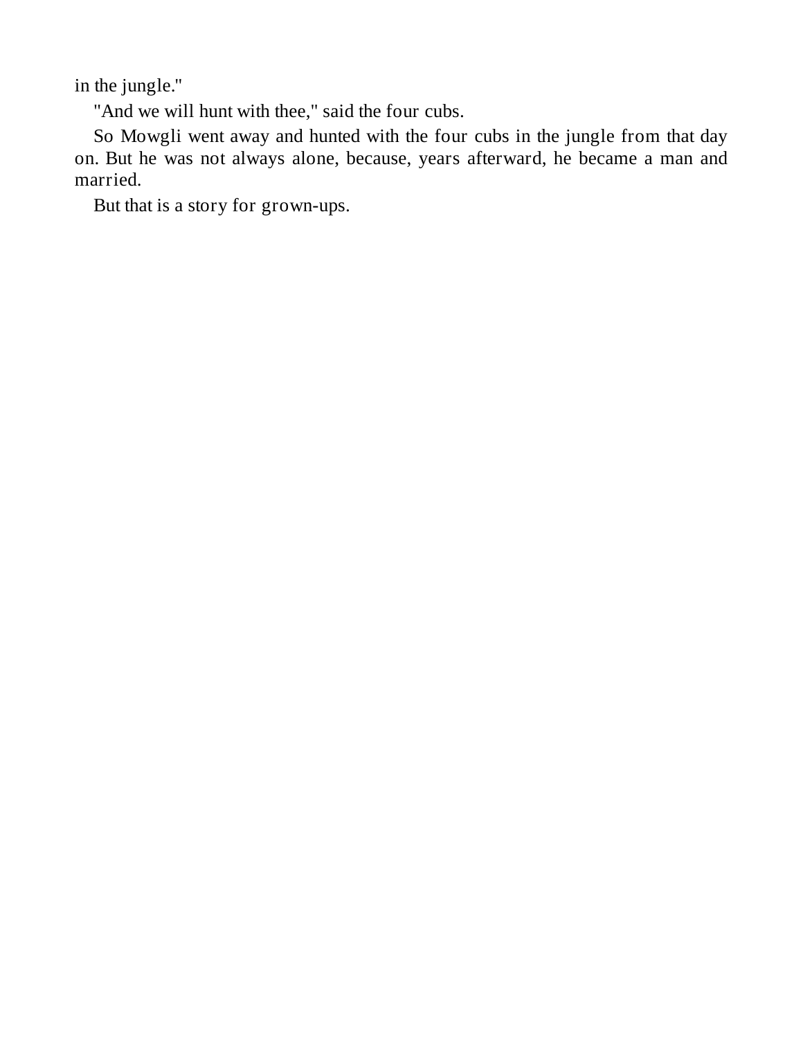in the jungle."

"And we will hunt with thee," said the four cubs.

So Mowgli went away and hunted with the four cubs in the jungle from that day on. But he was not always alone, because, years afterward, he became a man and married.

But that is a story for grown-ups.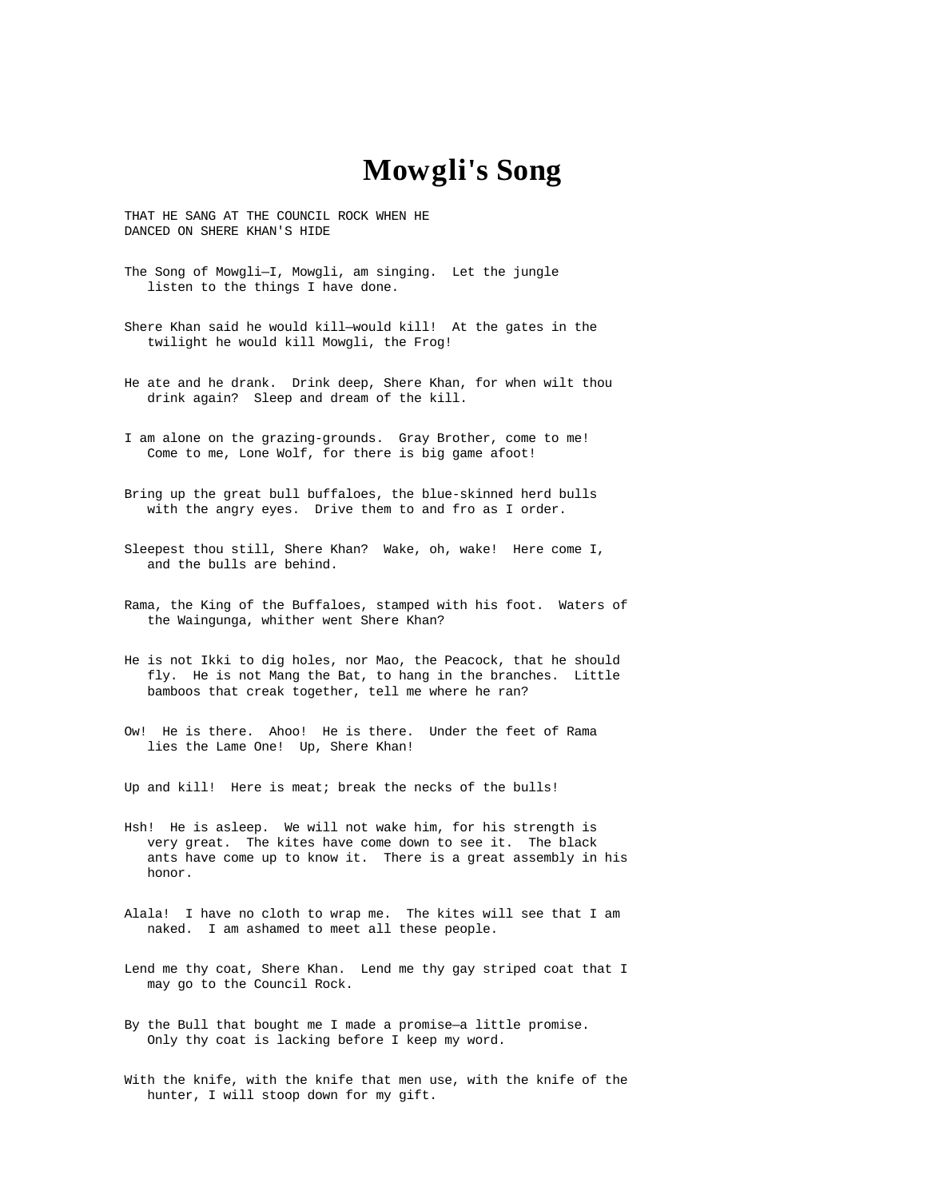# Mowgli's Song

THAT HE SANG AT THE COUNCIL ROCK WHEN HE
DANCED ON SHERE KHAN'S HIDE

The Song of Mowgli—I, Mowgli, am singing. Let the jungle listen to the things I have done.

Shere Khan said he would kill—would kill! At the gates in the twilight he would kill Mowgli, the Frog!

He ate and he drank. Drink deep, Shere Khan, for when wilt thou drink again? Sleep and dream of the kill.

I am alone on the grazing-grounds. Gray Brother, come to me! Come to me, Lone Wolf, for there is big game afoot!

Bring up the great bull buffaloes, the blue-skinned herd bulls with the angry eyes. Drive them to and fro as I order.

Sleepest thou still, Shere Khan? Wake, oh, wake! Here come I, and the bulls are behind.

Rama, the King of the Buffaloes, stamped with his foot. Waters of the Waingunga, whither went Shere Khan?

He is not Ikki to dig holes, nor Mao, the Peacock, that he should fly. He is not Mang the Bat, to hang in the branches. Little bamboos that creak together, tell me where he ran?

Ow! He is there. Ahoo! He is there. Under the feet of Rama lies the Lame One! Up, Shere Khan!

Up and kill! Here is meat; break the necks of the bulls!

Hsh! He is asleep. We will not wake him, for his strength is very great. The kites have come down to see it. The black ants have come up to know it. There is a great assembly in his honor.

Alala! I have no cloth to wrap me. The kites will see that I am naked. I am ashamed to meet all these people.

Lend me thy coat, Shere Khan. Lend me thy gay striped coat that I may go to the Council Rock.

By the Bull that bought me I made a promise—a little promise. Only thy coat is lacking before I keep my word.

With the knife, with the knife that men use, with the knife of the hunter, I will stoop down for my gift.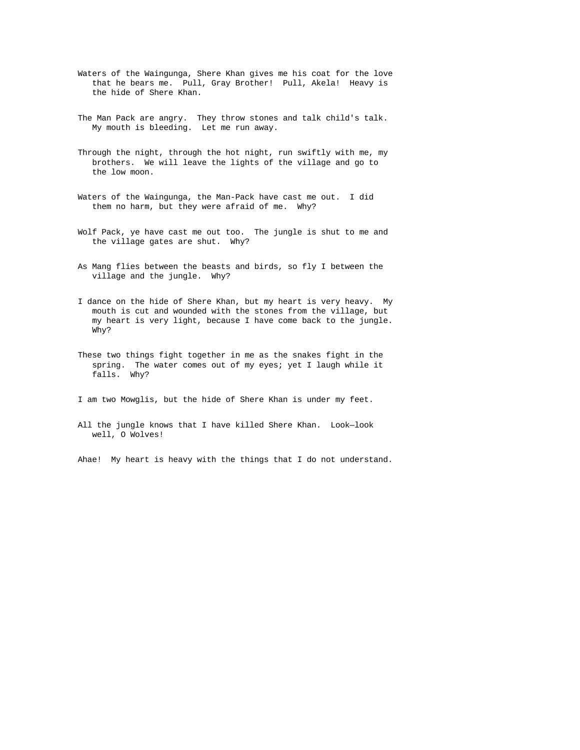Waters of the Waingunga, Shere Khan gives me his coat for the love that he bears me. Pull, Gray Brother! Pull, Akela! Heavy is the hide of Shere Khan.

The Man Pack are angry. They throw stones and talk child's talk. My mouth is bleeding. Let me run away.

Through the night, through the hot night, run swiftly with me, my brothers. We will leave the lights of the village and go to the low moon.

Waters of the Waingunga, the Man-Pack have cast me out. I did them no harm, but they were afraid of me. Why?

Wolf Pack, ye have cast me out too. The jungle is shut to me and the village gates are shut. Why?

As Mang flies between the beasts and birds, so fly I between the village and the jungle. Why?

I dance on the hide of Shere Khan, but my heart is very heavy. My mouth is cut and wounded with the stones from the village, but my heart is very light, because I have come back to the jungle. Why?

These two things fight together in me as the snakes fight in the spring. The water comes out of my eyes; yet I laugh while it falls. Why?

I am two Mowglis, but the hide of Shere Khan is under my feet.

All the jungle knows that I have killed Shere Khan. Look—look well, O Wolves!

Ahae! My heart is heavy with the things that I do not understand.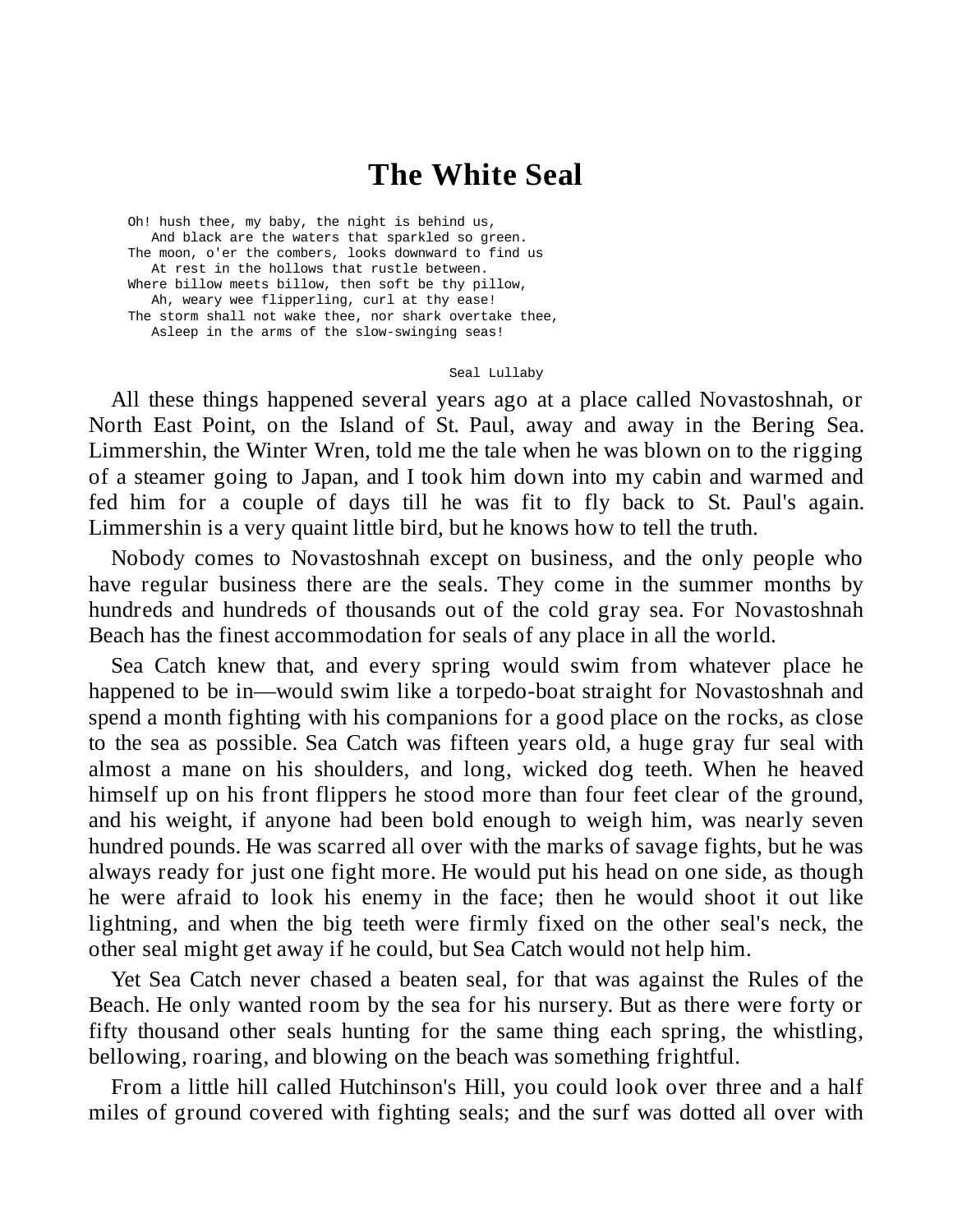# The White Seal

```
Oh! hush thee, my baby, the night is behind us,
   And black are the waters that sparkled so green.
The moon, o'er the combers, looks downward to find us
   At rest in the hollows that rustle between.
Where billow meets billow, then soft be thy pillow,
   Ah, weary wee flipperling, curl at thy ease!
The storm shall not wake thee, nor shark overtake thee,
   Asleep in the arms of the slow-swinging seas!

                                        Seal Lullaby
```

All these things happened several years ago at a place called Novastoshnah, or North East Point, on the Island of St. Paul, away and away in the Bering Sea. Limmershin, the Winter Wren, told me the tale when he was blown on to the rigging of a steamer going to Japan, and I took him down into my cabin and warmed and fed him for a couple of days till he was fit to fly back to St. Paul's again. Limmershin is a very quaint little bird, but he knows how to tell the truth.

Nobody comes to Novastoshnah except on business, and the only people who have regular business there are the seals. They come in the summer months by hundreds and hundreds of thousands out of the cold gray sea. For Novastoshnah Beach has the finest accommodation for seals of any place in all the world.

Sea Catch knew that, and every spring would swim from whatever place he happened to be in—would swim like a torpedo-boat straight for Novastoshnah and spend a month fighting with his companions for a good place on the rocks, as close to the sea as possible. Sea Catch was fifteen years old, a huge gray fur seal with almost a mane on his shoulders, and long, wicked dog teeth. When he heaved himself up on his front flippers he stood more than four feet clear of the ground, and his weight, if anyone had been bold enough to weigh him, was nearly seven hundred pounds. He was scarred all over with the marks of savage fights, but he was always ready for just one fight more. He would put his head on one side, as though he were afraid to look his enemy in the face; then he would shoot it out like lightning, and when the big teeth were firmly fixed on the other seal's neck, the other seal might get away if he could, but Sea Catch would not help him.

Yet Sea Catch never chased a beaten seal, for that was against the Rules of the Beach. He only wanted room by the sea for his nursery. But as there were forty or fifty thousand other seals hunting for the same thing each spring, the whistling, bellowing, roaring, and blowing on the beach was something frightful.

From a little hill called Hutchinson's Hill, you could look over three and a half miles of ground covered with fighting seals; and the surf was dotted all over with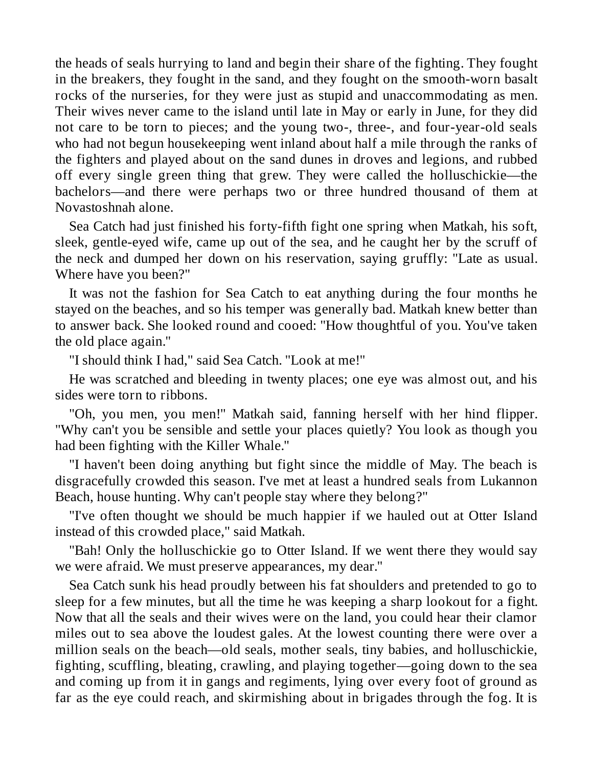the heads of seals hurrying to land and begin their share of the fighting. They fought in the breakers, they fought in the sand, and they fought on the smooth-worn basalt rocks of the nurseries, for they were just as stupid and unaccommodating as men. Their wives never came to the island until late in May or early in June, for they did not care to be torn to pieces; and the young two-, three-, and four-year-old seals who had not begun housekeeping went inland about half a mile through the ranks of the fighters and played about on the sand dunes in droves and legions, and rubbed off every single green thing that grew. They were called the holluschickie—the bachelors—and there were perhaps two or three hundred thousand of them at Novastoshnah alone.

Sea Catch had just finished his forty-fifth fight one spring when Matkah, his soft, sleek, gentle-eyed wife, came up out of the sea, and he caught her by the scruff of the neck and dumped her down on his reservation, saying gruffly: "Late as usual. Where have you been?"

It was not the fashion for Sea Catch to eat anything during the four months he stayed on the beaches, and so his temper was generally bad. Matkah knew better than to answer back. She looked round and cooed: "How thoughtful of you. You've taken the old place again."

"I should think I had," said Sea Catch. "Look at me!"

He was scratched and bleeding in twenty places; one eye was almost out, and his sides were torn to ribbons.

"Oh, you men, you men!" Matkah said, fanning herself with her hind flipper. "Why can't you be sensible and settle your places quietly? You look as though you had been fighting with the Killer Whale."

"I haven't been doing anything but fight since the middle of May. The beach is disgracefully crowded this season. I've met at least a hundred seals from Lukannon Beach, house hunting. Why can't people stay where they belong?"

"I've often thought we should be much happier if we hauled out at Otter Island instead of this crowded place," said Matkah.

"Bah! Only the holluschickie go to Otter Island. If we went there they would say we were afraid. We must preserve appearances, my dear."

Sea Catch sunk his head proudly between his fat shoulders and pretended to go to sleep for a few minutes, but all the time he was keeping a sharp lookout for a fight. Now that all the seals and their wives were on the land, you could hear their clamor miles out to sea above the loudest gales. At the lowest counting there were over a million seals on the beach—old seals, mother seals, tiny babies, and holluschickie, fighting, scuffling, bleating, crawling, and playing together—going down to the sea and coming up from it in gangs and regiments, lying over every foot of ground as far as the eye could reach, and skirmishing about in brigades through the fog. It is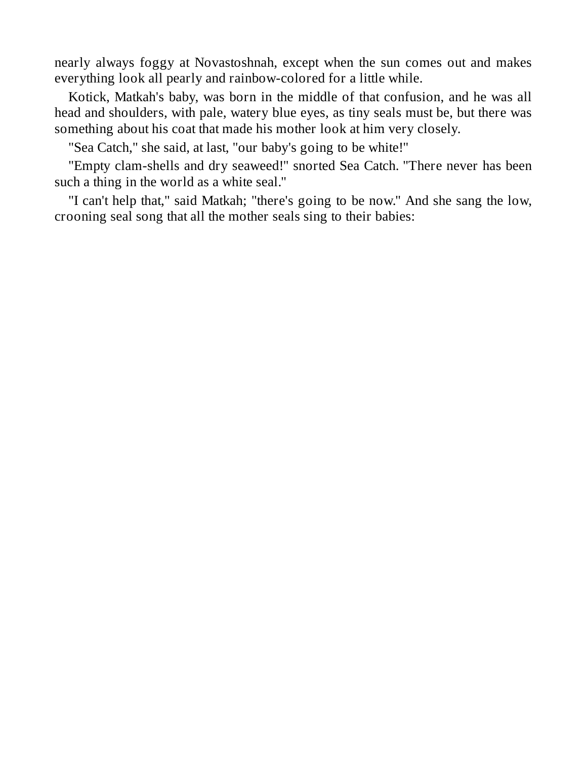nearly always foggy at Novastoshnah, except when the sun comes out and makes everything look all pearly and rainbow-colored for a little while.

Kotick, Matkah's baby, was born in the middle of that confusion, and he was all head and shoulders, with pale, watery blue eyes, as tiny seals must be, but there was something about his coat that made his mother look at him very closely.

"Sea Catch," she said, at last, "our baby's going to be white!"

"Empty clam-shells and dry seaweed!" snorted Sea Catch. "There never has been such a thing in the world as a white seal."

"I can't help that," said Matkah; "there's going to be now." And she sang the low, crooning seal song that all the mother seals sing to their babies: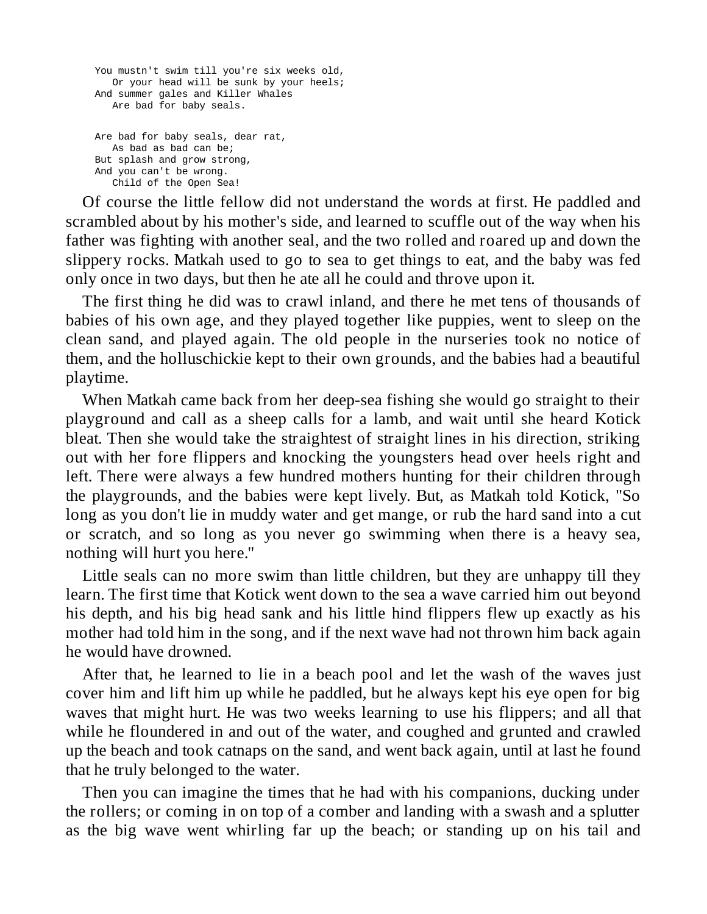```
You mustn't swim till you're six weeks old,
   Or your head will be sunk by your heels;
And summer gales and Killer Whales
   Are bad for baby seals.

Are bad for baby seals, dear rat,
   As bad as bad can be;
But splash and grow strong,
And you can't be wrong.
   Child of the Open Sea!
```

Of course the little fellow did not understand the words at first. He paddled and scrambled about by his mother's side, and learned to scuffle out of the way when his father was fighting with another seal, and the two rolled and roared up and down the slippery rocks. Matkah used to go to sea to get things to eat, and the baby was fed only once in two days, but then he ate all he could and throve upon it.

The first thing he did was to crawl inland, and there he met tens of thousands of babies of his own age, and they played together like puppies, went to sleep on the clean sand, and played again. The old people in the nurseries took no notice of them, and the holluschickie kept to their own grounds, and the babies had a beautiful playtime.

When Matkah came back from her deep-sea fishing she would go straight to their playground and call as a sheep calls for a lamb, and wait until she heard Kotick bleat. Then she would take the straightest of straight lines in his direction, striking out with her fore flippers and knocking the youngsters head over heels right and left. There were always a few hundred mothers hunting for their children through the playgrounds, and the babies were kept lively. But, as Matkah told Kotick, "So long as you don't lie in muddy water and get mange, or rub the hard sand into a cut or scratch, and so long as you never go swimming when there is a heavy sea, nothing will hurt you here."

Little seals can no more swim than little children, but they are unhappy till they learn. The first time that Kotick went down to the sea a wave carried him out beyond his depth, and his big head sank and his little hind flippers flew up exactly as his mother had told him in the song, and if the next wave had not thrown him back again he would have drowned.

After that, he learned to lie in a beach pool and let the wash of the waves just cover him and lift him up while he paddled, but he always kept his eye open for big waves that might hurt. He was two weeks learning to use his flippers; and all that while he floundered in and out of the water, and coughed and grunted and crawled up the beach and took catnaps on the sand, and went back again, until at last he found that he truly belonged to the water.

Then you can imagine the times that he had with his companions, ducking under the rollers; or coming in on top of a comber and landing with a swash and a splutter as the big wave went whirling far up the beach; or standing up on his tail and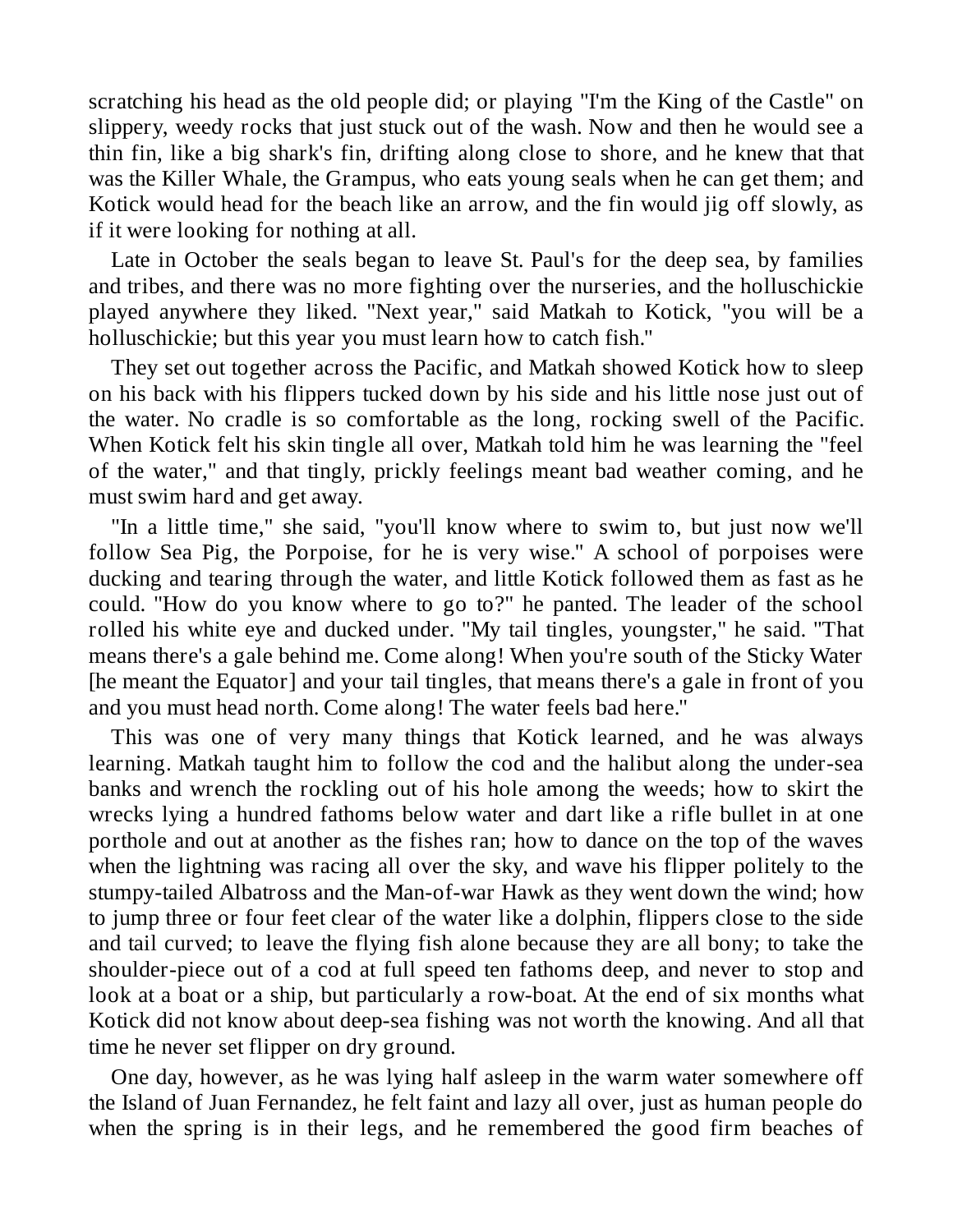scratching his head as the old people did; or playing "I'm the King of the Castle" on slippery, weedy rocks that just stuck out of the wash. Now and then he would see a thin fin, like a big shark's fin, drifting along close to shore, and he knew that that was the Killer Whale, the Grampus, who eats young seals when he can get them; and Kotick would head for the beach like an arrow, and the fin would jig off slowly, as if it were looking for nothing at all.

Late in October the seals began to leave St. Paul's for the deep sea, by families and tribes, and there was no more fighting over the nurseries, and the holluschickie played anywhere they liked. "Next year," said Matkah to Kotick, "you will be a holluschickie; but this year you must learn how to catch fish."

They set out together across the Pacific, and Matkah showed Kotick how to sleep on his back with his flippers tucked down by his side and his little nose just out of the water. No cradle is so comfortable as the long, rocking swell of the Pacific. When Kotick felt his skin tingle all over, Matkah told him he was learning the "feel of the water," and that tingly, prickly feelings meant bad weather coming, and he must swim hard and get away.

"In a little time," she said, "you'll know where to swim to, but just now we'll follow Sea Pig, the Porpoise, for he is very wise." A school of porpoises were ducking and tearing through the water, and little Kotick followed them as fast as he could. "How do you know where to go to?" he panted. The leader of the school rolled his white eye and ducked under. "My tail tingles, youngster," he said. "That means there's a gale behind me. Come along! When you're south of the Sticky Water [he meant the Equator] and your tail tingles, that means there's a gale in front of you and you must head north. Come along! The water feels bad here."

This was one of very many things that Kotick learned, and he was always learning. Matkah taught him to follow the cod and the halibut along the under-sea banks and wrench the rockling out of his hole among the weeds; how to skirt the wrecks lying a hundred fathoms below water and dart like a rifle bullet in at one porthole and out at another as the fishes ran; how to dance on the top of the waves when the lightning was racing all over the sky, and wave his flipper politely to the stumpy-tailed Albatross and the Man-of-war Hawk as they went down the wind; how to jump three or four feet clear of the water like a dolphin, flippers close to the side and tail curved; to leave the flying fish alone because they are all bony; to take the shoulder-piece out of a cod at full speed ten fathoms deep, and never to stop and look at a boat or a ship, but particularly a row-boat. At the end of six months what Kotick did not know about deep-sea fishing was not worth the knowing. And all that time he never set flipper on dry ground.

One day, however, as he was lying half asleep in the warm water somewhere off the Island of Juan Fernandez, he felt faint and lazy all over, just as human people do when the spring is in their legs, and he remembered the good firm beaches of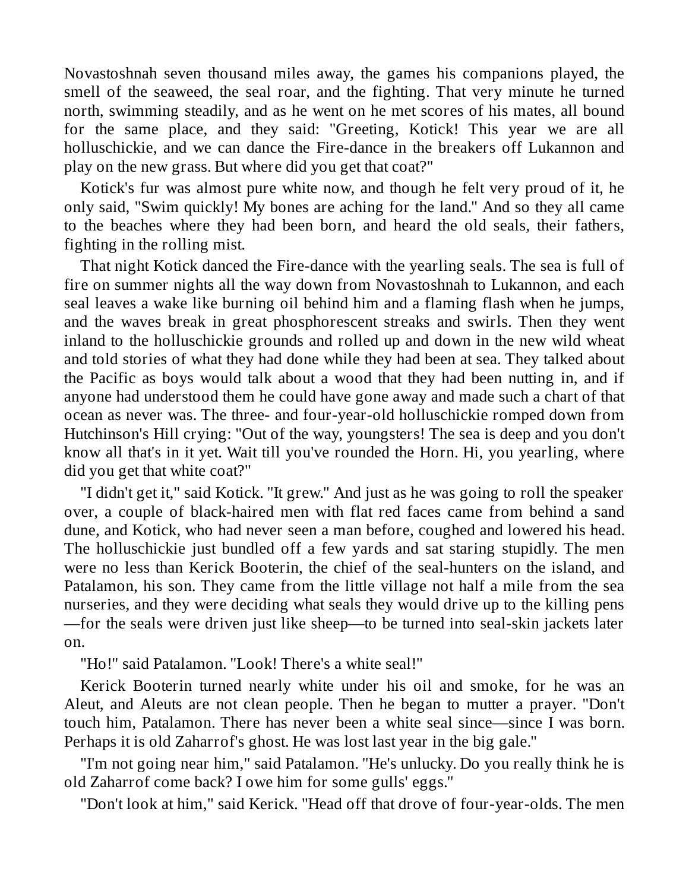Novastoshnah seven thousand miles away, the games his companions played, the smell of the seaweed, the seal roar, and the fighting. That very minute he turned north, swimming steadily, and as he went on he met scores of his mates, all bound for the same place, and they said: "Greeting, Kotick! This year we are all holluschickie, and we can dance the Fire-dance in the breakers off Lukannon and play on the new grass. But where did you get that coat?"

Kotick's fur was almost pure white now, and though he felt very proud of it, he only said, "Swim quickly! My bones are aching for the land." And so they all came to the beaches where they had been born, and heard the old seals, their fathers, fighting in the rolling mist.

That night Kotick danced the Fire-dance with the yearling seals. The sea is full of fire on summer nights all the way down from Novastoshnah to Lukannon, and each seal leaves a wake like burning oil behind him and a flaming flash when he jumps, and the waves break in great phosphorescent streaks and swirls. Then they went inland to the holluschickie grounds and rolled up and down in the new wild wheat and told stories of what they had done while they had been at sea. They talked about the Pacific as boys would talk about a wood that they had been nutting in, and if anyone had understood them he could have gone away and made such a chart of that ocean as never was. The three- and four-year-old holluschickie romped down from Hutchinson's Hill crying: "Out of the way, youngsters! The sea is deep and you don't know all that's in it yet. Wait till you've rounded the Horn. Hi, you yearling, where did you get that white coat?"

"I didn't get it," said Kotick. "It grew." And just as he was going to roll the speaker over, a couple of black-haired men with flat red faces came from behind a sand dune, and Kotick, who had never seen a man before, coughed and lowered his head. The holluschickie just bundled off a few yards and sat staring stupidly. The men were no less than Kerick Booterin, the chief of the seal-hunters on the island, and Patalamon, his son. They came from the little village not half a mile from the sea nurseries, and they were deciding what seals they would drive up to the killing pens—for the seals were driven just like sheep—to be turned into seal-skin jackets later on.

"Ho!" said Patalamon. "Look! There's a white seal!"

Kerick Booterin turned nearly white under his oil and smoke, for he was an Aleut, and Aleuts are not clean people. Then he began to mutter a prayer. "Don't touch him, Patalamon. There has never been a white seal since—since I was born. Perhaps it is old Zaharrof's ghost. He was lost last year in the big gale."

"I'm not going near him," said Patalamon. "He's unlucky. Do you really think he is old Zaharrof come back? I owe him for some gulls' eggs."

"Don't look at him," said Kerick. "Head off that drove of four-year-olds. The men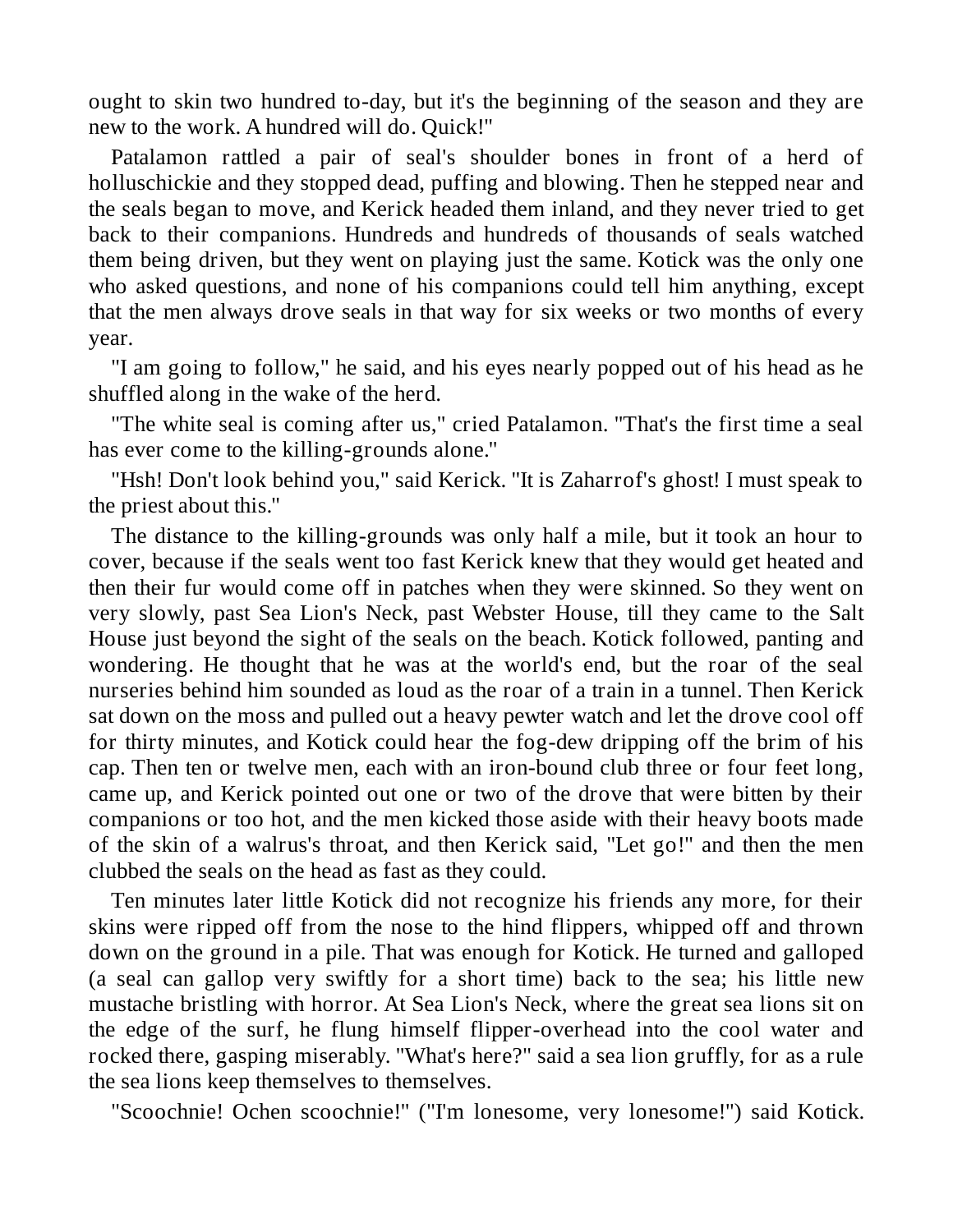ought to skin two hundred to-day, but it's the beginning of the season and they are new to the work. A hundred will do. Quick!"

Patalamon rattled a pair of seal's shoulder bones in front of a herd of holluschickie and they stopped dead, puffing and blowing. Then he stepped near and the seals began to move, and Kerick headed them inland, and they never tried to get back to their companions. Hundreds and hundreds of thousands of seals watched them being driven, but they went on playing just the same. Kotick was the only one who asked questions, and none of his companions could tell him anything, except that the men always drove seals in that way for six weeks or two months of every year.

"I am going to follow," he said, and his eyes nearly popped out of his head as he shuffled along in the wake of the herd.

"The white seal is coming after us," cried Patalamon. "That's the first time a seal has ever come to the killing-grounds alone."

"Hsh! Don't look behind you," said Kerick. "It is Zaharrof's ghost! I must speak to the priest about this."

The distance to the killing-grounds was only half a mile, but it took an hour to cover, because if the seals went too fast Kerick knew that they would get heated and then their fur would come off in patches when they were skinned. So they went on very slowly, past Sea Lion's Neck, past Webster House, till they came to the Salt House just beyond the sight of the seals on the beach. Kotick followed, panting and wondering. He thought that he was at the world's end, but the roar of the seal nurseries behind him sounded as loud as the roar of a train in a tunnel. Then Kerick sat down on the moss and pulled out a heavy pewter watch and let the drove cool off for thirty minutes, and Kotick could hear the fog-dew dripping off the brim of his cap. Then ten or twelve men, each with an iron-bound club three or four feet long, came up, and Kerick pointed out one or two of the drove that were bitten by their companions or too hot, and the men kicked those aside with their heavy boots made of the skin of a walrus's throat, and then Kerick said, "Let go!" and then the men clubbed the seals on the head as fast as they could.

Ten minutes later little Kotick did not recognize his friends any more, for their skins were ripped off from the nose to the hind flippers, whipped off and thrown down on the ground in a pile. That was enough for Kotick. He turned and galloped (a seal can gallop very swiftly for a short time) back to the sea; his little new mustache bristling with horror. At Sea Lion's Neck, where the great sea lions sit on the edge of the surf, he flung himself flipper-overhead into the cool water and rocked there, gasping miserably. "What's here?" said a sea lion gruffly, for as a rule the sea lions keep themselves to themselves.

"Scoochnie! Ochen scoochnie!" ("I'm lonesome, very lonesome!") said Kotick.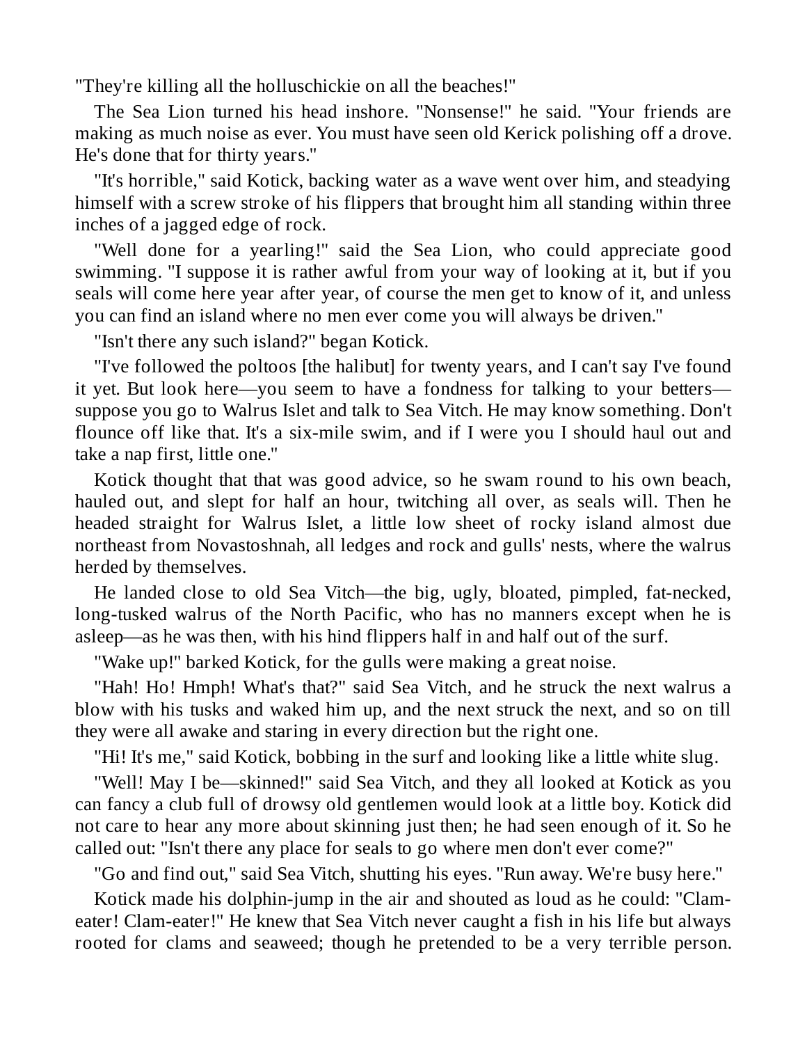"They're killing all the holluschickie on all the beaches!"

The Sea Lion turned his head inshore. "Nonsense!" he said. "Your friends are making as much noise as ever. You must have seen old Kerick polishing off a drove. He's done that for thirty years."

"It's horrible," said Kotick, backing water as a wave went over him, and steadying himself with a screw stroke of his flippers that brought him all standing within three inches of a jagged edge of rock.

"Well done for a yearling!" said the Sea Lion, who could appreciate good swimming. "I suppose it is rather awful from your way of looking at it, but if you seals will come here year after year, of course the men get to know of it, and unless you can find an island where no men ever come you will always be driven."

"Isn't there any such island?" began Kotick.

"I've followed the poltoos [the halibut] for twenty years, and I can't say I've found it yet. But look here—you seem to have a fondness for talking to your betters—suppose you go to Walrus Islet and talk to Sea Vitch. He may know something. Don't flounce off like that. It's a six-mile swim, and if I were you I should haul out and take a nap first, little one."

Kotick thought that that was good advice, so he swam round to his own beach, hauled out, and slept for half an hour, twitching all over, as seals will. Then he headed straight for Walrus Islet, a little low sheet of rocky island almost due northeast from Novastoshnah, all ledges and rock and gulls' nests, where the walrus herded by themselves.

He landed close to old Sea Vitch—the big, ugly, bloated, pimpled, fat-necked, long-tusked walrus of the North Pacific, who has no manners except when he is asleep—as he was then, with his hind flippers half in and half out of the surf.

"Wake up!" barked Kotick, for the gulls were making a great noise.

"Hah! Ho! Hmph! What's that?" said Sea Vitch, and he struck the next walrus a blow with his tusks and waked him up, and the next struck the next, and so on till they were all awake and staring in every direction but the right one.

"Hi! It's me," said Kotick, bobbing in the surf and looking like a little white slug.

"Well! May I be—skinned!" said Sea Vitch, and they all looked at Kotick as you can fancy a club full of drowsy old gentlemen would look at a little boy. Kotick did not care to hear any more about skinning just then; he had seen enough of it. So he called out: "Isn't there any place for seals to go where men don't ever come?"

"Go and find out," said Sea Vitch, shutting his eyes. "Run away. We're busy here."

Kotick made his dolphin-jump in the air and shouted as loud as he could: "Clam-eater! Clam-eater!" He knew that Sea Vitch never caught a fish in his life but always rooted for clams and seaweed; though he pretended to be a very terrible person.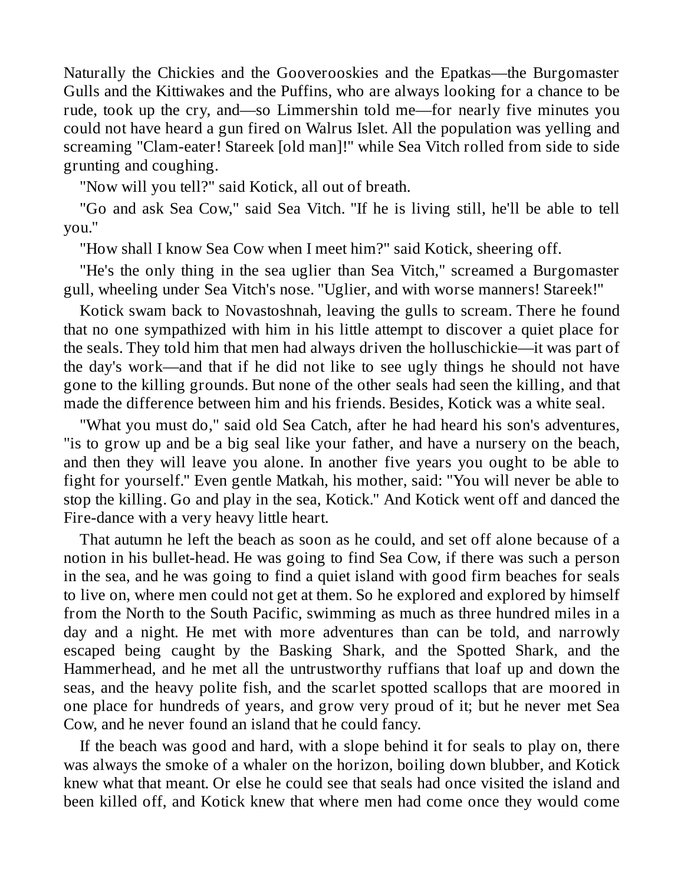Naturally the Chickies and the Gooverooskies and the Epatkas—the Burgomaster Gulls and the Kittiwakes and the Puffins, who are always looking for a chance to be rude, took up the cry, and—so Limmershin told me—for nearly five minutes you could not have heard a gun fired on Walrus Islet. All the population was yelling and screaming "Clam-eater! Stareek [old man]!" while Sea Vitch rolled from side to side grunting and coughing.

"Now will you tell?" said Kotick, all out of breath.

"Go and ask Sea Cow," said Sea Vitch. "If he is living still, he'll be able to tell you."

"How shall I know Sea Cow when I meet him?" said Kotick, sheering off.

"He's the only thing in the sea uglier than Sea Vitch," screamed a Burgomaster gull, wheeling under Sea Vitch's nose. "Uglier, and with worse manners! Stareek!"

Kotick swam back to Novastoshnah, leaving the gulls to scream. There he found that no one sympathized with him in his little attempt to discover a quiet place for the seals. They told him that men had always driven the holluschickie—it was part of the day's work—and that if he did not like to see ugly things he should not have gone to the killing grounds. But none of the other seals had seen the killing, and that made the difference between him and his friends. Besides, Kotick was a white seal.

"What you must do," said old Sea Catch, after he had heard his son's adventures, "is to grow up and be a big seal like your father, and have a nursery on the beach, and then they will leave you alone. In another five years you ought to be able to fight for yourself." Even gentle Matkah, his mother, said: "You will never be able to stop the killing. Go and play in the sea, Kotick." And Kotick went off and danced the Fire-dance with a very heavy little heart.

That autumn he left the beach as soon as he could, and set off alone because of a notion in his bullet-head. He was going to find Sea Cow, if there was such a person in the sea, and he was going to find a quiet island with good firm beaches for seals to live on, where men could not get at them. So he explored and explored by himself from the North to the South Pacific, swimming as much as three hundred miles in a day and a night. He met with more adventures than can be told, and narrowly escaped being caught by the Basking Shark, and the Spotted Shark, and the Hammerhead, and he met all the untrustworthy ruffians that loaf up and down the seas, and the heavy polite fish, and the scarlet spotted scallops that are moored in one place for hundreds of years, and grow very proud of it; but he never met Sea Cow, and he never found an island that he could fancy.

If the beach was good and hard, with a slope behind it for seals to play on, there was always the smoke of a whaler on the horizon, boiling down blubber, and Kotick knew what that meant. Or else he could see that seals had once visited the island and been killed off, and Kotick knew that where men had come once they would come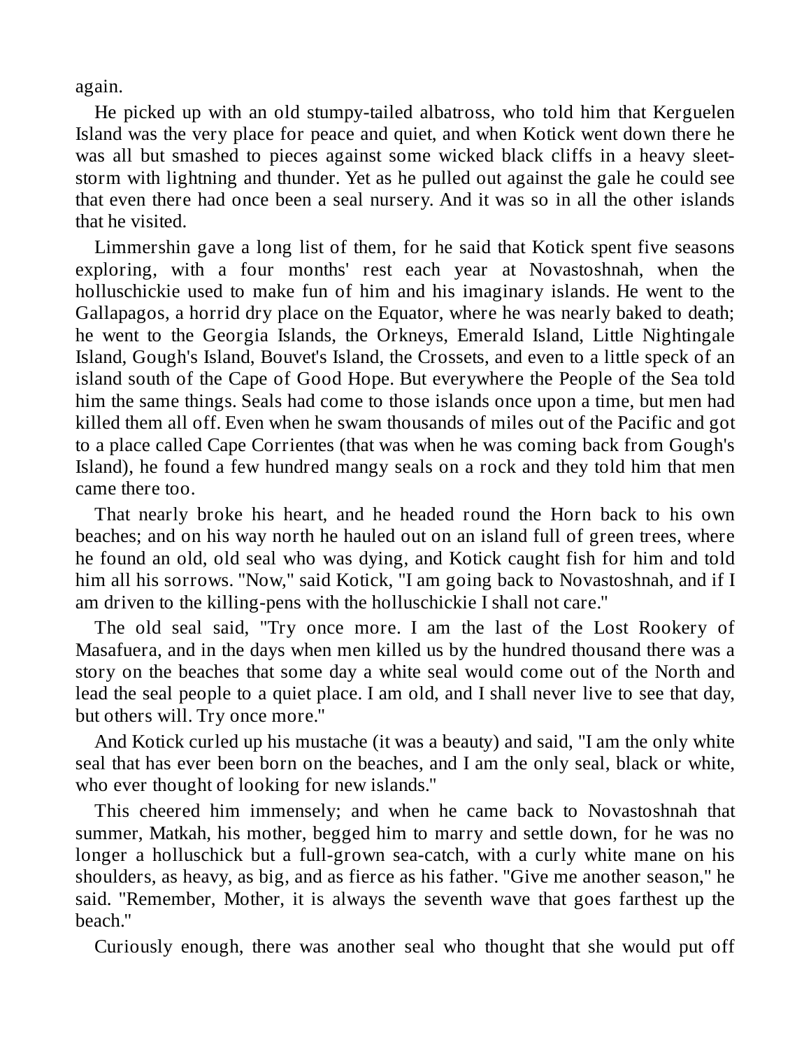again.

He picked up with an old stumpy-tailed albatross, who told him that Kerguelen Island was the very place for peace and quiet, and when Kotick went down there he was all but smashed to pieces against some wicked black cliffs in a heavy sleet-storm with lightning and thunder. Yet as he pulled out against the gale he could see that even there had once been a seal nursery. And it was so in all the other islands that he visited.

Limmershin gave a long list of them, for he said that Kotick spent five seasons exploring, with a four months' rest each year at Novastoshnah, when the holluschickie used to make fun of him and his imaginary islands. He went to the Gallapagos, a horrid dry place on the Equator, where he was nearly baked to death; he went to the Georgia Islands, the Orkneys, Emerald Island, Little Nightingale Island, Gough's Island, Bouvet's Island, the Crossets, and even to a little speck of an island south of the Cape of Good Hope. But everywhere the People of the Sea told him the same things. Seals had come to those islands once upon a time, but men had killed them all off. Even when he swam thousands of miles out of the Pacific and got to a place called Cape Corrientes (that was when he was coming back from Gough's Island), he found a few hundred mangy seals on a rock and they told him that men came there too.

That nearly broke his heart, and he headed round the Horn back to his own beaches; and on his way north he hauled out on an island full of green trees, where he found an old, old seal who was dying, and Kotick caught fish for him and told him all his sorrows. "Now," said Kotick, "I am going back to Novastoshnah, and if I am driven to the killing-pens with the holluschickie I shall not care."

The old seal said, "Try once more. I am the last of the Lost Rookery of Masafuera, and in the days when men killed us by the hundred thousand there was a story on the beaches that some day a white seal would come out of the North and lead the seal people to a quiet place. I am old, and I shall never live to see that day, but others will. Try once more."

And Kotick curled up his mustache (it was a beauty) and said, "I am the only white seal that has ever been born on the beaches, and I am the only seal, black or white, who ever thought of looking for new islands."

This cheered him immensely; and when he came back to Novastoshnah that summer, Matkah, his mother, begged him to marry and settle down, for he was no longer a holluschick but a full-grown sea-catch, with a curly white mane on his shoulders, as heavy, as big, and as fierce as his father. "Give me another season," he said. "Remember, Mother, it is always the seventh wave that goes farthest up the beach."

Curiously enough, there was another seal who thought that she would put off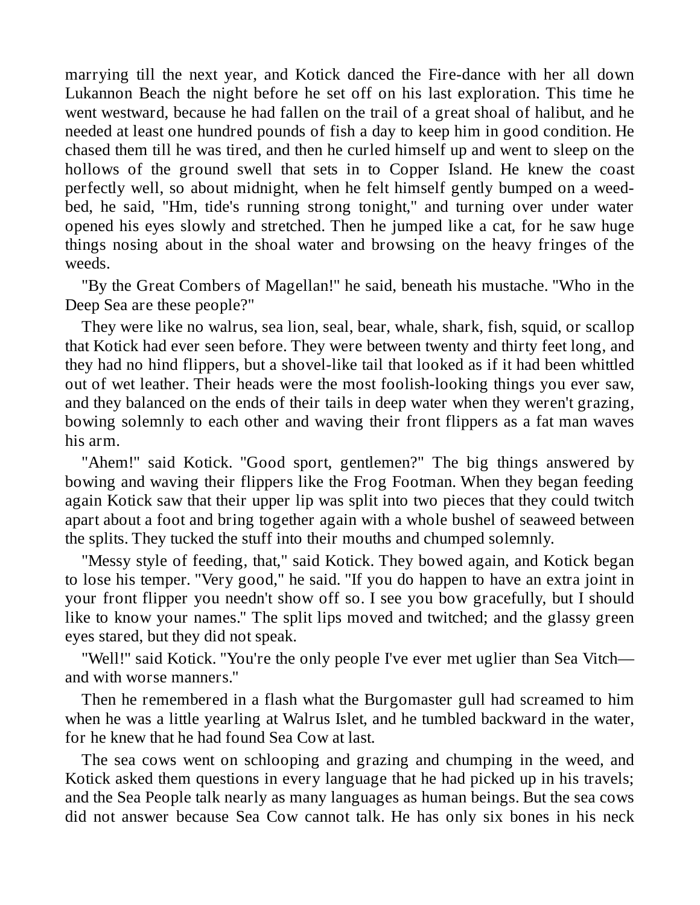marrying till the next year, and Kotick danced the Fire-dance with her all down Lukannon Beach the night before he set off on his last exploration. This time he went westward, because he had fallen on the trail of a great shoal of halibut, and he needed at least one hundred pounds of fish a day to keep him in good condition. He chased them till he was tired, and then he curled himself up and went to sleep on the hollows of the ground swell that sets in to Copper Island. He knew the coast perfectly well, so about midnight, when he felt himself gently bumped on a weed-bed, he said, "Hm, tide's running strong tonight," and turning over under water opened his eyes slowly and stretched. Then he jumped like a cat, for he saw huge things nosing about in the shoal water and browsing on the heavy fringes of the weeds.

"By the Great Combers of Magellan!" he said, beneath his mustache. "Who in the Deep Sea are these people?"

They were like no walrus, sea lion, seal, bear, whale, shark, fish, squid, or scallop that Kotick had ever seen before. They were between twenty and thirty feet long, and they had no hind flippers, but a shovel-like tail that looked as if it had been whittled out of wet leather. Their heads were the most foolish-looking things you ever saw, and they balanced on the ends of their tails in deep water when they weren't grazing, bowing solemnly to each other and waving their front flippers as a fat man waves his arm.

"Ahem!" said Kotick. "Good sport, gentlemen?" The big things answered by bowing and waving their flippers like the Frog Footman. When they began feeding again Kotick saw that their upper lip was split into two pieces that they could twitch apart about a foot and bring together again with a whole bushel of seaweed between the splits. They tucked the stuff into their mouths and chumped solemnly.

"Messy style of feeding, that," said Kotick. They bowed again, and Kotick began to lose his temper. "Very good," he said. "If you do happen to have an extra joint in your front flipper you needn't show off so. I see you bow gracefully, but I should like to know your names." The split lips moved and twitched; and the glassy green eyes stared, but they did not speak.

"Well!" said Kotick. "You're the only people I've ever met uglier than Sea Vitch—and with worse manners."

Then he remembered in a flash what the Burgomaster gull had screamed to him when he was a little yearling at Walrus Islet, and he tumbled backward in the water, for he knew that he had found Sea Cow at last.

The sea cows went on schlooping and grazing and chumping in the weed, and Kotick asked them questions in every language that he had picked up in his travels; and the Sea People talk nearly as many languages as human beings. But the sea cows did not answer because Sea Cow cannot talk. He has only six bones in his neck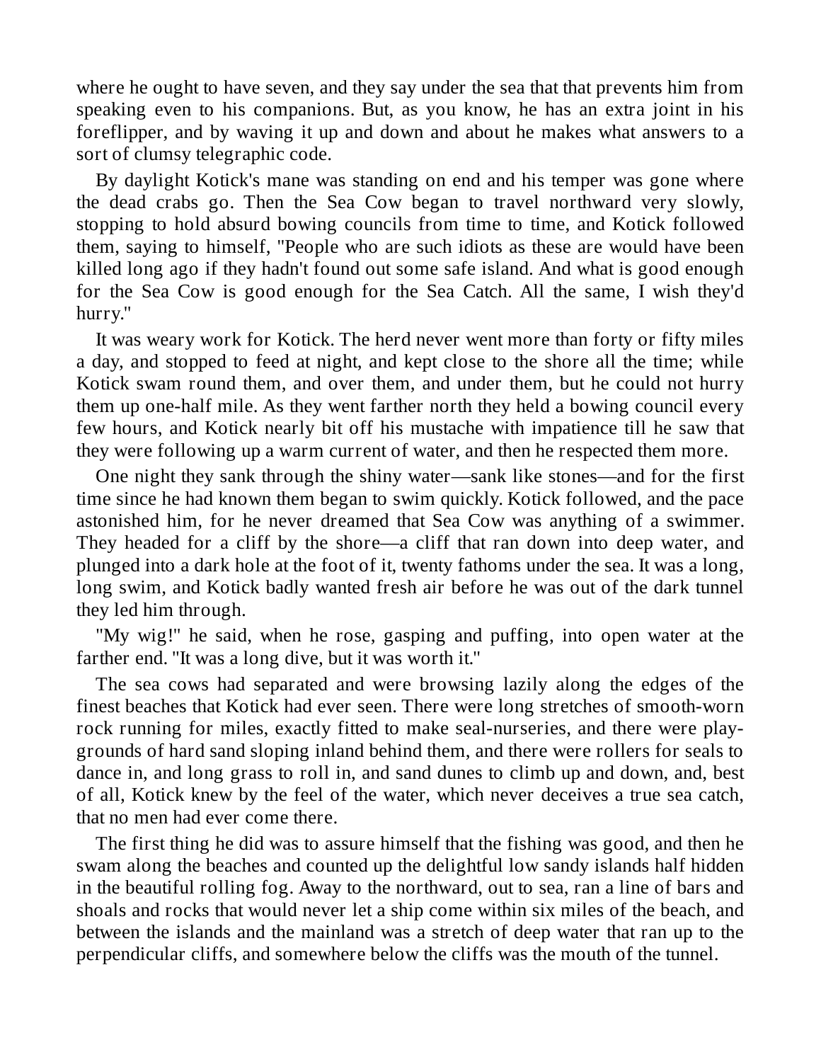where he ought to have seven, and they say under the sea that that prevents him from speaking even to his companions. But, as you know, he has an extra joint in his foreflipper, and by waving it up and down and about he makes what answers to a sort of clumsy telegraphic code.

By daylight Kotick's mane was standing on end and his temper was gone where the dead crabs go. Then the Sea Cow began to travel northward very slowly, stopping to hold absurd bowing councils from time to time, and Kotick followed them, saying to himself, "People who are such idiots as these are would have been killed long ago if they hadn't found out some safe island. And what is good enough for the Sea Cow is good enough for the Sea Catch. All the same, I wish they'd hurry."

It was weary work for Kotick. The herd never went more than forty or fifty miles a day, and stopped to feed at night, and kept close to the shore all the time; while Kotick swam round them, and over them, and under them, but he could not hurry them up one-half mile. As they went farther north they held a bowing council every few hours, and Kotick nearly bit off his mustache with impatience till he saw that they were following up a warm current of water, and then he respected them more.

One night they sank through the shiny water—sank like stones—and for the first time since he had known them began to swim quickly. Kotick followed, and the pace astonished him, for he never dreamed that Sea Cow was anything of a swimmer. They headed for a cliff by the shore—a cliff that ran down into deep water, and plunged into a dark hole at the foot of it, twenty fathoms under the sea. It was a long, long swim, and Kotick badly wanted fresh air before he was out of the dark tunnel they led him through.

"My wig!" he said, when he rose, gasping and puffing, into open water at the farther end. "It was a long dive, but it was worth it."

The sea cows had separated and were browsing lazily along the edges of the finest beaches that Kotick had ever seen. There were long stretches of smooth-worn rock running for miles, exactly fitted to make seal-nurseries, and there were play-grounds of hard sand sloping inland behind them, and there were rollers for seals to dance in, and long grass to roll in, and sand dunes to climb up and down, and, best of all, Kotick knew by the feel of the water, which never deceives a true sea catch, that no men had ever come there.

The first thing he did was to assure himself that the fishing was good, and then he swam along the beaches and counted up the delightful low sandy islands half hidden in the beautiful rolling fog. Away to the northward, out to sea, ran a line of bars and shoals and rocks that would never let a ship come within six miles of the beach, and between the islands and the mainland was a stretch of deep water that ran up to the perpendicular cliffs, and somewhere below the cliffs was the mouth of the tunnel.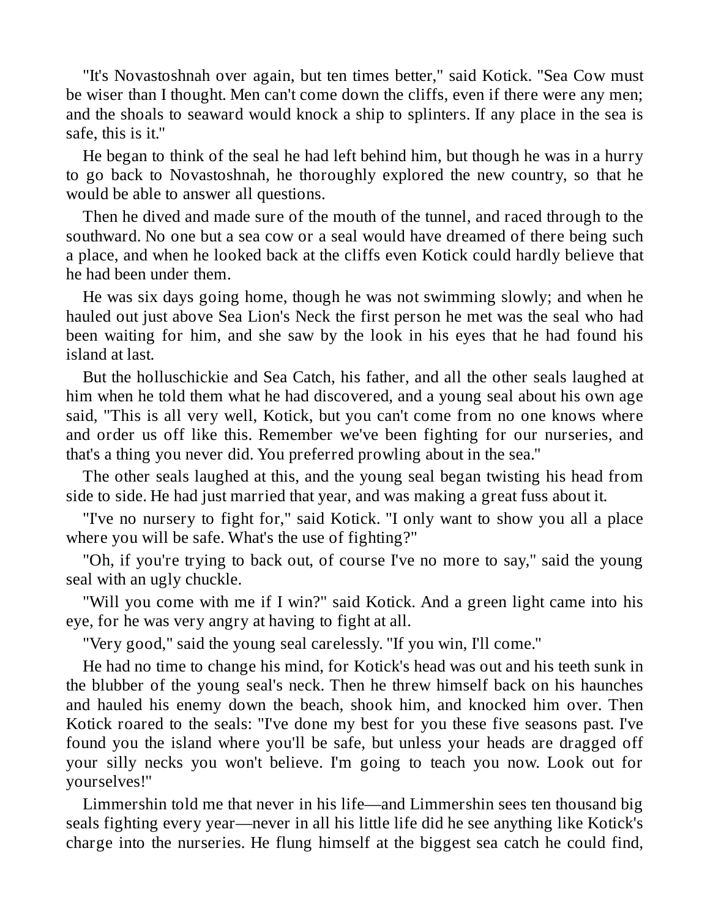"It's Novastoshnah over again, but ten times better," said Kotick. "Sea Cow must be wiser than I thought. Men can't come down the cliffs, even if there were any men; and the shoals to seaward would knock a ship to splinters. If any place in the sea is safe, this is it."

He began to think of the seal he had left behind him, but though he was in a hurry to go back to Novastoshnah, he thoroughly explored the new country, so that he would be able to answer all questions.

Then he dived and made sure of the mouth of the tunnel, and raced through to the southward. No one but a sea cow or a seal would have dreamed of there being such a place, and when he looked back at the cliffs even Kotick could hardly believe that he had been under them.

He was six days going home, though he was not swimming slowly; and when he hauled out just above Sea Lion's Neck the first person he met was the seal who had been waiting for him, and she saw by the look in his eyes that he had found his island at last.

But the holluschickie and Sea Catch, his father, and all the other seals laughed at him when he told them what he had discovered, and a young seal about his own age said, "This is all very well, Kotick, but you can't come from no one knows where and order us off like this. Remember we've been fighting for our nurseries, and that's a thing you never did. You preferred prowling about in the sea."

The other seals laughed at this, and the young seal began twisting his head from side to side. He had just married that year, and was making a great fuss about it.

"I've no nursery to fight for," said Kotick. "I only want to show you all a place where you will be safe. What's the use of fighting?"

"Oh, if you're trying to back out, of course I've no more to say," said the young seal with an ugly chuckle.

"Will you come with me if I win?" said Kotick. And a green light came into his eye, for he was very angry at having to fight at all.

"Very good," said the young seal carelessly. "If you win, I'll come."

He had no time to change his mind, for Kotick's head was out and his teeth sunk in the blubber of the young seal's neck. Then he threw himself back on his haunches and hauled his enemy down the beach, shook him, and knocked him over. Then Kotick roared to the seals: "I've done my best for you these five seasons past. I've found you the island where you'll be safe, but unless your heads are dragged off your silly necks you won't believe. I'm going to teach you now. Look out for yourselves!"

Limmershin told me that never in his life—and Limmershin sees ten thousand big seals fighting every year—never in all his little life did he see anything like Kotick's charge into the nurseries. He flung himself at the biggest sea catch he could find,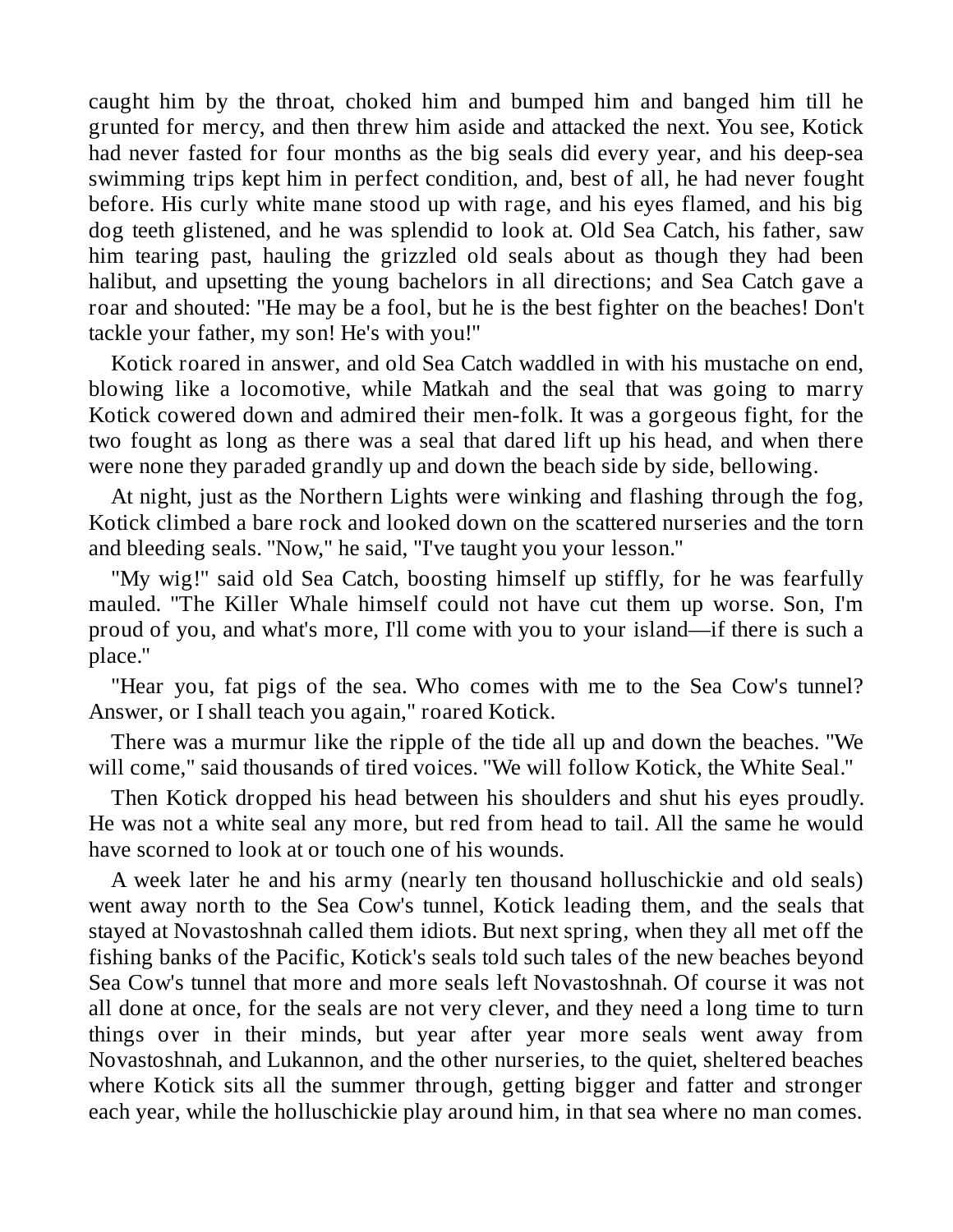caught him by the throat, choked him and bumped him and banged him till he grunted for mercy, and then threw him aside and attacked the next. You see, Kotick had never fasted for four months as the big seals did every year, and his deep-sea swimming trips kept him in perfect condition, and, best of all, he had never fought before. His curly white mane stood up with rage, and his eyes flamed, and his big dog teeth glistened, and he was splendid to look at. Old Sea Catch, his father, saw him tearing past, hauling the grizzled old seals about as though they had been halibut, and upsetting the young bachelors in all directions; and Sea Catch gave a roar and shouted: "He may be a fool, but he is the best fighter on the beaches! Don't tackle your father, my son! He's with you!"

Kotick roared in answer, and old Sea Catch waddled in with his mustache on end, blowing like a locomotive, while Matkah and the seal that was going to marry Kotick cowered down and admired their men-folk. It was a gorgeous fight, for the two fought as long as there was a seal that dared lift up his head, and when there were none they paraded grandly up and down the beach side by side, bellowing.

At night, just as the Northern Lights were winking and flashing through the fog, Kotick climbed a bare rock and looked down on the scattered nurseries and the torn and bleeding seals. "Now," he said, "I've taught you your lesson."

"My wig!" said old Sea Catch, boosting himself up stiffly, for he was fearfully mauled. "The Killer Whale himself could not have cut them up worse. Son, I'm proud of you, and what's more, I'll come with you to your island—if there is such a place."

"Hear you, fat pigs of the sea. Who comes with me to the Sea Cow's tunnel? Answer, or I shall teach you again," roared Kotick.

There was a murmur like the ripple of the tide all up and down the beaches. "We will come," said thousands of tired voices. "We will follow Kotick, the White Seal."

Then Kotick dropped his head between his shoulders and shut his eyes proudly. He was not a white seal any more, but red from head to tail. All the same he would have scorned to look at or touch one of his wounds.

A week later he and his army (nearly ten thousand holluschickie and old seals) went away north to the Sea Cow's tunnel, Kotick leading them, and the seals that stayed at Novastoshnah called them idiots. But next spring, when they all met off the fishing banks of the Pacific, Kotick's seals told such tales of the new beaches beyond Sea Cow's tunnel that more and more seals left Novastoshnah. Of course it was not all done at once, for the seals are not very clever, and they need a long time to turn things over in their minds, but year after year more seals went away from Novastoshnah, and Lukannon, and the other nurseries, to the quiet, sheltered beaches where Kotick sits all the summer through, getting bigger and fatter and stronger each year, while the holluschickie play around him, in that sea where no man comes.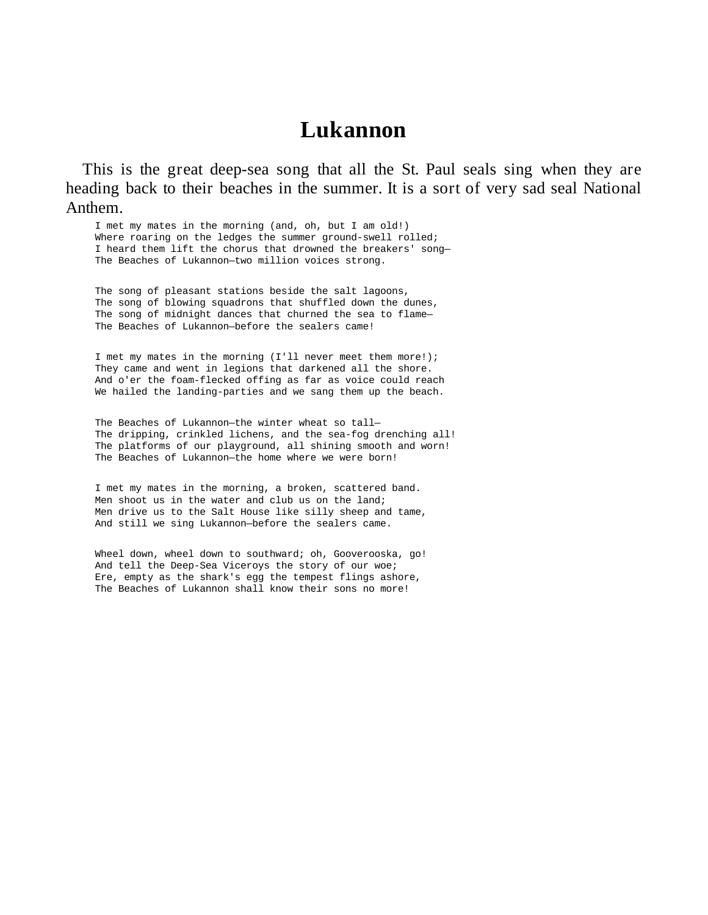# Lukannon

This is the great deep-sea song that all the St. Paul seals sing when they are heading back to their beaches in the summer. It is a sort of very sad seal National Anthem.

```
I met my mates in the morning (and, oh, but I am old!)
Where roaring on the ledges the summer ground-swell rolled;
I heard them lift the chorus that drowned the breakers' song—
The Beaches of Lukannon—two million voices strong.


The song of pleasant stations beside the salt lagoons,
The song of blowing squadrons that shuffled down the dunes,
The song of midnight dances that churned the sea to flame—
The Beaches of Lukannon—before the sealers came!


I met my mates in the morning (I'll never meet them more!);
They came and went in legions that darkened all the shore.
And o'er the foam-flecked offing as far as voice could reach
We hailed the landing-parties and we sang them up the beach.


The Beaches of Lukannon—the winter wheat so tall—
The dripping, crinkled lichens, and the sea-fog drenching all!
The platforms of our playground, all shining smooth and worn!
The Beaches of Lukannon—the home where we were born!


I met my mates in the morning, a broken, scattered band.
Men shoot us in the water and club us on the land;
Men drive us to the Salt House like silly sheep and tame,
And still we sing Lukannon—before the sealers came.


Wheel down, wheel down to southward; oh, Gooverooska, go!
And tell the Deep-Sea Viceroys the story of our woe;
Ere, empty as the shark's egg the tempest flings ashore,
The Beaches of Lukannon shall know their sons no more!
```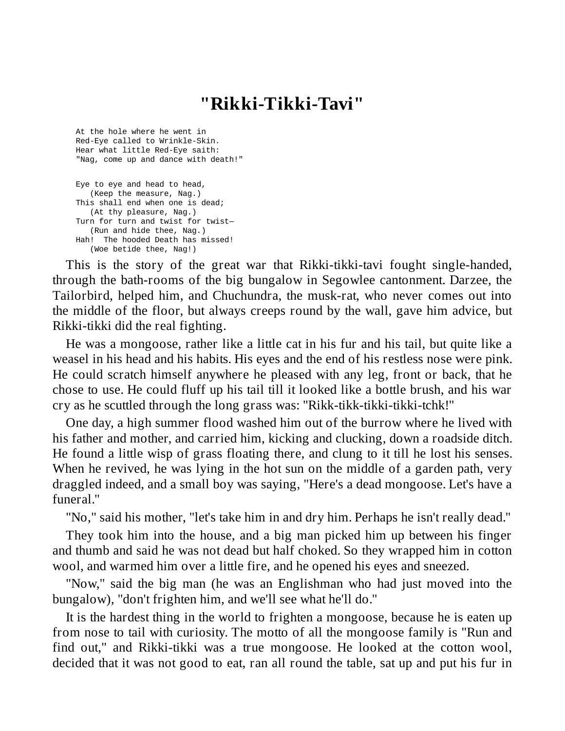# "Rikki-Tikki-Tavi"

```
At the hole where he went in
Red-Eye called to Wrinkle-Skin.
Hear what little Red-Eye saith:
"Nag, come up and dance with death!"

Eye to eye and head to head,
   (Keep the measure, Nag.)
This shall end when one is dead;
   (At thy pleasure, Nag.)
Turn for turn and twist for twist—
   (Run and hide thee, Nag.)
Hah!  The hooded Death has missed!
   (Woe betide thee, Nag!)
```

This is the story of the great war that Rikki-tikki-tavi fought single-handed, through the bath-rooms of the big bungalow in Segowlee cantonment. Darzee, the Tailorbird, helped him, and Chuchundra, the musk-rat, who never comes out into the middle of the floor, but always creeps round by the wall, gave him advice, but Rikki-tikki did the real fighting.

He was a mongoose, rather like a little cat in his fur and his tail, but quite like a weasel in his head and his habits. His eyes and the end of his restless nose were pink. He could scratch himself anywhere he pleased with any leg, front or back, that he chose to use. He could fluff up his tail till it looked like a bottle brush, and his war cry as he scuttled through the long grass was: "Rikk-tikk-tikki-tikki-tchk!"

One day, a high summer flood washed him out of the burrow where he lived with his father and mother, and carried him, kicking and clucking, down a roadside ditch. He found a little wisp of grass floating there, and clung to it till he lost his senses. When he revived, he was lying in the hot sun on the middle of a garden path, very draggled indeed, and a small boy was saying, "Here's a dead mongoose. Let's have a funeral."

"No," said his mother, "let's take him in and dry him. Perhaps he isn't really dead."

They took him into the house, and a big man picked him up between his finger and thumb and said he was not dead but half choked. So they wrapped him in cotton wool, and warmed him over a little fire, and he opened his eyes and sneezed.

"Now," said the big man (he was an Englishman who had just moved into the bungalow), "don't frighten him, and we'll see what he'll do."

It is the hardest thing in the world to frighten a mongoose, because he is eaten up from nose to tail with curiosity. The motto of all the mongoose family is "Run and find out," and Rikki-tikki was a true mongoose. He looked at the cotton wool, decided that it was not good to eat, ran all round the table, sat up and put his fur in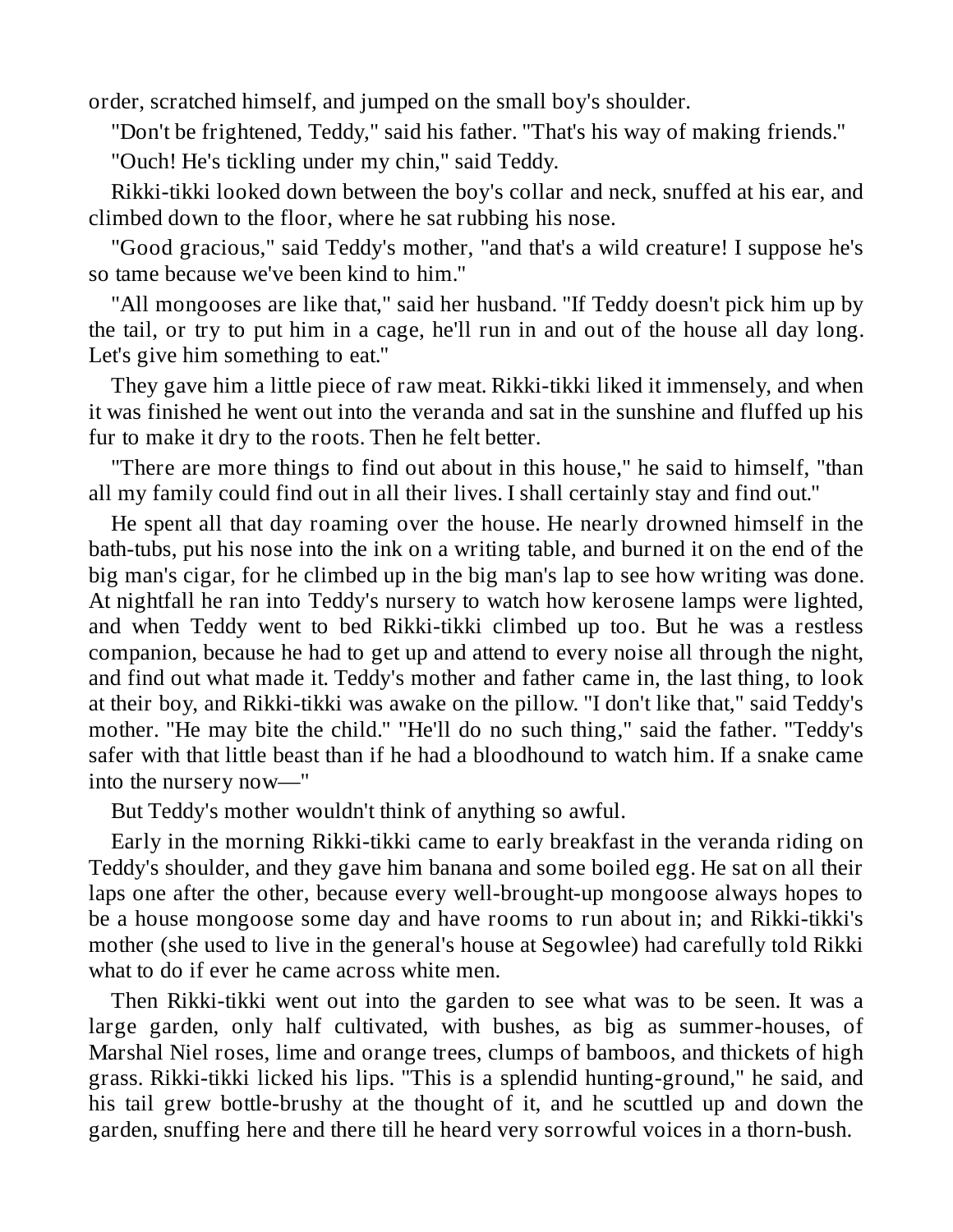order, scratched himself, and jumped on the small boy's shoulder.

"Don't be frightened, Teddy," said his father. "That's his way of making friends."

"Ouch! He's tickling under my chin," said Teddy.

Rikki-tikki looked down between the boy's collar and neck, snuffed at his ear, and climbed down to the floor, where he sat rubbing his nose.

"Good gracious," said Teddy's mother, "and that's a wild creature! I suppose he's so tame because we've been kind to him."

"All mongooses are like that," said her husband. "If Teddy doesn't pick him up by the tail, or try to put him in a cage, he'll run in and out of the house all day long. Let's give him something to eat."

They gave him a little piece of raw meat. Rikki-tikki liked it immensely, and when it was finished he went out into the veranda and sat in the sunshine and fluffed up his fur to make it dry to the roots. Then he felt better.

"There are more things to find out about in this house," he said to himself, "than all my family could find out in all their lives. I shall certainly stay and find out."

He spent all that day roaming over the house. He nearly drowned himself in the bath-tubs, put his nose into the ink on a writing table, and burned it on the end of the big man's cigar, for he climbed up in the big man's lap to see how writing was done. At nightfall he ran into Teddy's nursery to watch how kerosene lamps were lighted, and when Teddy went to bed Rikki-tikki climbed up too. But he was a restless companion, because he had to get up and attend to every noise all through the night, and find out what made it. Teddy's mother and father came in, the last thing, to look at their boy, and Rikki-tikki was awake on the pillow. "I don't like that," said Teddy's mother. "He may bite the child." "He'll do no such thing," said the father. "Teddy's safer with that little beast than if he had a bloodhound to watch him. If a snake came into the nursery now—"

But Teddy's mother wouldn't think of anything so awful.

Early in the morning Rikki-tikki came to early breakfast in the veranda riding on Teddy's shoulder, and they gave him banana and some boiled egg. He sat on all their laps one after the other, because every well-brought-up mongoose always hopes to be a house mongoose some day and have rooms to run about in; and Rikki-tikki's mother (she used to live in the general's house at Segowlee) had carefully told Rikki what to do if ever he came across white men.

Then Rikki-tikki went out into the garden to see what was to be seen. It was a large garden, only half cultivated, with bushes, as big as summer-houses, of Marshal Niel roses, lime and orange trees, clumps of bamboos, and thickets of high grass. Rikki-tikki licked his lips. "This is a splendid hunting-ground," he said, and his tail grew bottle-brushy at the thought of it, and he scuttled up and down the garden, snuffing here and there till he heard very sorrowful voices in a thorn-bush.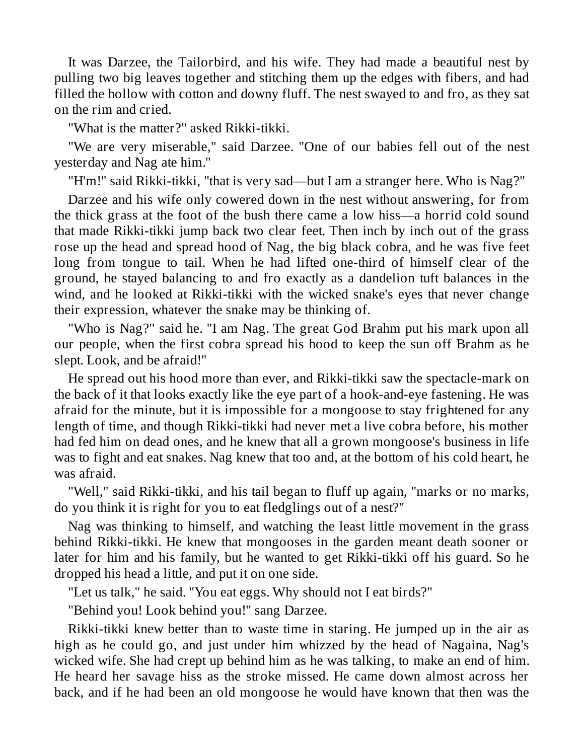It was Darzee, the Tailorbird, and his wife. They had made a beautiful nest by pulling two big leaves together and stitching them up the edges with fibers, and had filled the hollow with cotton and downy fluff. The nest swayed to and fro, as they sat on the rim and cried.

"What is the matter?" asked Rikki-tikki.

"We are very miserable," said Darzee. "One of our babies fell out of the nest yesterday and Nag ate him."

"H'm!" said Rikki-tikki, "that is very sad—but I am a stranger here. Who is Nag?"

Darzee and his wife only cowered down in the nest without answering, for from the thick grass at the foot of the bush there came a low hiss—a horrid cold sound that made Rikki-tikki jump back two clear feet. Then inch by inch out of the grass rose up the head and spread hood of Nag, the big black cobra, and he was five feet long from tongue to tail. When he had lifted one-third of himself clear of the ground, he stayed balancing to and fro exactly as a dandelion tuft balances in the wind, and he looked at Rikki-tikki with the wicked snake's eyes that never change their expression, whatever the snake may be thinking of.

"Who is Nag?" said he. "I am Nag. The great God Brahm put his mark upon all our people, when the first cobra spread his hood to keep the sun off Brahm as he slept. Look, and be afraid!"

He spread out his hood more than ever, and Rikki-tikki saw the spectacle-mark on the back of it that looks exactly like the eye part of a hook-and-eye fastening. He was afraid for the minute, but it is impossible for a mongoose to stay frightened for any length of time, and though Rikki-tikki had never met a live cobra before, his mother had fed him on dead ones, and he knew that all a grown mongoose's business in life was to fight and eat snakes. Nag knew that too and, at the bottom of his cold heart, he was afraid.

"Well," said Rikki-tikki, and his tail began to fluff up again, "marks or no marks, do you think it is right for you to eat fledglings out of a nest?"

Nag was thinking to himself, and watching the least little movement in the grass behind Rikki-tikki. He knew that mongooses in the garden meant death sooner or later for him and his family, but he wanted to get Rikki-tikki off his guard. So he dropped his head a little, and put it on one side.

"Let us talk," he said. "You eat eggs. Why should not I eat birds?"

"Behind you! Look behind you!" sang Darzee.

Rikki-tikki knew better than to waste time in staring. He jumped up in the air as high as he could go, and just under him whizzed by the head of Nagaina, Nag's wicked wife. She had crept up behind him as he was talking, to make an end of him. He heard her savage hiss as the stroke missed. He came down almost across her back, and if he had been an old mongoose he would have known that then was the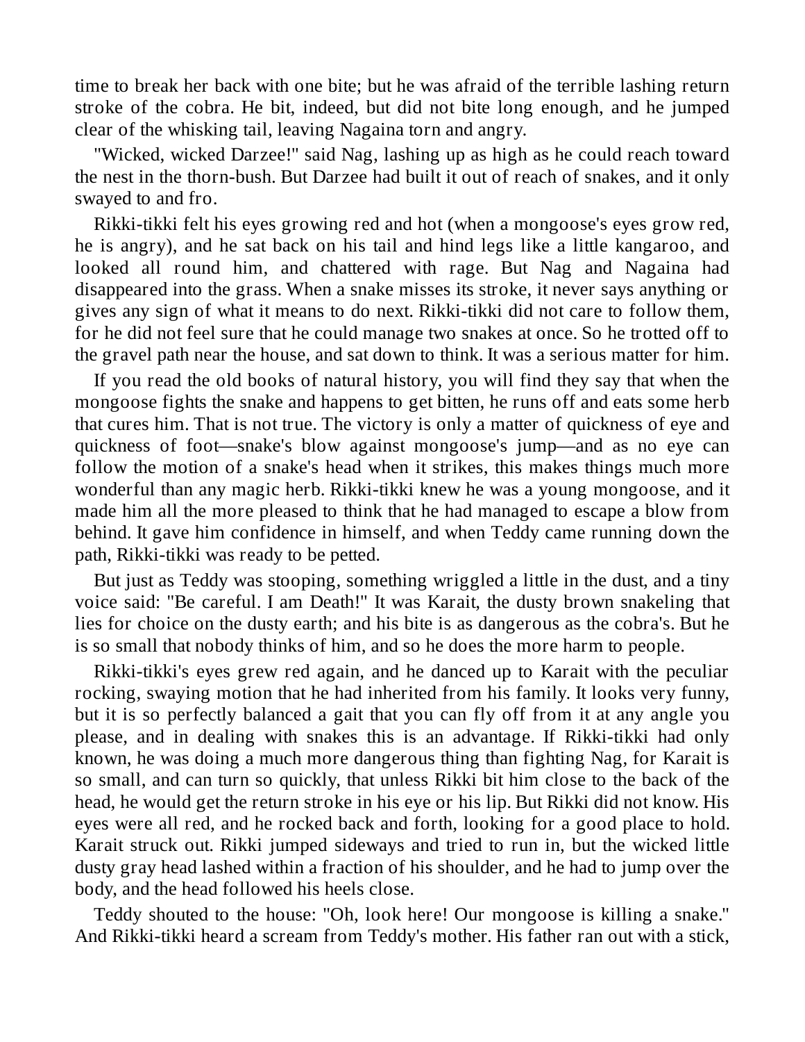time to break her back with one bite; but he was afraid of the terrible lashing return stroke of the cobra. He bit, indeed, but did not bite long enough, and he jumped clear of the whisking tail, leaving Nagaina torn and angry.

"Wicked, wicked Darzee!" said Nag, lashing up as high as he could reach toward the nest in the thorn-bush. But Darzee had built it out of reach of snakes, and it only swayed to and fro.

Rikki-tikki felt his eyes growing red and hot (when a mongoose's eyes grow red, he is angry), and he sat back on his tail and hind legs like a little kangaroo, and looked all round him, and chattered with rage. But Nag and Nagaina had disappeared into the grass. When a snake misses its stroke, it never says anything or gives any sign of what it means to do next. Rikki-tikki did not care to follow them, for he did not feel sure that he could manage two snakes at once. So he trotted off to the gravel path near the house, and sat down to think. It was a serious matter for him.

If you read the old books of natural history, you will find they say that when the mongoose fights the snake and happens to get bitten, he runs off and eats some herb that cures him. That is not true. The victory is only a matter of quickness of eye and quickness of foot—snake's blow against mongoose's jump—and as no eye can follow the motion of a snake's head when it strikes, this makes things much more wonderful than any magic herb. Rikki-tikki knew he was a young mongoose, and it made him all the more pleased to think that he had managed to escape a blow from behind. It gave him confidence in himself, and when Teddy came running down the path, Rikki-tikki was ready to be petted.

But just as Teddy was stooping, something wriggled a little in the dust, and a tiny voice said: "Be careful. I am Death!" It was Karait, the dusty brown snakeling that lies for choice on the dusty earth; and his bite is as dangerous as the cobra's. But he is so small that nobody thinks of him, and so he does the more harm to people.

Rikki-tikki's eyes grew red again, and he danced up to Karait with the peculiar rocking, swaying motion that he had inherited from his family. It looks very funny, but it is so perfectly balanced a gait that you can fly off from it at any angle you please, and in dealing with snakes this is an advantage. If Rikki-tikki had only known, he was doing a much more dangerous thing than fighting Nag, for Karait is so small, and can turn so quickly, that unless Rikki bit him close to the back of the head, he would get the return stroke in his eye or his lip. But Rikki did not know. His eyes were all red, and he rocked back and forth, looking for a good place to hold. Karait struck out. Rikki jumped sideways and tried to run in, but the wicked little dusty gray head lashed within a fraction of his shoulder, and he had to jump over the body, and the head followed his heels close.

Teddy shouted to the house: "Oh, look here! Our mongoose is killing a snake." And Rikki-tikki heard a scream from Teddy's mother. His father ran out with a stick,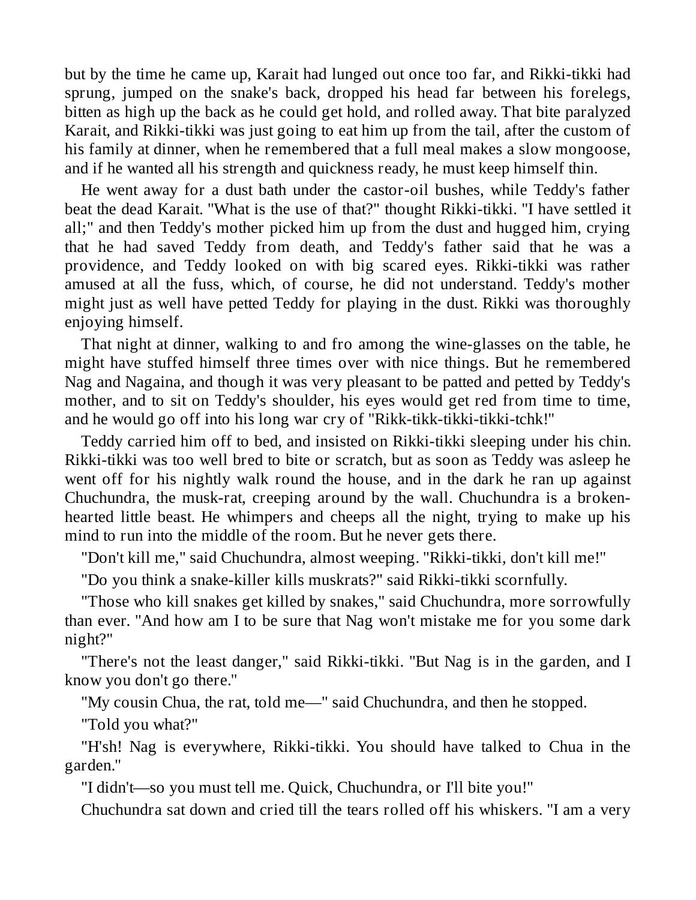but by the time he came up, Karait had lunged out once too far, and Rikki-tikki had sprung, jumped on the snake's back, dropped his head far between his forelegs, bitten as high up the back as he could get hold, and rolled away. That bite paralyzed Karait, and Rikki-tikki was just going to eat him up from the tail, after the custom of his family at dinner, when he remembered that a full meal makes a slow mongoose, and if he wanted all his strength and quickness ready, he must keep himself thin.

He went away for a dust bath under the castor-oil bushes, while Teddy's father beat the dead Karait. "What is the use of that?" thought Rikki-tikki. "I have settled it all;" and then Teddy's mother picked him up from the dust and hugged him, crying that he had saved Teddy from death, and Teddy's father said that he was a providence, and Teddy looked on with big scared eyes. Rikki-tikki was rather amused at all the fuss, which, of course, he did not understand. Teddy's mother might just as well have petted Teddy for playing in the dust. Rikki was thoroughly enjoying himself.

That night at dinner, walking to and fro among the wine-glasses on the table, he might have stuffed himself three times over with nice things. But he remembered Nag and Nagaina, and though it was very pleasant to be patted and petted by Teddy's mother, and to sit on Teddy's shoulder, his eyes would get red from time to time, and he would go off into his long war cry of "Rikk-tikk-tikki-tikki-tchk!"

Teddy carried him off to bed, and insisted on Rikki-tikki sleeping under his chin. Rikki-tikki was too well bred to bite or scratch, but as soon as Teddy was asleep he went off for his nightly walk round the house, and in the dark he ran up against Chuchundra, the musk-rat, creeping around by the wall. Chuchundra is a broken-hearted little beast. He whimpers and cheeps all the night, trying to make up his mind to run into the middle of the room. But he never gets there.

"Don't kill me," said Chuchundra, almost weeping. "Rikki-tikki, don't kill me!"

"Do you think a snake-killer kills muskrats?" said Rikki-tikki scornfully.

"Those who kill snakes get killed by snakes," said Chuchundra, more sorrowfully than ever. "And how am I to be sure that Nag won't mistake me for you some dark night?"

"There's not the least danger," said Rikki-tikki. "But Nag is in the garden, and I know you don't go there."

"My cousin Chua, the rat, told me—" said Chuchundra, and then he stopped.

"Told you what?"

"H'sh! Nag is everywhere, Rikki-tikki. You should have talked to Chua in the garden."

"I didn't—so you must tell me. Quick, Chuchundra, or I'll bite you!"

Chuchundra sat down and cried till the tears rolled off his whiskers. "I am a very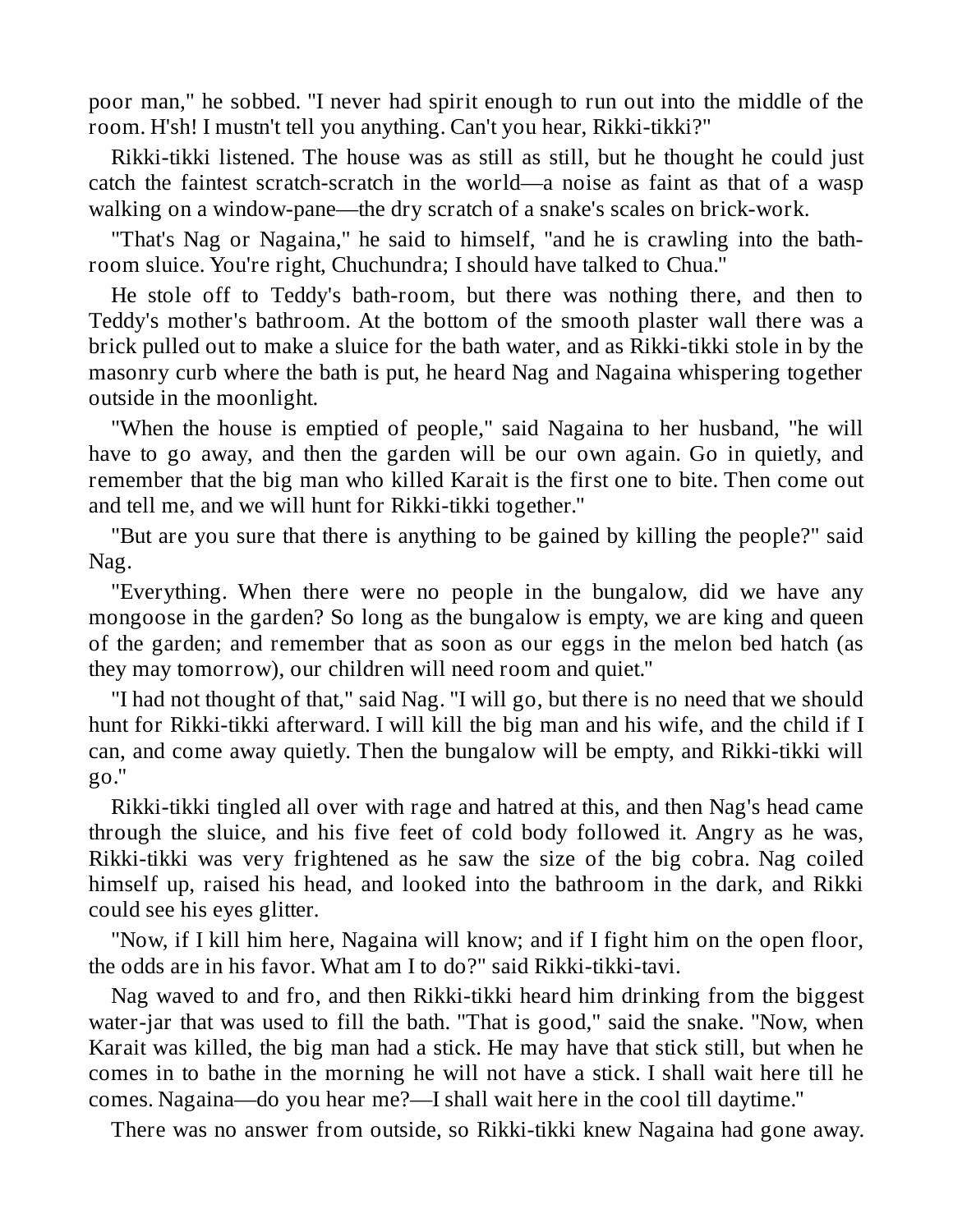poor man," he sobbed. "I never had spirit enough to run out into the middle of the room. H'sh! I mustn't tell you anything. Can't you hear, Rikki-tikki?"

Rikki-tikki listened. The house was as still as still, but he thought he could just catch the faintest scratch-scratch in the world—a noise as faint as that of a wasp walking on a window-pane—the dry scratch of a snake's scales on brick-work.

"That's Nag or Nagaina," he said to himself, "and he is crawling into the bath-room sluice. You're right, Chuchundra; I should have talked to Chua."

He stole off to Teddy's bath-room, but there was nothing there, and then to Teddy's mother's bathroom. At the bottom of the smooth plaster wall there was a brick pulled out to make a sluice for the bath water, and as Rikki-tikki stole in by the masonry curb where the bath is put, he heard Nag and Nagaina whispering together outside in the moonlight.

"When the house is emptied of people," said Nagaina to her husband, "he will have to go away, and then the garden will be our own again. Go in quietly, and remember that the big man who killed Karait is the first one to bite. Then come out and tell me, and we will hunt for Rikki-tikki together."

"But are you sure that there is anything to be gained by killing the people?" said Nag.

"Everything. When there were no people in the bungalow, did we have any mongoose in the garden? So long as the bungalow is empty, we are king and queen of the garden; and remember that as soon as our eggs in the melon bed hatch (as they may tomorrow), our children will need room and quiet."

"I had not thought of that," said Nag. "I will go, but there is no need that we should hunt for Rikki-tikki afterward. I will kill the big man and his wife, and the child if I can, and come away quietly. Then the bungalow will be empty, and Rikki-tikki will go."

Rikki-tikki tingled all over with rage and hatred at this, and then Nag's head came through the sluice, and his five feet of cold body followed it. Angry as he was, Rikki-tikki was very frightened as he saw the size of the big cobra. Nag coiled himself up, raised his head, and looked into the bathroom in the dark, and Rikki could see his eyes glitter.

"Now, if I kill him here, Nagaina will know; and if I fight him on the open floor, the odds are in his favor. What am I to do?" said Rikki-tikki-tavi.

Nag waved to and fro, and then Rikki-tikki heard him drinking from the biggest water-jar that was used to fill the bath. "That is good," said the snake. "Now, when Karait was killed, the big man had a stick. He may have that stick still, but when he comes in to bathe in the morning he will not have a stick. I shall wait here till he comes. Nagaina—do you hear me?—I shall wait here in the cool till daytime."

There was no answer from outside, so Rikki-tikki knew Nagaina had gone away.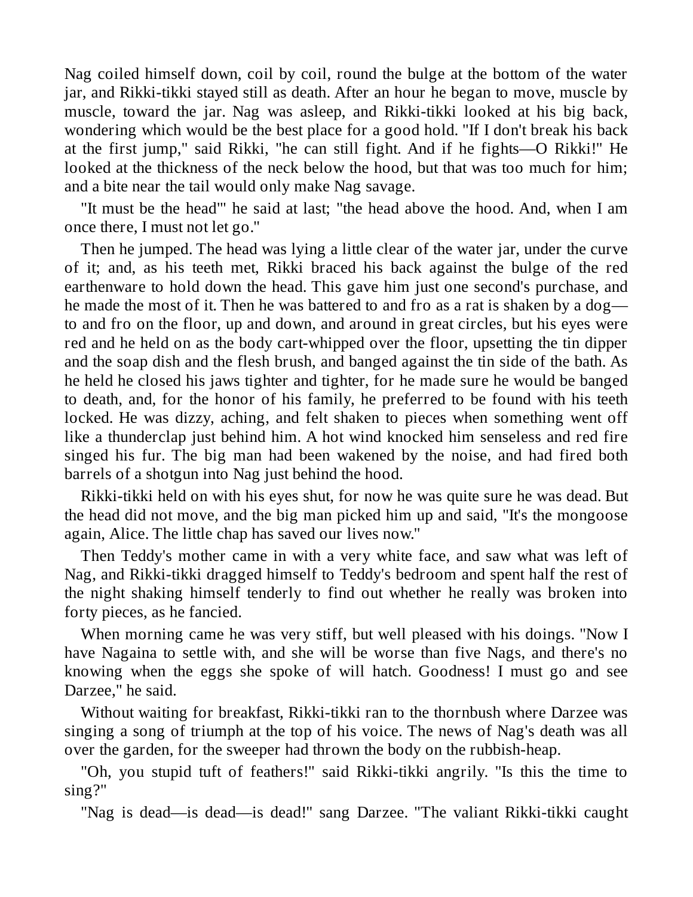Nag coiled himself down, coil by coil, round the bulge at the bottom of the water jar, and Rikki-tikki stayed still as death. After an hour he began to move, muscle by muscle, toward the jar. Nag was asleep, and Rikki-tikki looked at his big back, wondering which would be the best place for a good hold. "If I don't break his back at the first jump," said Rikki, "he can still fight. And if he fights—O Rikki!" He looked at the thickness of the neck below the hood, but that was too much for him; and a bite near the tail would only make Nag savage.

"It must be the head"' he said at last; "the head above the hood. And, when I am once there, I must not let go."

Then he jumped. The head was lying a little clear of the water jar, under the curve of it; and, as his teeth met, Rikki braced his back against the bulge of the red earthenware to hold down the head. This gave him just one second's purchase, and he made the most of it. Then he was battered to and fro as a rat is shaken by a dog—to and fro on the floor, up and down, and around in great circles, but his eyes were red and he held on as the body cart-whipped over the floor, upsetting the tin dipper and the soap dish and the flesh brush, and banged against the tin side of the bath. As he held he closed his jaws tighter and tighter, for he made sure he would be banged to death, and, for the honor of his family, he preferred to be found with his teeth locked. He was dizzy, aching, and felt shaken to pieces when something went off like a thunderclap just behind him. A hot wind knocked him senseless and red fire singed his fur. The big man had been wakened by the noise, and had fired both barrels of a shotgun into Nag just behind the hood.

Rikki-tikki held on with his eyes shut, for now he was quite sure he was dead. But the head did not move, and the big man picked him up and said, "It's the mongoose again, Alice. The little chap has saved our lives now."

Then Teddy's mother came in with a very white face, and saw what was left of Nag, and Rikki-tikki dragged himself to Teddy's bedroom and spent half the rest of the night shaking himself tenderly to find out whether he really was broken into forty pieces, as he fancied.

When morning came he was very stiff, but well pleased with his doings. "Now I have Nagaina to settle with, and she will be worse than five Nags, and there's no knowing when the eggs she spoke of will hatch. Goodness! I must go and see Darzee," he said.

Without waiting for breakfast, Rikki-tikki ran to the thornbush where Darzee was singing a song of triumph at the top of his voice. The news of Nag's death was all over the garden, for the sweeper had thrown the body on the rubbish-heap.

"Oh, you stupid tuft of feathers!" said Rikki-tikki angrily. "Is this the time to sing?"

"Nag is dead—is dead—is dead!" sang Darzee. "The valiant Rikki-tikki caught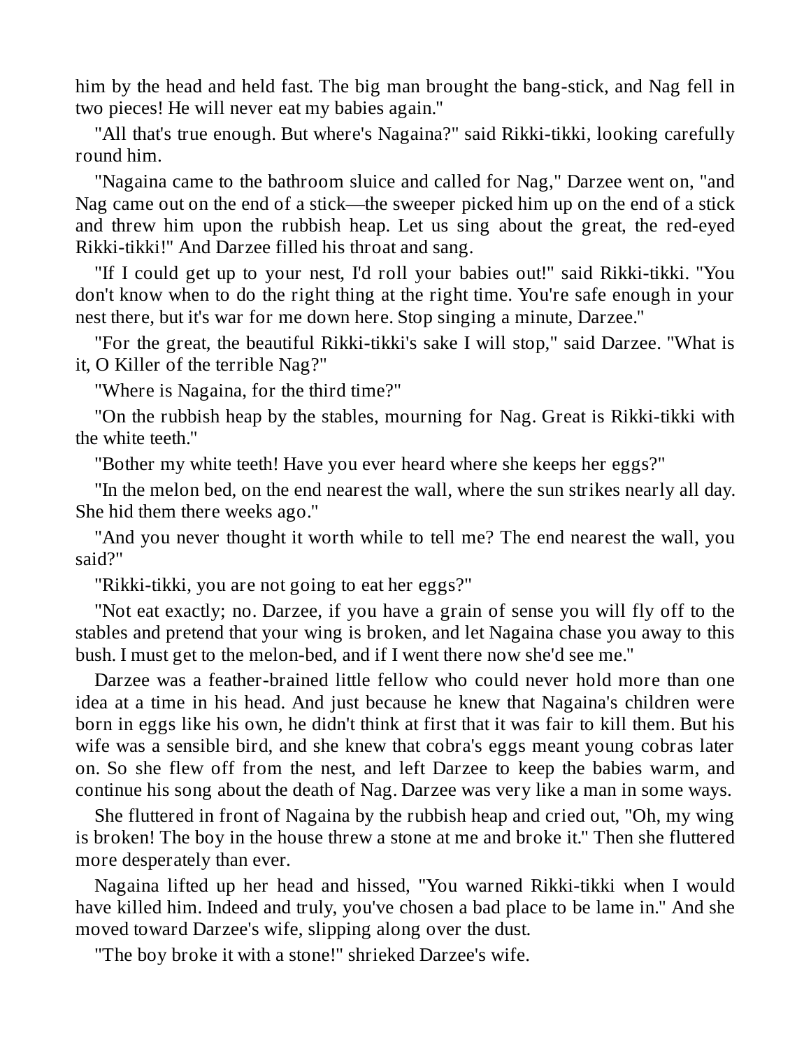him by the head and held fast. The big man brought the bang-stick, and Nag fell in two pieces! He will never eat my babies again."

"All that's true enough. But where's Nagaina?" said Rikki-tikki, looking carefully round him.

"Nagaina came to the bathroom sluice and called for Nag," Darzee went on, "and Nag came out on the end of a stick—the sweeper picked him up on the end of a stick and threw him upon the rubbish heap. Let us sing about the great, the red-eyed Rikki-tikki!" And Darzee filled his throat and sang.

"If I could get up to your nest, I'd roll your babies out!" said Rikki-tikki. "You don't know when to do the right thing at the right time. You're safe enough in your nest there, but it's war for me down here. Stop singing a minute, Darzee."

"For the great, the beautiful Rikki-tikki's sake I will stop," said Darzee. "What is it, O Killer of the terrible Nag?"

"Where is Nagaina, for the third time?"

"On the rubbish heap by the stables, mourning for Nag. Great is Rikki-tikki with the white teeth."

"Bother my white teeth! Have you ever heard where she keeps her eggs?"

"In the melon bed, on the end nearest the wall, where the sun strikes nearly all day. She hid them there weeks ago."

"And you never thought it worth while to tell me? The end nearest the wall, you said?"

"Rikki-tikki, you are not going to eat her eggs?"

"Not eat exactly; no. Darzee, if you have a grain of sense you will fly off to the stables and pretend that your wing is broken, and let Nagaina chase you away to this bush. I must get to the melon-bed, and if I went there now she'd see me."

Darzee was a feather-brained little fellow who could never hold more than one idea at a time in his head. And just because he knew that Nagaina's children were born in eggs like his own, he didn't think at first that it was fair to kill them. But his wife was a sensible bird, and she knew that cobra's eggs meant young cobras later on. So she flew off from the nest, and left Darzee to keep the babies warm, and continue his song about the death of Nag. Darzee was very like a man in some ways.

She fluttered in front of Nagaina by the rubbish heap and cried out, "Oh, my wing is broken! The boy in the house threw a stone at me and broke it." Then she fluttered more desperately than ever.

Nagaina lifted up her head and hissed, "You warned Rikki-tikki when I would have killed him. Indeed and truly, you've chosen a bad place to be lame in." And she moved toward Darzee's wife, slipping along over the dust.

"The boy broke it with a stone!" shrieked Darzee's wife.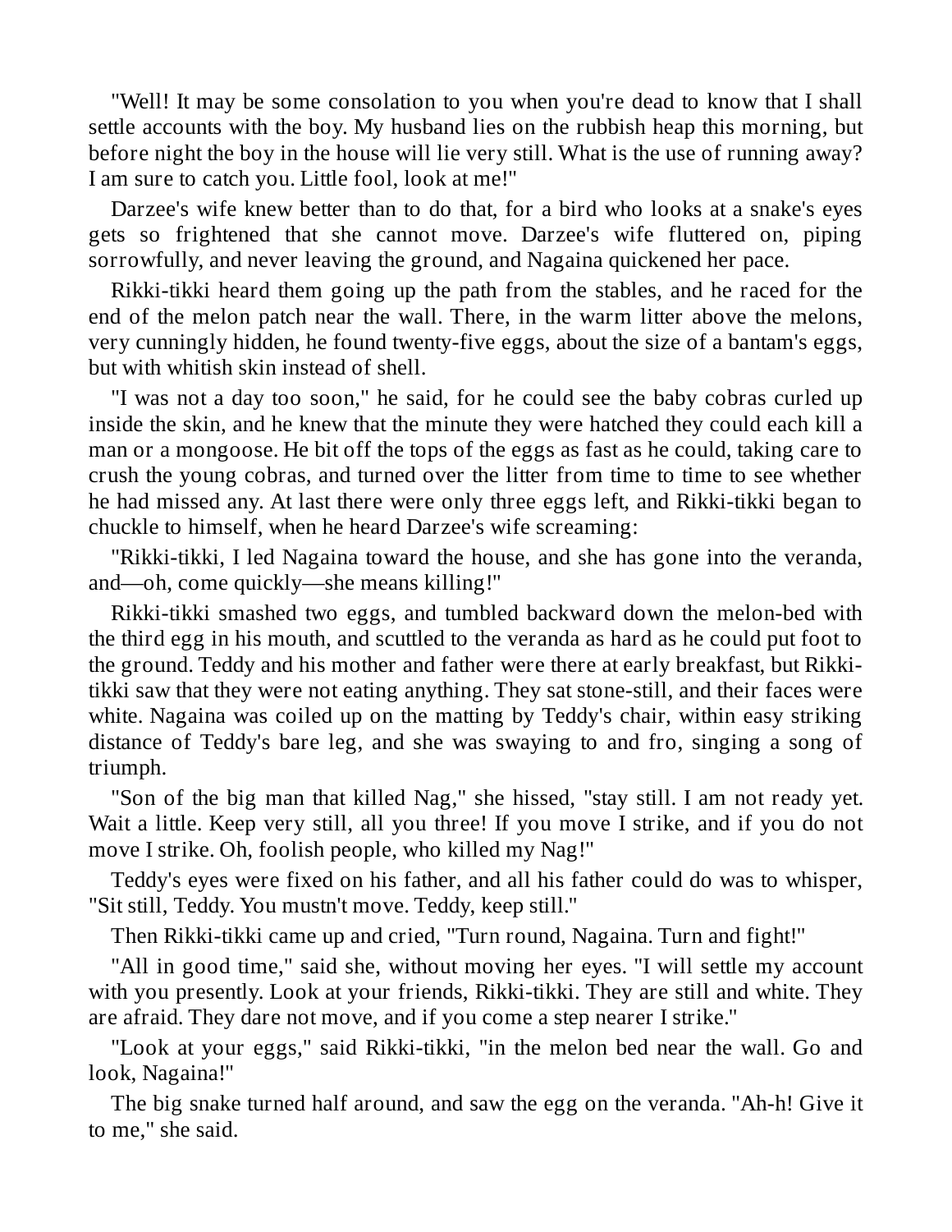"Well! It may be some consolation to you when you're dead to know that I shall settle accounts with the boy. My husband lies on the rubbish heap this morning, but before night the boy in the house will lie very still. What is the use of running away? I am sure to catch you. Little fool, look at me!"

Darzee's wife knew better than to do that, for a bird who looks at a snake's eyes gets so frightened that she cannot move. Darzee's wife fluttered on, piping sorrowfully, and never leaving the ground, and Nagaina quickened her pace.

Rikki-tikki heard them going up the path from the stables, and he raced for the end of the melon patch near the wall. There, in the warm litter above the melons, very cunningly hidden, he found twenty-five eggs, about the size of a bantam's eggs, but with whitish skin instead of shell.

"I was not a day too soon," he said, for he could see the baby cobras curled up inside the skin, and he knew that the minute they were hatched they could each kill a man or a mongoose. He bit off the tops of the eggs as fast as he could, taking care to crush the young cobras, and turned over the litter from time to time to see whether he had missed any. At last there were only three eggs left, and Rikki-tikki began to chuckle to himself, when he heard Darzee's wife screaming:

"Rikki-tikki, I led Nagaina toward the house, and she has gone into the veranda, and—oh, come quickly—she means killing!"

Rikki-tikki smashed two eggs, and tumbled backward down the melon-bed with the third egg in his mouth, and scuttled to the veranda as hard as he could put foot to the ground. Teddy and his mother and father were there at early breakfast, but Rikki-tikki saw that they were not eating anything. They sat stone-still, and their faces were white. Nagaina was coiled up on the matting by Teddy's chair, within easy striking distance of Teddy's bare leg, and she was swaying to and fro, singing a song of triumph.

"Son of the big man that killed Nag," she hissed, "stay still. I am not ready yet. Wait a little. Keep very still, all you three! If you move I strike, and if you do not move I strike. Oh, foolish people, who killed my Nag!"

Teddy's eyes were fixed on his father, and all his father could do was to whisper, "Sit still, Teddy. You mustn't move. Teddy, keep still."

Then Rikki-tikki came up and cried, "Turn round, Nagaina. Turn and fight!"

"All in good time," said she, without moving her eyes. "I will settle my account with you presently. Look at your friends, Rikki-tikki. They are still and white. They are afraid. They dare not move, and if you come a step nearer I strike."

"Look at your eggs," said Rikki-tikki, "in the melon bed near the wall. Go and look, Nagaina!"

The big snake turned half around, and saw the egg on the veranda. "Ah-h! Give it to me," she said.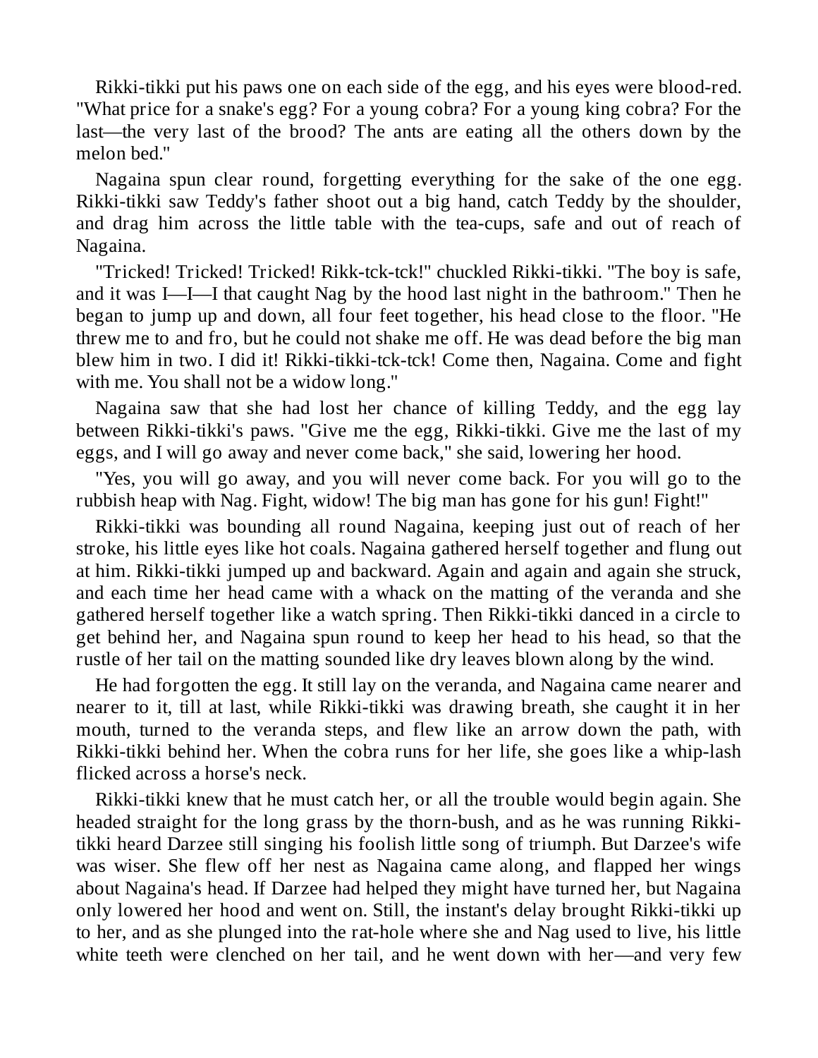Rikki-tikki put his paws one on each side of the egg, and his eyes were blood-red. "What price for a snake's egg? For a young cobra? For a young king cobra? For the last—the very last of the brood? The ants are eating all the others down by the melon bed."

Nagaina spun clear round, forgetting everything for the sake of the one egg. Rikki-tikki saw Teddy's father shoot out a big hand, catch Teddy by the shoulder, and drag him across the little table with the tea-cups, safe and out of reach of Nagaina.

"Tricked! Tricked! Tricked! Rikk-tck-tck!" chuckled Rikki-tikki. "The boy is safe, and it was I—I—I that caught Nag by the hood last night in the bathroom." Then he began to jump up and down, all four feet together, his head close to the floor. "He threw me to and fro, but he could not shake me off. He was dead before the big man blew him in two. I did it! Rikki-tikki-tck-tck! Come then, Nagaina. Come and fight with me. You shall not be a widow long."

Nagaina saw that she had lost her chance of killing Teddy, and the egg lay between Rikki-tikki's paws. "Give me the egg, Rikki-tikki. Give me the last of my eggs, and I will go away and never come back," she said, lowering her hood.

"Yes, you will go away, and you will never come back. For you will go to the rubbish heap with Nag. Fight, widow! The big man has gone for his gun! Fight!"

Rikki-tikki was bounding all round Nagaina, keeping just out of reach of her stroke, his little eyes like hot coals. Nagaina gathered herself together and flung out at him. Rikki-tikki jumped up and backward. Again and again and again she struck, and each time her head came with a whack on the matting of the veranda and she gathered herself together like a watch spring. Then Rikki-tikki danced in a circle to get behind her, and Nagaina spun round to keep her head to his head, so that the rustle of her tail on the matting sounded like dry leaves blown along by the wind.

He had forgotten the egg. It still lay on the veranda, and Nagaina came nearer and nearer to it, till at last, while Rikki-tikki was drawing breath, she caught it in her mouth, turned to the veranda steps, and flew like an arrow down the path, with Rikki-tikki behind her. When the cobra runs for her life, she goes like a whip-lash flicked across a horse's neck.

Rikki-tikki knew that he must catch her, or all the trouble would begin again. She headed straight for the long grass by the thorn-bush, and as he was running Rikki-tikki heard Darzee still singing his foolish little song of triumph. But Darzee's wife was wiser. She flew off her nest as Nagaina came along, and flapped her wings about Nagaina's head. If Darzee had helped they might have turned her, but Nagaina only lowered her hood and went on. Still, the instant's delay brought Rikki-tikki up to her, and as she plunged into the rat-hole where she and Nag used to live, his little white teeth were clenched on her tail, and he went down with her—and very few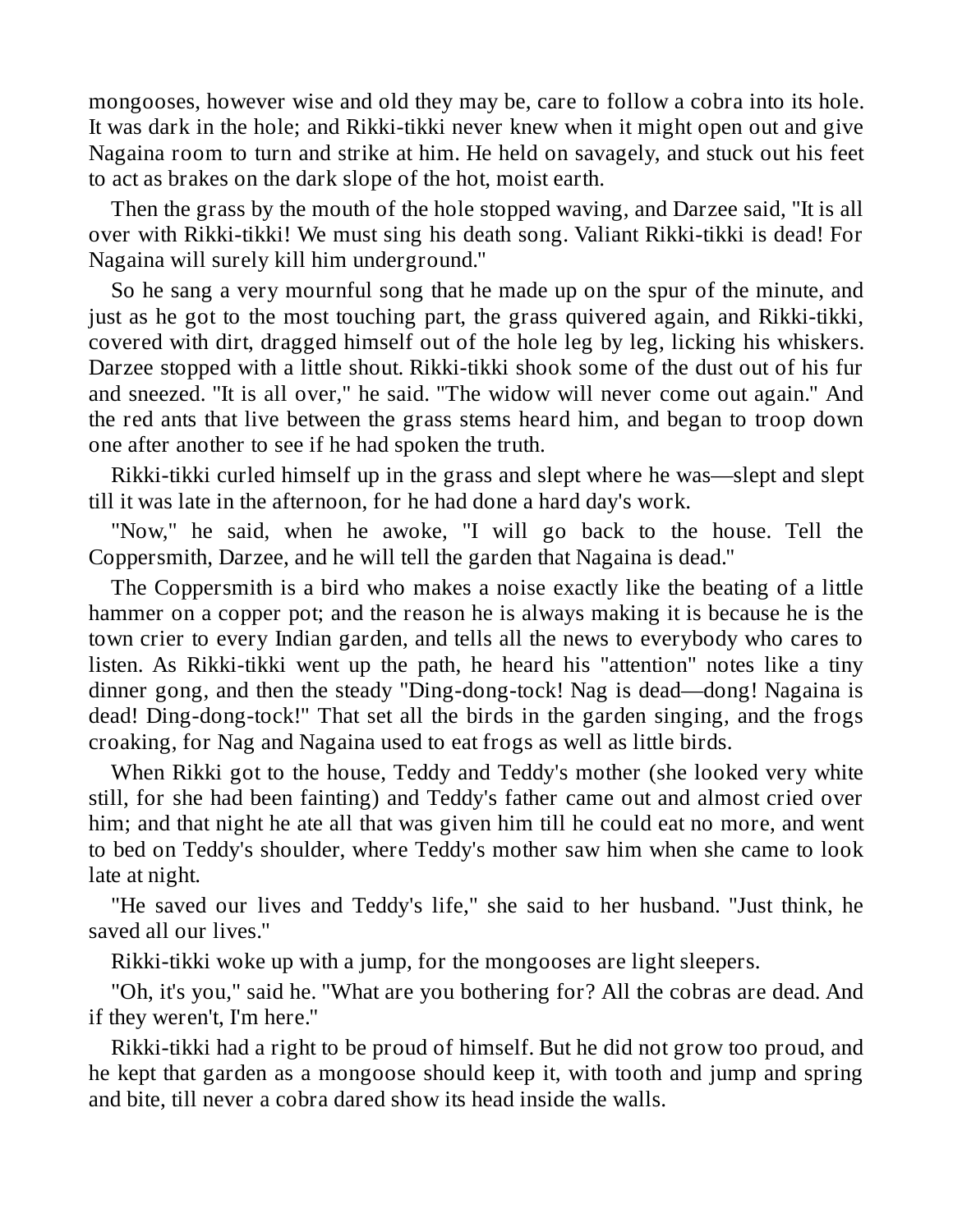mongooses, however wise and old they may be, care to follow a cobra into its hole. It was dark in the hole; and Rikki-tikki never knew when it might open out and give Nagaina room to turn and strike at him. He held on savagely, and stuck out his feet to act as brakes on the dark slope of the hot, moist earth.

Then the grass by the mouth of the hole stopped waving, and Darzee said, "It is all over with Rikki-tikki! We must sing his death song. Valiant Rikki-tikki is dead! For Nagaina will surely kill him underground."

So he sang a very mournful song that he made up on the spur of the minute, and just as he got to the most touching part, the grass quivered again, and Rikki-tikki, covered with dirt, dragged himself out of the hole leg by leg, licking his whiskers. Darzee stopped with a little shout. Rikki-tikki shook some of the dust out of his fur and sneezed. "It is all over," he said. "The widow will never come out again." And the red ants that live between the grass stems heard him, and began to troop down one after another to see if he had spoken the truth.

Rikki-tikki curled himself up in the grass and slept where he was—slept and slept till it was late in the afternoon, for he had done a hard day's work.

"Now," he said, when he awoke, "I will go back to the house. Tell the Coppersmith, Darzee, and he will tell the garden that Nagaina is dead."

The Coppersmith is a bird who makes a noise exactly like the beating of a little hammer on a copper pot; and the reason he is always making it is because he is the town crier to every Indian garden, and tells all the news to everybody who cares to listen. As Rikki-tikki went up the path, he heard his "attention" notes like a tiny dinner gong, and then the steady "Ding-dong-tock! Nag is dead—dong! Nagaina is dead! Ding-dong-tock!" That set all the birds in the garden singing, and the frogs croaking, for Nag and Nagaina used to eat frogs as well as little birds.

When Rikki got to the house, Teddy and Teddy's mother (she looked very white still, for she had been fainting) and Teddy's father came out and almost cried over him; and that night he ate all that was given him till he could eat no more, and went to bed on Teddy's shoulder, where Teddy's mother saw him when she came to look late at night.

"He saved our lives and Teddy's life," she said to her husband. "Just think, he saved all our lives."

Rikki-tikki woke up with a jump, for the mongooses are light sleepers.

"Oh, it's you," said he. "What are you bothering for? All the cobras are dead. And if they weren't, I'm here."

Rikki-tikki had a right to be proud of himself. But he did not grow too proud, and he kept that garden as a mongoose should keep it, with tooth and jump and spring and bite, till never a cobra dared show its head inside the walls.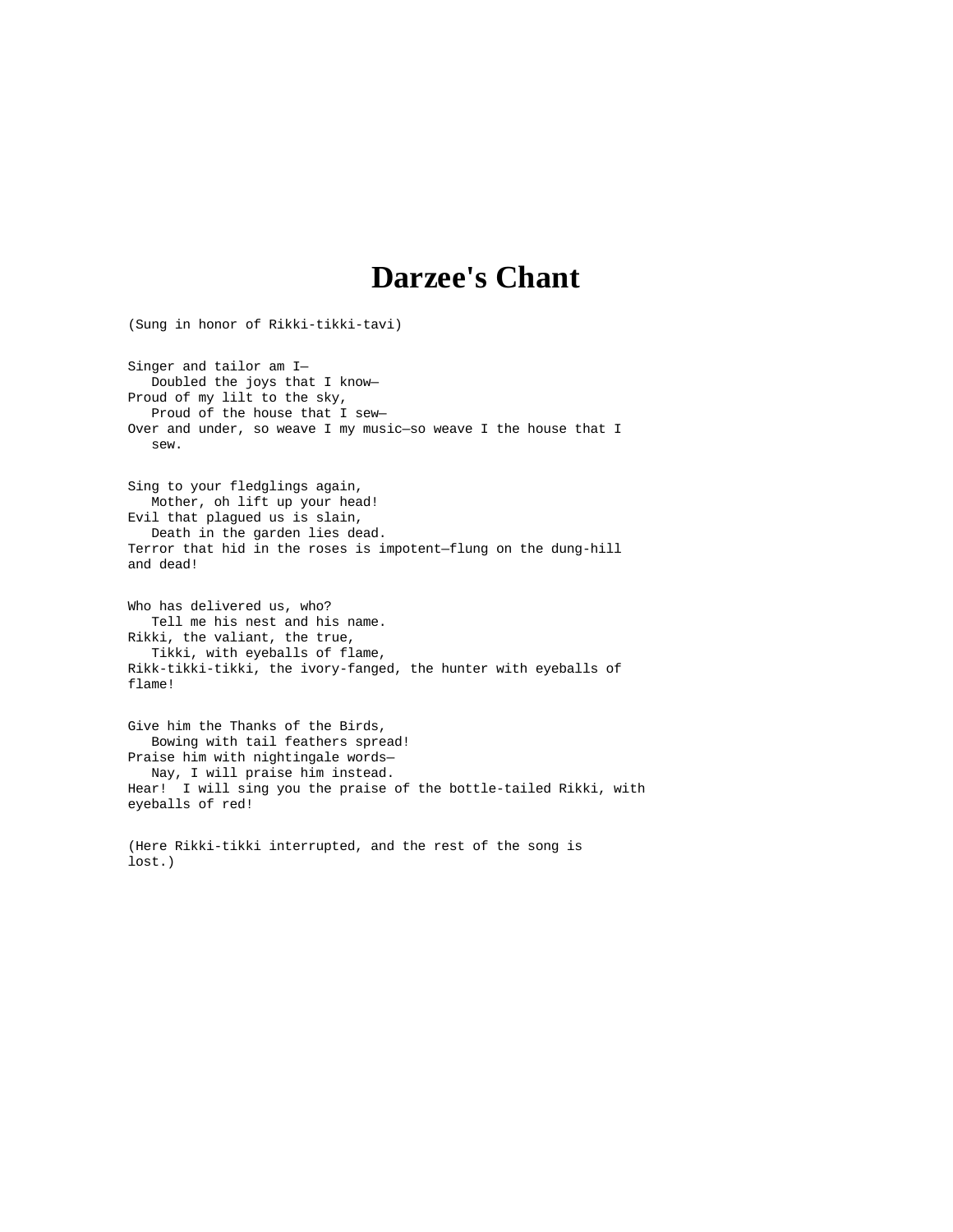# Darzee's Chant

(Sung in honor of Rikki-tikki-tavi)

Singer and tailor am I—  
   Doubled the joys that I know—  
Proud of my lilt to the sky,  
   Proud of the house that I sew—  
Over and under, so weave I my music—so weave I the house that I sew.

Sing to your fledglings again,  
   Mother, oh lift up your head!  
Evil that plagued us is slain,  
   Death in the garden lies dead.  
Terror that hid in the roses is impotent—flung on the dung-hill and dead!

Who has delivered us, who?  
   Tell me his nest and his name.  
Rikki, the valiant, the true,  
   Tikki, with eyeballs of flame,  
Rikk-tikki-tikki, the ivory-fanged, the hunter with eyeballs of flame!

Give him the Thanks of the Birds,  
   Bowing with tail feathers spread!  
Praise him with nightingale words—  
   Nay, I will praise him instead.  
Hear!  I will sing you the praise of the bottle-tailed Rikki, with eyeballs of red!

(Here Rikki-tikki interrupted, and the rest of the song is lost.)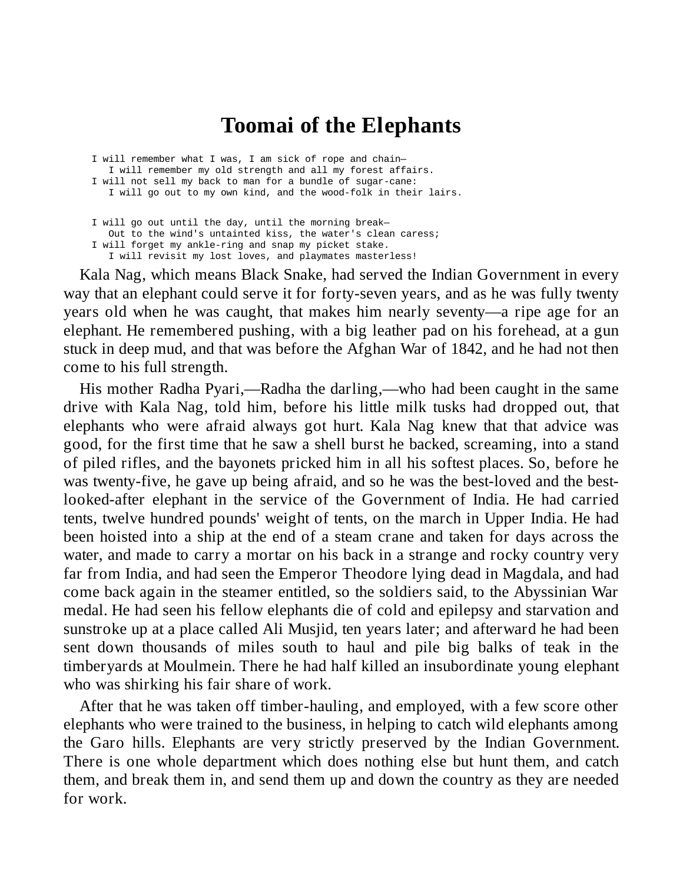# Toomai of the Elephants

```
I will remember what I was, I am sick of rope and chain—
   I will remember my old strength and all my forest affairs.
I will not sell my back to man for a bundle of sugar-cane:
   I will go out to my own kind, and the wood-folk in their lairs.

I will go out until the day, until the morning break—
   Out to the wind's untainted kiss, the water's clean caress;
I will forget my ankle-ring and snap my picket stake.
   I will revisit my lost loves, and playmates masterless!
```

Kala Nag, which means Black Snake, had served the Indian Government in every way that an elephant could serve it for forty-seven years, and as he was fully twenty years old when he was caught, that makes him nearly seventy—a ripe age for an elephant. He remembered pushing, with a big leather pad on his forehead, at a gun stuck in deep mud, and that was before the Afghan War of 1842, and he had not then come to his full strength.

His mother Radha Pyari,—Radha the darling,—who had been caught in the same drive with Kala Nag, told him, before his little milk tusks had dropped out, that elephants who were afraid always got hurt. Kala Nag knew that that advice was good, for the first time that he saw a shell burst he backed, screaming, into a stand of piled rifles, and the bayonets pricked him in all his softest places. So, before he was twenty-five, he gave up being afraid, and so he was the best-loved and the best-looked-after elephant in the service of the Government of India. He had carried tents, twelve hundred pounds' weight of tents, on the march in Upper India. He had been hoisted into a ship at the end of a steam crane and taken for days across the water, and made to carry a mortar on his back in a strange and rocky country very far from India, and had seen the Emperor Theodore lying dead in Magdala, and had come back again in the steamer entitled, so the soldiers said, to the Abyssinian War medal. He had seen his fellow elephants die of cold and epilepsy and starvation and sunstroke up at a place called Ali Musjid, ten years later; and afterward he had been sent down thousands of miles south to haul and pile big balks of teak in the timberyards at Moulmein. There he had half killed an insubordinate young elephant who was shirking his fair share of work.

After that he was taken off timber-hauling, and employed, with a few score other elephants who were trained to the business, in helping to catch wild elephants among the Garo hills. Elephants are very strictly preserved by the Indian Government. There is one whole department which does nothing else but hunt them, and catch them, and break them in, and send them up and down the country as they are needed for work.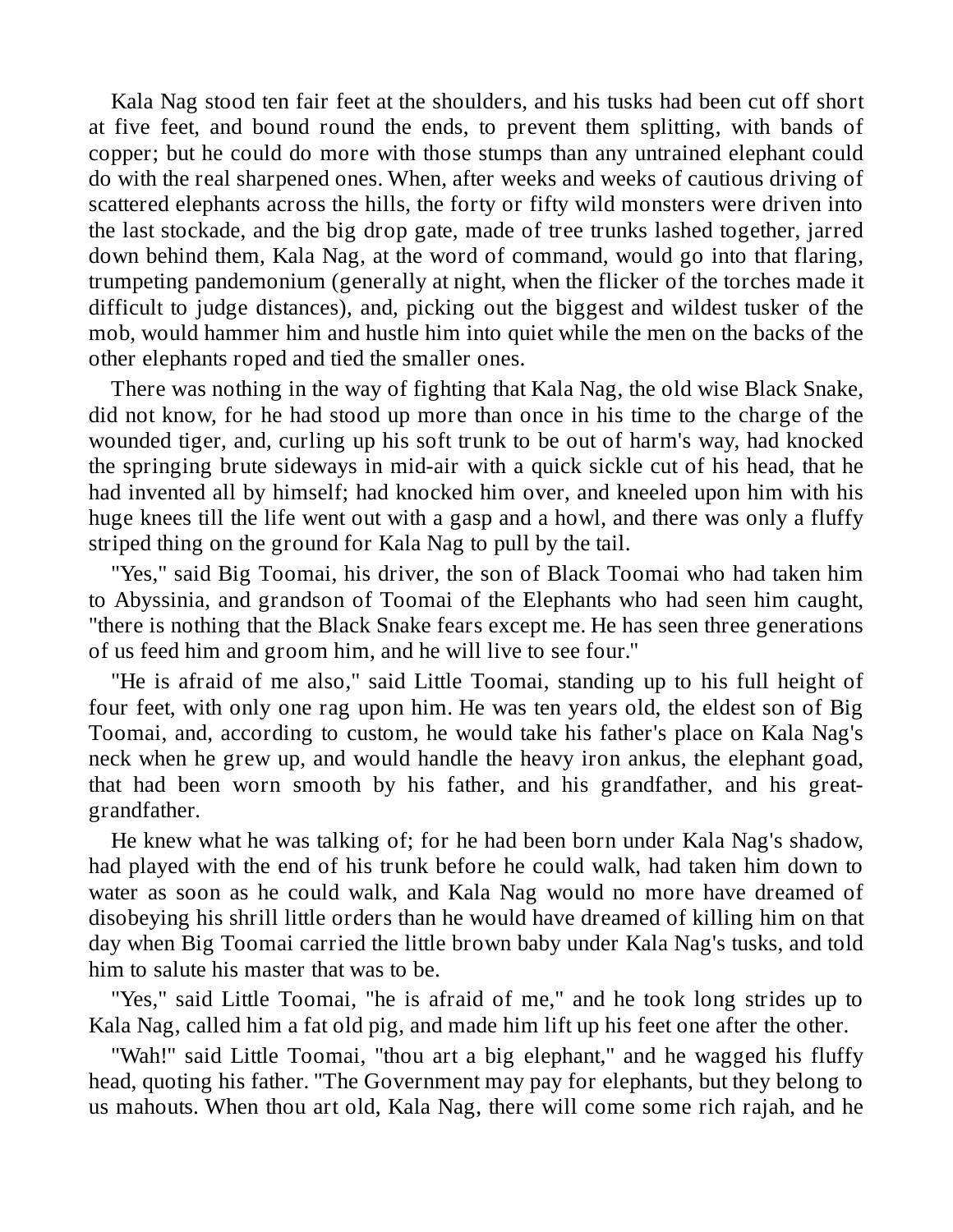Kala Nag stood ten fair feet at the shoulders, and his tusks had been cut off short at five feet, and bound round the ends, to prevent them splitting, with bands of copper; but he could do more with those stumps than any untrained elephant could do with the real sharpened ones. When, after weeks and weeks of cautious driving of scattered elephants across the hills, the forty or fifty wild monsters were driven into the last stockade, and the big drop gate, made of tree trunks lashed together, jarred down behind them, Kala Nag, at the word of command, would go into that flaring, trumpeting pandemonium (generally at night, when the flicker of the torches made it difficult to judge distances), and, picking out the biggest and wildest tusker of the mob, would hammer him and hustle him into quiet while the men on the backs of the other elephants roped and tied the smaller ones.

There was nothing in the way of fighting that Kala Nag, the old wise Black Snake, did not know, for he had stood up more than once in his time to the charge of the wounded tiger, and, curling up his soft trunk to be out of harm's way, had knocked the springing brute sideways in mid-air with a quick sickle cut of his head, that he had invented all by himself; had knocked him over, and kneeled upon him with his huge knees till the life went out with a gasp and a howl, and there was only a fluffy striped thing on the ground for Kala Nag to pull by the tail.

"Yes," said Big Toomai, his driver, the son of Black Toomai who had taken him to Abyssinia, and grandson of Toomai of the Elephants who had seen him caught, "there is nothing that the Black Snake fears except me. He has seen three generations of us feed him and groom him, and he will live to see four."

"He is afraid of me also," said Little Toomai, standing up to his full height of four feet, with only one rag upon him. He was ten years old, the eldest son of Big Toomai, and, according to custom, he would take his father's place on Kala Nag's neck when he grew up, and would handle the heavy iron ankus, the elephant goad, that had been worn smooth by his father, and his grandfather, and his great-grandfather.

He knew what he was talking of; for he had been born under Kala Nag's shadow, had played with the end of his trunk before he could walk, had taken him down to water as soon as he could walk, and Kala Nag would no more have dreamed of disobeying his shrill little orders than he would have dreamed of killing him on that day when Big Toomai carried the little brown baby under Kala Nag's tusks, and told him to salute his master that was to be.

"Yes," said Little Toomai, "he is afraid of me," and he took long strides up to Kala Nag, called him a fat old pig, and made him lift up his feet one after the other.

"Wah!" said Little Toomai, "thou art a big elephant," and he wagged his fluffy head, quoting his father. "The Government may pay for elephants, but they belong to us mahouts. When thou art old, Kala Nag, there will come some rich rajah, and he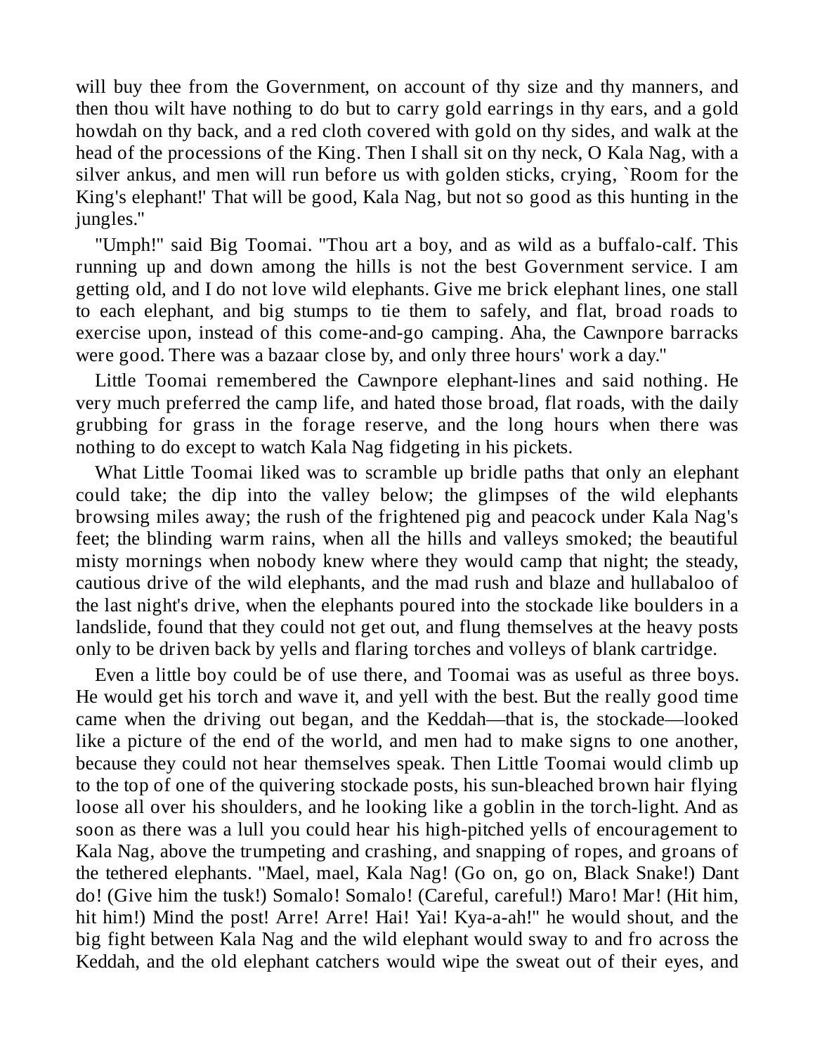will buy thee from the Government, on account of thy size and thy manners, and then thou wilt have nothing to do but to carry gold earrings in thy ears, and a gold howdah on thy back, and a red cloth covered with gold on thy sides, and walk at the head of the processions of the King. Then I shall sit on thy neck, O Kala Nag, with a silver ankus, and men will run before us with golden sticks, crying, `Room for the King's elephant!' That will be good, Kala Nag, but not so good as this hunting in the jungles."

"Umph!" said Big Toomai. "Thou art a boy, and as wild as a buffalo-calf. This running up and down among the hills is not the best Government service. I am getting old, and I do not love wild elephants. Give me brick elephant lines, one stall to each elephant, and big stumps to tie them to safely, and flat, broad roads to exercise upon, instead of this come-and-go camping. Aha, the Cawnpore barracks were good. There was a bazaar close by, and only three hours' work a day."

Little Toomai remembered the Cawnpore elephant-lines and said nothing. He very much preferred the camp life, and hated those broad, flat roads, with the daily grubbing for grass in the forage reserve, and the long hours when there was nothing to do except to watch Kala Nag fidgeting in his pickets.

What Little Toomai liked was to scramble up bridle paths that only an elephant could take; the dip into the valley below; the glimpses of the wild elephants browsing miles away; the rush of the frightened pig and peacock under Kala Nag's feet; the blinding warm rains, when all the hills and valleys smoked; the beautiful misty mornings when nobody knew where they would camp that night; the steady, cautious drive of the wild elephants, and the mad rush and blaze and hullabaloo of the last night's drive, when the elephants poured into the stockade like boulders in a landslide, found that they could not get out, and flung themselves at the heavy posts only to be driven back by yells and flaring torches and volleys of blank cartridge.

Even a little boy could be of use there, and Toomai was as useful as three boys. He would get his torch and wave it, and yell with the best. But the really good time came when the driving out began, and the Keddah—that is, the stockade—looked like a picture of the end of the world, and men had to make signs to one another, because they could not hear themselves speak. Then Little Toomai would climb up to the top of one of the quivering stockade posts, his sun-bleached brown hair flying loose all over his shoulders, and he looking like a goblin in the torch-light. And as soon as there was a lull you could hear his high-pitched yells of encouragement to Kala Nag, above the trumpeting and crashing, and snapping of ropes, and groans of the tethered elephants. "Mael, mael, Kala Nag! (Go on, go on, Black Snake!) Dant do! (Give him the tusk!) Somalo! Somalo! (Careful, careful!) Maro! Mar! (Hit him, hit him!) Mind the post! Arre! Arre! Hai! Yai! Kya-a-ah!" he would shout, and the big fight between Kala Nag and the wild elephant would sway to and fro across the Keddah, and the old elephant catchers would wipe the sweat out of their eyes, and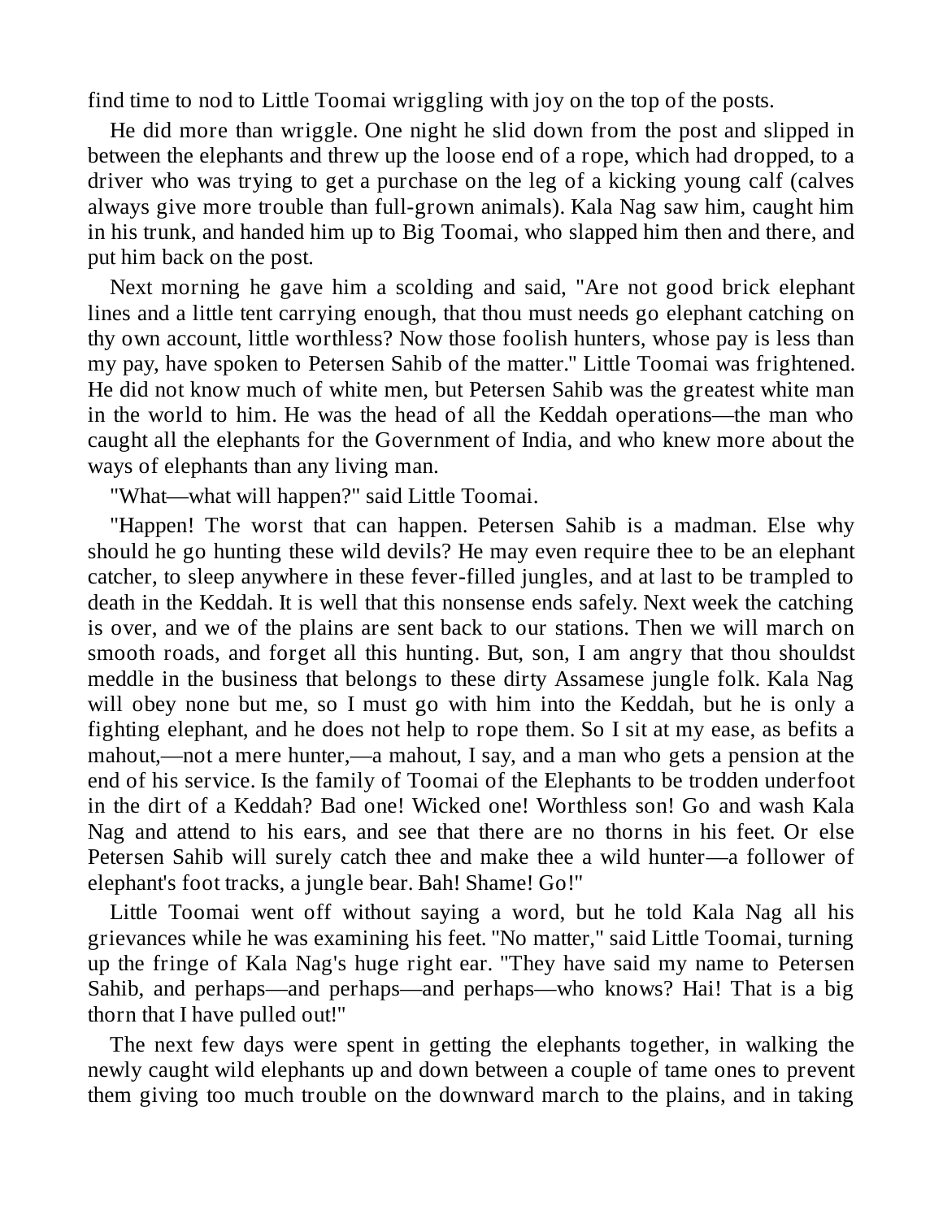find time to nod to Little Toomai wriggling with joy on the top of the posts.

He did more than wriggle. One night he slid down from the post and slipped in between the elephants and threw up the loose end of a rope, which had dropped, to a driver who was trying to get a purchase on the leg of a kicking young calf (calves always give more trouble than full-grown animals). Kala Nag saw him, caught him in his trunk, and handed him up to Big Toomai, who slapped him then and there, and put him back on the post.

Next morning he gave him a scolding and said, "Are not good brick elephant lines and a little tent carrying enough, that thou must needs go elephant catching on thy own account, little worthless? Now those foolish hunters, whose pay is less than my pay, have spoken to Petersen Sahib of the matter." Little Toomai was frightened. He did not know much of white men, but Petersen Sahib was the greatest white man in the world to him. He was the head of all the Keddah operations—the man who caught all the elephants for the Government of India, and who knew more about the ways of elephants than any living man.

"What—what will happen?" said Little Toomai.

"Happen! The worst that can happen. Petersen Sahib is a madman. Else why should he go hunting these wild devils? He may even require thee to be an elephant catcher, to sleep anywhere in these fever-filled jungles, and at last to be trampled to death in the Keddah. It is well that this nonsense ends safely. Next week the catching is over, and we of the plains are sent back to our stations. Then we will march on smooth roads, and forget all this hunting. But, son, I am angry that thou shouldst meddle in the business that belongs to these dirty Assamese jungle folk. Kala Nag will obey none but me, so I must go with him into the Keddah, but he is only a fighting elephant, and he does not help to rope them. So I sit at my ease, as befits a mahout,—not a mere hunter,—a mahout, I say, and a man who gets a pension at the end of his service. Is the family of Toomai of the Elephants to be trodden underfoot in the dirt of a Keddah? Bad one! Wicked one! Worthless son! Go and wash Kala Nag and attend to his ears, and see that there are no thorns in his feet. Or else Petersen Sahib will surely catch thee and make thee a wild hunter—a follower of elephant's foot tracks, a jungle bear. Bah! Shame! Go!"

Little Toomai went off without saying a word, but he told Kala Nag all his grievances while he was examining his feet. "No matter," said Little Toomai, turning up the fringe of Kala Nag's huge right ear. "They have said my name to Petersen Sahib, and perhaps—and perhaps—and perhaps—who knows? Hai! That is a big thorn that I have pulled out!"

The next few days were spent in getting the elephants together, in walking the newly caught wild elephants up and down between a couple of tame ones to prevent them giving too much trouble on the downward march to the plains, and in taking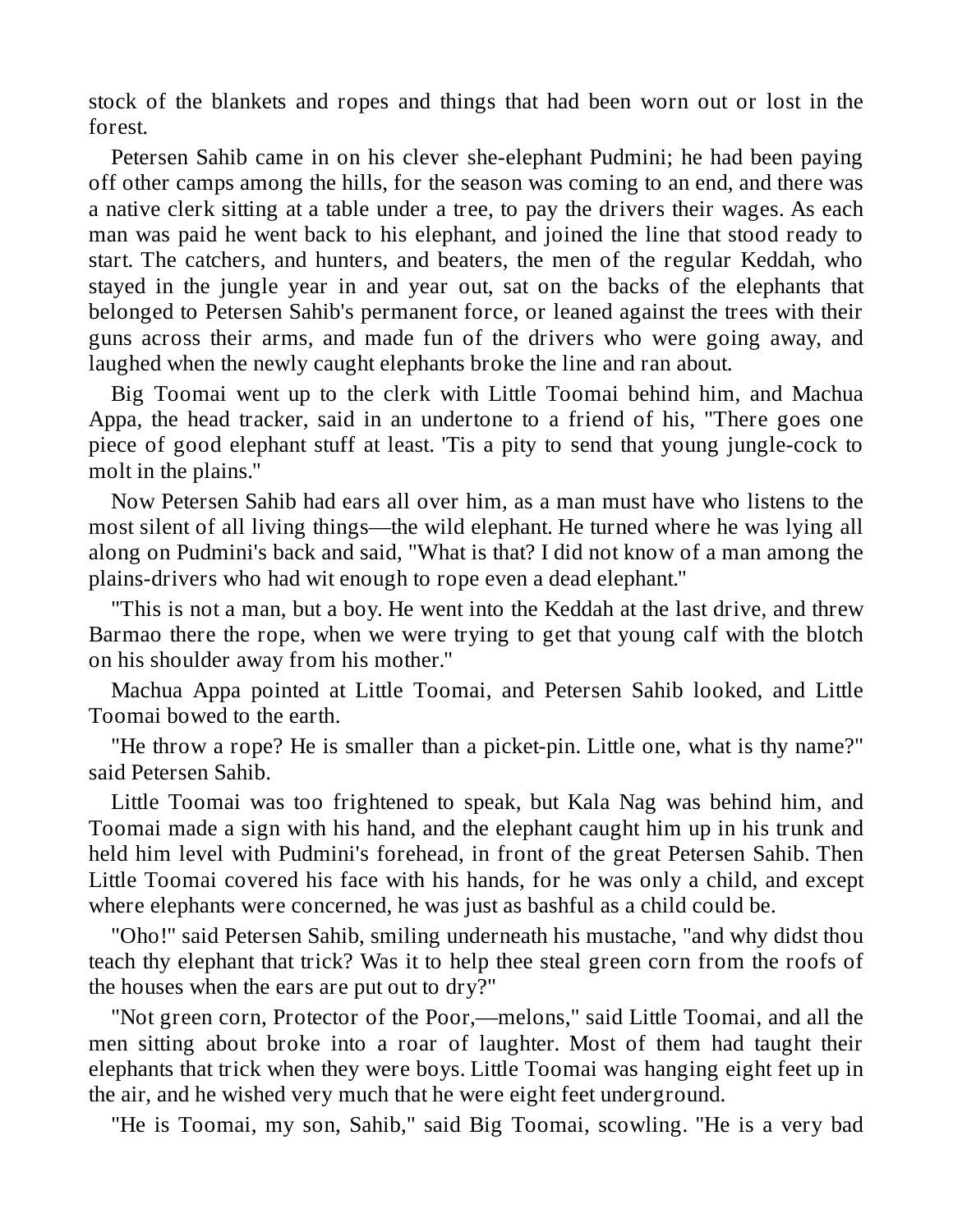stock of the blankets and ropes and things that had been worn out or lost in the forest.

Petersen Sahib came in on his clever she-elephant Pudmini; he had been paying off other camps among the hills, for the season was coming to an end, and there was a native clerk sitting at a table under a tree, to pay the drivers their wages. As each man was paid he went back to his elephant, and joined the line that stood ready to start. The catchers, and hunters, and beaters, the men of the regular Keddah, who stayed in the jungle year in and year out, sat on the backs of the elephants that belonged to Petersen Sahib's permanent force, or leaned against the trees with their guns across their arms, and made fun of the drivers who were going away, and laughed when the newly caught elephants broke the line and ran about.

Big Toomai went up to the clerk with Little Toomai behind him, and Machua Appa, the head tracker, said in an undertone to a friend of his, "There goes one piece of good elephant stuff at least. 'Tis a pity to send that young jungle-cock to molt in the plains."

Now Petersen Sahib had ears all over him, as a man must have who listens to the most silent of all living things—the wild elephant. He turned where he was lying all along on Pudmini's back and said, "What is that? I did not know of a man among the plains-drivers who had wit enough to rope even a dead elephant."

"This is not a man, but a boy. He went into the Keddah at the last drive, and threw Barmao there the rope, when we were trying to get that young calf with the blotch on his shoulder away from his mother."

Machua Appa pointed at Little Toomai, and Petersen Sahib looked, and Little Toomai bowed to the earth.

"He throw a rope? He is smaller than a picket-pin. Little one, what is thy name?" said Petersen Sahib.

Little Toomai was too frightened to speak, but Kala Nag was behind him, and Toomai made a sign with his hand, and the elephant caught him up in his trunk and held him level with Pudmini's forehead, in front of the great Petersen Sahib. Then Little Toomai covered his face with his hands, for he was only a child, and except where elephants were concerned, he was just as bashful as a child could be.

"Oho!" said Petersen Sahib, smiling underneath his mustache, "and why didst thou teach thy elephant that trick? Was it to help thee steal green corn from the roofs of the houses when the ears are put out to dry?"

"Not green corn, Protector of the Poor,—melons," said Little Toomai, and all the men sitting about broke into a roar of laughter. Most of them had taught their elephants that trick when they were boys. Little Toomai was hanging eight feet up in the air, and he wished very much that he were eight feet underground.

"He is Toomai, my son, Sahib," said Big Toomai, scowling. "He is a very bad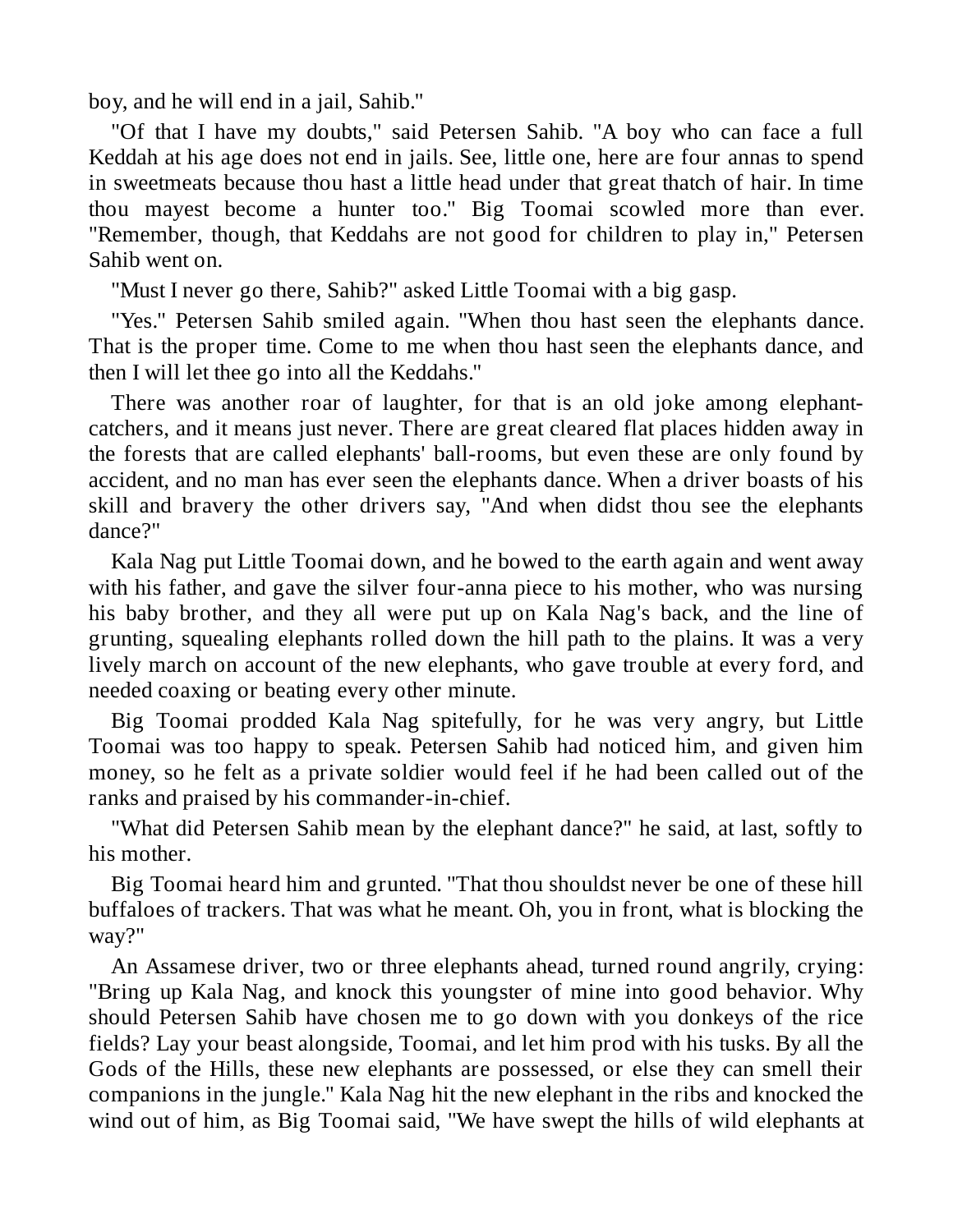boy, and he will end in a jail, Sahib."

"Of that I have my doubts," said Petersen Sahib. "A boy who can face a full Keddah at his age does not end in jails. See, little one, here are four annas to spend in sweetmeats because thou hast a little head under that great thatch of hair. In time thou mayest become a hunter too." Big Toomai scowled more than ever. "Remember, though, that Keddahs are not good for children to play in," Petersen Sahib went on.

"Must I never go there, Sahib?" asked Little Toomai with a big gasp.

"Yes." Petersen Sahib smiled again. "When thou hast seen the elephants dance. That is the proper time. Come to me when thou hast seen the elephants dance, and then I will let thee go into all the Keddahs."

There was another roar of laughter, for that is an old joke among elephant-catchers, and it means just never. There are great cleared flat places hidden away in the forests that are called elephants' ball-rooms, but even these are only found by accident, and no man has ever seen the elephants dance. When a driver boasts of his skill and bravery the other drivers say, "And when didst thou see the elephants dance?"

Kala Nag put Little Toomai down, and he bowed to the earth again and went away with his father, and gave the silver four-anna piece to his mother, who was nursing his baby brother, and they all were put up on Kala Nag's back, and the line of grunting, squealing elephants rolled down the hill path to the plains. It was a very lively march on account of the new elephants, who gave trouble at every ford, and needed coaxing or beating every other minute.

Big Toomai prodded Kala Nag spitefully, for he was very angry, but Little Toomai was too happy to speak. Petersen Sahib had noticed him, and given him money, so he felt as a private soldier would feel if he had been called out of the ranks and praised by his commander-in-chief.

"What did Petersen Sahib mean by the elephant dance?" he said, at last, softly to his mother.

Big Toomai heard him and grunted. "That thou shouldst never be one of these hill buffaloes of trackers. That was what he meant. Oh, you in front, what is blocking the way?"

An Assamese driver, two or three elephants ahead, turned round angrily, crying: "Bring up Kala Nag, and knock this youngster of mine into good behavior. Why should Petersen Sahib have chosen me to go down with you donkeys of the rice fields? Lay your beast alongside, Toomai, and let him prod with his tusks. By all the Gods of the Hills, these new elephants are possessed, or else they can smell their companions in the jungle." Kala Nag hit the new elephant in the ribs and knocked the wind out of him, as Big Toomai said, "We have swept the hills of wild elephants at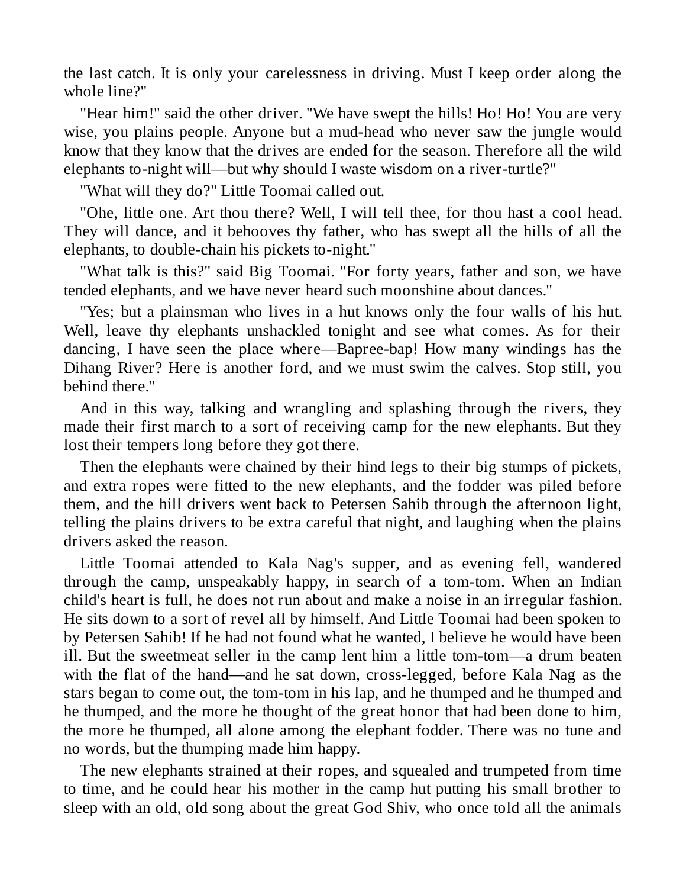the last catch. It is only your carelessness in driving. Must I keep order along the whole line?"

"Hear him!" said the other driver. "We have swept the hills! Ho! Ho! You are very wise, you plains people. Anyone but a mud-head who never saw the jungle would know that they know that the drives are ended for the season. Therefore all the wild elephants to-night will—but why should I waste wisdom on a river-turtle?"

"What will they do?" Little Toomai called out.

"Ohe, little one. Art thou there? Well, I will tell thee, for thou hast a cool head. They will dance, and it behooves thy father, who has swept all the hills of all the elephants, to double-chain his pickets to-night."

"What talk is this?" said Big Toomai. "For forty years, father and son, we have tended elephants, and we have never heard such moonshine about dances."

"Yes; but a plainsman who lives in a hut knows only the four walls of his hut. Well, leave thy elephants unshackled tonight and see what comes. As for their dancing, I have seen the place where—Bapree-bap! How many windings has the Dihang River? Here is another ford, and we must swim the calves. Stop still, you behind there."

And in this way, talking and wrangling and splashing through the rivers, they made their first march to a sort of receiving camp for the new elephants. But they lost their tempers long before they got there.

Then the elephants were chained by their hind legs to their big stumps of pickets, and extra ropes were fitted to the new elephants, and the fodder was piled before them, and the hill drivers went back to Petersen Sahib through the afternoon light, telling the plains drivers to be extra careful that night, and laughing when the plains drivers asked the reason.

Little Toomai attended to Kala Nag's supper, and as evening fell, wandered through the camp, unspeakably happy, in search of a tom-tom. When an Indian child's heart is full, he does not run about and make a noise in an irregular fashion. He sits down to a sort of revel all by himself. And Little Toomai had been spoken to by Petersen Sahib! If he had not found what he wanted, I believe he would have been ill. But the sweetmeat seller in the camp lent him a little tom-tom—a drum beaten with the flat of the hand—and he sat down, cross-legged, before Kala Nag as the stars began to come out, the tom-tom in his lap, and he thumped and he thumped and he thumped, and the more he thought of the great honor that had been done to him, the more he thumped, all alone among the elephant fodder. There was no tune and no words, but the thumping made him happy.

The new elephants strained at their ropes, and squealed and trumpeted from time to time, and he could hear his mother in the camp hut putting his small brother to sleep with an old, old song about the great God Shiv, who once told all the animals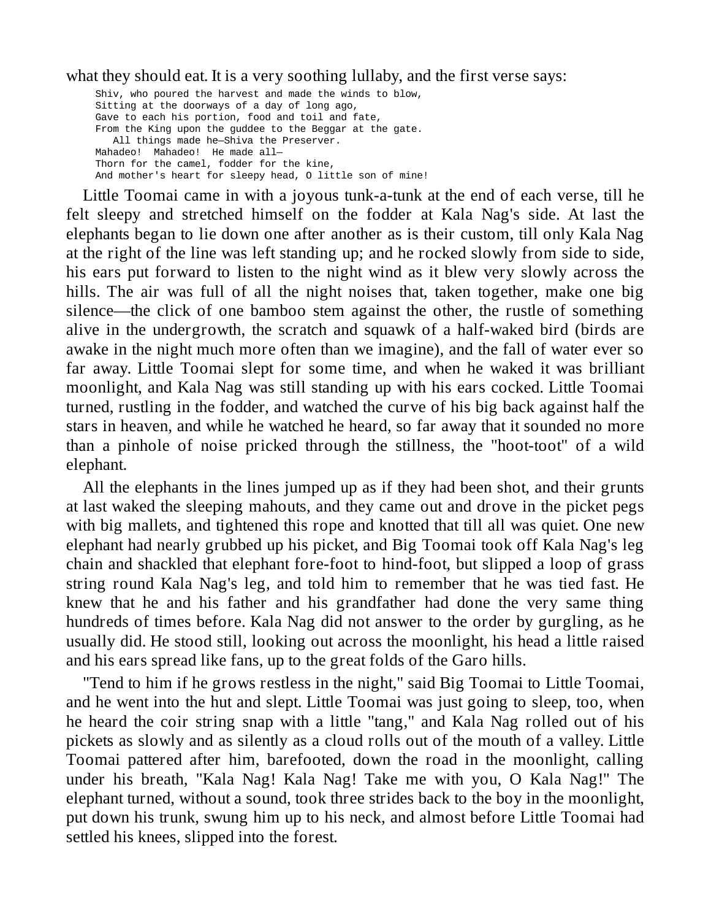what they should eat. It is a very soothing lullaby, and the first verse says:

```
Shiv, who poured the harvest and made the winds to blow,
Sitting at the doorways of a day of long ago,
Gave to each his portion, food and toil and fate,
From the King upon the guddee to the Beggar at the gate.
   All things made he—Shiva the Preserver.
Mahadeo!  Mahadeo!  He made all—
Thorn for the camel, fodder for the kine,
And mother's heart for sleepy head, O little son of mine!
```

Little Toomai came in with a joyous tunk-a-tunk at the end of each verse, till he felt sleepy and stretched himself on the fodder at Kala Nag's side. At last the elephants began to lie down one after another as is their custom, till only Kala Nag at the right of the line was left standing up; and he rocked slowly from side to side, his ears put forward to listen to the night wind as it blew very slowly across the hills. The air was full of all the night noises that, taken together, make one big silence—the click of one bamboo stem against the other, the rustle of something alive in the undergrowth, the scratch and squawk of a half-waked bird (birds are awake in the night much more often than we imagine), and the fall of water ever so far away. Little Toomai slept for some time, and when he waked it was brilliant moonlight, and Kala Nag was still standing up with his ears cocked. Little Toomai turned, rustling in the fodder, and watched the curve of his big back against half the stars in heaven, and while he watched he heard, so far away that it sounded no more than a pinhole of noise pricked through the stillness, the "hoot-toot" of a wild elephant.

All the elephants in the lines jumped up as if they had been shot, and their grunts at last waked the sleeping mahouts, and they came out and drove in the picket pegs with big mallets, and tightened this rope and knotted that till all was quiet. One new elephant had nearly grubbed up his picket, and Big Toomai took off Kala Nag's leg chain and shackled that elephant fore-foot to hind-foot, but slipped a loop of grass string round Kala Nag's leg, and told him to remember that he was tied fast. He knew that he and his father and his grandfather had done the very same thing hundreds of times before. Kala Nag did not answer to the order by gurgling, as he usually did. He stood still, looking out across the moonlight, his head a little raised and his ears spread like fans, up to the great folds of the Garo hills.

"Tend to him if he grows restless in the night," said Big Toomai to Little Toomai, and he went into the hut and slept. Little Toomai was just going to sleep, too, when he heard the coir string snap with a little "tang," and Kala Nag rolled out of his pickets as slowly and as silently as a cloud rolls out of the mouth of a valley. Little Toomai pattered after him, barefooted, down the road in the moonlight, calling under his breath, "Kala Nag! Kala Nag! Take me with you, O Kala Nag!" The elephant turned, without a sound, took three strides back to the boy in the moonlight, put down his trunk, swung him up to his neck, and almost before Little Toomai had settled his knees, slipped into the forest.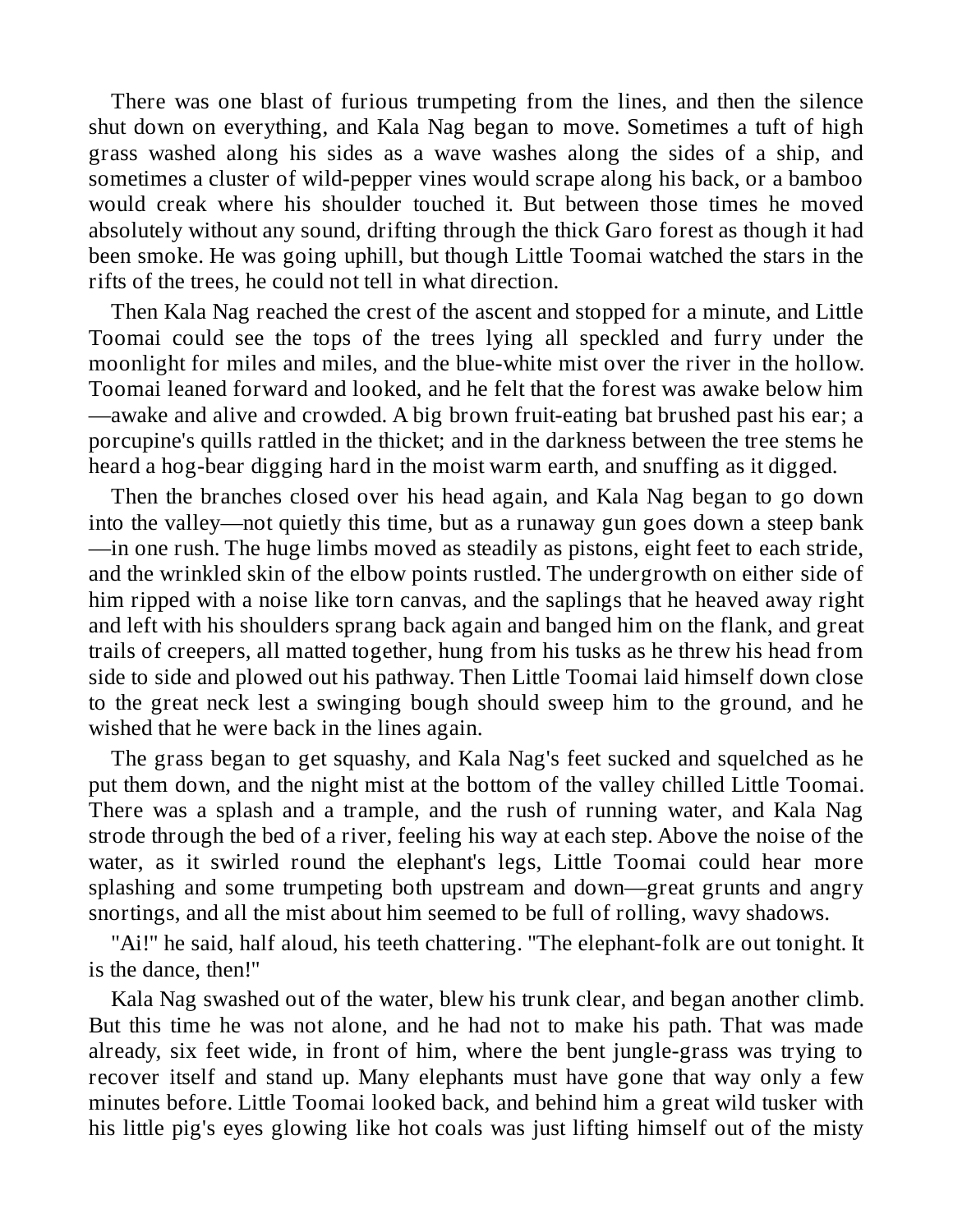There was one blast of furious trumpeting from the lines, and then the silence shut down on everything, and Kala Nag began to move. Sometimes a tuft of high grass washed along his sides as a wave washes along the sides of a ship, and sometimes a cluster of wild-pepper vines would scrape along his back, or a bamboo would creak where his shoulder touched it. But between those times he moved absolutely without any sound, drifting through the thick Garo forest as though it had been smoke. He was going uphill, but though Little Toomai watched the stars in the rifts of the trees, he could not tell in what direction.

Then Kala Nag reached the crest of the ascent and stopped for a minute, and Little Toomai could see the tops of the trees lying all speckled and furry under the moonlight for miles and miles, and the blue-white mist over the river in the hollow. Toomai leaned forward and looked, and he felt that the forest was awake below him—awake and alive and crowded. A big brown fruit-eating bat brushed past his ear; a porcupine's quills rattled in the thicket; and in the darkness between the tree stems he heard a hog-bear digging hard in the moist warm earth, and snuffing as it digged.

Then the branches closed over his head again, and Kala Nag began to go down into the valley—not quietly this time, but as a runaway gun goes down a steep bank—in one rush. The huge limbs moved as steadily as pistons, eight feet to each stride, and the wrinkled skin of the elbow points rustled. The undergrowth on either side of him ripped with a noise like torn canvas, and the saplings that he heaved away right and left with his shoulders sprang back again and banged him on the flank, and great trails of creepers, all matted together, hung from his tusks as he threw his head from side to side and plowed out his pathway. Then Little Toomai laid himself down close to the great neck lest a swinging bough should sweep him to the ground, and he wished that he were back in the lines again.

The grass began to get squashy, and Kala Nag's feet sucked and squelched as he put them down, and the night mist at the bottom of the valley chilled Little Toomai. There was a splash and a trample, and the rush of running water, and Kala Nag strode through the bed of a river, feeling his way at each step. Above the noise of the water, as it swirled round the elephant's legs, Little Toomai could hear more splashing and some trumpeting both upstream and down—great grunts and angry snortings, and all the mist about him seemed to be full of rolling, wavy shadows.

"Ai!" he said, half aloud, his teeth chattering. "The elephant-folk are out tonight. It is the dance, then!"

Kala Nag swashed out of the water, blew his trunk clear, and began another climb. But this time he was not alone, and he had not to make his path. That was made already, six feet wide, in front of him, where the bent jungle-grass was trying to recover itself and stand up. Many elephants must have gone that way only a few minutes before. Little Toomai looked back, and behind him a great wild tusker with his little pig's eyes glowing like hot coals was just lifting himself out of the misty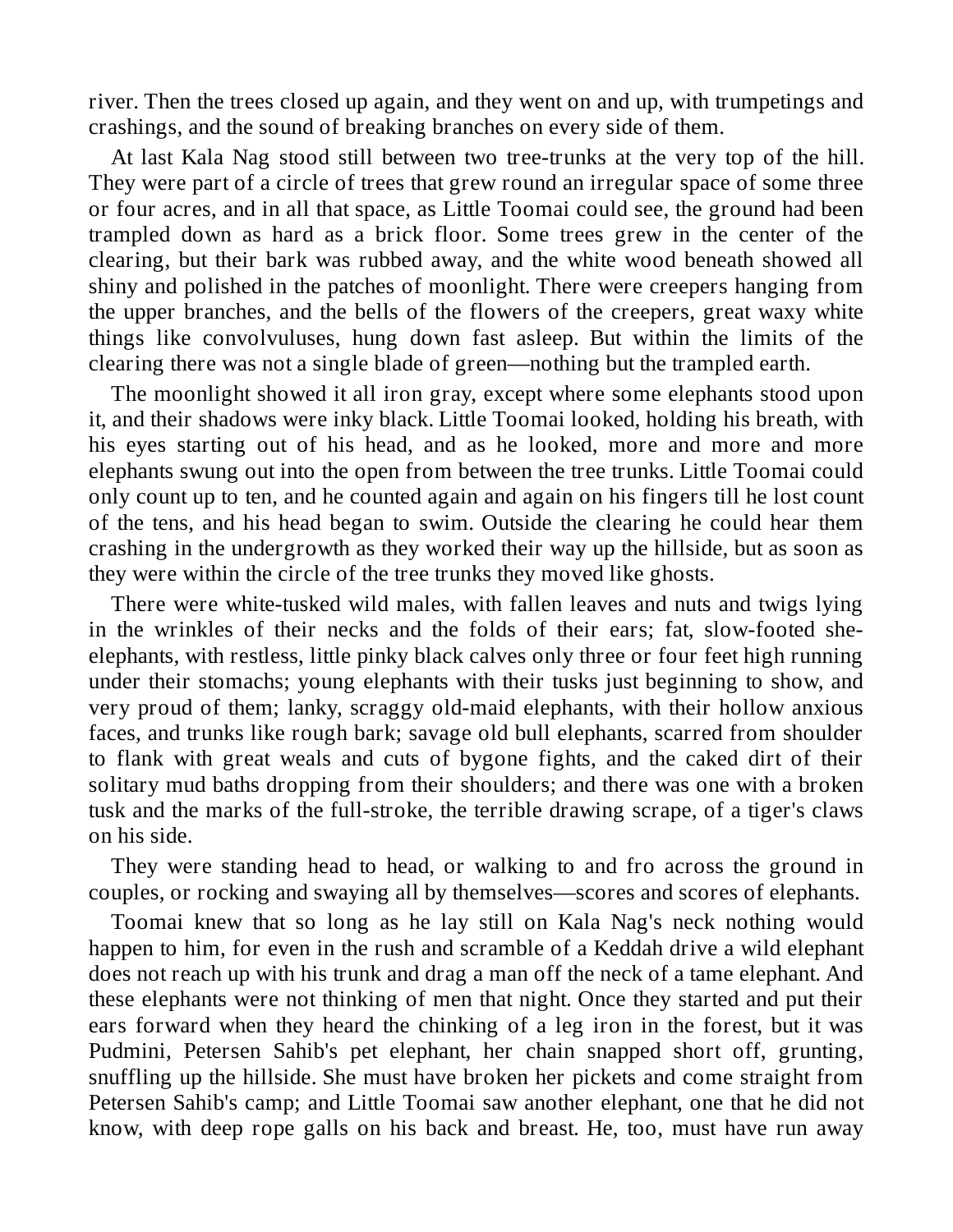river. Then the trees closed up again, and they went on and up, with trumpetings and crashings, and the sound of breaking branches on every side of them.

At last Kala Nag stood still between two tree-trunks at the very top of the hill. They were part of a circle of trees that grew round an irregular space of some three or four acres, and in all that space, as Little Toomai could see, the ground had been trampled down as hard as a brick floor. Some trees grew in the center of the clearing, but their bark was rubbed away, and the white wood beneath showed all shiny and polished in the patches of moonlight. There were creepers hanging from the upper branches, and the bells of the flowers of the creepers, great waxy white things like convolvuluses, hung down fast asleep. But within the limits of the clearing there was not a single blade of green—nothing but the trampled earth.

The moonlight showed it all iron gray, except where some elephants stood upon it, and their shadows were inky black. Little Toomai looked, holding his breath, with his eyes starting out of his head, and as he looked, more and more and more elephants swung out into the open from between the tree trunks. Little Toomai could only count up to ten, and he counted again and again on his fingers till he lost count of the tens, and his head began to swim. Outside the clearing he could hear them crashing in the undergrowth as they worked their way up the hillside, but as soon as they were within the circle of the tree trunks they moved like ghosts.

There were white-tusked wild males, with fallen leaves and nuts and twigs lying in the wrinkles of their necks and the folds of their ears; fat, slow-footed she-elephants, with restless, little pinky black calves only three or four feet high running under their stomachs; young elephants with their tusks just beginning to show, and very proud of them; lanky, scraggy old-maid elephants, with their hollow anxious faces, and trunks like rough bark; savage old bull elephants, scarred from shoulder to flank with great weals and cuts of bygone fights, and the caked dirt of their solitary mud baths dropping from their shoulders; and there was one with a broken tusk and the marks of the full-stroke, the terrible drawing scrape, of a tiger's claws on his side.

They were standing head to head, or walking to and fro across the ground in couples, or rocking and swaying all by themselves—scores and scores of elephants.

Toomai knew that so long as he lay still on Kala Nag's neck nothing would happen to him, for even in the rush and scramble of a Keddah drive a wild elephant does not reach up with his trunk and drag a man off the neck of a tame elephant. And these elephants were not thinking of men that night. Once they started and put their ears forward when they heard the chinking of a leg iron in the forest, but it was Pudmini, Petersen Sahib's pet elephant, her chain snapped short off, grunting, snuffling up the hillside. She must have broken her pickets and come straight from Petersen Sahib's camp; and Little Toomai saw another elephant, one that he did not know, with deep rope galls on his back and breast. He, too, must have run away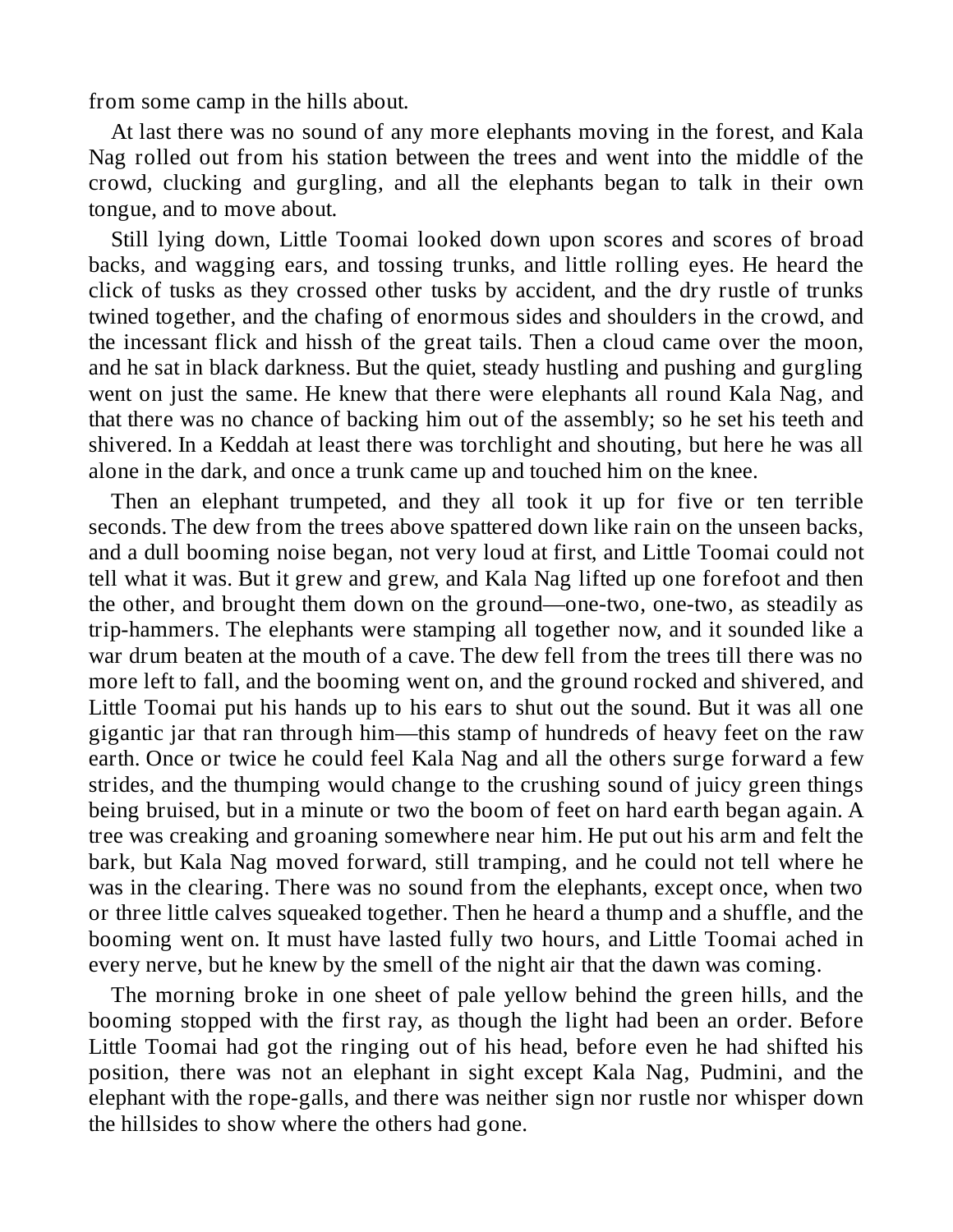from some camp in the hills about.

At last there was no sound of any more elephants moving in the forest, and Kala Nag rolled out from his station between the trees and went into the middle of the crowd, clucking and gurgling, and all the elephants began to talk in their own tongue, and to move about.

Still lying down, Little Toomai looked down upon scores and scores of broad backs, and wagging ears, and tossing trunks, and little rolling eyes. He heard the click of tusks as they crossed other tusks by accident, and the dry rustle of trunks twined together, and the chafing of enormous sides and shoulders in the crowd, and the incessant flick and hissh of the great tails. Then a cloud came over the moon, and he sat in black darkness. But the quiet, steady hustling and pushing and gurgling went on just the same. He knew that there were elephants all round Kala Nag, and that there was no chance of backing him out of the assembly; so he set his teeth and shivered. In a Keddah at least there was torchlight and shouting, but here he was all alone in the dark, and once a trunk came up and touched him on the knee.

Then an elephant trumpeted, and they all took it up for five or ten terrible seconds. The dew from the trees above spattered down like rain on the unseen backs, and a dull booming noise began, not very loud at first, and Little Toomai could not tell what it was. But it grew and grew, and Kala Nag lifted up one forefoot and then the other, and brought them down on the ground—one-two, one-two, as steadily as trip-hammers. The elephants were stamping all together now, and it sounded like a war drum beaten at the mouth of a cave. The dew fell from the trees till there was no more left to fall, and the booming went on, and the ground rocked and shivered, and Little Toomai put his hands up to his ears to shut out the sound. But it was all one gigantic jar that ran through him—this stamp of hundreds of heavy feet on the raw earth. Once or twice he could feel Kala Nag and all the others surge forward a few strides, and the thumping would change to the crushing sound of juicy green things being bruised, but in a minute or two the boom of feet on hard earth began again. A tree was creaking and groaning somewhere near him. He put out his arm and felt the bark, but Kala Nag moved forward, still tramping, and he could not tell where he was in the clearing. There was no sound from the elephants, except once, when two or three little calves squeaked together. Then he heard a thump and a shuffle, and the booming went on. It must have lasted fully two hours, and Little Toomai ached in every nerve, but he knew by the smell of the night air that the dawn was coming.

The morning broke in one sheet of pale yellow behind the green hills, and the booming stopped with the first ray, as though the light had been an order. Before Little Toomai had got the ringing out of his head, before even he had shifted his position, there was not an elephant in sight except Kala Nag, Pudmini, and the elephant with the rope-galls, and there was neither sign nor rustle nor whisper down the hillsides to show where the others had gone.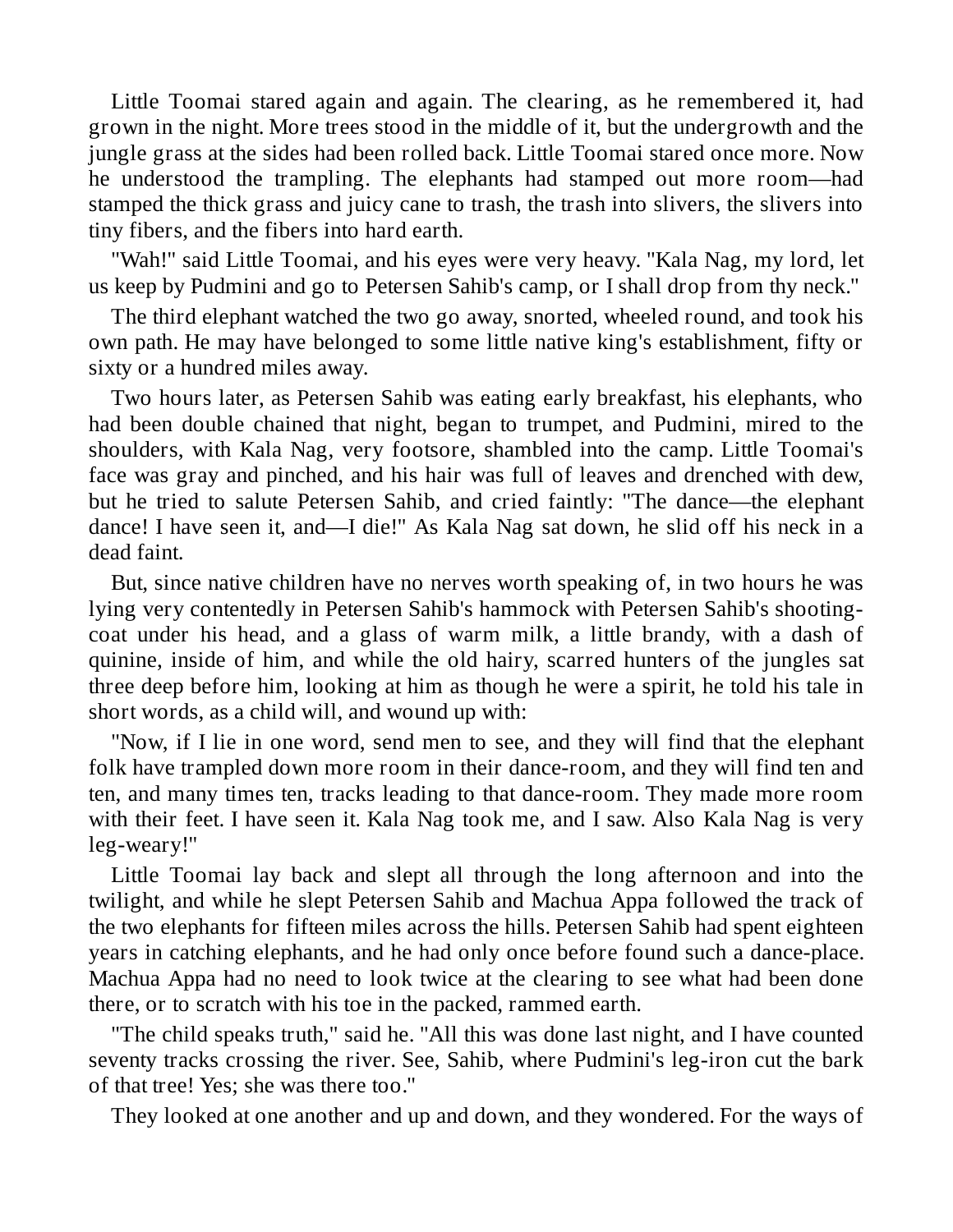Little Toomai stared again and again. The clearing, as he remembered it, had grown in the night. More trees stood in the middle of it, but the undergrowth and the jungle grass at the sides had been rolled back. Little Toomai stared once more. Now he understood the trampling. The elephants had stamped out more room—had stamped the thick grass and juicy cane to trash, the trash into slivers, the slivers into tiny fibers, and the fibers into hard earth.

"Wah!" said Little Toomai, and his eyes were very heavy. "Kala Nag, my lord, let us keep by Pudmini and go to Petersen Sahib's camp, or I shall drop from thy neck."

The third elephant watched the two go away, snorted, wheeled round, and took his own path. He may have belonged to some little native king's establishment, fifty or sixty or a hundred miles away.

Two hours later, as Petersen Sahib was eating early breakfast, his elephants, who had been double chained that night, began to trumpet, and Pudmini, mired to the shoulders, with Kala Nag, very footsore, shambled into the camp. Little Toomai's face was gray and pinched, and his hair was full of leaves and drenched with dew, but he tried to salute Petersen Sahib, and cried faintly: "The dance—the elephant dance! I have seen it, and—I die!" As Kala Nag sat down, he slid off his neck in a dead faint.

But, since native children have no nerves worth speaking of, in two hours he was lying very contentedly in Petersen Sahib's hammock with Petersen Sahib's shooting-coat under his head, and a glass of warm milk, a little brandy, with a dash of quinine, inside of him, and while the old hairy, scarred hunters of the jungles sat three deep before him, looking at him as though he were a spirit, he told his tale in short words, as a child will, and wound up with:

"Now, if I lie in one word, send men to see, and they will find that the elephant folk have trampled down more room in their dance-room, and they will find ten and ten, and many times ten, tracks leading to that dance-room. They made more room with their feet. I have seen it. Kala Nag took me, and I saw. Also Kala Nag is very leg-weary!"

Little Toomai lay back and slept all through the long afternoon and into the twilight, and while he slept Petersen Sahib and Machua Appa followed the track of the two elephants for fifteen miles across the hills. Petersen Sahib had spent eighteen years in catching elephants, and he had only once before found such a dance-place. Machua Appa had no need to look twice at the clearing to see what had been done there, or to scratch with his toe in the packed, rammed earth.

"The child speaks truth," said he. "All this was done last night, and I have counted seventy tracks crossing the river. See, Sahib, where Pudmini's leg-iron cut the bark of that tree! Yes; she was there too."

They looked at one another and up and down, and they wondered. For the ways of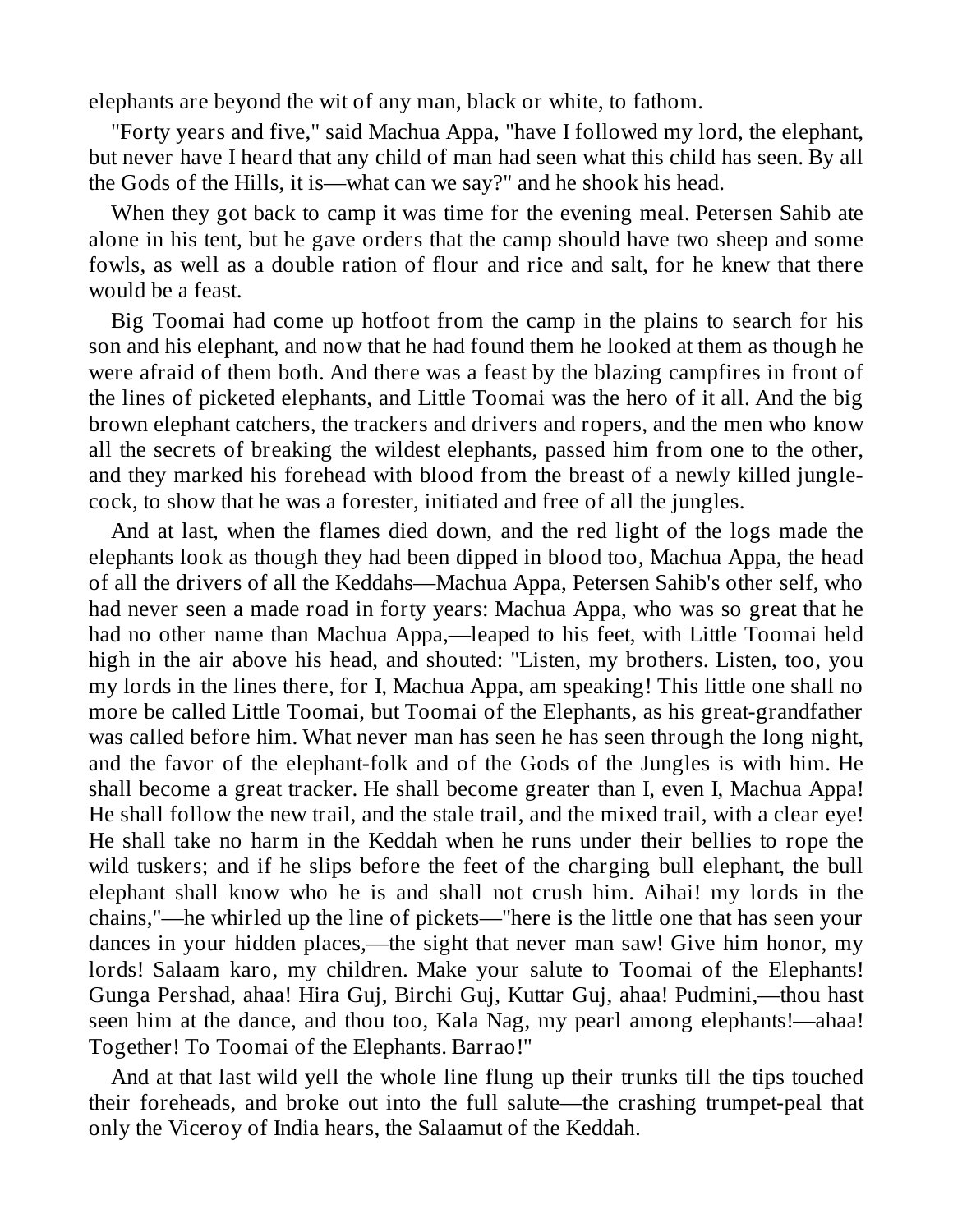elephants are beyond the wit of any man, black or white, to fathom.

"Forty years and five," said Machua Appa, "have I followed my lord, the elephant, but never have I heard that any child of man had seen what this child has seen. By all the Gods of the Hills, it is—what can we say?" and he shook his head.

When they got back to camp it was time for the evening meal. Petersen Sahib ate alone in his tent, but he gave orders that the camp should have two sheep and some fowls, as well as a double ration of flour and rice and salt, for he knew that there would be a feast.

Big Toomai had come up hotfoot from the camp in the plains to search for his son and his elephant, and now that he had found them he looked at them as though he were afraid of them both. And there was a feast by the blazing campfires in front of the lines of picketed elephants, and Little Toomai was the hero of it all. And the big brown elephant catchers, the trackers and drivers and ropers, and the men who know all the secrets of breaking the wildest elephants, passed him from one to the other, and they marked his forehead with blood from the breast of a newly killed jungle-cock, to show that he was a forester, initiated and free of all the jungles.

And at last, when the flames died down, and the red light of the logs made the elephants look as though they had been dipped in blood too, Machua Appa, the head of all the drivers of all the Keddahs—Machua Appa, Petersen Sahib's other self, who had never seen a made road in forty years: Machua Appa, who was so great that he had no other name than Machua Appa,—leaped to his feet, with Little Toomai held high in the air above his head, and shouted: "Listen, my brothers. Listen, too, you my lords in the lines there, for I, Machua Appa, am speaking! This little one shall no more be called Little Toomai, but Toomai of the Elephants, as his great-grandfather was called before him. What never man has seen he has seen through the long night, and the favor of the elephant-folk and of the Gods of the Jungles is with him. He shall become a great tracker. He shall become greater than I, even I, Machua Appa! He shall follow the new trail, and the stale trail, and the mixed trail, with a clear eye! He shall take no harm in the Keddah when he runs under their bellies to rope the wild tuskers; and if he slips before the feet of the charging bull elephant, the bull elephant shall know who he is and shall not crush him. Aihai! my lords in the chains,"—he whirled up the line of pickets—"here is the little one that has seen your dances in your hidden places,—the sight that never man saw! Give him honor, my lords! Salaam karo, my children. Make your salute to Toomai of the Elephants! Gunga Pershad, ahaa! Hira Guj, Birchi Guj, Kuttar Guj, ahaa! Pudmini,—thou hast seen him at the dance, and thou too, Kala Nag, my pearl among elephants!—ahaa! Together! To Toomai of the Elephants. Barrao!"

And at that last wild yell the whole line flung up their trunks till the tips touched their foreheads, and broke out into the full salute—the crashing trumpet-peal that only the Viceroy of India hears, the Salaamut of the Keddah.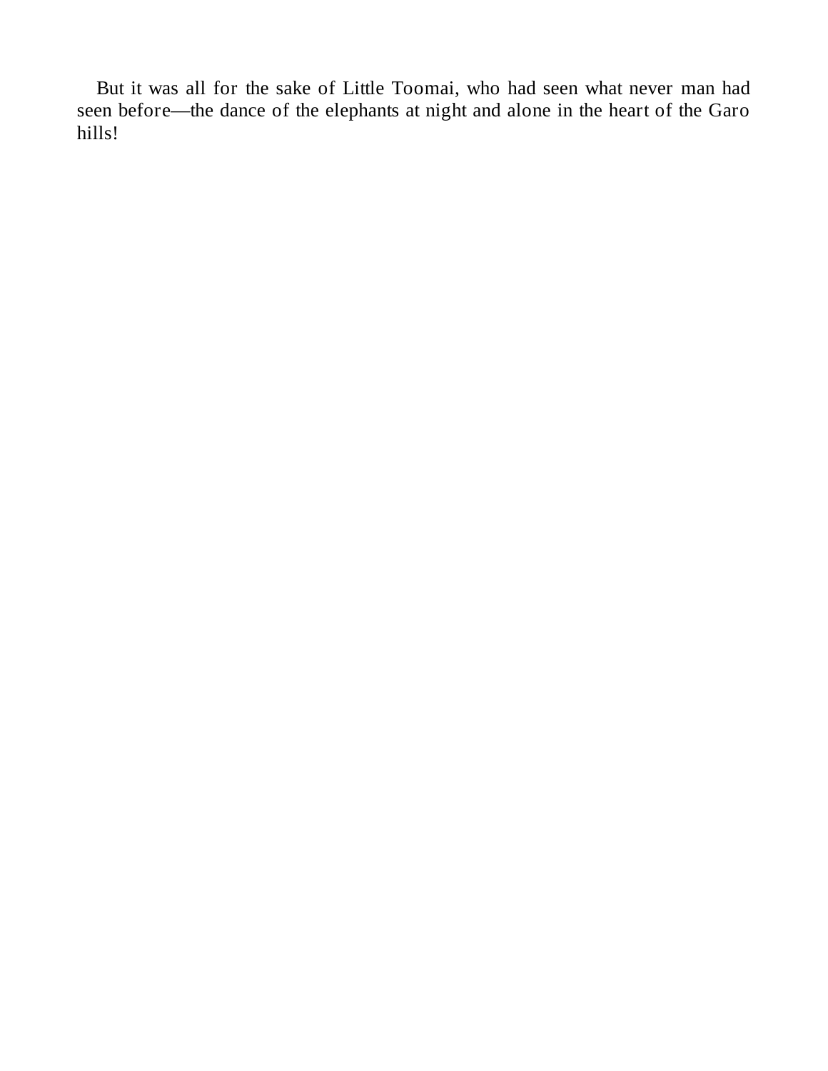But it was all for the sake of Little Toomai, who had seen what never man had seen before—the dance of the elephants at night and alone in the heart of the Garo hills!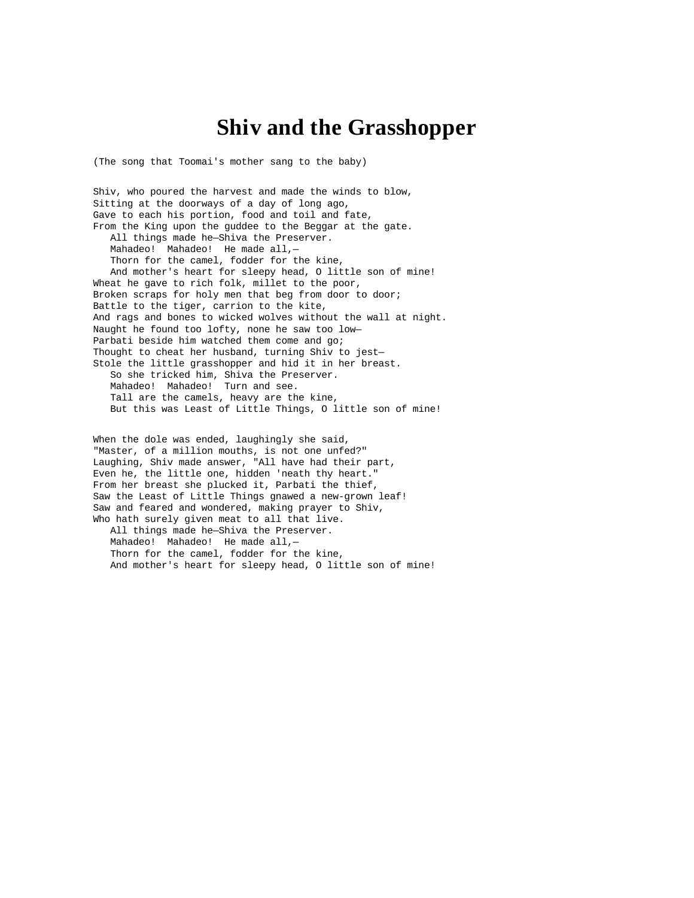# Shiv and the Grasshopper

(The song that Toomai's mother sang to the baby)

Shiv, who poured the harvest and made the winds to blow,  
Sitting at the doorways of a day of long ago,  
Gave to each his portion, food and toil and fate,  
From the King upon the guddee to the Beggar at the gate.  
   All things made he—Shiva the Preserver.  
   Mahadeo!  Mahadeo!  He made all,—  
   Thorn for the camel, fodder for the kine,  
   And mother's heart for sleepy head, O little son of mine!  
Wheat he gave to rich folk, millet to the poor,  
Broken scraps for holy men that beg from door to door;  
Battle to the tiger, carrion to the kite,  
And rags and bones to wicked wolves without the wall at night.  
Naught he found too lofty, none he saw too low—  
Parbati beside him watched them come and go;  
Thought to cheat her husband, turning Shiv to jest—  
Stole the little grasshopper and hid it in her breast.  
   So she tricked him, Shiva the Preserver.  
   Mahadeo!  Mahadeo!  Turn and see.  
   Tall are the camels, heavy are the kine,  
   But this was Least of Little Things, O little son of mine!

When the dole was ended, laughingly she said,  
"Master, of a million mouths, is not one unfed?"  
Laughing, Shiv made answer, "All have had their part,  
Even he, the little one, hidden 'neath thy heart."  
From her breast she plucked it, Parbati the thief,  
Saw the Least of Little Things gnawed a new-grown leaf!  
Saw and feared and wondered, making prayer to Shiv,  
Who hath surely given meat to all that live.  
   All things made he—Shiva the Preserver.  
   Mahadeo!  Mahadeo!  He made all,—  
   Thorn for the camel, fodder for the kine,  
   And mother's heart for sleepy head, O little son of mine!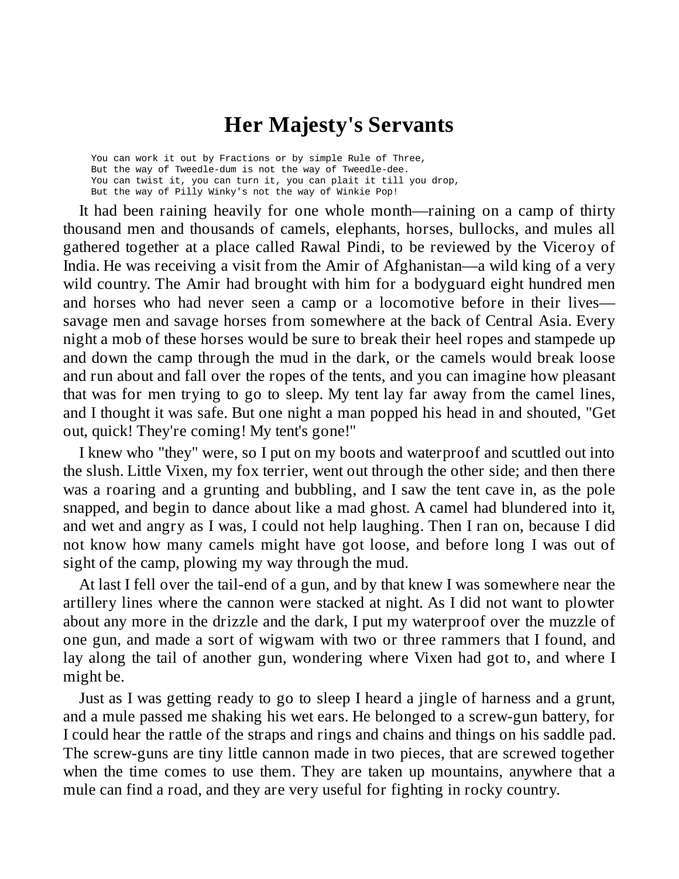# Her Majesty's Servants

```
You can work it out by Fractions or by simple Rule of Three,
But the way of Tweedle-dum is not the way of Tweedle-dee.
You can twist it, you can turn it, you can plait it till you drop,
But the way of Pilly Winky's not the way of Winkie Pop!
```

It had been raining heavily for one whole month—raining on a camp of thirty thousand men and thousands of camels, elephants, horses, bullocks, and mules all gathered together at a place called Rawal Pindi, to be reviewed by the Viceroy of India. He was receiving a visit from the Amir of Afghanistan—a wild king of a very wild country. The Amir had brought with him for a bodyguard eight hundred men and horses who had never seen a camp or a locomotive before in their lives—savage men and savage horses from somewhere at the back of Central Asia. Every night a mob of these horses would be sure to break their heel ropes and stampede up and down the camp through the mud in the dark, or the camels would break loose and run about and fall over the ropes of the tents, and you can imagine how pleasant that was for men trying to go to sleep. My tent lay far away from the camel lines, and I thought it was safe. But one night a man popped his head in and shouted, "Get out, quick! They're coming! My tent's gone!"

I knew who "they" were, so I put on my boots and waterproof and scuttled out into the slush. Little Vixen, my fox terrier, went out through the other side; and then there was a roaring and a grunting and bubbling, and I saw the tent cave in, as the pole snapped, and begin to dance about like a mad ghost. A camel had blundered into it, and wet and angry as I was, I could not help laughing. Then I ran on, because I did not know how many camels might have got loose, and before long I was out of sight of the camp, plowing my way through the mud.

At last I fell over the tail-end of a gun, and by that knew I was somewhere near the artillery lines where the cannon were stacked at night. As I did not want to plowter about any more in the drizzle and the dark, I put my waterproof over the muzzle of one gun, and made a sort of wigwam with two or three rammers that I found, and lay along the tail of another gun, wondering where Vixen had got to, and where I might be.

Just as I was getting ready to go to sleep I heard a jingle of harness and a grunt, and a mule passed me shaking his wet ears. He belonged to a screw-gun battery, for I could hear the rattle of the straps and rings and chains and things on his saddle pad. The screw-guns are tiny little cannon made in two pieces, that are screwed together when the time comes to use them. They are taken up mountains, anywhere that a mule can find a road, and they are very useful for fighting in rocky country.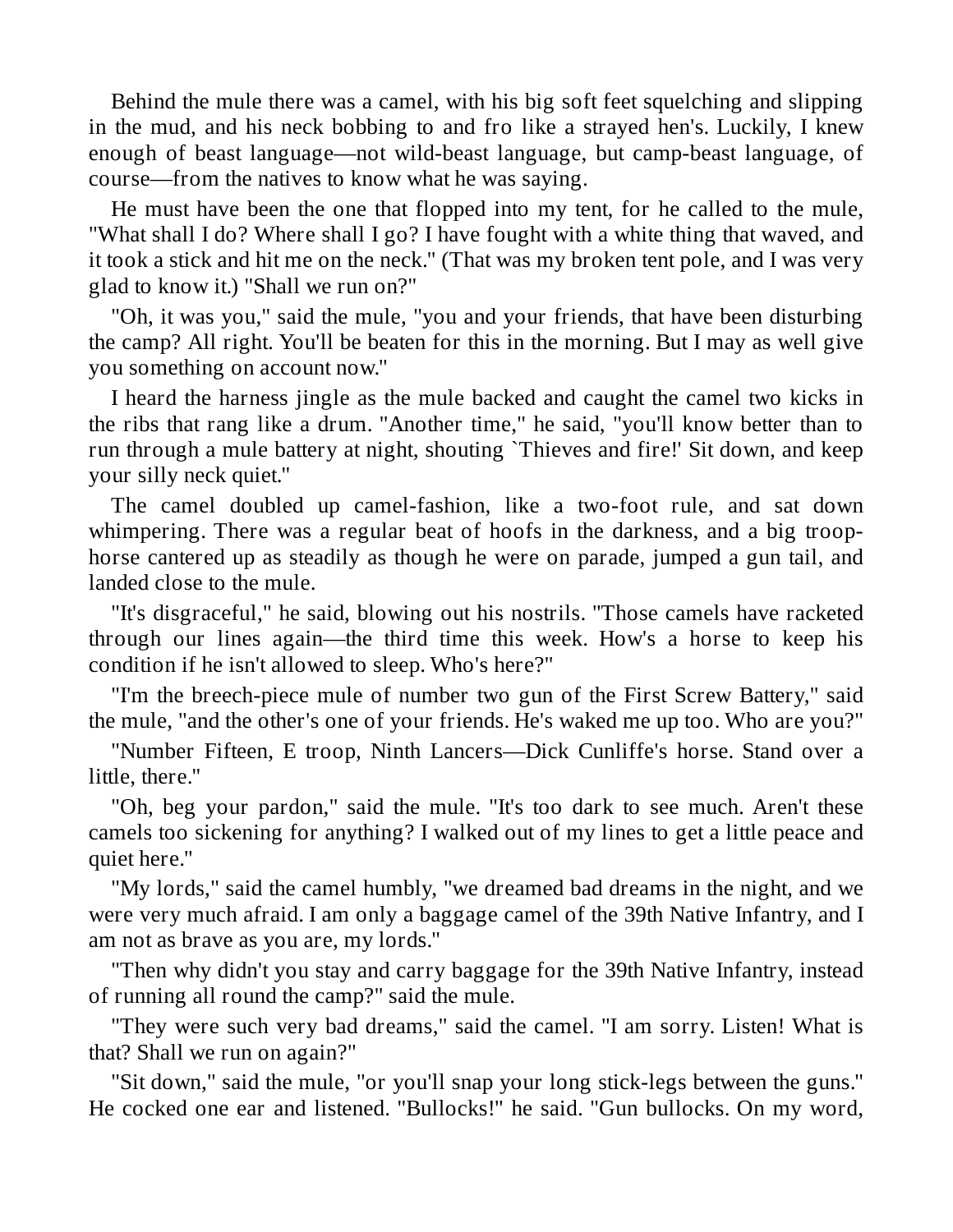Behind the mule there was a camel, with his big soft feet squelching and slipping in the mud, and his neck bobbing to and fro like a strayed hen's. Luckily, I knew enough of beast language—not wild-beast language, but camp-beast language, of course—from the natives to know what he was saying.

He must have been the one that flopped into my tent, for he called to the mule, "What shall I do? Where shall I go? I have fought with a white thing that waved, and it took a stick and hit me on the neck." (That was my broken tent pole, and I was very glad to know it.) "Shall we run on?"

"Oh, it was you," said the mule, "you and your friends, that have been disturbing the camp? All right. You'll be beaten for this in the morning. But I may as well give you something on account now."

I heard the harness jingle as the mule backed and caught the camel two kicks in the ribs that rang like a drum. "Another time," he said, "you'll know better than to run through a mule battery at night, shouting `Thieves and fire!' Sit down, and keep your silly neck quiet."

The camel doubled up camel-fashion, like a two-foot rule, and sat down whimpering. There was a regular beat of hoofs in the darkness, and a big troop-horse cantered up as steadily as though he were on parade, jumped a gun tail, and landed close to the mule.

"It's disgraceful," he said, blowing out his nostrils. "Those camels have racketed through our lines again—the third time this week. How's a horse to keep his condition if he isn't allowed to sleep. Who's here?"

"I'm the breech-piece mule of number two gun of the First Screw Battery," said the mule, "and the other's one of your friends. He's waked me up too. Who are you?"

"Number Fifteen, E troop, Ninth Lancers—Dick Cunliffe's horse. Stand over a little, there."

"Oh, beg your pardon," said the mule. "It's too dark to see much. Aren't these camels too sickening for anything? I walked out of my lines to get a little peace and quiet here."

"My lords," said the camel humbly, "we dreamed bad dreams in the night, and we were very much afraid. I am only a baggage camel of the 39th Native Infantry, and I am not as brave as you are, my lords."

"Then why didn't you stay and carry baggage for the 39th Native Infantry, instead of running all round the camp?" said the mule.

"They were such very bad dreams," said the camel. "I am sorry. Listen! What is that? Shall we run on again?"

"Sit down," said the mule, "or you'll snap your long stick-legs between the guns." He cocked one ear and listened. "Bullocks!" he said. "Gun bullocks. On my word,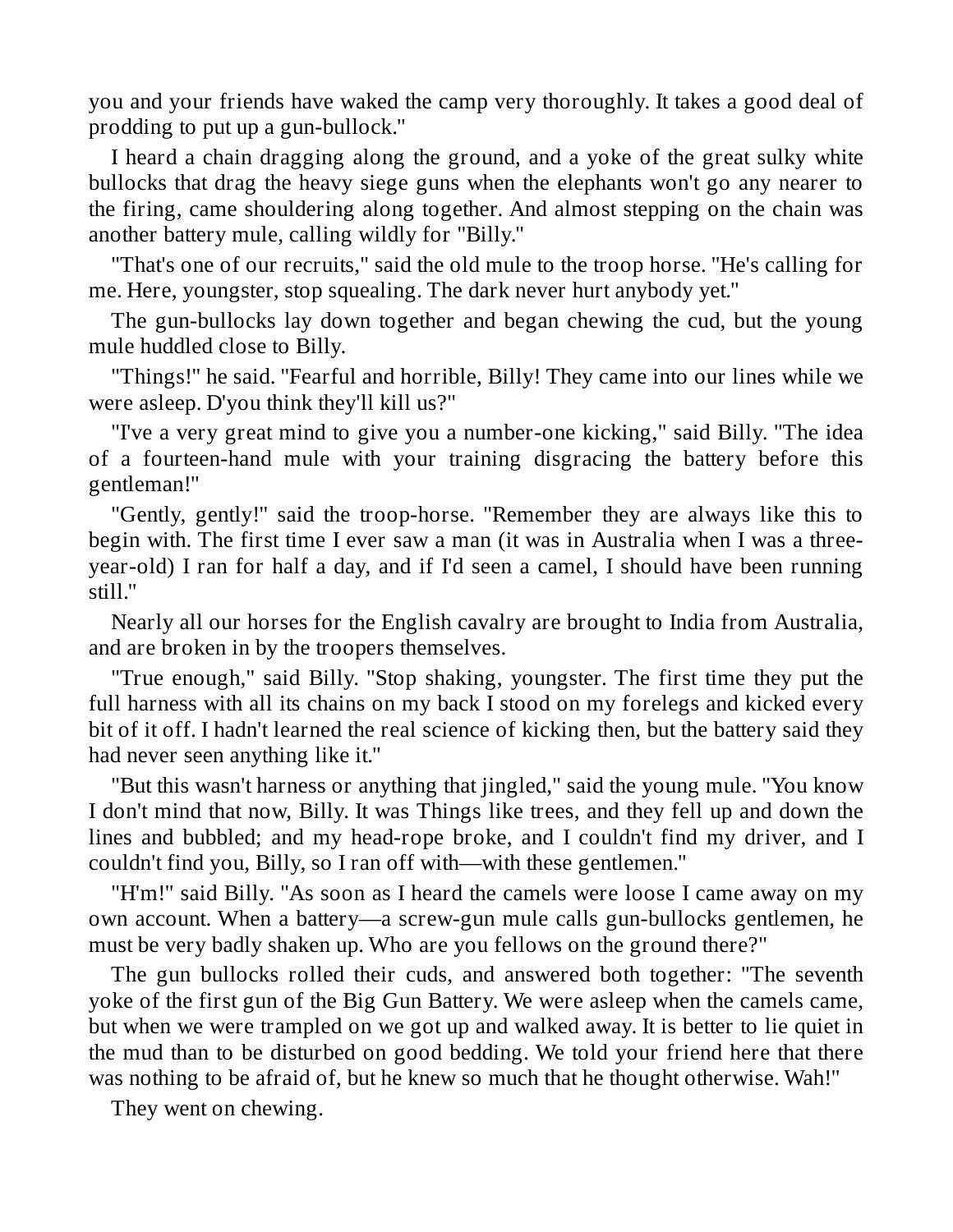you and your friends have waked the camp very thoroughly. It takes a good deal of prodding to put up a gun-bullock."

I heard a chain dragging along the ground, and a yoke of the great sulky white bullocks that drag the heavy siege guns when the elephants won't go any nearer to the firing, came shouldering along together. And almost stepping on the chain was another battery mule, calling wildly for "Billy."

"That's one of our recruits," said the old mule to the troop horse. "He's calling for me. Here, youngster, stop squealing. The dark never hurt anybody yet."

The gun-bullocks lay down together and began chewing the cud, but the young mule huddled close to Billy.

"Things!" he said. "Fearful and horrible, Billy! They came into our lines while we were asleep. D'you think they'll kill us?"

"I've a very great mind to give you a number-one kicking," said Billy. "The idea of a fourteen-hand mule with your training disgracing the battery before this gentleman!"

"Gently, gently!" said the troop-horse. "Remember they are always like this to begin with. The first time I ever saw a man (it was in Australia when I was a three-year-old) I ran for half a day, and if I'd seen a camel, I should have been running still."

Nearly all our horses for the English cavalry are brought to India from Australia, and are broken in by the troopers themselves.

"True enough," said Billy. "Stop shaking, youngster. The first time they put the full harness with all its chains on my back I stood on my forelegs and kicked every bit of it off. I hadn't learned the real science of kicking then, but the battery said they had never seen anything like it."

"But this wasn't harness or anything that jingled," said the young mule. "You know I don't mind that now, Billy. It was Things like trees, and they fell up and down the lines and bubbled; and my head-rope broke, and I couldn't find my driver, and I couldn't find you, Billy, so I ran off with—with these gentlemen."

"H'm!" said Billy. "As soon as I heard the camels were loose I came away on my own account. When a battery—a screw-gun mule calls gun-bullocks gentlemen, he must be very badly shaken up. Who are you fellows on the ground there?"

The gun bullocks rolled their cuds, and answered both together: "The seventh yoke of the first gun of the Big Gun Battery. We were asleep when the camels came, but when we were trampled on we got up and walked away. It is better to lie quiet in the mud than to be disturbed on good bedding. We told your friend here that there was nothing to be afraid of, but he knew so much that he thought otherwise. Wah!"

They went on chewing.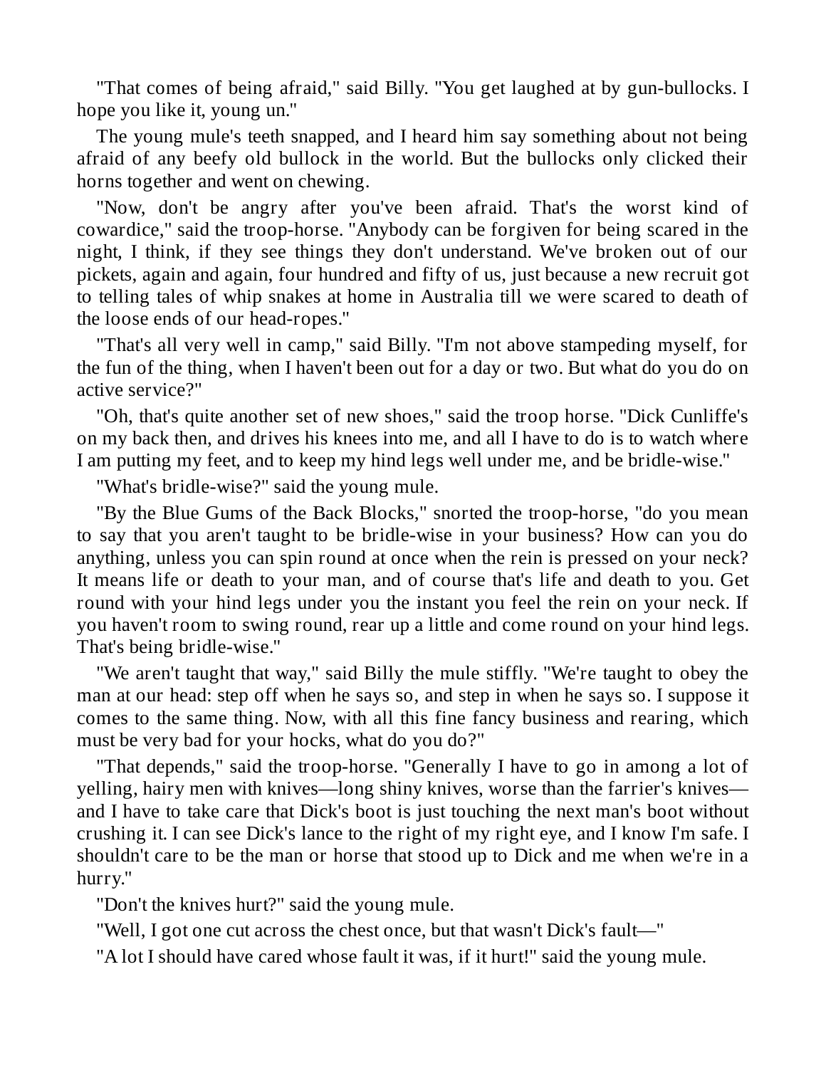"That comes of being afraid," said Billy. "You get laughed at by gun-bullocks. I hope you like it, young un."

The young mule's teeth snapped, and I heard him say something about not being afraid of any beefy old bullock in the world. But the bullocks only clicked their horns together and went on chewing.

"Now, don't be angry after you've been afraid. That's the worst kind of cowardice," said the troop-horse. "Anybody can be forgiven for being scared in the night, I think, if they see things they don't understand. We've broken out of our pickets, again and again, four hundred and fifty of us, just because a new recruit got to telling tales of whip snakes at home in Australia till we were scared to death of the loose ends of our head-ropes."

"That's all very well in camp," said Billy. "I'm not above stampeding myself, for the fun of the thing, when I haven't been out for a day or two. But what do you do on active service?"

"Oh, that's quite another set of new shoes," said the troop horse. "Dick Cunliffe's on my back then, and drives his knees into me, and all I have to do is to watch where I am putting my feet, and to keep my hind legs well under me, and be bridle-wise."

"What's bridle-wise?" said the young mule.

"By the Blue Gums of the Back Blocks," snorted the troop-horse, "do you mean to say that you aren't taught to be bridle-wise in your business? How can you do anything, unless you can spin round at once when the rein is pressed on your neck? It means life or death to your man, and of course that's life and death to you. Get round with your hind legs under you the instant you feel the rein on your neck. If you haven't room to swing round, rear up a little and come round on your hind legs. That's being bridle-wise."

"We aren't taught that way," said Billy the mule stiffly. "We're taught to obey the man at our head: step off when he says so, and step in when he says so. I suppose it comes to the same thing. Now, with all this fine fancy business and rearing, which must be very bad for your hocks, what do you do?"

"That depends," said the troop-horse. "Generally I have to go in among a lot of yelling, hairy men with knives—long shiny knives, worse than the farrier's knives—and I have to take care that Dick's boot is just touching the next man's boot without crushing it. I can see Dick's lance to the right of my right eye, and I know I'm safe. I shouldn't care to be the man or horse that stood up to Dick and me when we're in a hurry."

"Don't the knives hurt?" said the young mule.

"Well, I got one cut across the chest once, but that wasn't Dick's fault—"

"A lot I should have cared whose fault it was, if it hurt!" said the young mule.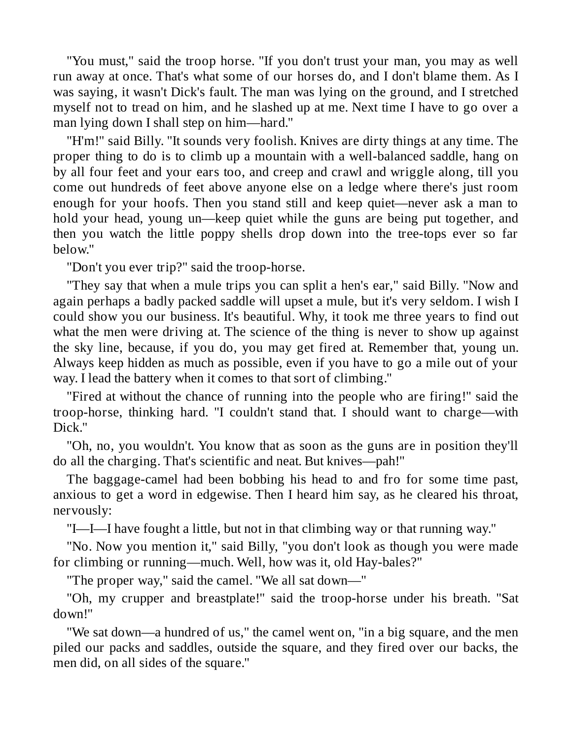"You must," said the troop horse. "If you don't trust your man, you may as well run away at once. That's what some of our horses do, and I don't blame them. As I was saying, it wasn't Dick's fault. The man was lying on the ground, and I stretched myself not to tread on him, and he slashed up at me. Next time I have to go over a man lying down I shall step on him—hard."

"H'm!" said Billy. "It sounds very foolish. Knives are dirty things at any time. The proper thing to do is to climb up a mountain with a well-balanced saddle, hang on by all four feet and your ears too, and creep and crawl and wriggle along, till you come out hundreds of feet above anyone else on a ledge where there's just room enough for your hoofs. Then you stand still and keep quiet—never ask a man to hold your head, young un—keep quiet while the guns are being put together, and then you watch the little poppy shells drop down into the tree-tops ever so far below."

"Don't you ever trip?" said the troop-horse.

"They say that when a mule trips you can split a hen's ear," said Billy. "Now and again perhaps a badly packed saddle will upset a mule, but it's very seldom. I wish I could show you our business. It's beautiful. Why, it took me three years to find out what the men were driving at. The science of the thing is never to show up against the sky line, because, if you do, you may get fired at. Remember that, young un. Always keep hidden as much as possible, even if you have to go a mile out of your way. I lead the battery when it comes to that sort of climbing."

"Fired at without the chance of running into the people who are firing!" said the troop-horse, thinking hard. "I couldn't stand that. I should want to charge—with Dick."

"Oh, no, you wouldn't. You know that as soon as the guns are in position they'll do all the charging. That's scientific and neat. But knives—pah!"

The baggage-camel had been bobbing his head to and fro for some time past, anxious to get a word in edgewise. Then I heard him say, as he cleared his throat, nervously:

"I—I—I have fought a little, but not in that climbing way or that running way."

"No. Now you mention it," said Billy, "you don't look as though you were made for climbing or running—much. Well, how was it, old Hay-bales?"

"The proper way," said the camel. "We all sat down—"

"Oh, my crupper and breastplate!" said the troop-horse under his breath. "Sat down!"

"We sat down—a hundred of us," the camel went on, "in a big square, and the men piled our packs and saddles, outside the square, and they fired over our backs, the men did, on all sides of the square."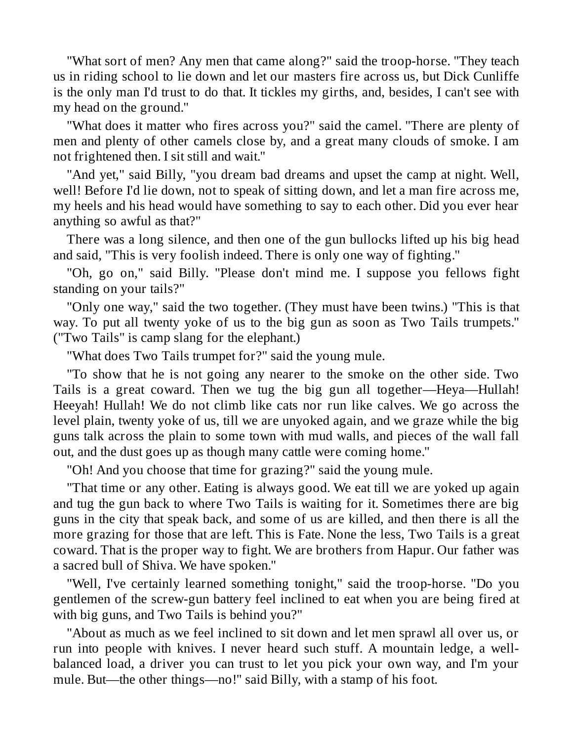"What sort of men? Any men that came along?" said the troop-horse. "They teach us in riding school to lie down and let our masters fire across us, but Dick Cunliffe is the only man I'd trust to do that. It tickles my girths, and, besides, I can't see with my head on the ground."

"What does it matter who fires across you?" said the camel. "There are plenty of men and plenty of other camels close by, and a great many clouds of smoke. I am not frightened then. I sit still and wait."

"And yet," said Billy, "you dream bad dreams and upset the camp at night. Well, well! Before I'd lie down, not to speak of sitting down, and let a man fire across me, my heels and his head would have something to say to each other. Did you ever hear anything so awful as that?"

There was a long silence, and then one of the gun bullocks lifted up his big head and said, "This is very foolish indeed. There is only one way of fighting."

"Oh, go on," said Billy. "Please don't mind me. I suppose you fellows fight standing on your tails?"

"Only one way," said the two together. (They must have been twins.) "This is that way. To put all twenty yoke of us to the big gun as soon as Two Tails trumpets." ("Two Tails" is camp slang for the elephant.)

"What does Two Tails trumpet for?" said the young mule.

"To show that he is not going any nearer to the smoke on the other side. Two Tails is a great coward. Then we tug the big gun all together—Heya—Hullah! Heeyah! Hullah! We do not climb like cats nor run like calves. We go across the level plain, twenty yoke of us, till we are unyoked again, and we graze while the big guns talk across the plain to some town with mud walls, and pieces of the wall fall out, and the dust goes up as though many cattle were coming home."

"Oh! And you choose that time for grazing?" said the young mule.

"That time or any other. Eating is always good. We eat till we are yoked up again and tug the gun back to where Two Tails is waiting for it. Sometimes there are big guns in the city that speak back, and some of us are killed, and then there is all the more grazing for those that are left. This is Fate. None the less, Two Tails is a great coward. That is the proper way to fight. We are brothers from Hapur. Our father was a sacred bull of Shiva. We have spoken."

"Well, I've certainly learned something tonight," said the troop-horse. "Do you gentlemen of the screw-gun battery feel inclined to eat when you are being fired at with big guns, and Two Tails is behind you?"

"About as much as we feel inclined to sit down and let men sprawl all over us, or run into people with knives. I never heard such stuff. A mountain ledge, a well-balanced load, a driver you can trust to let you pick your own way, and I'm your mule. But—the other things—no!" said Billy, with a stamp of his foot.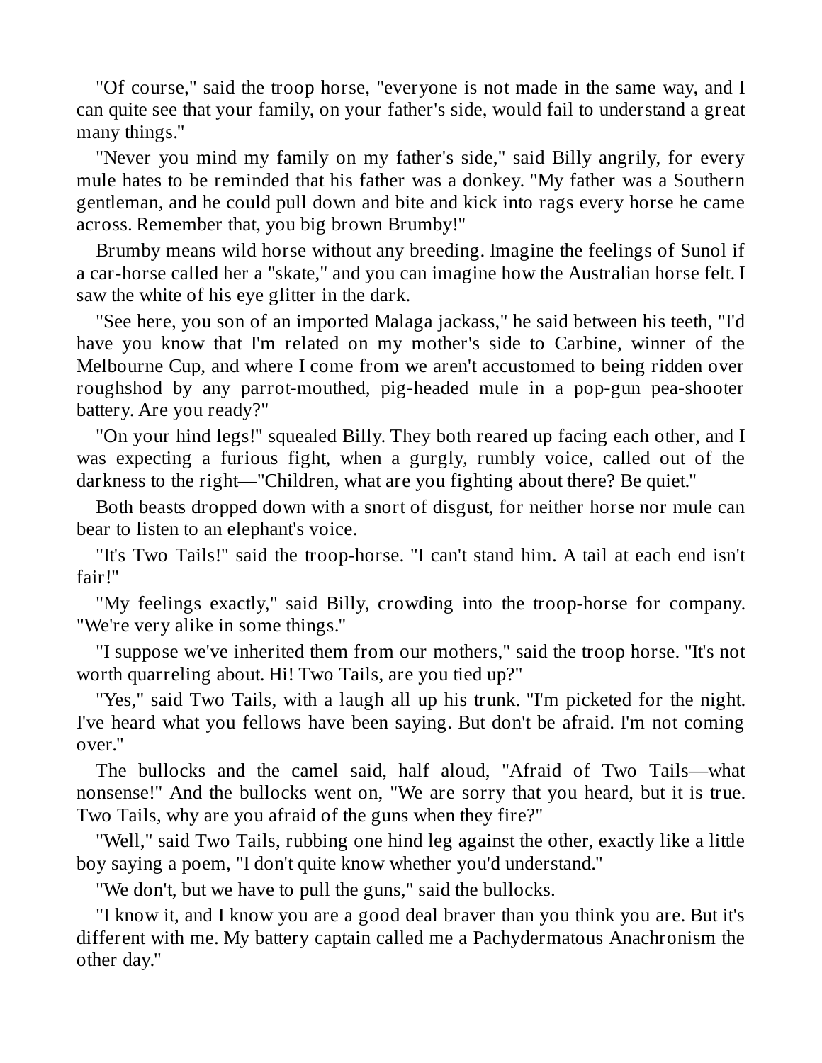"Of course," said the troop horse, "everyone is not made in the same way, and I can quite see that your family, on your father's side, would fail to understand a great many things."

"Never you mind my family on my father's side," said Billy angrily, for every mule hates to be reminded that his father was a donkey. "My father was a Southern gentleman, and he could pull down and bite and kick into rags every horse he came across. Remember that, you big brown Brumby!"

Brumby means wild horse without any breeding. Imagine the feelings of Sunol if a car-horse called her a "skate," and you can imagine how the Australian horse felt. I saw the white of his eye glitter in the dark.

"See here, you son of an imported Malaga jackass," he said between his teeth, "I'd have you know that I'm related on my mother's side to Carbine, winner of the Melbourne Cup, and where I come from we aren't accustomed to being ridden over roughshod by any parrot-mouthed, pig-headed mule in a pop-gun pea-shooter battery. Are you ready?"

"On your hind legs!" squealed Billy. They both reared up facing each other, and I was expecting a furious fight, when a gurgly, rumbly voice, called out of the darkness to the right—"Children, what are you fighting about there? Be quiet."

Both beasts dropped down with a snort of disgust, for neither horse nor mule can bear to listen to an elephant's voice.

"It's Two Tails!" said the troop-horse. "I can't stand him. A tail at each end isn't fair!"

"My feelings exactly," said Billy, crowding into the troop-horse for company. "We're very alike in some things."

"I suppose we've inherited them from our mothers," said the troop horse. "It's not worth quarreling about. Hi! Two Tails, are you tied up?"

"Yes," said Two Tails, with a laugh all up his trunk. "I'm picketed for the night. I've heard what you fellows have been saying. But don't be afraid. I'm not coming over."

The bullocks and the camel said, half aloud, "Afraid of Two Tails—what nonsense!" And the bullocks went on, "We are sorry that you heard, but it is true. Two Tails, why are you afraid of the guns when they fire?"

"Well," said Two Tails, rubbing one hind leg against the other, exactly like a little boy saying a poem, "I don't quite know whether you'd understand."

"We don't, but we have to pull the guns," said the bullocks.

"I know it, and I know you are a good deal braver than you think you are. But it's different with me. My battery captain called me a Pachydermatous Anachronism the other day."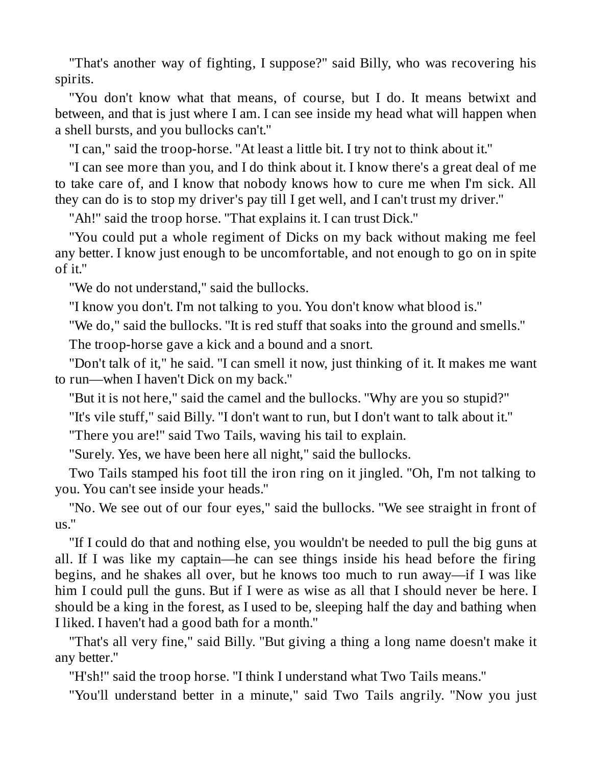"That's another way of fighting, I suppose?" said Billy, who was recovering his spirits.

"You don't know what that means, of course, but I do. It means betwixt and between, and that is just where I am. I can see inside my head what will happen when a shell bursts, and you bullocks can't."

"I can," said the troop-horse. "At least a little bit. I try not to think about it."

"I can see more than you, and I do think about it. I know there's a great deal of me to take care of, and I know that nobody knows how to cure me when I'm sick. All they can do is to stop my driver's pay till I get well, and I can't trust my driver."

"Ah!" said the troop horse. "That explains it. I can trust Dick."

"You could put a whole regiment of Dicks on my back without making me feel any better. I know just enough to be uncomfortable, and not enough to go on in spite of it."

"We do not understand," said the bullocks.

"I know you don't. I'm not talking to you. You don't know what blood is."

"We do," said the bullocks. "It is red stuff that soaks into the ground and smells."

The troop-horse gave a kick and a bound and a snort.

"Don't talk of it," he said. "I can smell it now, just thinking of it. It makes me want to run—when I haven't Dick on my back."

"But it is not here," said the camel and the bullocks. "Why are you so stupid?"

"It's vile stuff," said Billy. "I don't want to run, but I don't want to talk about it."

"There you are!" said Two Tails, waving his tail to explain.

"Surely. Yes, we have been here all night," said the bullocks.

Two Tails stamped his foot till the iron ring on it jingled. "Oh, I'm not talking to you. You can't see inside your heads."

"No. We see out of our four eyes," said the bullocks. "We see straight in front of us."

"If I could do that and nothing else, you wouldn't be needed to pull the big guns at all. If I was like my captain—he can see things inside his head before the firing begins, and he shakes all over, but he knows too much to run away—if I was like him I could pull the guns. But if I were as wise as all that I should never be here. I should be a king in the forest, as I used to be, sleeping half the day and bathing when I liked. I haven't had a good bath for a month."

"That's all very fine," said Billy. "But giving a thing a long name doesn't make it any better."

"H'sh!" said the troop horse. "I think I understand what Two Tails means."

"You'll understand better in a minute," said Two Tails angrily. "Now you just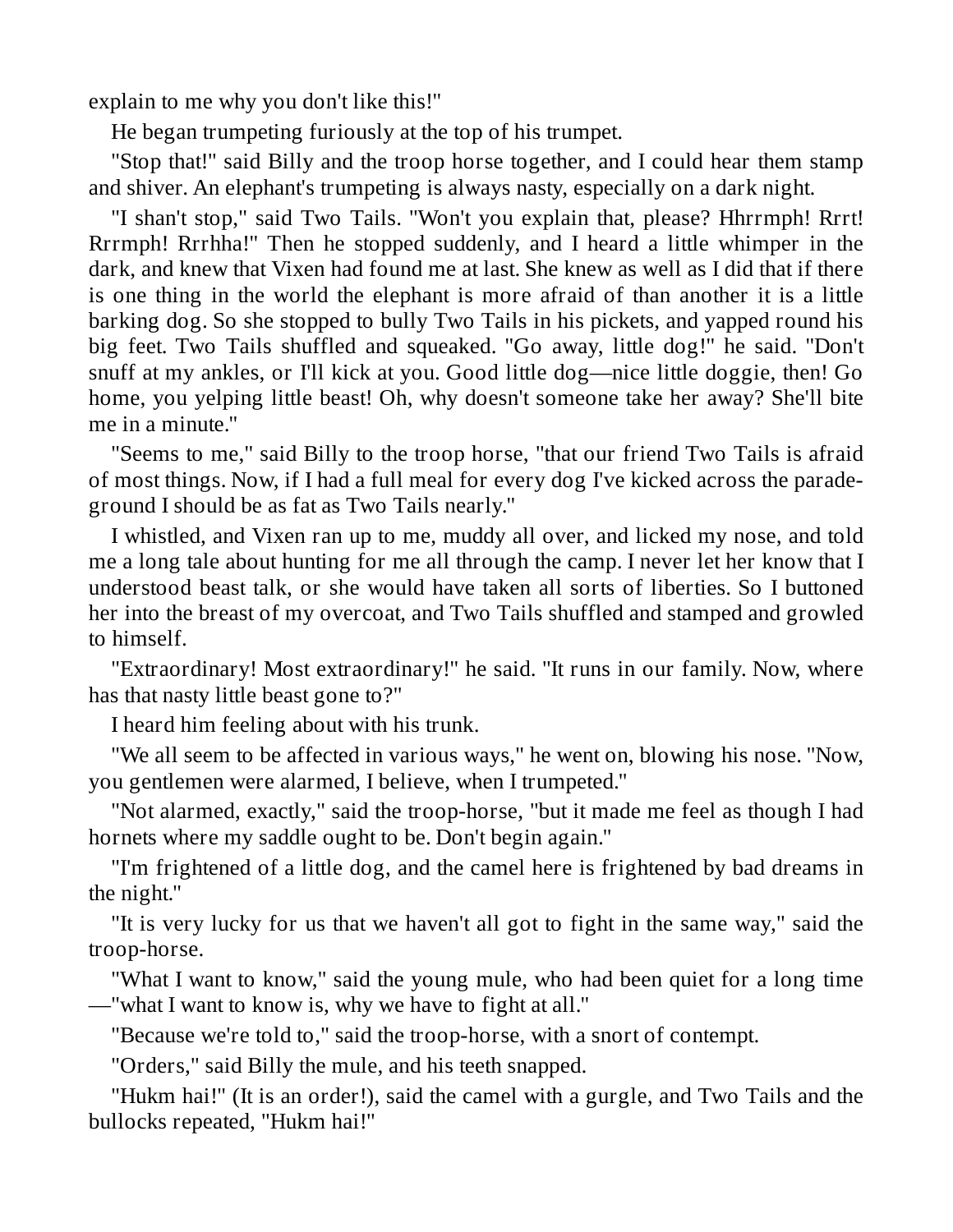explain to me why you don't like this!"

He began trumpeting furiously at the top of his trumpet.

"Stop that!" said Billy and the troop horse together, and I could hear them stamp and shiver. An elephant's trumpeting is always nasty, especially on a dark night.

"I shan't stop," said Two Tails. "Won't you explain that, please? Hhrrmph! Rrrt! Rrrmph! Rrrhha!" Then he stopped suddenly, and I heard a little whimper in the dark, and knew that Vixen had found me at last. She knew as well as I did that if there is one thing in the world the elephant is more afraid of than another it is a little barking dog. So she stopped to bully Two Tails in his pickets, and yapped round his big feet. Two Tails shuffled and squeaked. "Go away, little dog!" he said. "Don't snuff at my ankles, or I'll kick at you. Good little dog—nice little doggie, then! Go home, you yelping little beast! Oh, why doesn't someone take her away? She'll bite me in a minute."

"Seems to me," said Billy to the troop horse, "that our friend Two Tails is afraid of most things. Now, if I had a full meal for every dog I've kicked across the parade-ground I should be as fat as Two Tails nearly."

I whistled, and Vixen ran up to me, muddy all over, and licked my nose, and told me a long tale about hunting for me all through the camp. I never let her know that I understood beast talk, or she would have taken all sorts of liberties. So I buttoned her into the breast of my overcoat, and Two Tails shuffled and stamped and growled to himself.

"Extraordinary! Most extraordinary!" he said. "It runs in our family. Now, where has that nasty little beast gone to?"

I heard him feeling about with his trunk.

"We all seem to be affected in various ways," he went on, blowing his nose. "Now, you gentlemen were alarmed, I believe, when I trumpeted."

"Not alarmed, exactly," said the troop-horse, "but it made me feel as though I had hornets where my saddle ought to be. Don't begin again."

"I'm frightened of a little dog, and the camel here is frightened by bad dreams in the night."

"It is very lucky for us that we haven't all got to fight in the same way," said the troop-horse.

"What I want to know," said the young mule, who had been quiet for a long time—"what I want to know is, why we have to fight at all."

"Because we're told to," said the troop-horse, with a snort of contempt.

"Orders," said Billy the mule, and his teeth snapped.

"Hukm hai!" (It is an order!), said the camel with a gurgle, and Two Tails and the bullocks repeated, "Hukm hai!"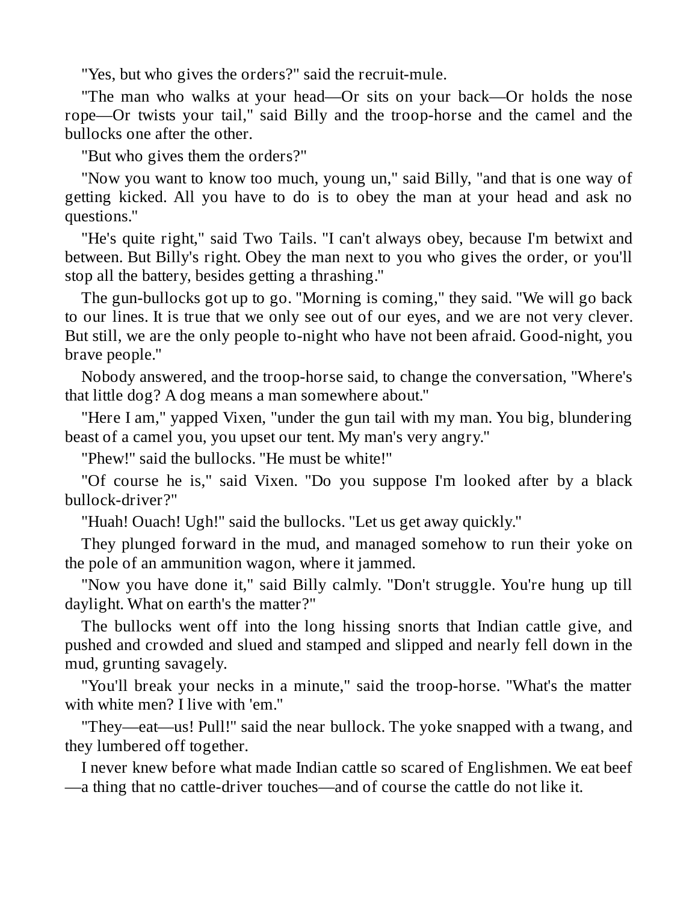"Yes, but who gives the orders?" said the recruit-mule.

"The man who walks at your head—Or sits on your back—Or holds the nose rope—Or twists your tail," said Billy and the troop-horse and the camel and the bullocks one after the other.

"But who gives them the orders?"

"Now you want to know too much, young un," said Billy, "and that is one way of getting kicked. All you have to do is to obey the man at your head and ask no questions."

"He's quite right," said Two Tails. "I can't always obey, because I'm betwixt and between. But Billy's right. Obey the man next to you who gives the order, or you'll stop all the battery, besides getting a thrashing."

The gun-bullocks got up to go. "Morning is coming," they said. "We will go back to our lines. It is true that we only see out of our eyes, and we are not very clever. But still, we are the only people to-night who have not been afraid. Good-night, you brave people."

Nobody answered, and the troop-horse said, to change the conversation, "Where's that little dog? A dog means a man somewhere about."

"Here I am," yapped Vixen, "under the gun tail with my man. You big, blundering beast of a camel you, you upset our tent. My man's very angry."

"Phew!" said the bullocks. "He must be white!"

"Of course he is," said Vixen. "Do you suppose I'm looked after by a black bullock-driver?"

"Huah! Ouach! Ugh!" said the bullocks. "Let us get away quickly."

They plunged forward in the mud, and managed somehow to run their yoke on the pole of an ammunition wagon, where it jammed.

"Now you have done it," said Billy calmly. "Don't struggle. You're hung up till daylight. What on earth's the matter?"

The bullocks went off into the long hissing snorts that Indian cattle give, and pushed and crowded and slued and stamped and slipped and nearly fell down in the mud, grunting savagely.

"You'll break your necks in a minute," said the troop-horse. "What's the matter with white men? I live with 'em."

"They—eat—us! Pull!" said the near bullock. The yoke snapped with a twang, and they lumbered off together.

I never knew before what made Indian cattle so scared of Englishmen. We eat beef—a thing that no cattle-driver touches—and of course the cattle do not like it.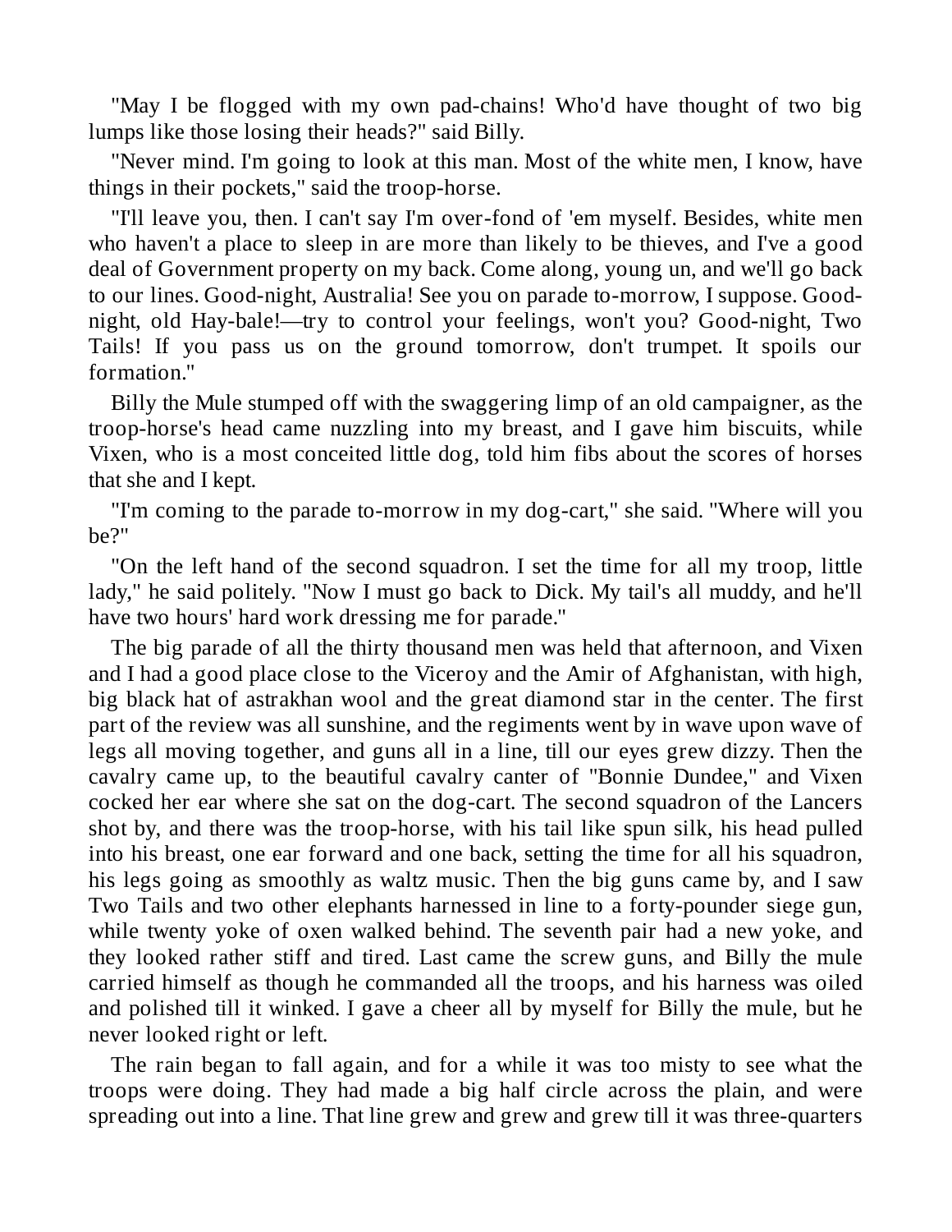"May I be flogged with my own pad-chains! Who'd have thought of two big lumps like those losing their heads?" said Billy.

"Never mind. I'm going to look at this man. Most of the white men, I know, have things in their pockets," said the troop-horse.

"I'll leave you, then. I can't say I'm over-fond of 'em myself. Besides, white men who haven't a place to sleep in are more than likely to be thieves, and I've a good deal of Government property on my back. Come along, young un, and we'll go back to our lines. Good-night, Australia! See you on parade to-morrow, I suppose. Good-night, old Hay-bale!—try to control your feelings, won't you? Good-night, Two Tails! If you pass us on the ground tomorrow, don't trumpet. It spoils our formation."

Billy the Mule stumped off with the swaggering limp of an old campaigner, as the troop-horse's head came nuzzling into my breast, and I gave him biscuits, while Vixen, who is a most conceited little dog, told him fibs about the scores of horses that she and I kept.

"I'm coming to the parade to-morrow in my dog-cart," she said. "Where will you be?"

"On the left hand of the second squadron. I set the time for all my troop, little lady," he said politely. "Now I must go back to Dick. My tail's all muddy, and he'll have two hours' hard work dressing me for parade."

The big parade of all the thirty thousand men was held that afternoon, and Vixen and I had a good place close to the Viceroy and the Amir of Afghanistan, with high, big black hat of astrakhan wool and the great diamond star in the center. The first part of the review was all sunshine, and the regiments went by in wave upon wave of legs all moving together, and guns all in a line, till our eyes grew dizzy. Then the cavalry came up, to the beautiful cavalry canter of "Bonnie Dundee," and Vixen cocked her ear where she sat on the dog-cart. The second squadron of the Lancers shot by, and there was the troop-horse, with his tail like spun silk, his head pulled into his breast, one ear forward and one back, setting the time for all his squadron, his legs going as smoothly as waltz music. Then the big guns came by, and I saw Two Tails and two other elephants harnessed in line to a forty-pounder siege gun, while twenty yoke of oxen walked behind. The seventh pair had a new yoke, and they looked rather stiff and tired. Last came the screw guns, and Billy the mule carried himself as though he commanded all the troops, and his harness was oiled and polished till it winked. I gave a cheer all by myself for Billy the mule, but he never looked right or left.

The rain began to fall again, and for a while it was too misty to see what the troops were doing. They had made a big half circle across the plain, and were spreading out into a line. That line grew and grew and grew till it was three-quarters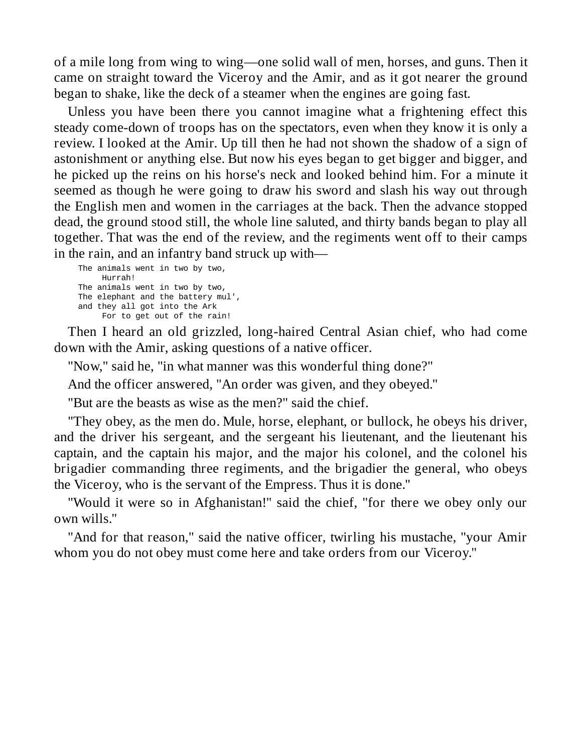of a mile long from wing to wing—one solid wall of men, horses, and guns. Then it came on straight toward the Viceroy and the Amir, and as it got nearer the ground began to shake, like the deck of a steamer when the engines are going fast.

Unless you have been there you cannot imagine what a frightening effect this steady come-down of troops has on the spectators, even when they know it is only a review. I looked at the Amir. Up till then he had not shown the shadow of a sign of astonishment or anything else. But now his eyes began to get bigger and bigger, and he picked up the reins on his horse's neck and looked behind him. For a minute it seemed as though he were going to draw his sword and slash his way out through the English men and women in the carriages at the back. Then the advance stopped dead, the ground stood still, the whole line saluted, and thirty bands began to play all together. That was the end of the review, and the regiments went off to their camps in the rain, and an infantry band struck up with—

```
The animals went in two by two,
     Hurrah!
The animals went in two by two,
The elephant and the battery mul',
and they all got into the Ark
     For to get out of the rain!
```

Then I heard an old grizzled, long-haired Central Asian chief, who had come down with the Amir, asking questions of a native officer.

"Now," said he, "in what manner was this wonderful thing done?"

And the officer answered, "An order was given, and they obeyed."

"But are the beasts as wise as the men?" said the chief.

"They obey, as the men do. Mule, horse, elephant, or bullock, he obeys his driver, and the driver his sergeant, and the sergeant his lieutenant, and the lieutenant his captain, and the captain his major, and the major his colonel, and the colonel his brigadier commanding three regiments, and the brigadier the general, who obeys the Viceroy, who is the servant of the Empress. Thus it is done."

"Would it were so in Afghanistan!" said the chief, "for there we obey only our own wills."

"And for that reason," said the native officer, twirling his mustache, "your Amir whom you do not obey must come here and take orders from our Viceroy."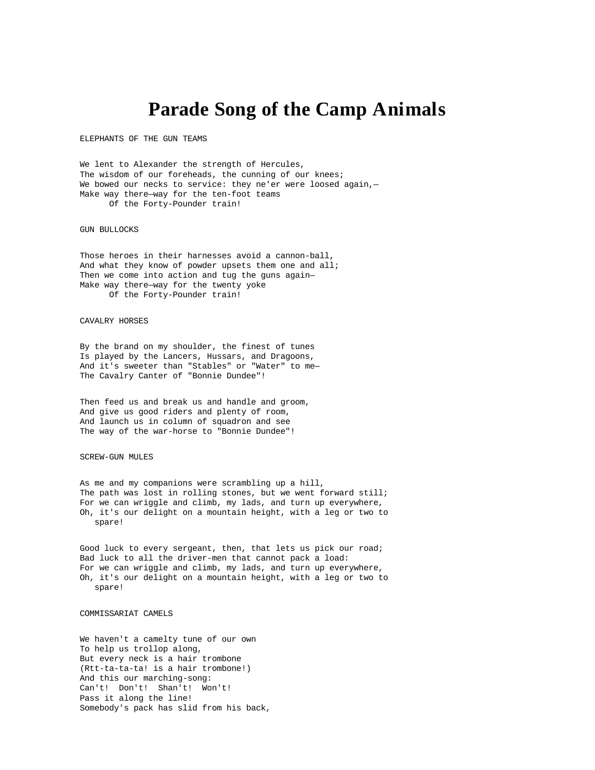# Parade Song of the Camp Animals

ELEPHANTS OF THE GUN TEAMS

We lent to Alexander the strength of Hercules,
The wisdom of our foreheads, the cunning of our knees;
We bowed our necks to service: they ne'er were loosed again,—
Make way there—way for the ten-foot teams
      Of the Forty-Pounder train!

GUN BULLOCKS

Those heroes in their harnesses avoid a cannon-ball,
And what they know of powder upsets them one and all;
Then we come into action and tug the guns again—
Make way there—way for the twenty yoke
      Of the Forty-Pounder train!

CAVALRY HORSES

By the brand on my shoulder, the finest of tunes
Is played by the Lancers, Hussars, and Dragoons,
And it's sweeter than "Stables" or "Water" to me—
The Cavalry Canter of "Bonnie Dundee"!

Then feed us and break us and handle and groom,
And give us good riders and plenty of room,
And launch us in column of squadron and see
The way of the war-horse to "Bonnie Dundee"!

SCREW-GUN MULES

As me and my companions were scrambling up a hill,
The path was lost in rolling stones, but we went forward still;
For we can wriggle and climb, my lads, and turn up everywhere,
Oh, it's our delight on a mountain height, with a leg or two to
   spare!

Good luck to every sergeant, then, that lets us pick our road;
Bad luck to all the driver-men that cannot pack a load:
For we can wriggle and climb, my lads, and turn up everywhere,
Oh, it's our delight on a mountain height, with a leg or two to
   spare!

COMMISSARIAT CAMELS

We haven't a camelty tune of our own
To help us trollop along,
But every neck is a hair trombone
(Rtt-ta-ta-ta! is a hair trombone!)
And this our marching-song:
Can't!  Don't!  Shan't!  Won't!
Pass it along the line!
Somebody's pack has slid from his back,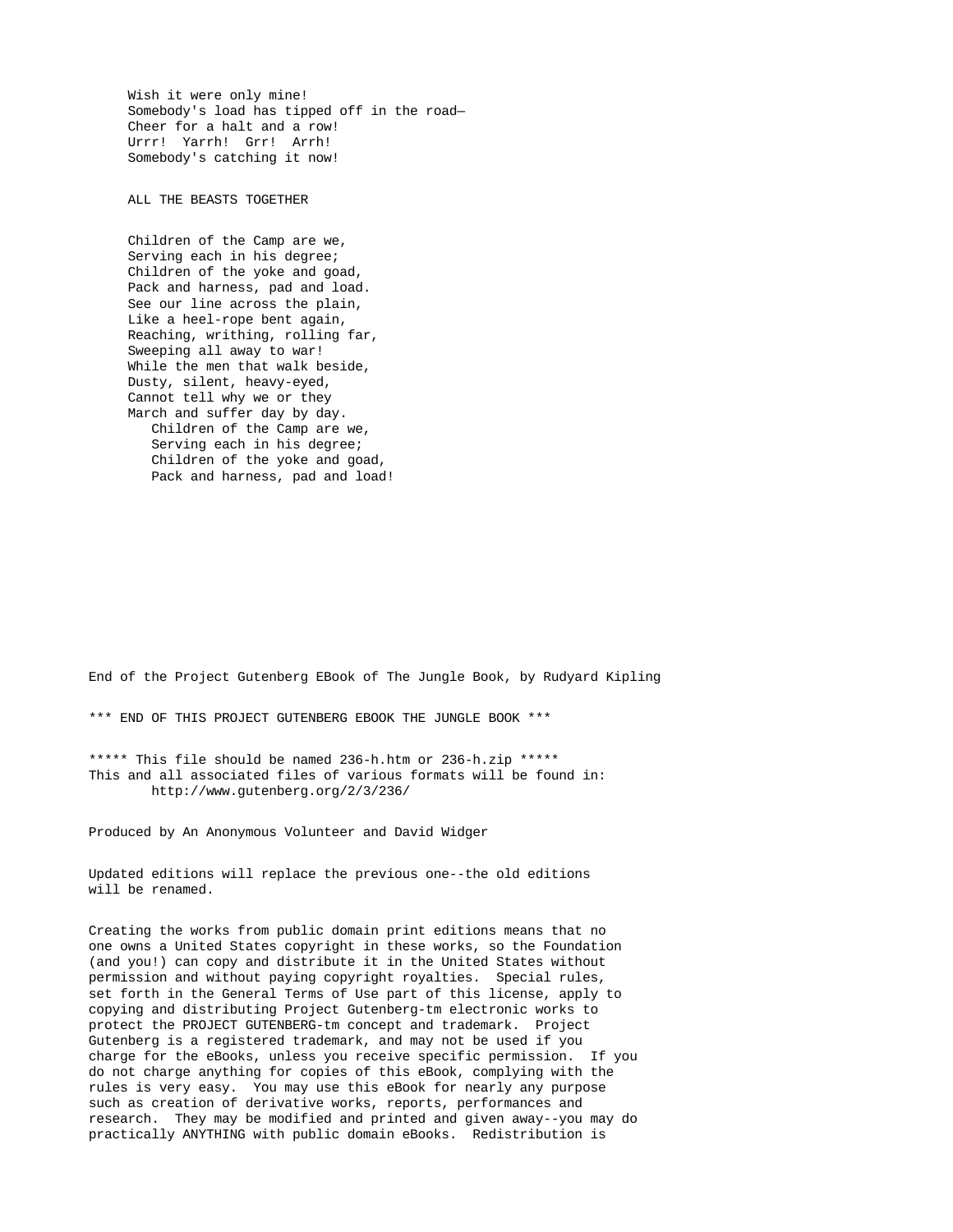Wish it were only mine!  
Somebody's load has tipped off in the road—  
Cheer for a halt and a row!  
Urrr! Yarrh! Grr! Arrh!  
Somebody's catching it now!

ALL THE BEASTS TOGETHER

Children of the Camp are we,  
Serving each in his degree;  
Children of the yoke and goad,  
Pack and harness, pad and load.  
See our line across the plain,  
Like a heel-rope bent again,  
Reaching, writhing, rolling far,  
Sweeping all away to war!  
While the men that walk beside,  
Dusty, silent, heavy-eyed,  
Cannot tell why we or they  
March and suffer day by day.  
&nbsp;&nbsp;&nbsp;Children of the Camp are we,  
&nbsp;&nbsp;&nbsp;Serving each in his degree;  
&nbsp;&nbsp;&nbsp;Children of the yoke and goad,  
&nbsp;&nbsp;&nbsp;Pack and harness, pad and load!

End of the Project Gutenberg EBook of The Jungle Book, by Rudyard Kipling

*** END OF THIS PROJECT GUTENBERG EBOOK THE JUNGLE BOOK ***

***** This file should be named 236-h.htm or 236-h.zip *****  
This and all associated files of various formats will be found in:  
http://www.gutenberg.org/2/3/236/

Produced by An Anonymous Volunteer and David Widger

Updated editions will replace the previous one--the old editions will be renamed.

Creating the works from public domain print editions means that no one owns a United States copyright in these works, so the Foundation (and you!) can copy and distribute it in the United States without permission and without paying copyright royalties. Special rules, set forth in the General Terms of Use part of this license, apply to copying and distributing Project Gutenberg-tm electronic works to protect the PROJECT GUTENBERG-tm concept and trademark. Project Gutenberg is a registered trademark, and may not be used if you charge for the eBooks, unless you receive specific permission. If you do not charge anything for copies of this eBook, complying with the rules is very easy. You may use this eBook for nearly any purpose such as creation of derivative works, reports, performances and research. They may be modified and printed and given away--you may do practically ANYTHING with public domain eBooks. Redistribution is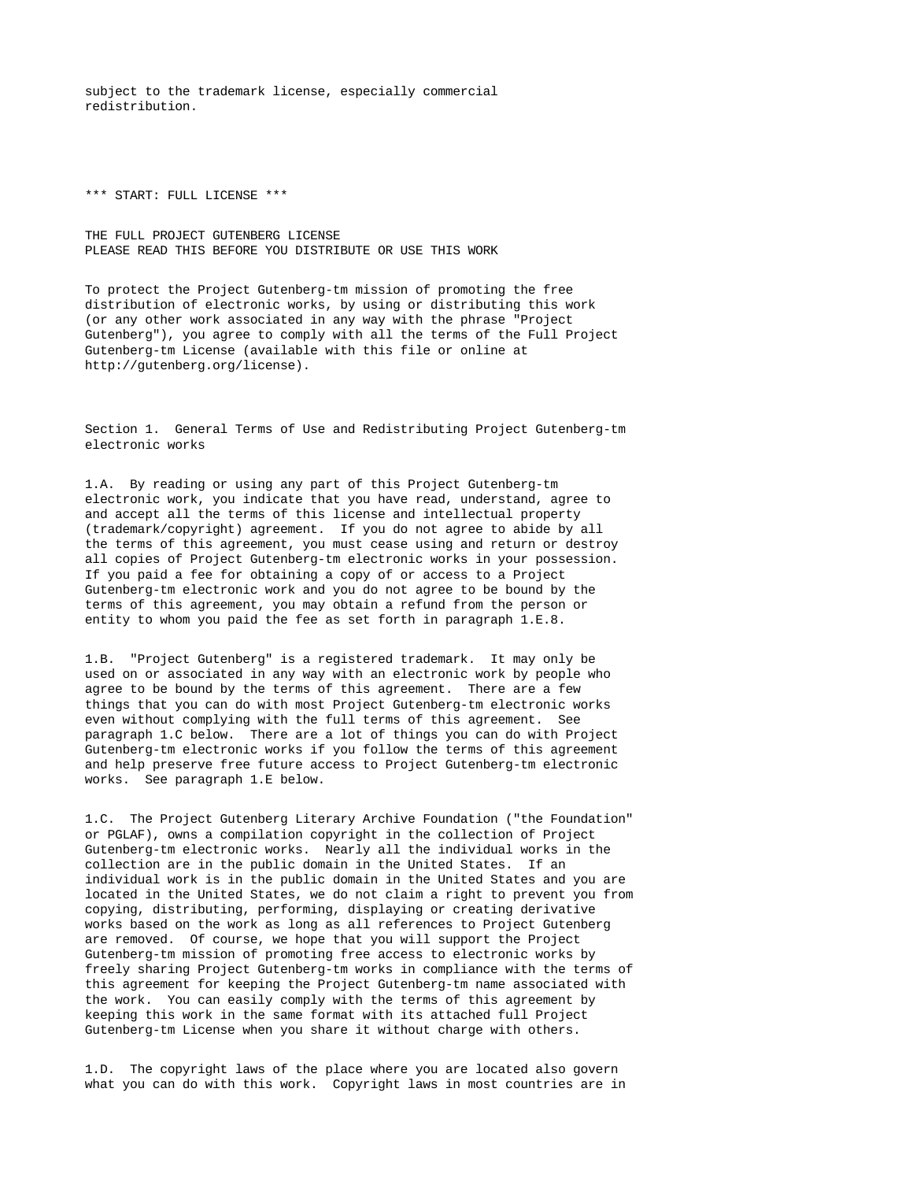subject to the trademark license, especially commercial redistribution.

*** START: FULL LICENSE ***

THE FULL PROJECT GUTENBERG LICENSE
PLEASE READ THIS BEFORE YOU DISTRIBUTE OR USE THIS WORK

To protect the Project Gutenberg-tm mission of promoting the free distribution of electronic works, by using or distributing this work (or any other work associated in any way with the phrase "Project Gutenberg"), you agree to comply with all the terms of the Full Project Gutenberg-tm License (available with this file or online at http://gutenberg.org/license).

Section 1. General Terms of Use and Redistributing Project Gutenberg-tm electronic works

1.A. By reading or using any part of this Project Gutenberg-tm electronic work, you indicate that you have read, understand, agree to and accept all the terms of this license and intellectual property (trademark/copyright) agreement. If you do not agree to abide by all the terms of this agreement, you must cease using and return or destroy all copies of Project Gutenberg-tm electronic works in your possession. If you paid a fee for obtaining a copy of or access to a Project Gutenberg-tm electronic work and you do not agree to be bound by the terms of this agreement, you may obtain a refund from the person or entity to whom you paid the fee as set forth in paragraph 1.E.8.

1.B. "Project Gutenberg" is a registered trademark. It may only be used on or associated in any way with an electronic work by people who agree to be bound by the terms of this agreement. There are a few things that you can do with most Project Gutenberg-tm electronic works even without complying with the full terms of this agreement. See paragraph 1.C below. There are a lot of things you can do with Project Gutenberg-tm electronic works if you follow the terms of this agreement and help preserve free future access to Project Gutenberg-tm electronic works. See paragraph 1.E below.

1.C. The Project Gutenberg Literary Archive Foundation ("the Foundation" or PGLAF), owns a compilation copyright in the collection of Project Gutenberg-tm electronic works. Nearly all the individual works in the collection are in the public domain in the United States. If an individual work is in the public domain in the United States and you are located in the United States, we do not claim a right to prevent you from copying, distributing, performing, displaying or creating derivative works based on the work as long as all references to Project Gutenberg are removed. Of course, we hope that you will support the Project Gutenberg-tm mission of promoting free access to electronic works by freely sharing Project Gutenberg-tm works in compliance with the terms of this agreement for keeping the Project Gutenberg-tm name associated with the work. You can easily comply with the terms of this agreement by keeping this work in the same format with its attached full Project Gutenberg-tm License when you share it without charge with others.

1.D. The copyright laws of the place where you are located also govern what you can do with this work. Copyright laws in most countries are in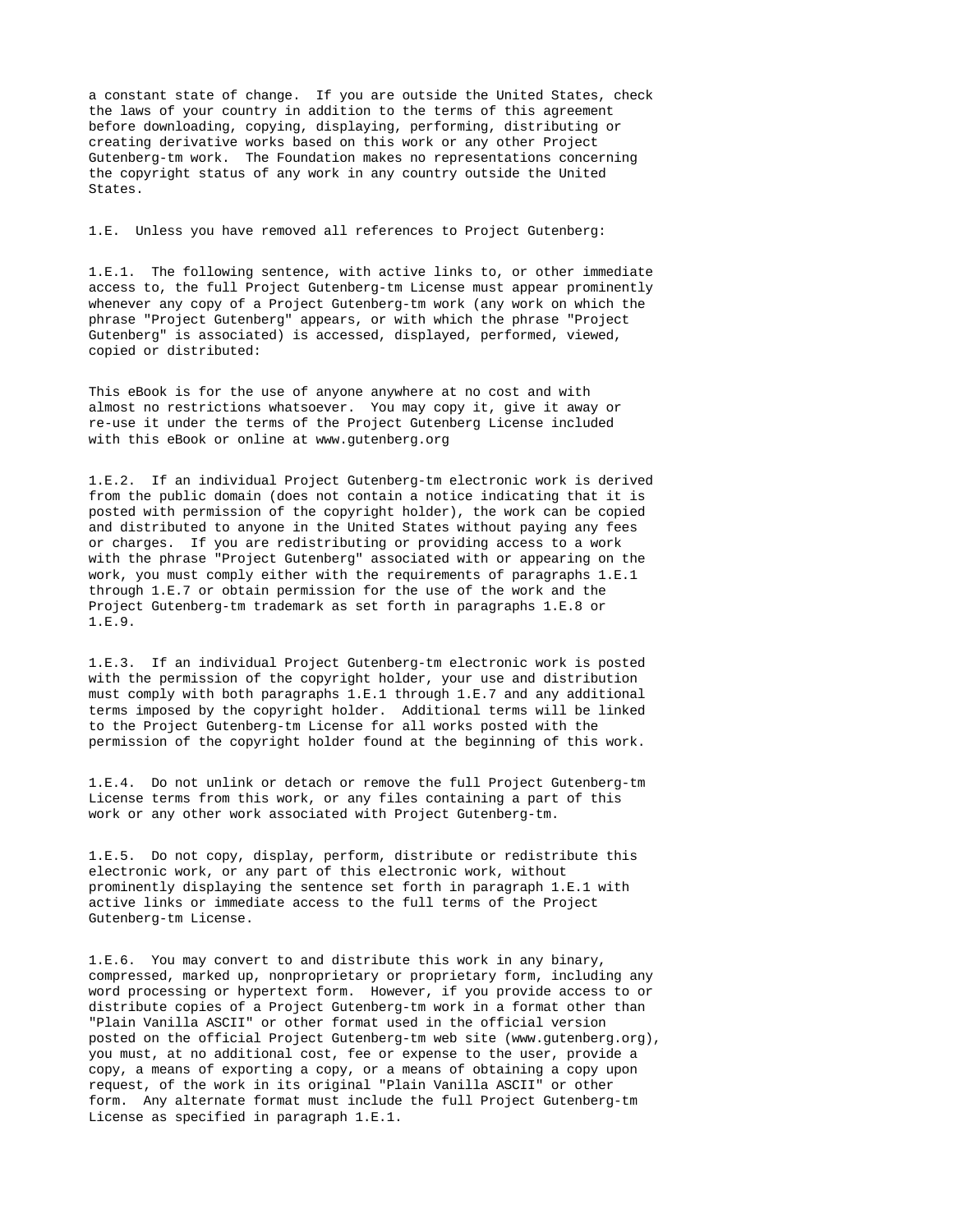a constant state of change. If you are outside the United States, check the laws of your country in addition to the terms of this agreement before downloading, copying, displaying, performing, distributing or creating derivative works based on this work or any other Project Gutenberg-tm work. The Foundation makes no representations concerning the copyright status of any work in any country outside the United States.

1.E. Unless you have removed all references to Project Gutenberg:

1.E.1. The following sentence, with active links to, or other immediate access to, the full Project Gutenberg-tm License must appear prominently whenever any copy of a Project Gutenberg-tm work (any work on which the phrase "Project Gutenberg" appears, or with which the phrase "Project Gutenberg" is associated) is accessed, displayed, performed, viewed, copied or distributed:

This eBook is for the use of anyone anywhere at no cost and with almost no restrictions whatsoever. You may copy it, give it away or re-use it under the terms of the Project Gutenberg License included with this eBook or online at www.gutenberg.org

1.E.2. If an individual Project Gutenberg-tm electronic work is derived from the public domain (does not contain a notice indicating that it is posted with permission of the copyright holder), the work can be copied and distributed to anyone in the United States without paying any fees or charges. If you are redistributing or providing access to a work with the phrase "Project Gutenberg" associated with or appearing on the work, you must comply either with the requirements of paragraphs 1.E.1 through 1.E.7 or obtain permission for the use of the work and the Project Gutenberg-tm trademark as set forth in paragraphs 1.E.8 or 1.E.9.

1.E.3. If an individual Project Gutenberg-tm electronic work is posted with the permission of the copyright holder, your use and distribution must comply with both paragraphs 1.E.1 through 1.E.7 and any additional terms imposed by the copyright holder. Additional terms will be linked to the Project Gutenberg-tm License for all works posted with the permission of the copyright holder found at the beginning of this work.

1.E.4. Do not unlink or detach or remove the full Project Gutenberg-tm License terms from this work, or any files containing a part of this work or any other work associated with Project Gutenberg-tm.

1.E.5. Do not copy, display, perform, distribute or redistribute this electronic work, or any part of this electronic work, without prominently displaying the sentence set forth in paragraph 1.E.1 with active links or immediate access to the full terms of the Project Gutenberg-tm License.

1.E.6. You may convert to and distribute this work in any binary, compressed, marked up, nonproprietary or proprietary form, including any word processing or hypertext form. However, if you provide access to or distribute copies of a Project Gutenberg-tm work in a format other than "Plain Vanilla ASCII" or other format used in the official version posted on the official Project Gutenberg-tm web site (www.gutenberg.org), you must, at no additional cost, fee or expense to the user, provide a copy, a means of exporting a copy, or a means of obtaining a copy upon request, of the work in its original "Plain Vanilla ASCII" or other form. Any alternate format must include the full Project Gutenberg-tm License as specified in paragraph 1.E.1.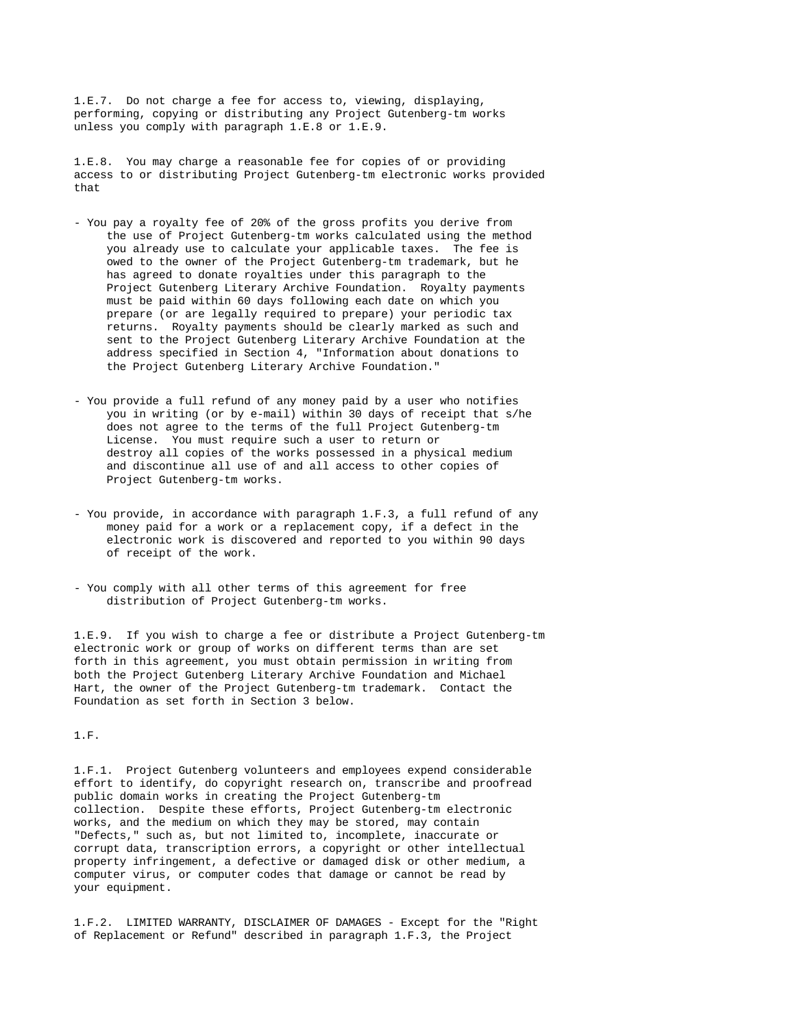1.E.7. Do not charge a fee for access to, viewing, displaying, performing, copying or distributing any Project Gutenberg-tm works unless you comply with paragraph 1.E.8 or 1.E.9.

1.E.8. You may charge a reasonable fee for copies of or providing access to or distributing Project Gutenberg-tm electronic works provided that

- You pay a royalty fee of 20% of the gross profits you derive from the use of Project Gutenberg-tm works calculated using the method you already use to calculate your applicable taxes. The fee is owed to the owner of the Project Gutenberg-tm trademark, but he has agreed to donate royalties under this paragraph to the Project Gutenberg Literary Archive Foundation. Royalty payments must be paid within 60 days following each date on which you prepare (or are legally required to prepare) your periodic tax returns. Royalty payments should be clearly marked as such and sent to the Project Gutenberg Literary Archive Foundation at the address specified in Section 4, "Information about donations to the Project Gutenberg Literary Archive Foundation."

- You provide a full refund of any money paid by a user who notifies you in writing (or by e-mail) within 30 days of receipt that s/he does not agree to the terms of the full Project Gutenberg-tm License. You must require such a user to return or destroy all copies of the works possessed in a physical medium and discontinue all use of and all access to other copies of Project Gutenberg-tm works.

- You provide, in accordance with paragraph 1.F.3, a full refund of any money paid for a work or a replacement copy, if a defect in the electronic work is discovered and reported to you within 90 days of receipt of the work.

- You comply with all other terms of this agreement for free distribution of Project Gutenberg-tm works.

1.E.9. If you wish to charge a fee or distribute a Project Gutenberg-tm electronic work or group of works on different terms than are set forth in this agreement, you must obtain permission in writing from both the Project Gutenberg Literary Archive Foundation and Michael Hart, the owner of the Project Gutenberg-tm trademark. Contact the Foundation as set forth in Section 3 below.

1.F.

1.F.1. Project Gutenberg volunteers and employees expend considerable effort to identify, do copyright research on, transcribe and proofread public domain works in creating the Project Gutenberg-tm collection. Despite these efforts, Project Gutenberg-tm electronic works, and the medium on which they may be stored, may contain "Defects," such as, but not limited to, incomplete, inaccurate or corrupt data, transcription errors, a copyright or other intellectual property infringement, a defective or damaged disk or other medium, a computer virus, or computer codes that damage or cannot be read by your equipment.

1.F.2. LIMITED WARRANTY, DISCLAIMER OF DAMAGES - Except for the "Right of Replacement or Refund" described in paragraph 1.F.3, the Project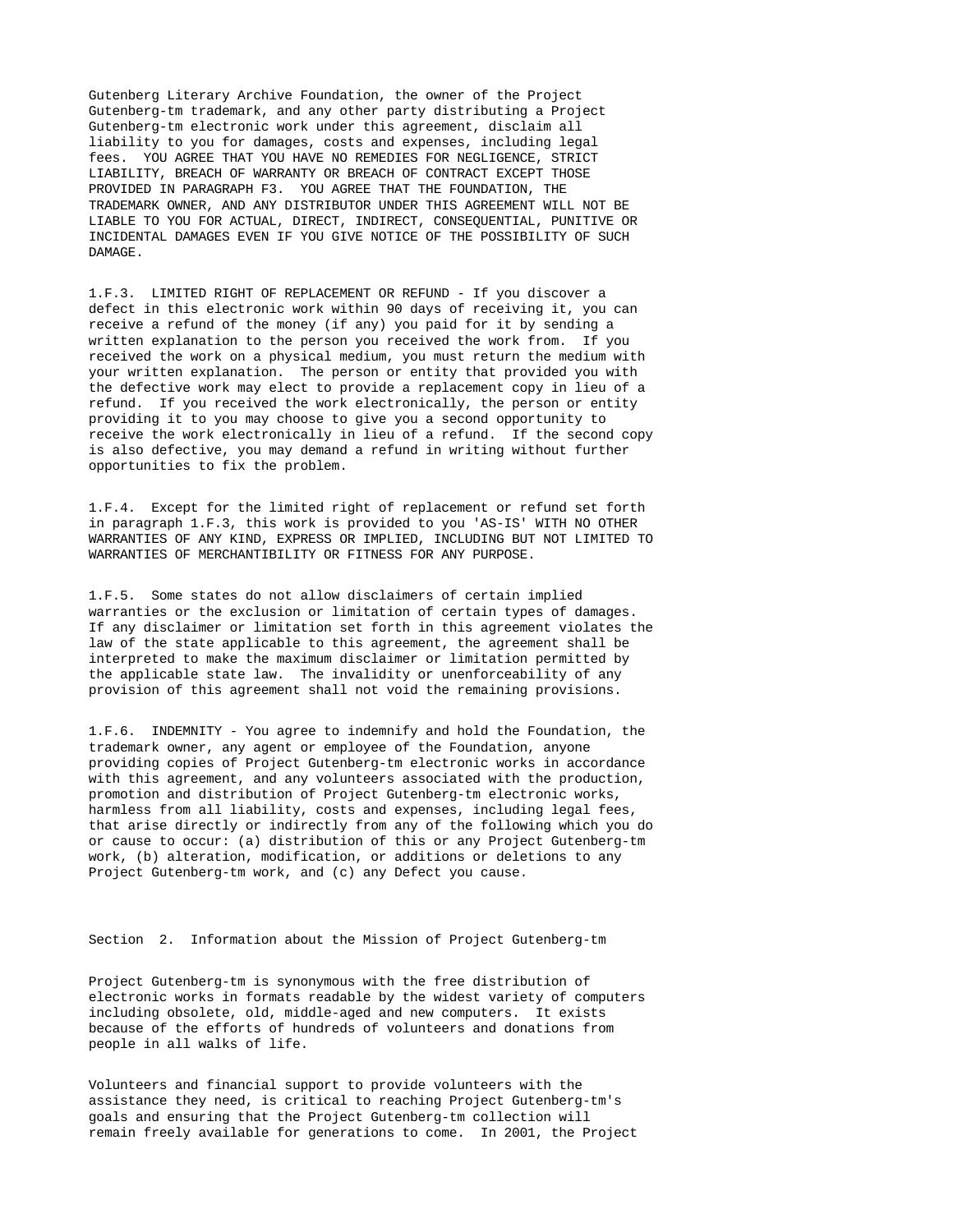Gutenberg Literary Archive Foundation, the owner of the Project Gutenberg-tm trademark, and any other party distributing a Project Gutenberg-tm electronic work under this agreement, disclaim all liability to you for damages, costs and expenses, including legal fees. YOU AGREE THAT YOU HAVE NO REMEDIES FOR NEGLIGENCE, STRICT LIABILITY, BREACH OF WARRANTY OR BREACH OF CONTRACT EXCEPT THOSE PROVIDED IN PARAGRAPH F3. YOU AGREE THAT THE FOUNDATION, THE TRADEMARK OWNER, AND ANY DISTRIBUTOR UNDER THIS AGREEMENT WILL NOT BE LIABLE TO YOU FOR ACTUAL, DIRECT, INDIRECT, CONSEQUENTIAL, PUNITIVE OR INCIDENTAL DAMAGES EVEN IF YOU GIVE NOTICE OF THE POSSIBILITY OF SUCH DAMAGE.

1.F.3. LIMITED RIGHT OF REPLACEMENT OR REFUND - If you discover a defect in this electronic work within 90 days of receiving it, you can receive a refund of the money (if any) you paid for it by sending a written explanation to the person you received the work from. If you received the work on a physical medium, you must return the medium with your written explanation. The person or entity that provided you with the defective work may elect to provide a replacement copy in lieu of a refund. If you received the work electronically, the person or entity providing it to you may choose to give you a second opportunity to receive the work electronically in lieu of a refund. If the second copy is also defective, you may demand a refund in writing without further opportunities to fix the problem.

1.F.4. Except for the limited right of replacement or refund set forth in paragraph 1.F.3, this work is provided to you 'AS-IS' WITH NO OTHER WARRANTIES OF ANY KIND, EXPRESS OR IMPLIED, INCLUDING BUT NOT LIMITED TO WARRANTIES OF MERCHANTIBILITY OR FITNESS FOR ANY PURPOSE.

1.F.5. Some states do not allow disclaimers of certain implied warranties or the exclusion or limitation of certain types of damages. If any disclaimer or limitation set forth in this agreement violates the law of the state applicable to this agreement, the agreement shall be interpreted to make the maximum disclaimer or limitation permitted by the applicable state law. The invalidity or unenforceability of any provision of this agreement shall not void the remaining provisions.

1.F.6. INDEMNITY - You agree to indemnify and hold the Foundation, the trademark owner, any agent or employee of the Foundation, anyone providing copies of Project Gutenberg-tm electronic works in accordance with this agreement, and any volunteers associated with the production, promotion and distribution of Project Gutenberg-tm electronic works, harmless from all liability, costs and expenses, including legal fees, that arise directly or indirectly from any of the following which you do or cause to occur: (a) distribution of this or any Project Gutenberg-tm work, (b) alteration, modification, or additions or deletions to any Project Gutenberg-tm work, and (c) any Defect you cause.

## Section 2. Information about the Mission of Project Gutenberg-tm

Project Gutenberg-tm is synonymous with the free distribution of electronic works in formats readable by the widest variety of computers including obsolete, old, middle-aged and new computers. It exists because of the efforts of hundreds of volunteers and donations from people in all walks of life.

Volunteers and financial support to provide volunteers with the assistance they need, is critical to reaching Project Gutenberg-tm's goals and ensuring that the Project Gutenberg-tm collection will remain freely available for generations to come. In 2001, the Project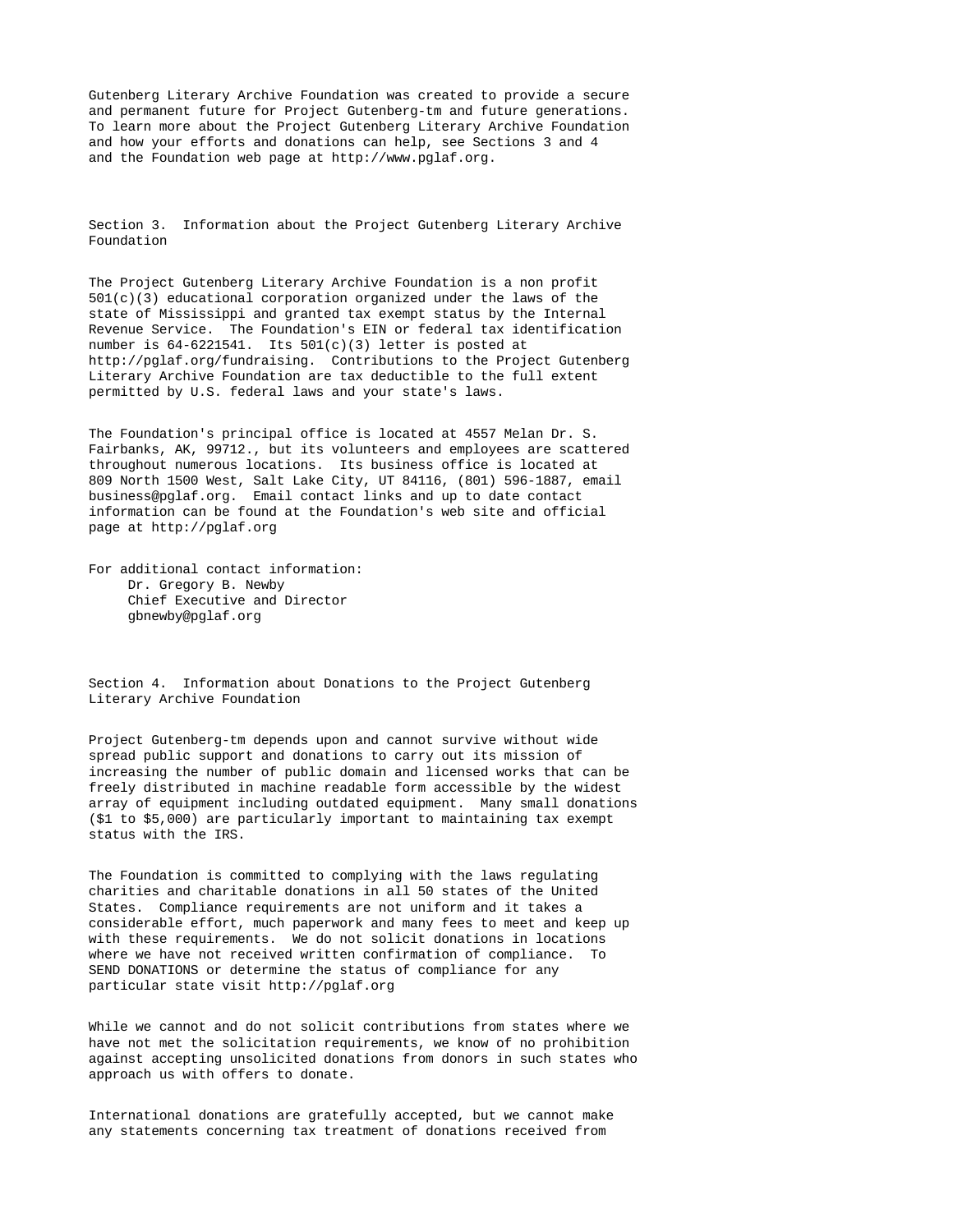Gutenberg Literary Archive Foundation was created to provide a secure and permanent future for Project Gutenberg-tm and future generations. To learn more about the Project Gutenberg Literary Archive Foundation and how your efforts and donations can help, see Sections 3 and 4 and the Foundation web page at http://www.pglaf.org.

## Section 3. Information about the Project Gutenberg Literary Archive Foundation

The Project Gutenberg Literary Archive Foundation is a non profit 501(c)(3) educational corporation organized under the laws of the state of Mississippi and granted tax exempt status by the Internal Revenue Service. The Foundation's EIN or federal tax identification number is 64-6221541. Its 501(c)(3) letter is posted at http://pglaf.org/fundraising. Contributions to the Project Gutenberg Literary Archive Foundation are tax deductible to the full extent permitted by U.S. federal laws and your state's laws.

The Foundation's principal office is located at 4557 Melan Dr. S. Fairbanks, AK, 99712., but its volunteers and employees are scattered throughout numerous locations. Its business office is located at 809 North 1500 West, Salt Lake City, UT 84116, (801) 596-1887, email business@pglaf.org. Email contact links and up to date contact information can be found at the Foundation's web site and official page at http://pglaf.org

For additional contact information:
Dr. Gregory B. Newby
Chief Executive and Director
gbnewby@pglaf.org

## Section 4. Information about Donations to the Project Gutenberg Literary Archive Foundation

Project Gutenberg-tm depends upon and cannot survive without wide spread public support and donations to carry out its mission of increasing the number of public domain and licensed works that can be freely distributed in machine readable form accessible by the widest array of equipment including outdated equipment. Many small donations ($1 to $5,000) are particularly important to maintaining tax exempt status with the IRS.

The Foundation is committed to complying with the laws regulating charities and charitable donations in all 50 states of the United States. Compliance requirements are not uniform and it takes a considerable effort, much paperwork and many fees to meet and keep up with these requirements. We do not solicit donations in locations where we have not received written confirmation of compliance. To SEND DONATIONS or determine the status of compliance for any particular state visit http://pglaf.org

While we cannot and do not solicit contributions from states where we have not met the solicitation requirements, we know of no prohibition against accepting unsolicited donations from donors in such states who approach us with offers to donate.

International donations are gratefully accepted, but we cannot make any statements concerning tax treatment of donations received from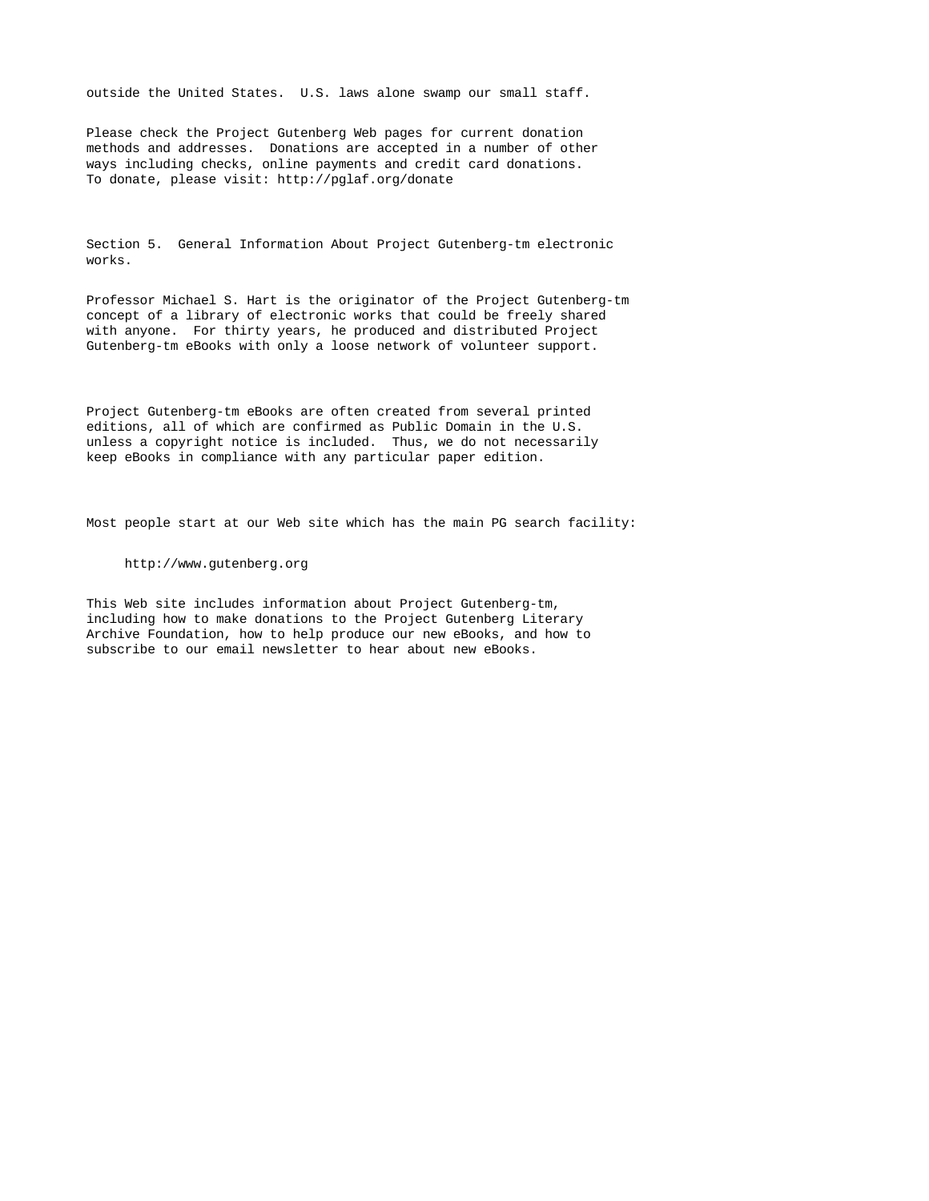outside the United States. U.S. laws alone swamp our small staff.

Please check the Project Gutenberg Web pages for current donation methods and addresses. Donations are accepted in a number of other ways including checks, online payments and credit card donations. To donate, please visit: http://pglaf.org/donate

Section 5. General Information About Project Gutenberg-tm electronic works.

Professor Michael S. Hart is the originator of the Project Gutenberg-tm concept of a library of electronic works that could be freely shared with anyone. For thirty years, he produced and distributed Project Gutenberg-tm eBooks with only a loose network of volunteer support.

Project Gutenberg-tm eBooks are often created from several printed editions, all of which are confirmed as Public Domain in the U.S. unless a copyright notice is included. Thus, we do not necessarily keep eBooks in compliance with any particular paper edition.

Most people start at our Web site which has the main PG search facility:

http://www.gutenberg.org

This Web site includes information about Project Gutenberg-tm, including how to make donations to the Project Gutenberg Literary Archive Foundation, how to help produce our new eBooks, and how to subscribe to our email newsletter to hear about new eBooks.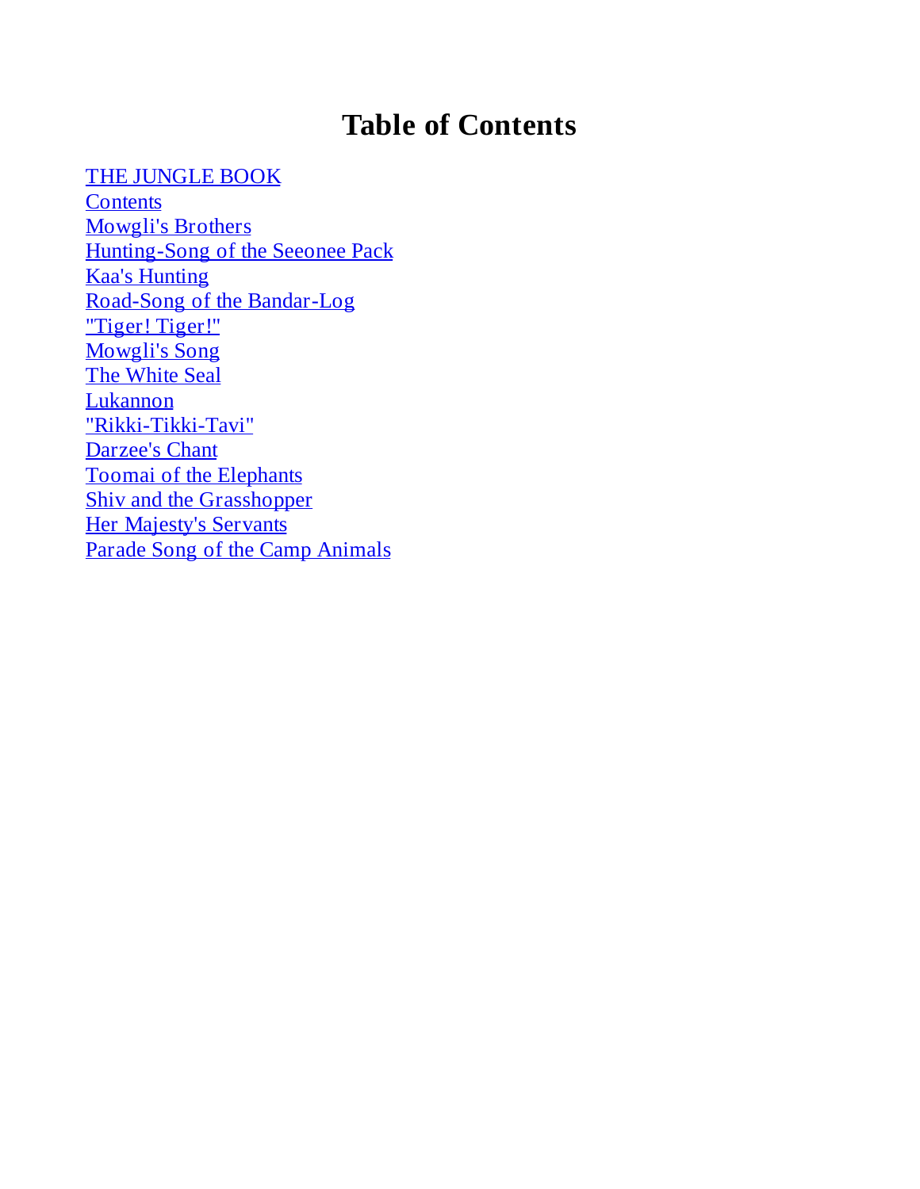# Table of Contents

THE JUNGLE BOOK
Contents
Mowgli's Brothers
Hunting-Song of the Seeonee Pack
Kaa's Hunting
Road-Song of the Bandar-Log
"Tiger! Tiger!"
Mowgli's Song
The White Seal
Lukannon
"Rikki-Tikki-Tavi"
Darzee's Chant
Toomai of the Elephants
Shiv and the Grasshopper
Her Majesty's Servants
Parade Song of the Camp Animals